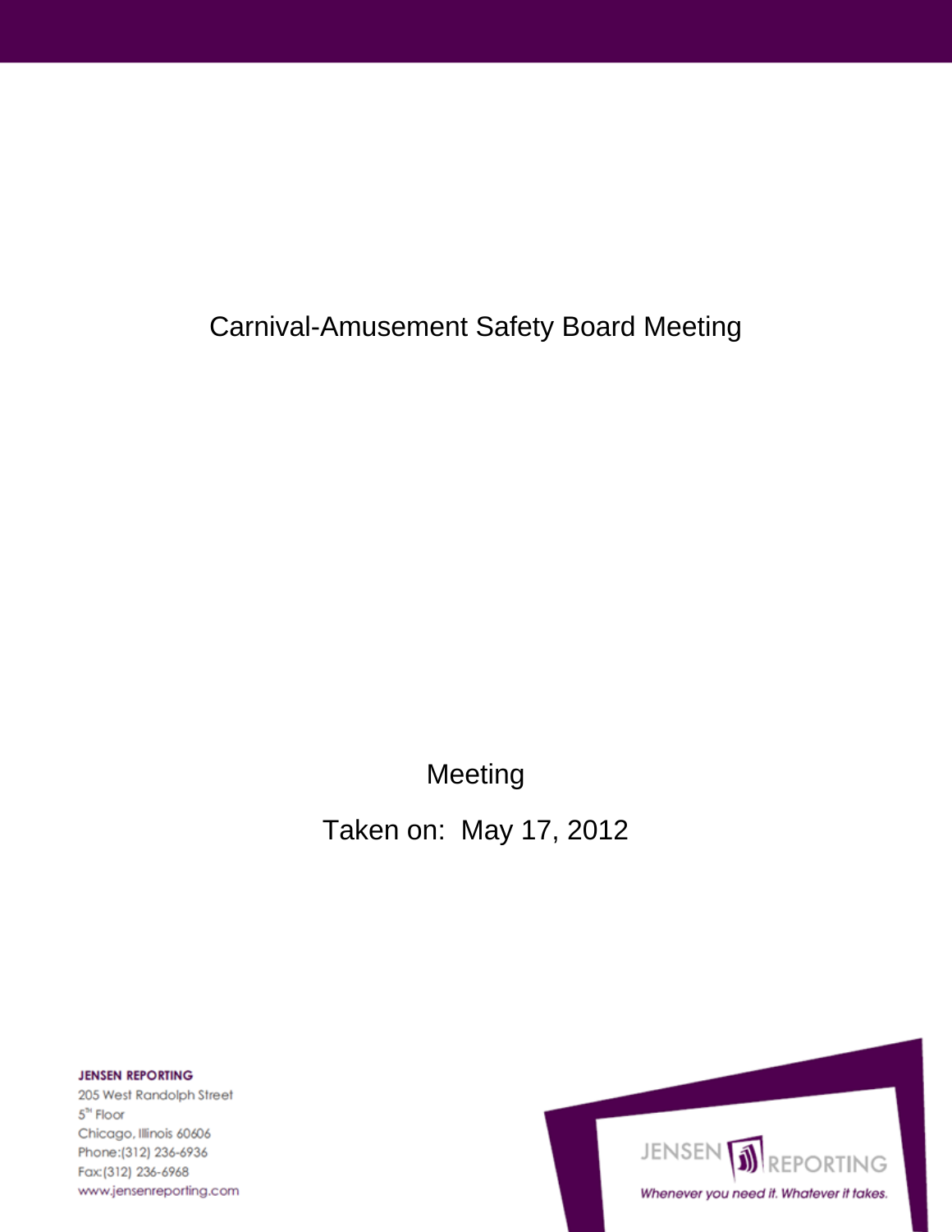# Carnival-Amusement Safety Board Meeting

Meeting

Taken on: May 17, 2012

**JENSEN REPORTING**
205 West Randolph Street
5th Floor
Chicago, Illinois 60606
Phone:(312) 236-6936
Fax:(312) 236-6968
www.jensenreporting.com

JENSEN REPORTING

*Whenever you need it. Whatever it takes.*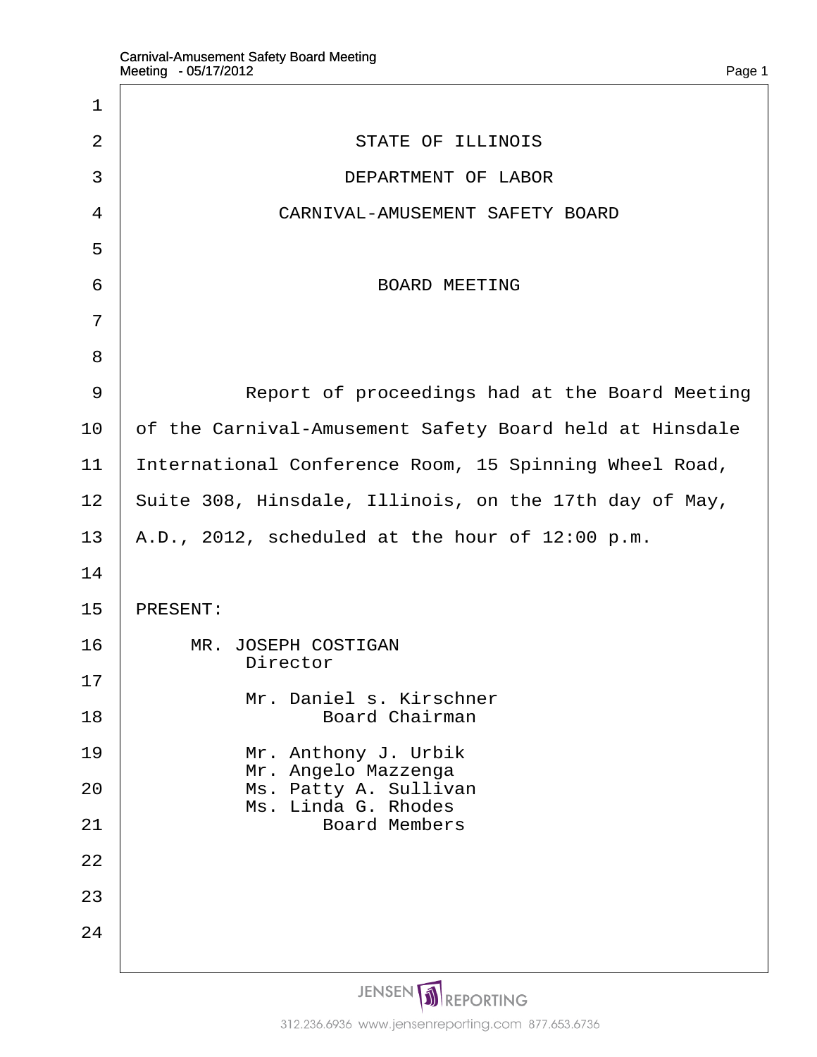STATE OF ILLINOIS

DEPARTMENT OF LABOR

CARNIVAL-AMUSEMENT SAFETY BOARD

BOARD MEETING

Report of proceedings had at the Board Meeting of the Carnival-Amusement Safety Board held at Hinsdale International Conference Room, 15 Spinning Wheel Road, Suite 308, Hinsdale, Illinois, on the 17th day of May, A.D., 2012, scheduled at the hour of 12:00 p.m.

PRESENT:

MR. JOSEPH COSTIGAN
Director

Mr. Daniel s. Kirschner
Board Chairman

Mr. Anthony J. Urbik
Mr. Angelo Mazzenga
Ms. Patty A. Sullivan
Ms. Linda G. Rhodes
Board Members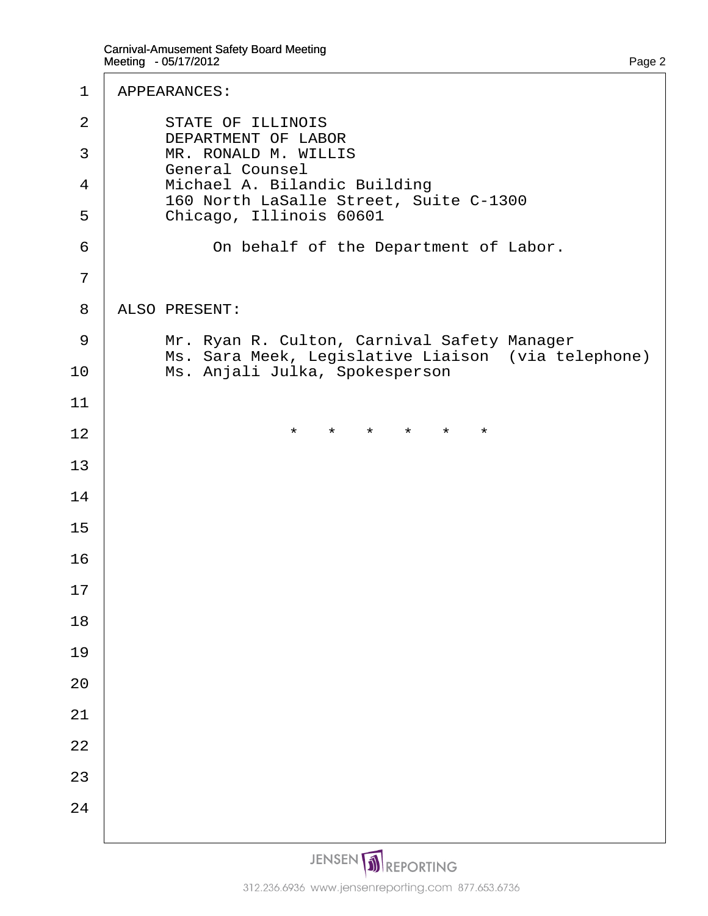APPEARANCES:

STATE OF ILLINOIS
DEPARTMENT OF LABOR
MR. RONALD M. WILLIS
General Counsel
Michael A. Bilandic Building
160 North LaSalle Street, Suite C-1300
Chicago, Illinois 60601

On behalf of the Department of Labor.

ALSO PRESENT:

Mr. Ryan R. Culton, Carnival Safety Manager
Ms. Sara Meek, Legislative Liaison (via telephone)
Ms. Anjali Julka, Spokesperson

\* \* \* \* \* \*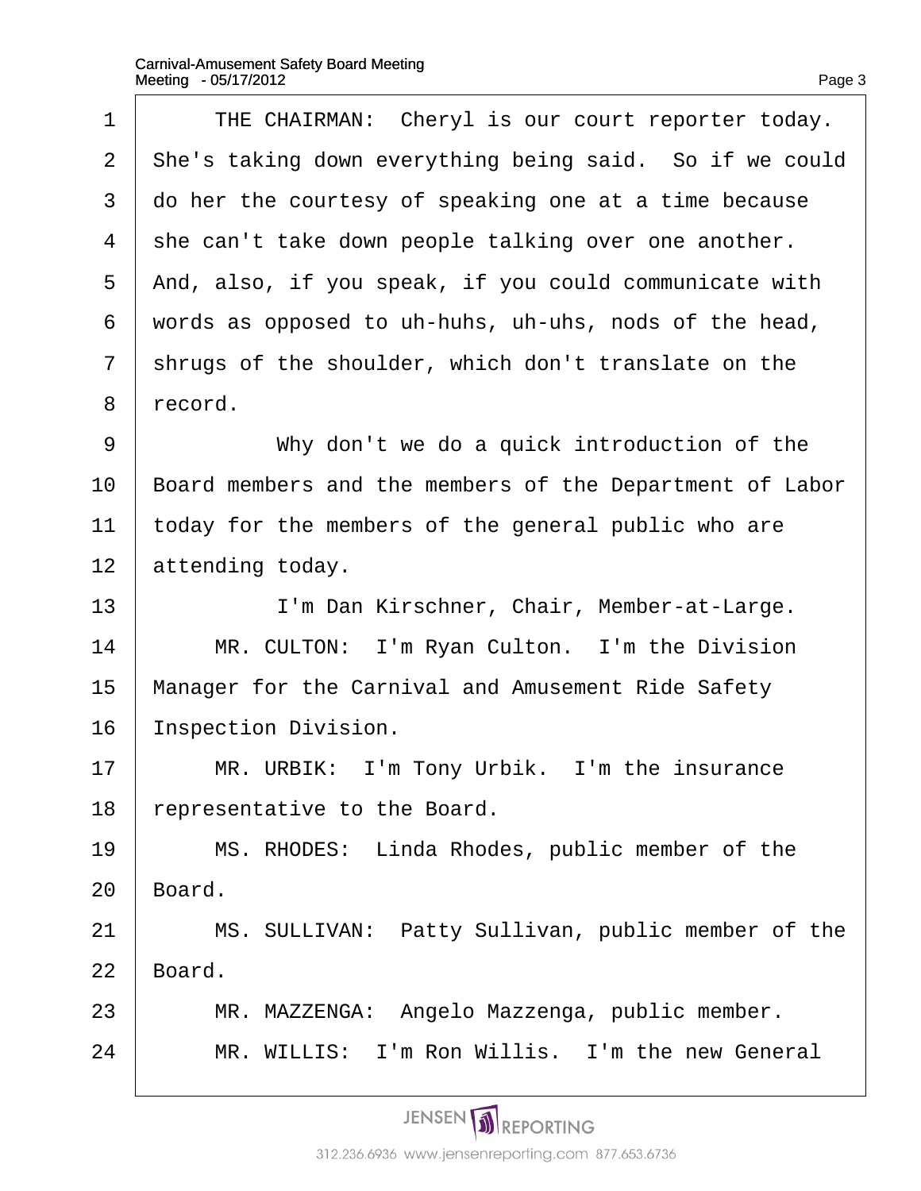THE CHAIRMAN: Cheryl is our court reporter today. She's taking down everything being said. So if we could do her the courtesy of speaking one at a time because she can't take down people talking over one another. And, also, if you speak, if you could communicate with words as opposed to uh-huhs, uh-uhs, nods of the head, shrugs of the shoulder, which don't translate on the record.

Why don't we do a quick introduction of the Board members and the members of the Department of Labor today for the members of the general public who are attending today.

I'm Dan Kirschner, Chair, Member-at-Large.

MR. CULTON: I'm Ryan Culton. I'm the Division Manager for the Carnival and Amusement Ride Safety Inspection Division.

MR. URBIK: I'm Tony Urbik. I'm the insurance representative to the Board.

MS. RHODES: Linda Rhodes, public member of the Board.

MS. SULLIVAN: Patty Sullivan, public member of the Board.

MR. MAZZENGA: Angelo Mazzenga, public member.

MR. WILLIS: I'm Ron Willis. I'm the new General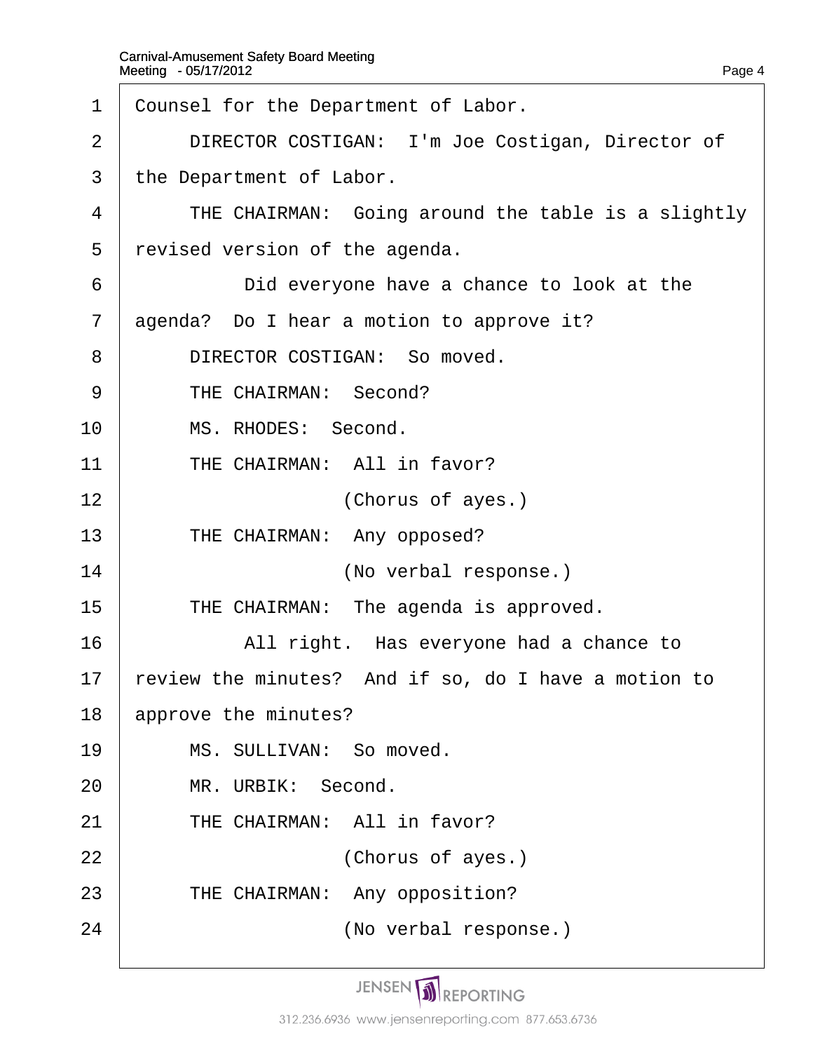Counsel for the Department of Labor.

DIRECTOR COSTIGAN: I'm Joe Costigan, Director of the Department of Labor.

THE CHAIRMAN: Going around the table is a slightly revised version of the agenda.

Did everyone have a chance to look at the agenda? Do I hear a motion to approve it?

DIRECTOR COSTIGAN: So moved.

THE CHAIRMAN: Second?

MS. RHODES: Second.

THE CHAIRMAN: All in favor?

(Chorus of ayes.)

THE CHAIRMAN: Any opposed?

(No verbal response.)

THE CHAIRMAN: The agenda is approved.

All right. Has everyone had a chance to review the minutes? And if so, do I have a motion to approve the minutes?

MS. SULLIVAN: So moved.

MR. URBIK: Second.

THE CHAIRMAN: All in favor?

(Chorus of ayes.)

THE CHAIRMAN: Any opposition?

(No verbal response.)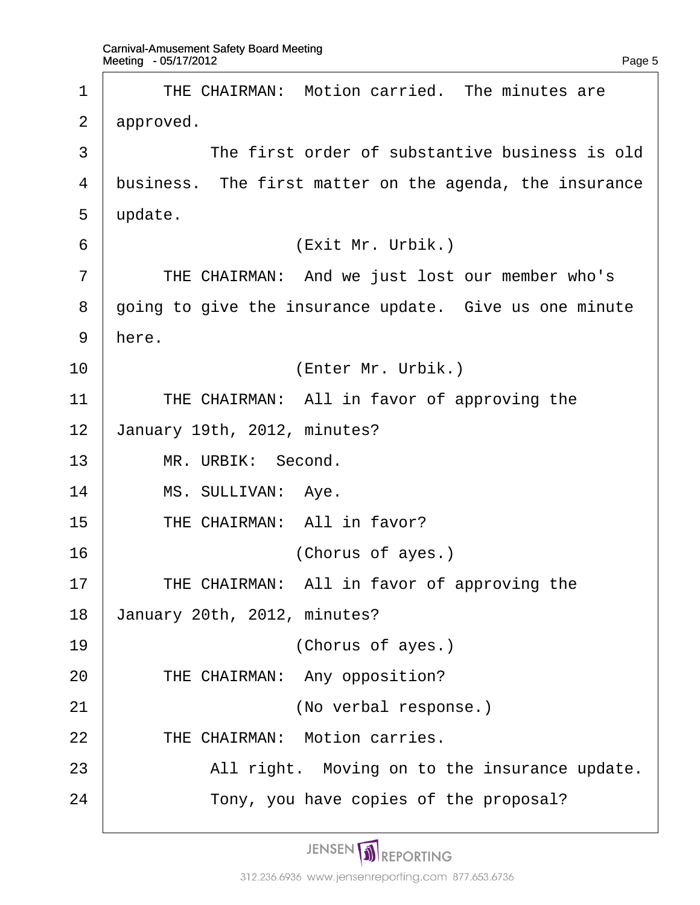1 THE CHAIRMAN: Motion carried. The minutes are
2 approved.
3 The first order of substantive business is old
4 business. The first matter on the agenda, the insurance
5 update.
6 (Exit Mr. Urbik.)
7 THE CHAIRMAN: And we just lost our member who's
8 going to give the insurance update. Give us one minute
9 here.
10 (Enter Mr. Urbik.)
11 THE CHAIRMAN: All in favor of approving the
12 January 19th, 2012, minutes?
13 MR. URBIK: Second.
14 MS. SULLIVAN: Aye.
15 THE CHAIRMAN: All in favor?
16 (Chorus of ayes.)
17 THE CHAIRMAN: All in favor of approving the
18 January 20th, 2012, minutes?
19 (Chorus of ayes.)
20 THE CHAIRMAN: Any opposition?
21 (No verbal response.)
22 THE CHAIRMAN: Motion carries.
23 All right. Moving on to the insurance update.
24 Tony, you have copies of the proposal?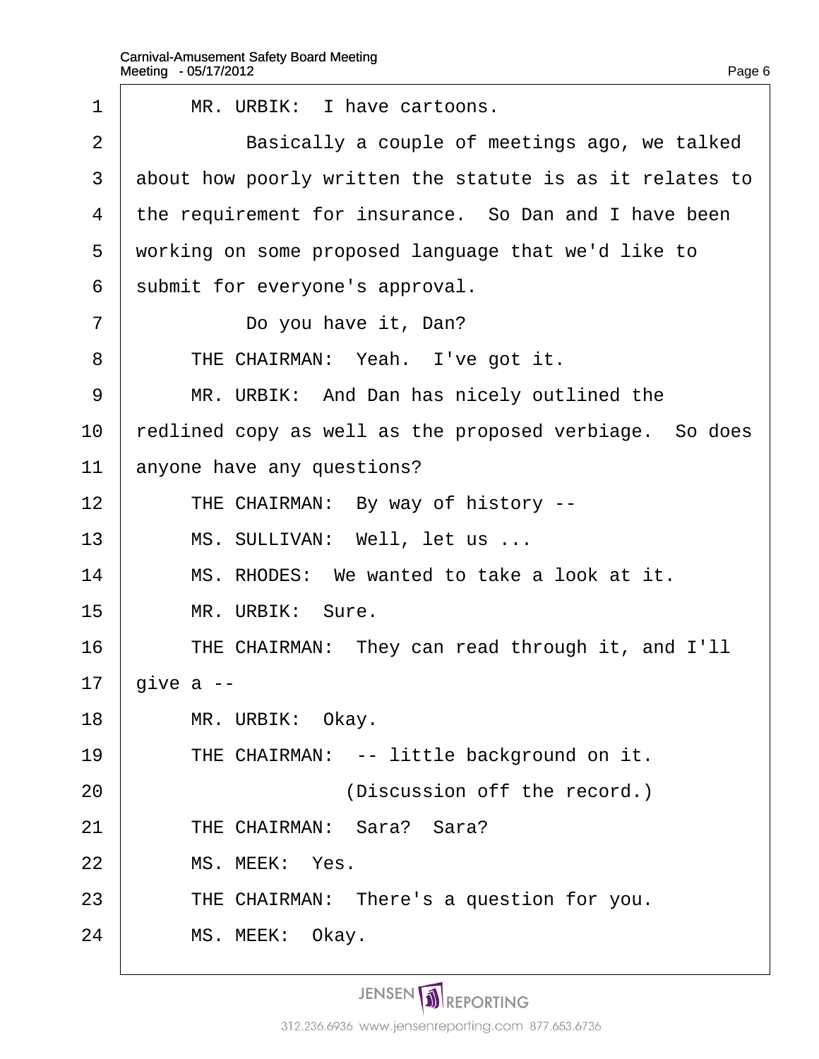MR. URBIK: I have cartoons.

Basically a couple of meetings ago, we talked about how poorly written the statute is as it relates to the requirement for insurance. So Dan and I have been working on some proposed language that we'd like to submit for everyone's approval.

Do you have it, Dan?

THE CHAIRMAN: Yeah. I've got it.

MR. URBIK: And Dan has nicely outlined the redlined copy as well as the proposed verbiage. So does anyone have any questions?

THE CHAIRMAN: By way of history --

MS. SULLIVAN: Well, let us ...

MS. RHODES: We wanted to take a look at it.

MR. URBIK: Sure.

THE CHAIRMAN: They can read through it, and I'll give a --

MR. URBIK: Okay.

THE CHAIRMAN: -- little background on it.

(Discussion off the record.)

THE CHAIRMAN: Sara? Sara?

MS. MEEK: Yes.

THE CHAIRMAN: There's a question for you.

MS. MEEK: Okay.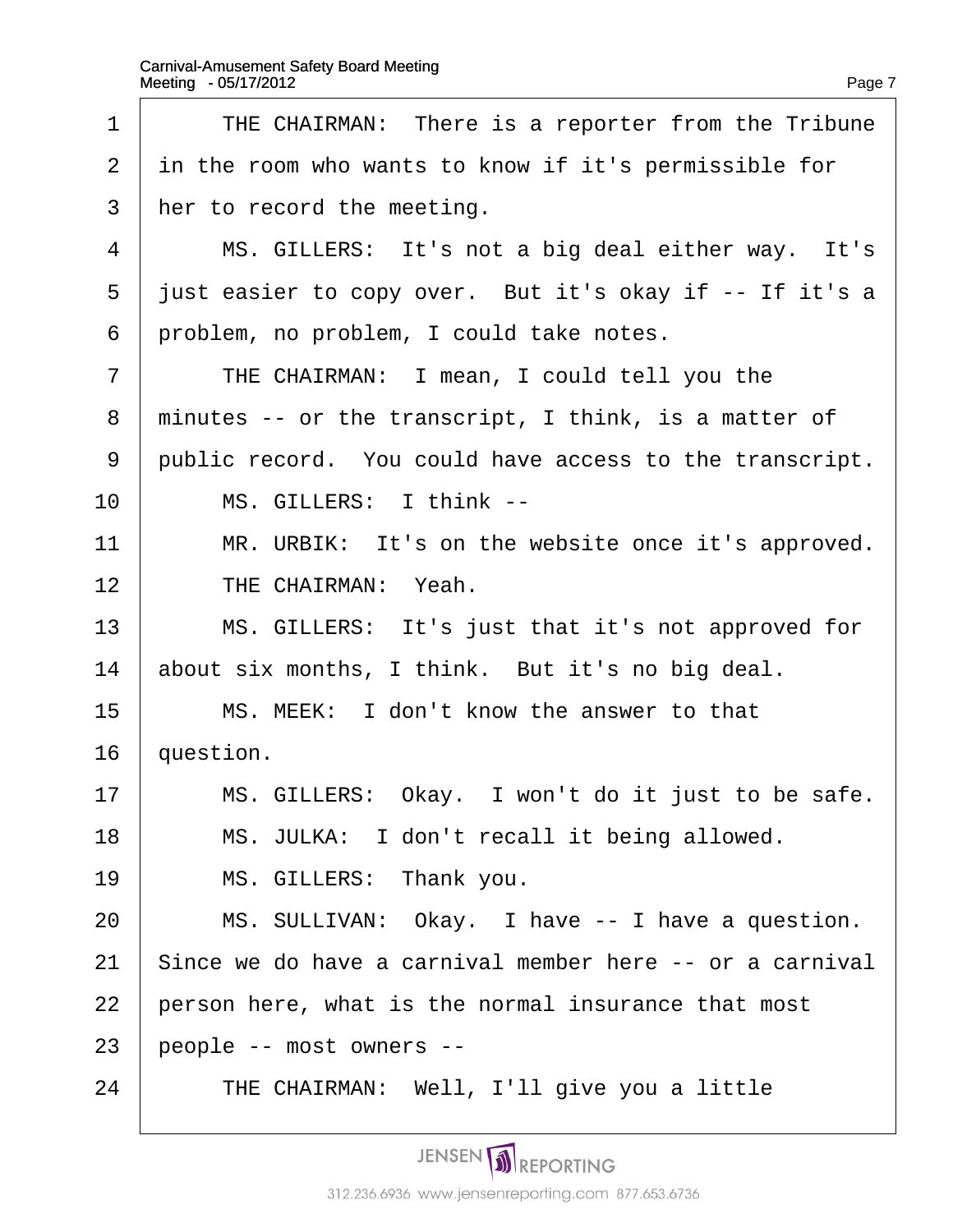THE CHAIRMAN: There is a reporter from the Tribune in the room who wants to know if it's permissible for her to record the meeting.

MS. GILLERS: It's not a big deal either way. It's just easier to copy over. But it's okay if -- If it's a problem, no problem, I could take notes.

THE CHAIRMAN: I mean, I could tell you the minutes -- or the transcript, I think, is a matter of public record. You could have access to the transcript.

MS. GILLERS: I think --

MR. URBIK: It's on the website once it's approved.

THE CHAIRMAN: Yeah.

MS. GILLERS: It's just that it's not approved for about six months, I think. But it's no big deal.

MS. MEEK: I don't know the answer to that question.

MS. GILLERS: Okay. I won't do it just to be safe.

MS. JULKA: I don't recall it being allowed.

MS. GILLERS: Thank you.

MS. SULLIVAN: Okay. I have -- I have a question. Since we do have a carnival member here -- or a carnival person here, what is the normal insurance that most people -- most owners --

THE CHAIRMAN: Well, I'll give you a little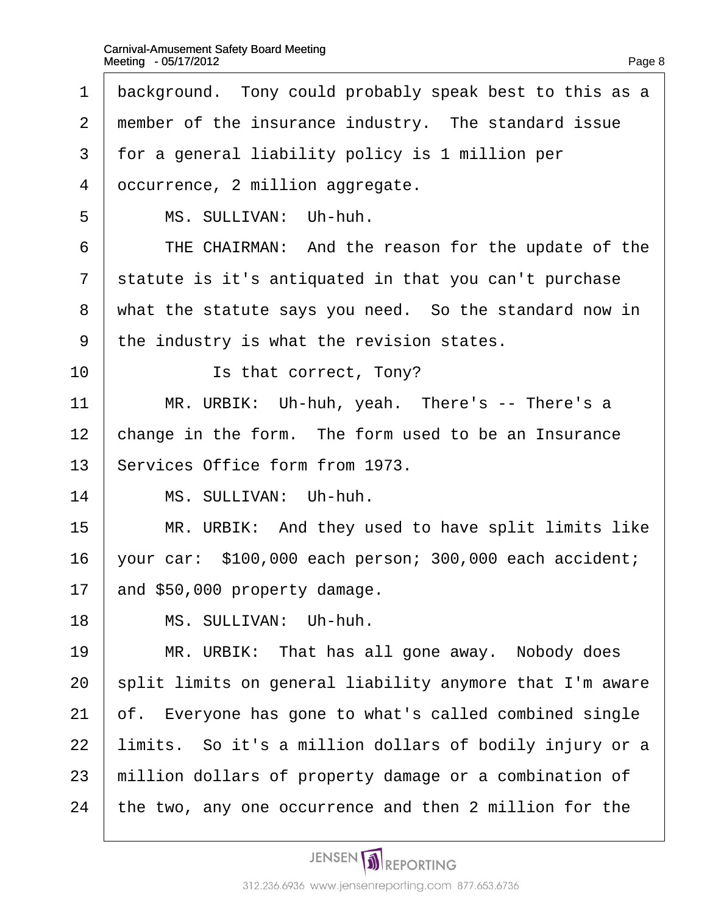1 background. Tony could probably speak best to this as a
2 member of the insurance industry. The standard issue
3 for a general liability policy is 1 million per
4 occurrence, 2 million aggregate.
5 MS. SULLIVAN: Uh-huh.
6 THE CHAIRMAN: And the reason for the update of the
7 statute is it's antiquated in that you can't purchase
8 what the statute says you need. So the standard now in
9 the industry is what the revision states.
10 Is that correct, Tony?
11 MR. URBIK: Uh-huh, yeah. There's -- There's a
12 change in the form. The form used to be an Insurance
13 Services Office form from 1973.
14 MS. SULLIVAN: Uh-huh.
15 MR. URBIK: And they used to have split limits like
16 your car: $100,000 each person; 300,000 each accident;
17 and $50,000 property damage.
18 MS. SULLIVAN: Uh-huh.
19 MR. URBIK: That has all gone away. Nobody does
20 split limits on general liability anymore that I'm aware
21 of. Everyone has gone to what's called combined single
22 limits. So it's a million dollars of bodily injury or a
23 million dollars of property damage or a combination of
24 the two, any one occurrence and then 2 million for the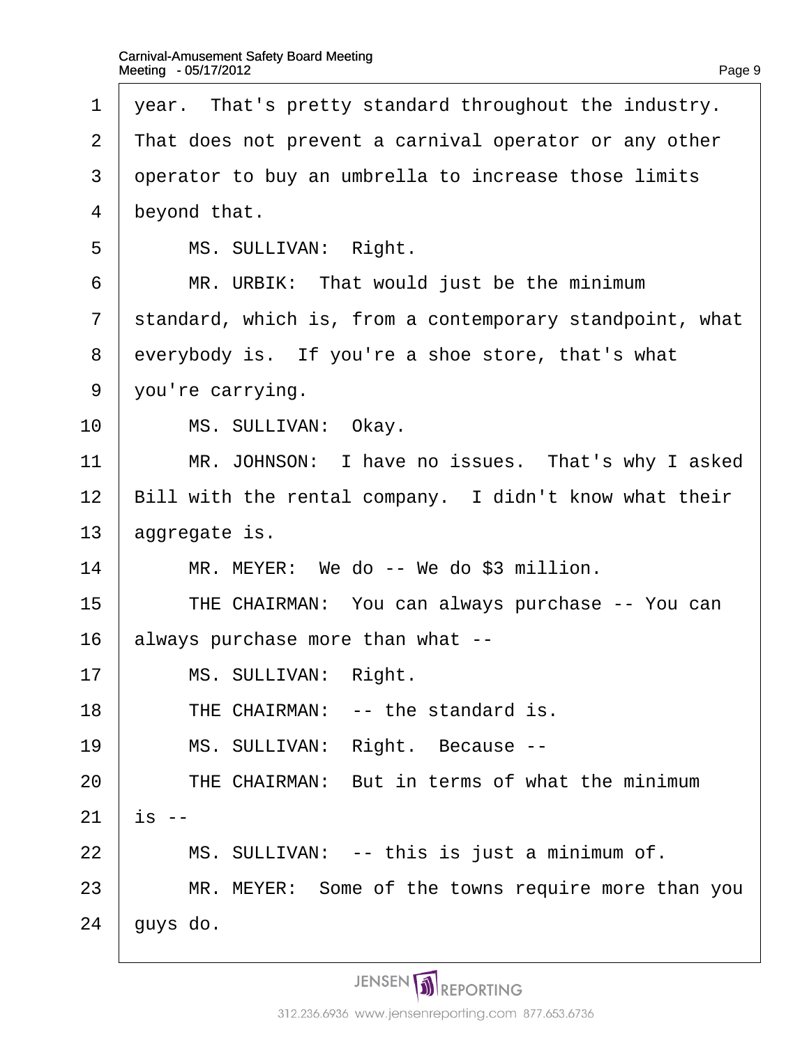year. That's pretty standard throughout the industry. That does not prevent a carnival operator or any other operator to buy an umbrella to increase those limits beyond that.

MS. SULLIVAN: Right.

MR. URBIK: That would just be the minimum standard, which is, from a contemporary standpoint, what everybody is. If you're a shoe store, that's what you're carrying.

MS. SULLIVAN: Okay.

MR. JOHNSON: I have no issues. That's why I asked Bill with the rental company. I didn't know what their aggregate is.

MR. MEYER: We do -- We do $3 million.

THE CHAIRMAN: You can always purchase -- You can always purchase more than what --

MS. SULLIVAN: Right.

THE CHAIRMAN: -- the standard is.

MS. SULLIVAN: Right. Because --

THE CHAIRMAN: But in terms of what the minimum is --

MS. SULLIVAN: -- this is just a minimum of.

MR. MEYER: Some of the towns require more than you guys do.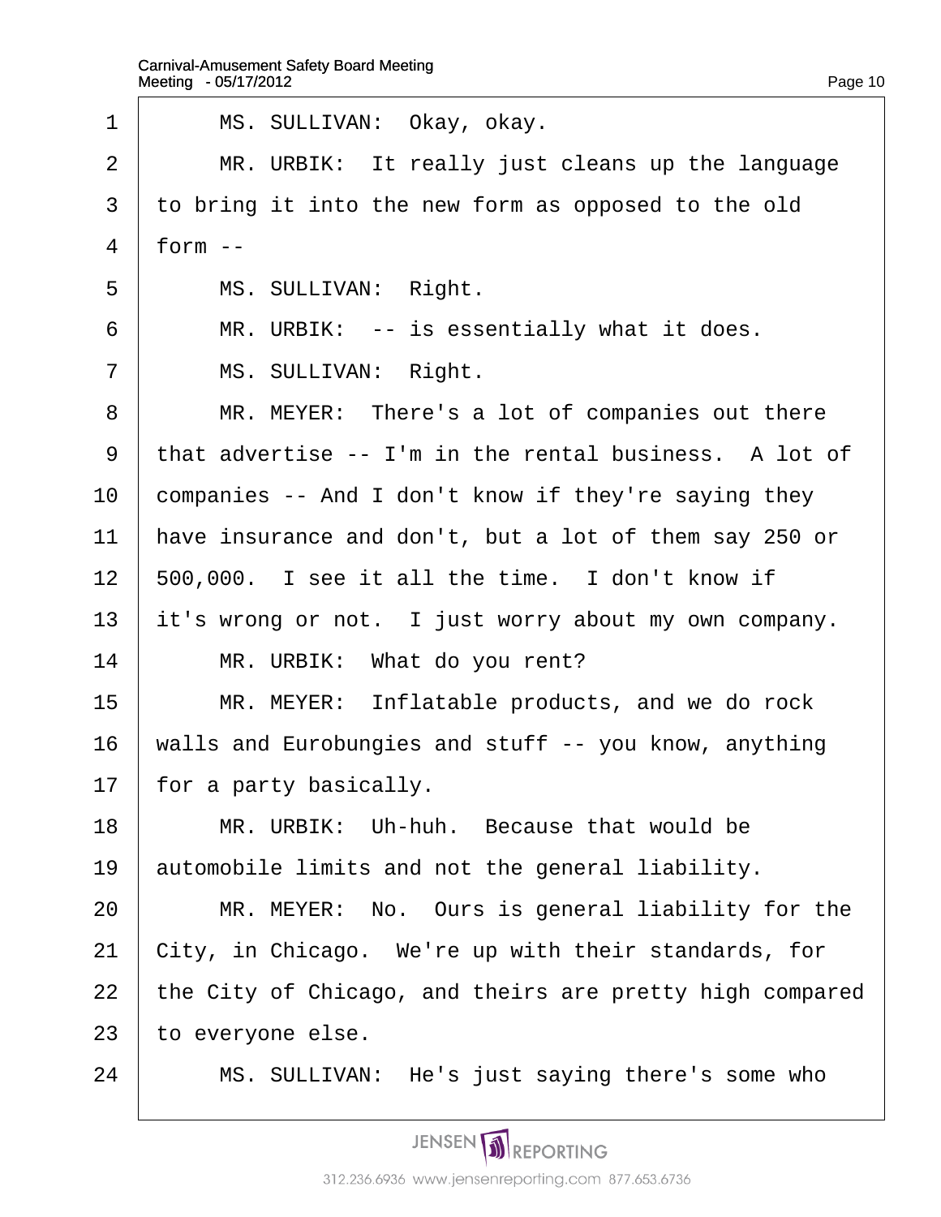MS. SULLIVAN: Okay, okay.

MR. URBIK: It really just cleans up the language to bring it into the new form as opposed to the old form --

MS. SULLIVAN: Right.

MR. URBIK: -- is essentially what it does.

MS. SULLIVAN: Right.

MR. MEYER: There's a lot of companies out there that advertise -- I'm in the rental business. A lot of companies -- And I don't know if they're saying they have insurance and don't, but a lot of them say 250 or 500,000. I see it all the time. I don't know if it's wrong or not. I just worry about my own company.

MR. URBIK: What do you rent?

MR. MEYER: Inflatable products, and we do rock walls and Eurobungies and stuff -- you know, anything for a party basically.

MR. URBIK: Uh-huh. Because that would be automobile limits and not the general liability.

MR. MEYER: No. Ours is general liability for the City, in Chicago. We're up with their standards, for the City of Chicago, and theirs are pretty high compared to everyone else.

MS. SULLIVAN: He's just saying there's some who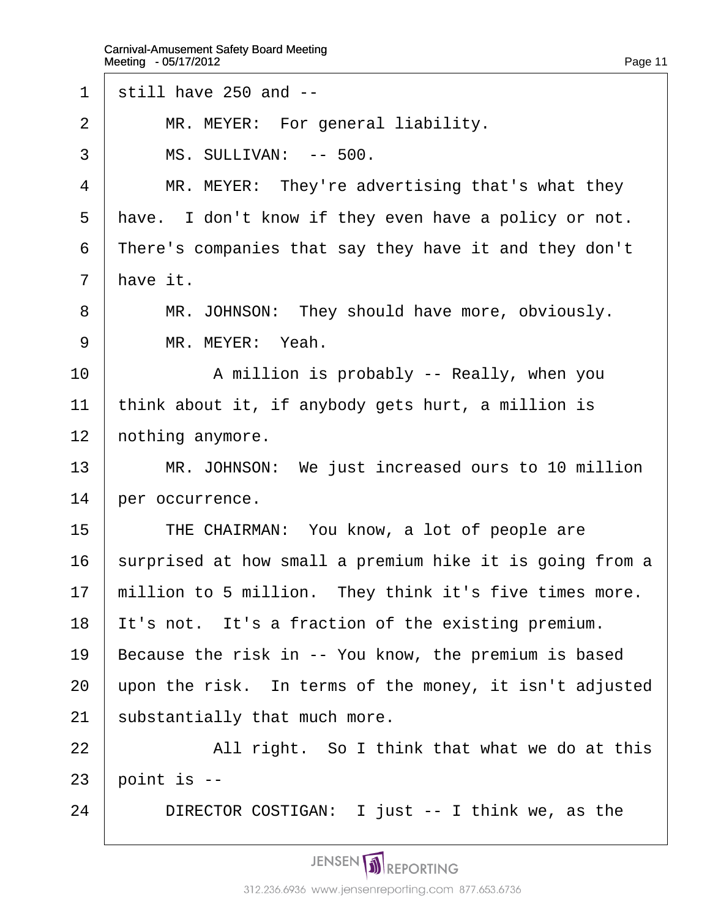still have 250 and --

MR. MEYER: For general liability.

MS. SULLIVAN: -- 500.

MR. MEYER: They're advertising that's what they have. I don't know if they even have a policy or not. There's companies that say they have it and they don't have it.

MR. JOHNSON: They should have more, obviously.

MR. MEYER: Yeah.

A million is probably -- Really, when you think about it, if anybody gets hurt, a million is nothing anymore.

MR. JOHNSON: We just increased ours to 10 million per occurrence.

THE CHAIRMAN: You know, a lot of people are surprised at how small a premium hike it is going from a million to 5 million. They think it's five times more. It's not. It's a fraction of the existing premium. Because the risk in -- You know, the premium is based upon the risk. In terms of the money, it isn't adjusted substantially that much more.

All right. So I think that what we do at this point is --

DIRECTOR COSTIGAN: I just -- I think we, as the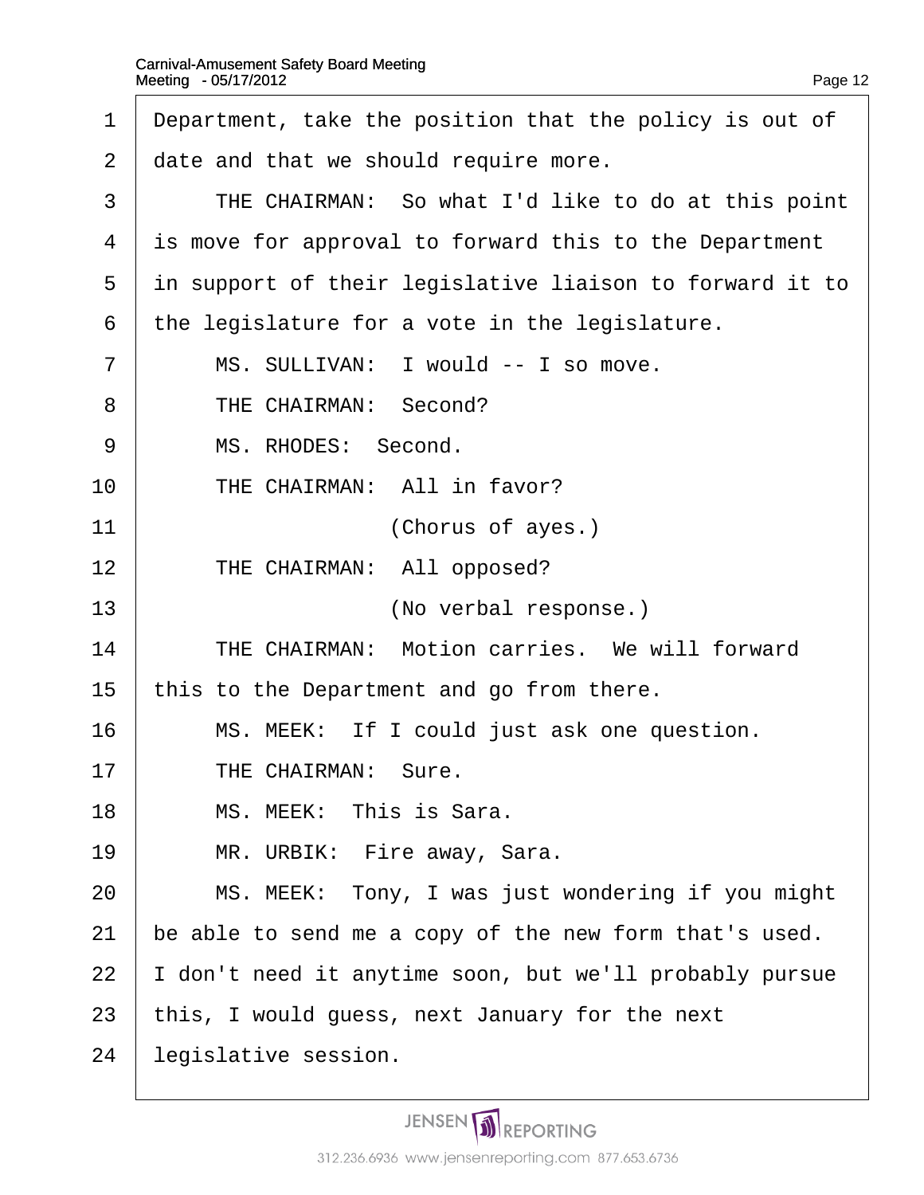1 Department, take the position that the policy is out of
2 date and that we should require more.
3 THE CHAIRMAN: So what I'd like to do at this point
4 is move for approval to forward this to the Department
5 in support of their legislative liaison to forward it to
6 the legislature for a vote in the legislature.
7 MS. SULLIVAN: I would -- I so move.
8 THE CHAIRMAN: Second?
9 MS. RHODES: Second.
10 THE CHAIRMAN: All in favor?
11 (Chorus of ayes.)
12 THE CHAIRMAN: All opposed?
13 (No verbal response.)
14 THE CHAIRMAN: Motion carries. We will forward
15 this to the Department and go from there.
16 MS. MEEK: If I could just ask one question.
17 THE CHAIRMAN: Sure.
18 MS. MEEK: This is Sara.
19 MR. URBIK: Fire away, Sara.
20 MS. MEEK: Tony, I was just wondering if you might
21 be able to send me a copy of the new form that's used.
22 I don't need it anytime soon, but we'll probably pursue
23 this, I would guess, next January for the next
24 legislative session.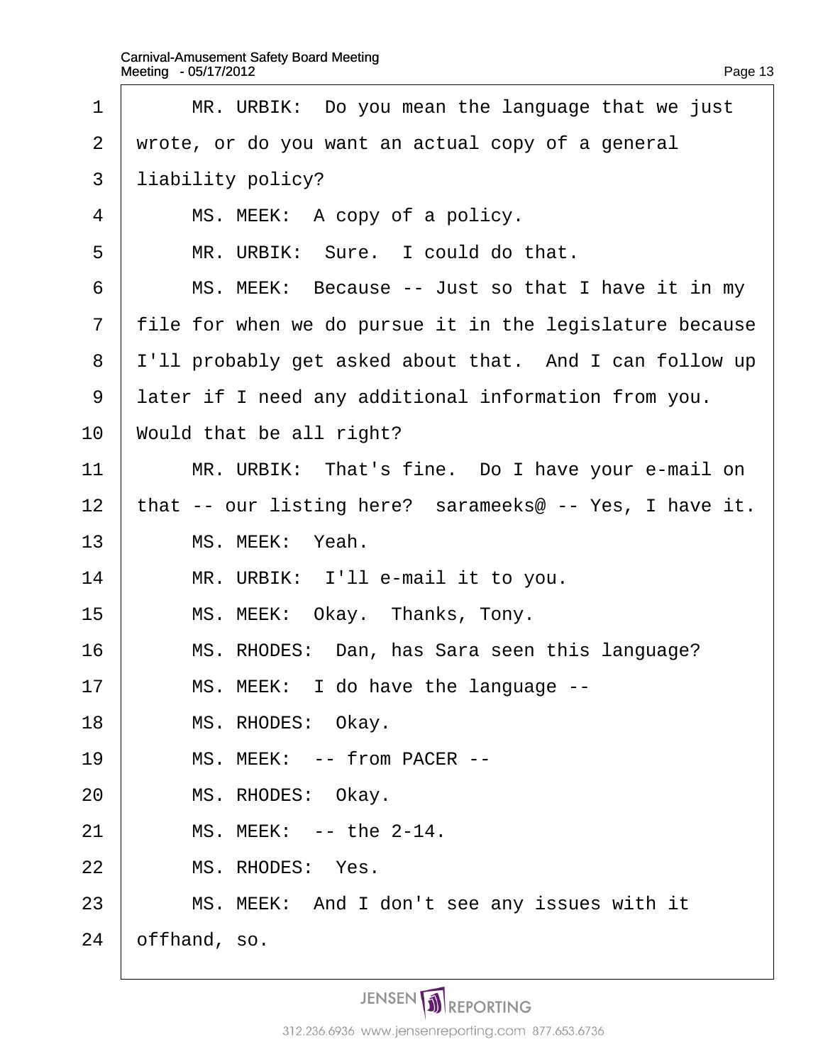1 MR. URBIK: Do you mean the language that we just
2 wrote, or do you want an actual copy of a general
3 liability policy?
4 MS. MEEK: A copy of a policy.
5 MR. URBIK: Sure. I could do that.
6 MS. MEEK: Because -- Just so that I have it in my
7 file for when we do pursue it in the legislature because
8 I'll probably get asked about that. And I can follow up
9 later if I need any additional information from you.
10 Would that be all right?
11 MR. URBIK: That's fine. Do I have your e-mail on
12 that -- our listing here? sarameeks@ -- Yes, I have it.
13 MS. MEEK: Yeah.
14 MR. URBIK: I'll e-mail it to you.
15 MS. MEEK: Okay. Thanks, Tony.
16 MS. RHODES: Dan, has Sara seen this language?
17 MS. MEEK: I do have the language --
18 MS. RHODES: Okay.
19 MS. MEEK: -- from PACER --
20 MS. RHODES: Okay.
21 MS. MEEK: -- the 2-14.
22 MS. RHODES: Yes.
23 MS. MEEK: And I don't see any issues with it
24 offhand, so.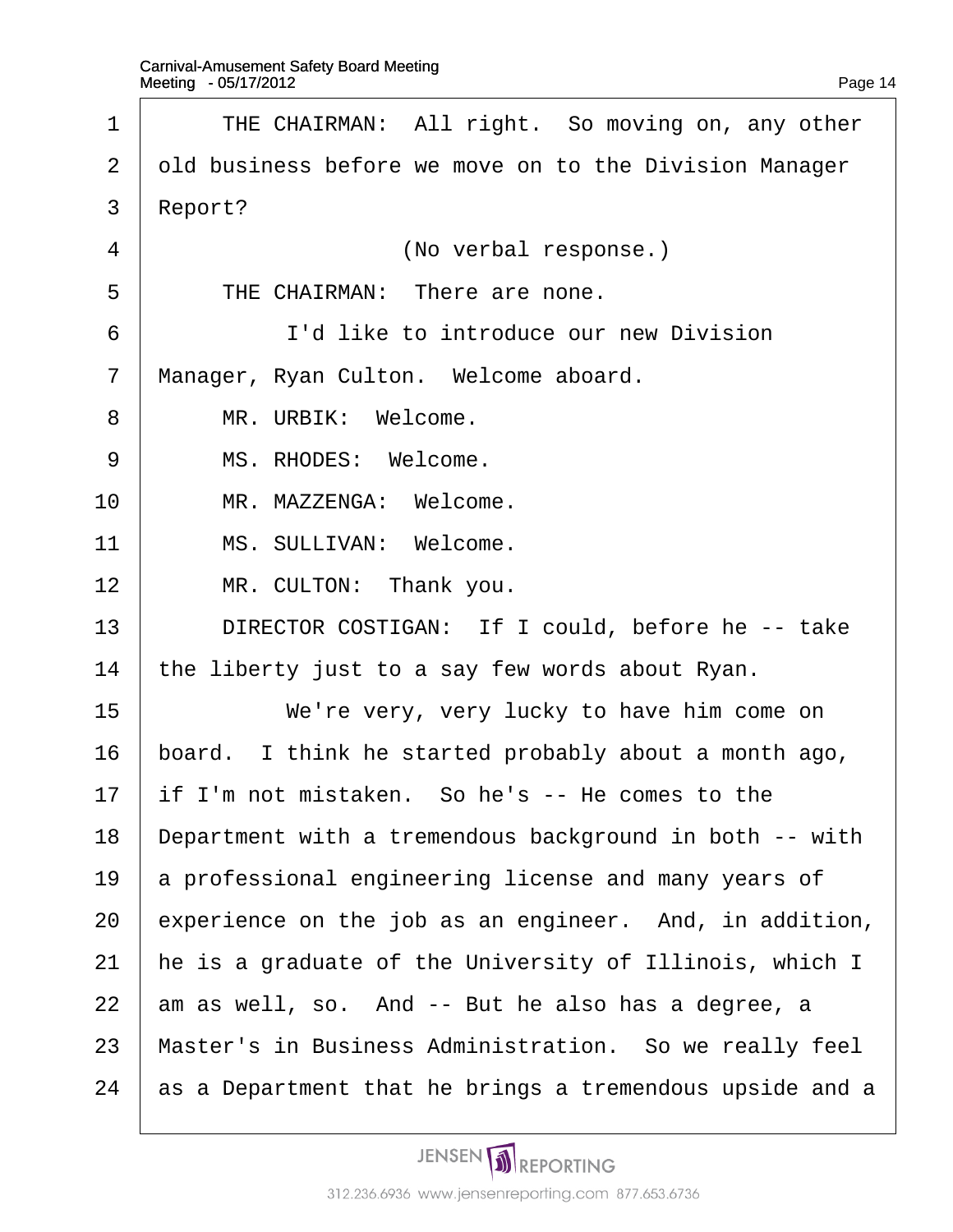1 THE CHAIRMAN: All right. So moving on, any other
2 old business before we move on to the Division Manager
3 Report?
4 (No verbal response.)
5 THE CHAIRMAN: There are none.
6 I'd like to introduce our new Division
7 Manager, Ryan Culton. Welcome aboard.
8 MR. URBIK: Welcome.
9 MS. RHODES: Welcome.
10 MR. MAZZENGA: Welcome.
11 MS. SULLIVAN: Welcome.
12 MR. CULTON: Thank you.
13 DIRECTOR COSTIGAN: If I could, before he -- take
14 the liberty just to a say few words about Ryan.
15 We're very, very lucky to have him come on
16 board. I think he started probably about a month ago,
17 if I'm not mistaken. So he's -- He comes to the
18 Department with a tremendous background in both -- with
19 a professional engineering license and many years of
20 experience on the job as an engineer. And, in addition,
21 he is a graduate of the University of Illinois, which I
22 am as well, so. And -- But he also has a degree, a
23 Master's in Business Administration. So we really feel
24 as a Department that he brings a tremendous upside and a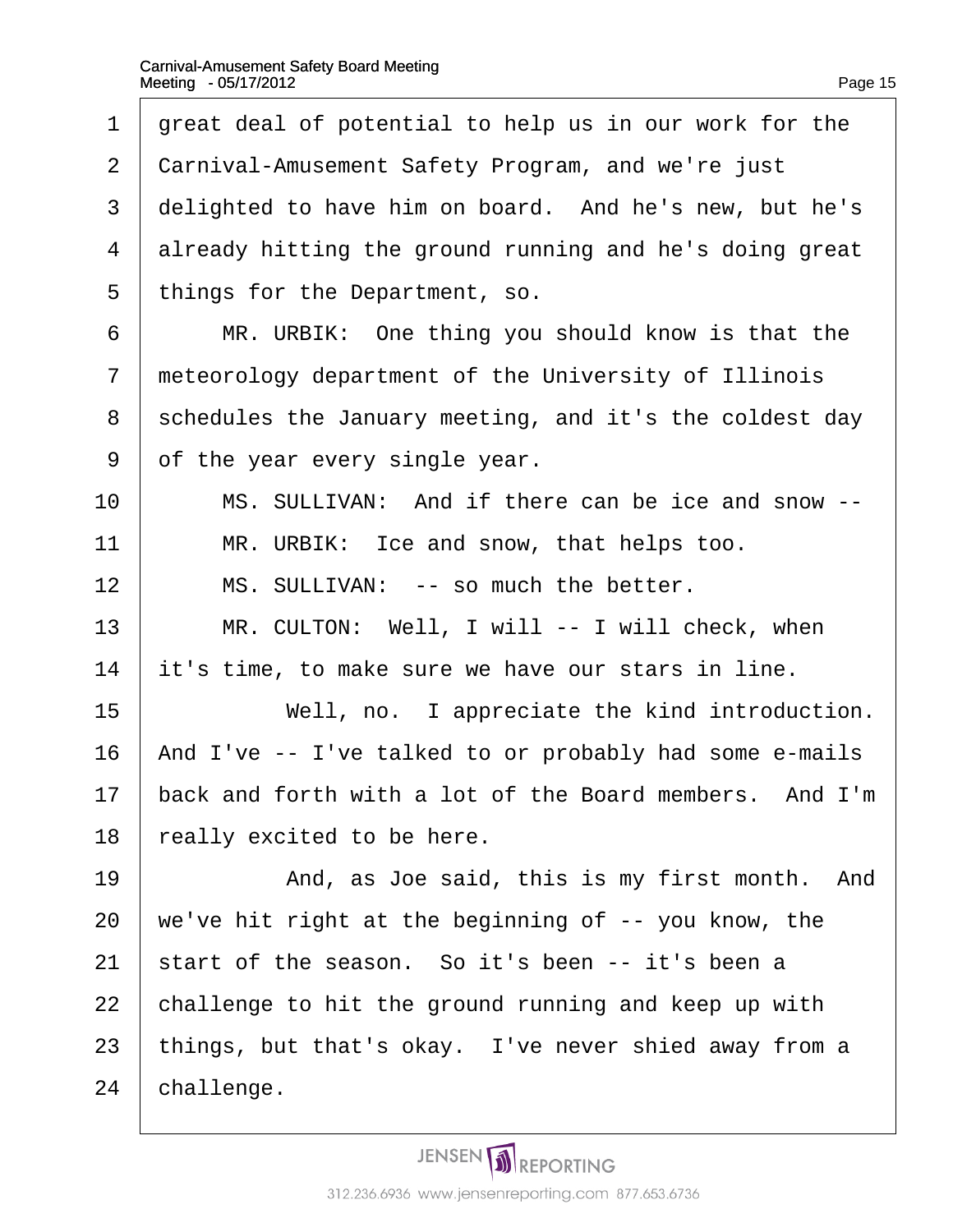great deal of potential to help us in our work for the Carnival-Amusement Safety Program, and we're just delighted to have him on board. And he's new, but he's already hitting the ground running and he's doing great things for the Department, so.

MR. URBIK: One thing you should know is that the meteorology department of the University of Illinois schedules the January meeting, and it's the coldest day of the year every single year.

MS. SULLIVAN: And if there can be ice and snow --

MR. URBIK: Ice and snow, that helps too.

MS. SULLIVAN: -- so much the better.

MR. CULTON: Well, I will -- I will check, when it's time, to make sure we have our stars in line.

Well, no. I appreciate the kind introduction. And I've -- I've talked to or probably had some e-mails back and forth with a lot of the Board members. And I'm really excited to be here.

And, as Joe said, this is my first month. And we've hit right at the beginning of -- you know, the start of the season. So it's been -- it's been a challenge to hit the ground running and keep up with things, but that's okay. I've never shied away from a challenge.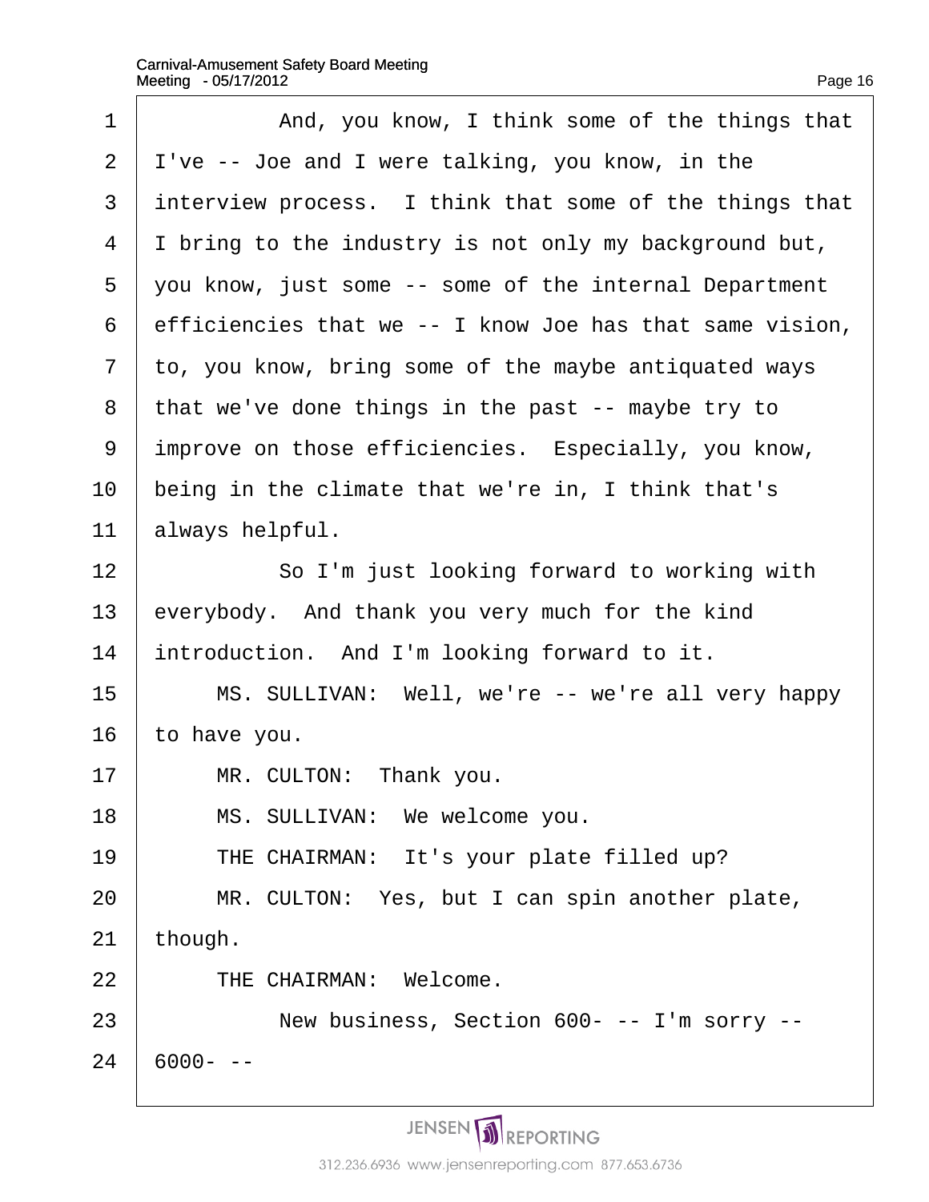And, you know, I think some of the things that I've -- Joe and I were talking, you know, in the interview process. I think that some of the things that I bring to the industry is not only my background but, you know, just some -- some of the internal Department efficiencies that we -- I know Joe has that same vision, to, you know, bring some of the maybe antiquated ways that we've done things in the past -- maybe try to improve on those efficiencies. Especially, you know, being in the climate that we're in, I think that's always helpful.

So I'm just looking forward to working with everybody. And thank you very much for the kind introduction. And I'm looking forward to it.

MS. SULLIVAN: Well, we're -- we're all very happy to have you.

MR. CULTON: Thank you.

MS. SULLIVAN: We welcome you.

THE CHAIRMAN: It's your plate filled up?

MR. CULTON: Yes, but I can spin another plate, though.

THE CHAIRMAN: Welcome.

New business, Section 600- -- I'm sorry -- 6000- --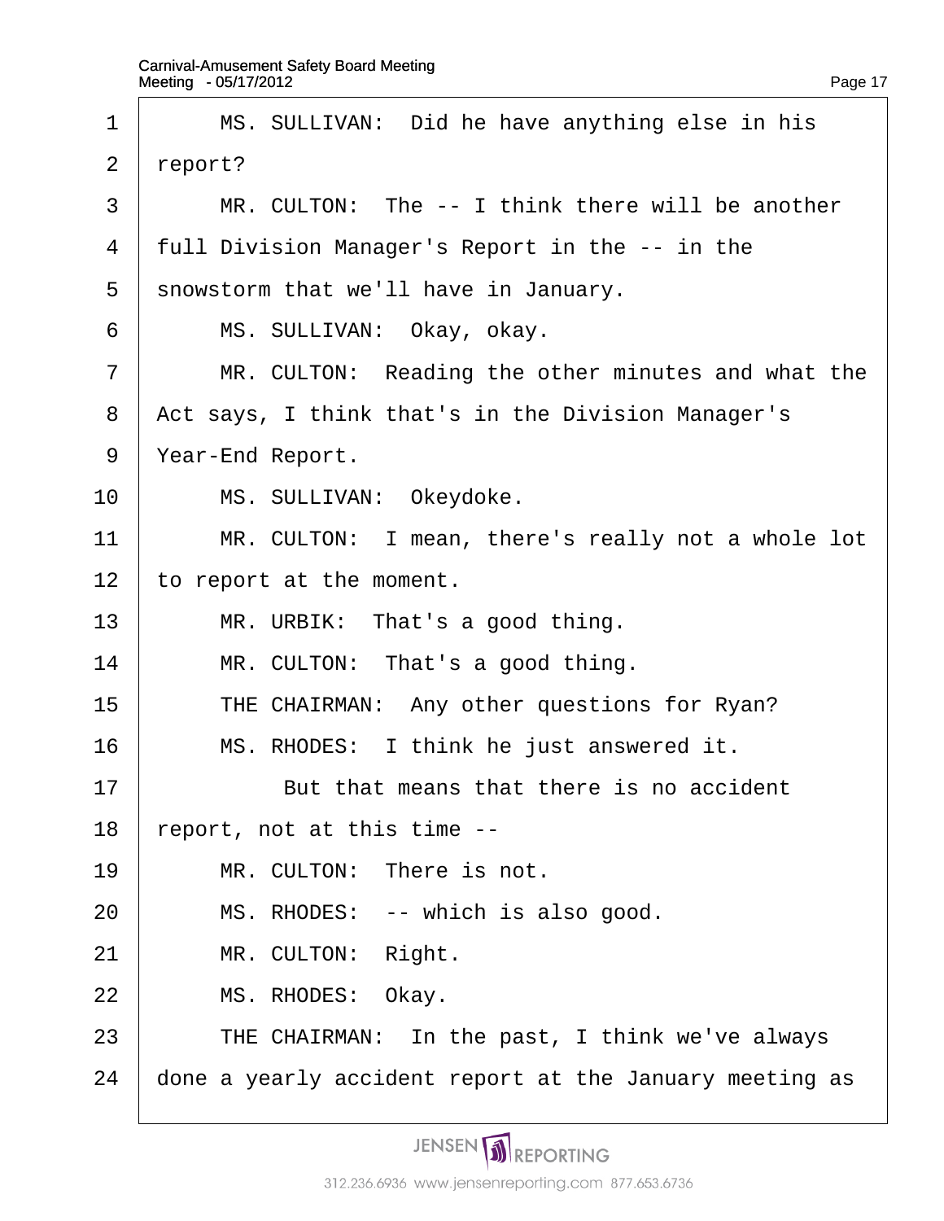MS. SULLIVAN: Did he have anything else in his report?

MR. CULTON: The -- I think there will be another full Division Manager's Report in the -- in the snowstorm that we'll have in January.

MS. SULLIVAN: Okay, okay.

MR. CULTON: Reading the other minutes and what the Act says, I think that's in the Division Manager's Year-End Report.

MS. SULLIVAN: Okeydoke.

MR. CULTON: I mean, there's really not a whole lot to report at the moment.

MR. URBIK: That's a good thing.

MR. CULTON: That's a good thing.

THE CHAIRMAN: Any other questions for Ryan?

MS. RHODES: I think he just answered it.

But that means that there is no accident report, not at this time --

MR. CULTON: There is not.

MS. RHODES: -- which is also good.

MR. CULTON: Right.

MS. RHODES: Okay.

THE CHAIRMAN: In the past, I think we've always done a yearly accident report at the January meeting as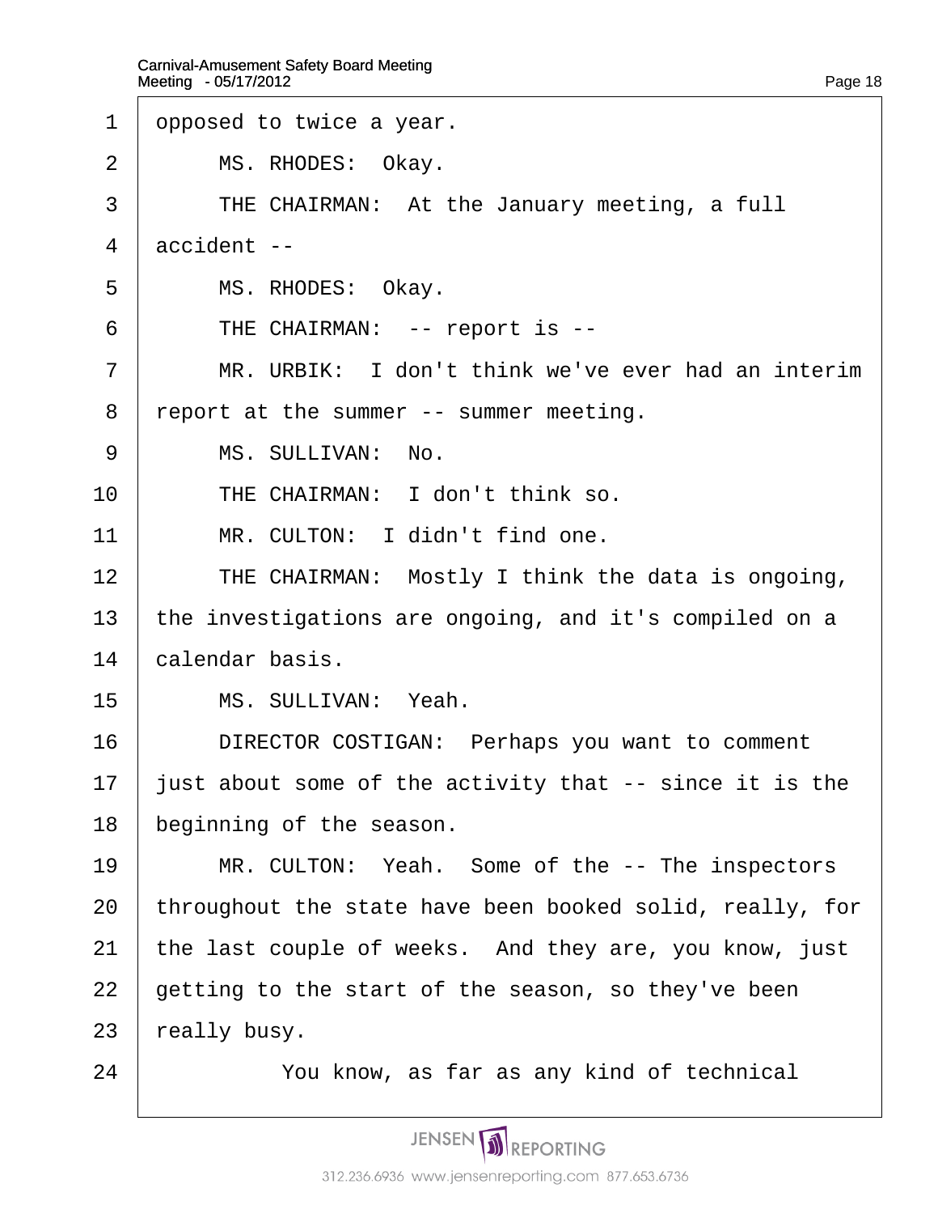1 opposed to twice a year.

2 MS. RHODES: Okay.

3 THE CHAIRMAN: At the January meeting, a full

4 accident --

5 MS. RHODES: Okay.

6 THE CHAIRMAN: -- report is --

7 MR. URBIK: I don't think we've ever had an interim

8 report at the summer -- summer meeting.

9 MS. SULLIVAN: No.

10 THE CHAIRMAN: I don't think so.

11 MR. CULTON: I didn't find one.

12 THE CHAIRMAN: Mostly I think the data is ongoing,

13 the investigations are ongoing, and it's compiled on a

14 calendar basis.

15 MS. SULLIVAN: Yeah.

16 DIRECTOR COSTIGAN: Perhaps you want to comment

17 just about some of the activity that -- since it is the

18 beginning of the season.

19 MR. CULTON: Yeah. Some of the -- The inspectors

20 throughout the state have been booked solid, really, for

21 the last couple of weeks. And they are, you know, just

22 getting to the start of the season, so they've been

23 really busy.

24 You know, as far as any kind of technical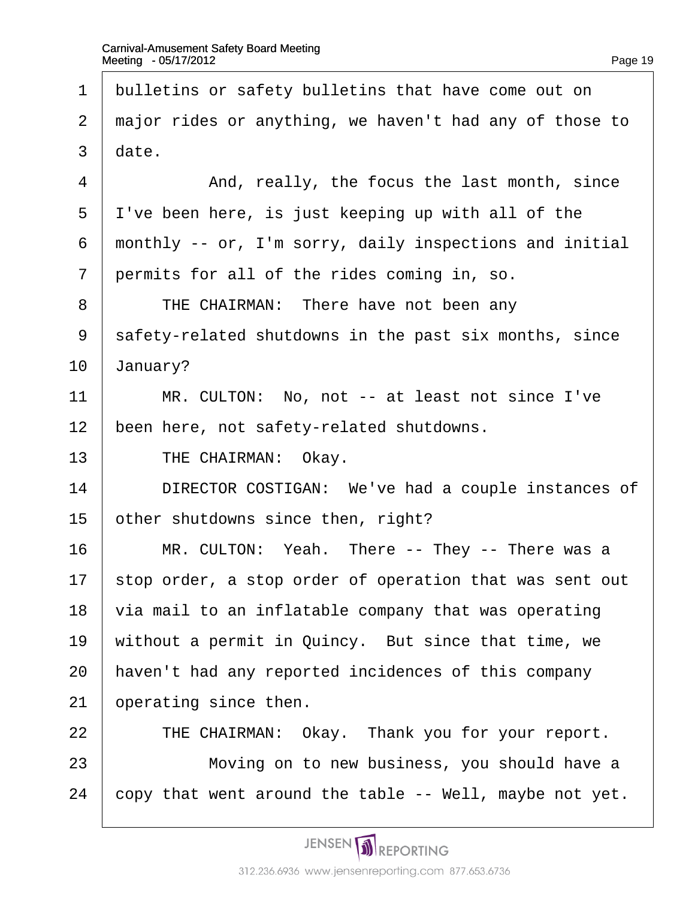1 bulletins or safety bulletins that have come out on

2 major rides or anything, we haven't had any of those to

3 date.

4 And, really, the focus the last month, since

5 I've been here, is just keeping up with all of the

6 monthly -- or, I'm sorry, daily inspections and initial

7 permits for all of the rides coming in, so.

8 THE CHAIRMAN: There have not been any

9 safety-related shutdowns in the past six months, since

10 January?

11 MR. CULTON: No, not -- at least not since I've

12 been here, not safety-related shutdowns.

13 THE CHAIRMAN: Okay.

14 DIRECTOR COSTIGAN: We've had a couple instances of

15 other shutdowns since then, right?

16 MR. CULTON: Yeah. There -- They -- There was a

17 stop order, a stop order of operation that was sent out

18 via mail to an inflatable company that was operating

19 without a permit in Quincy. But since that time, we

20 haven't had any reported incidences of this company

21 operating since then.

22 THE CHAIRMAN: Okay. Thank you for your report.

23 Moving on to new business, you should have a

24 copy that went around the table -- Well, maybe not yet.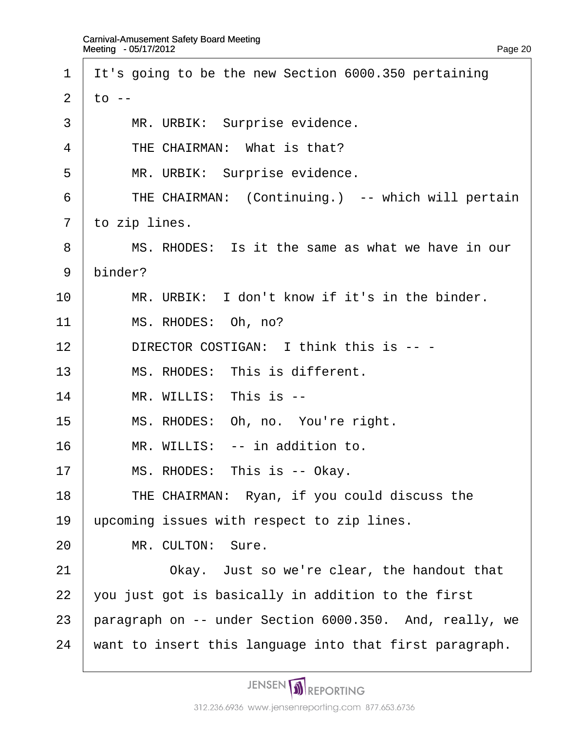1 It's going to be the new Section 6000.350 pertaining

2 to --

3 MR. URBIK: Surprise evidence.

4 THE CHAIRMAN: What is that?

5 MR. URBIK: Surprise evidence.

6 THE CHAIRMAN: (Continuing.) -- which will pertain

7 to zip lines.

8 MS. RHODES: Is it the same as what we have in our

9 binder?

10 MR. URBIK: I don't know if it's in the binder.

11 MS. RHODES: Oh, no?

12 DIRECTOR COSTIGAN: I think this is -- -

13 MS. RHODES: This is different.

14 MR. WILLIS: This is --

15 MS. RHODES: Oh, no. You're right.

16 MR. WILLIS: -- in addition to.

17 MS. RHODES: This is -- Okay.

18 THE CHAIRMAN: Ryan, if you could discuss the

19 upcoming issues with respect to zip lines.

20 MR. CULTON: Sure.

21 Okay. Just so we're clear, the handout that

22 you just got is basically in addition to the first

23 paragraph on -- under Section 6000.350. And, really, we

24 want to insert this language into that first paragraph.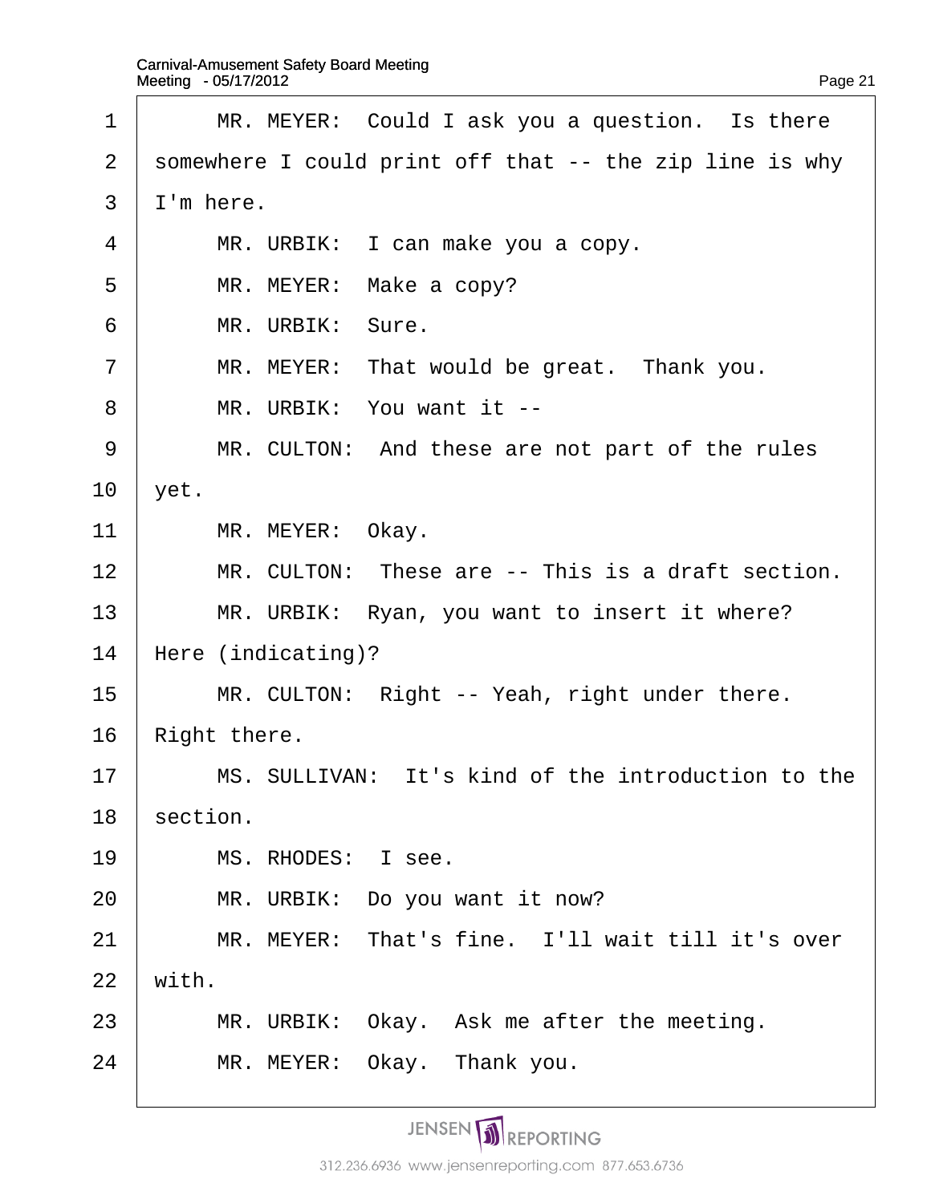MR. MEYER: Could I ask you a question. Is there somewhere I could print off that -- the zip line is why I'm here.

MR. URBIK: I can make you a copy.

MR. MEYER: Make a copy?

MR. URBIK: Sure.

MR. MEYER: That would be great. Thank you.

MR. URBIK: You want it --

MR. CULTON: And these are not part of the rules yet.

MR. MEYER: Okay.

MR. CULTON: These are -- This is a draft section.

MR. URBIK: Ryan, you want to insert it where? Here (indicating)?

MR. CULTON: Right -- Yeah, right under there. Right there.

MS. SULLIVAN: It's kind of the introduction to the section.

MS. RHODES: I see.

MR. URBIK: Do you want it now?

MR. MEYER: That's fine. I'll wait till it's over with.

MR. URBIK: Okay. Ask me after the meeting.

MR. MEYER: Okay. Thank you.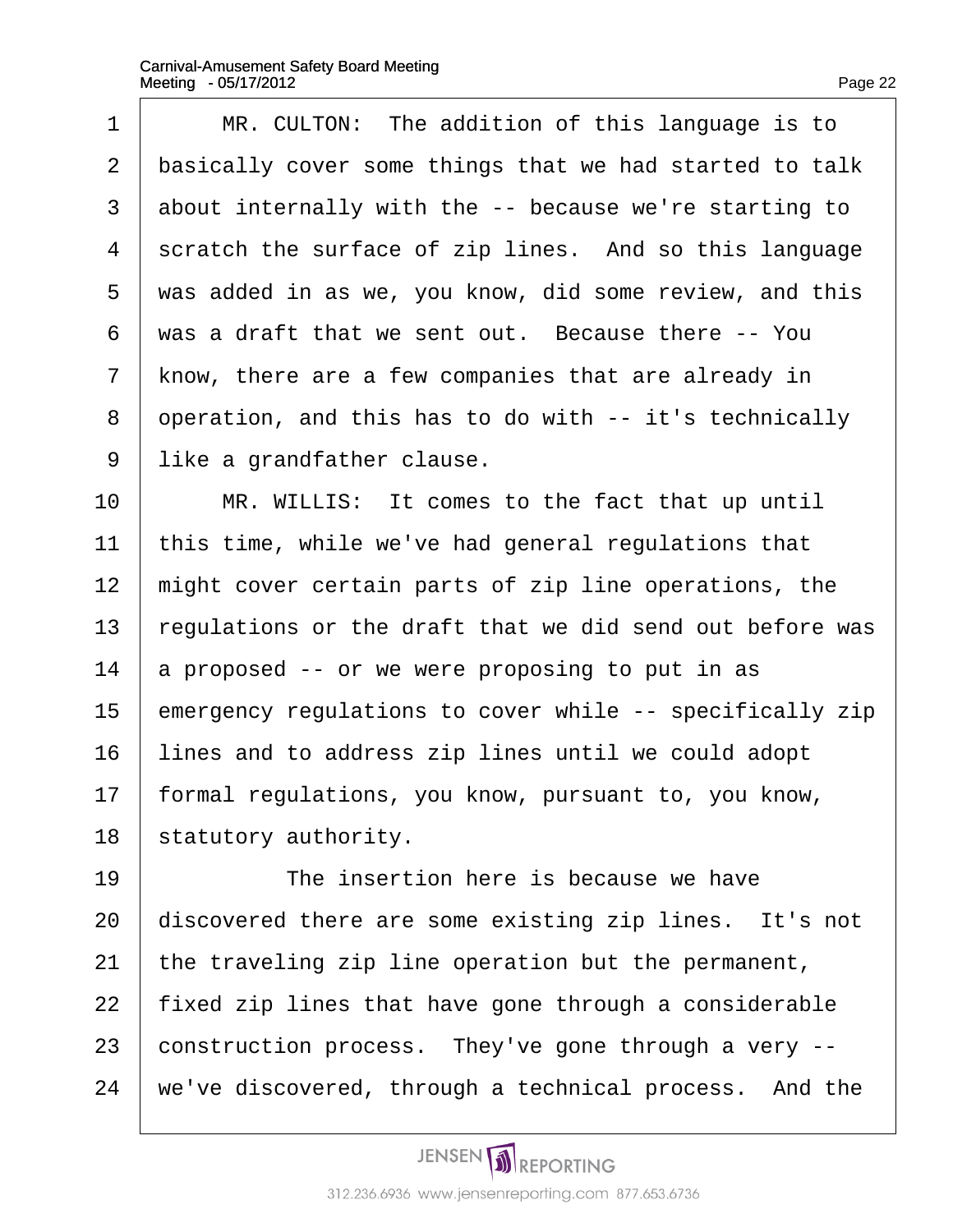MR. CULTON: The addition of this language is to basically cover some things that we had started to talk about internally with the -- because we're starting to scratch the surface of zip lines. And so this language was added in as we, you know, did some review, and this was a draft that we sent out. Because there -- You know, there are a few companies that are already in operation, and this has to do with -- it's technically like a grandfather clause.

MR. WILLIS: It comes to the fact that up until this time, while we've had general regulations that might cover certain parts of zip line operations, the regulations or the draft that we did send out before was a proposed -- or we were proposing to put in as emergency regulations to cover while -- specifically zip lines and to address zip lines until we could adopt formal regulations, you know, pursuant to, you know, statutory authority.

The insertion here is because we have discovered there are some existing zip lines. It's not the traveling zip line operation but the permanent, fixed zip lines that have gone through a considerable construction process. They've gone through a very -- we've discovered, through a technical process. And the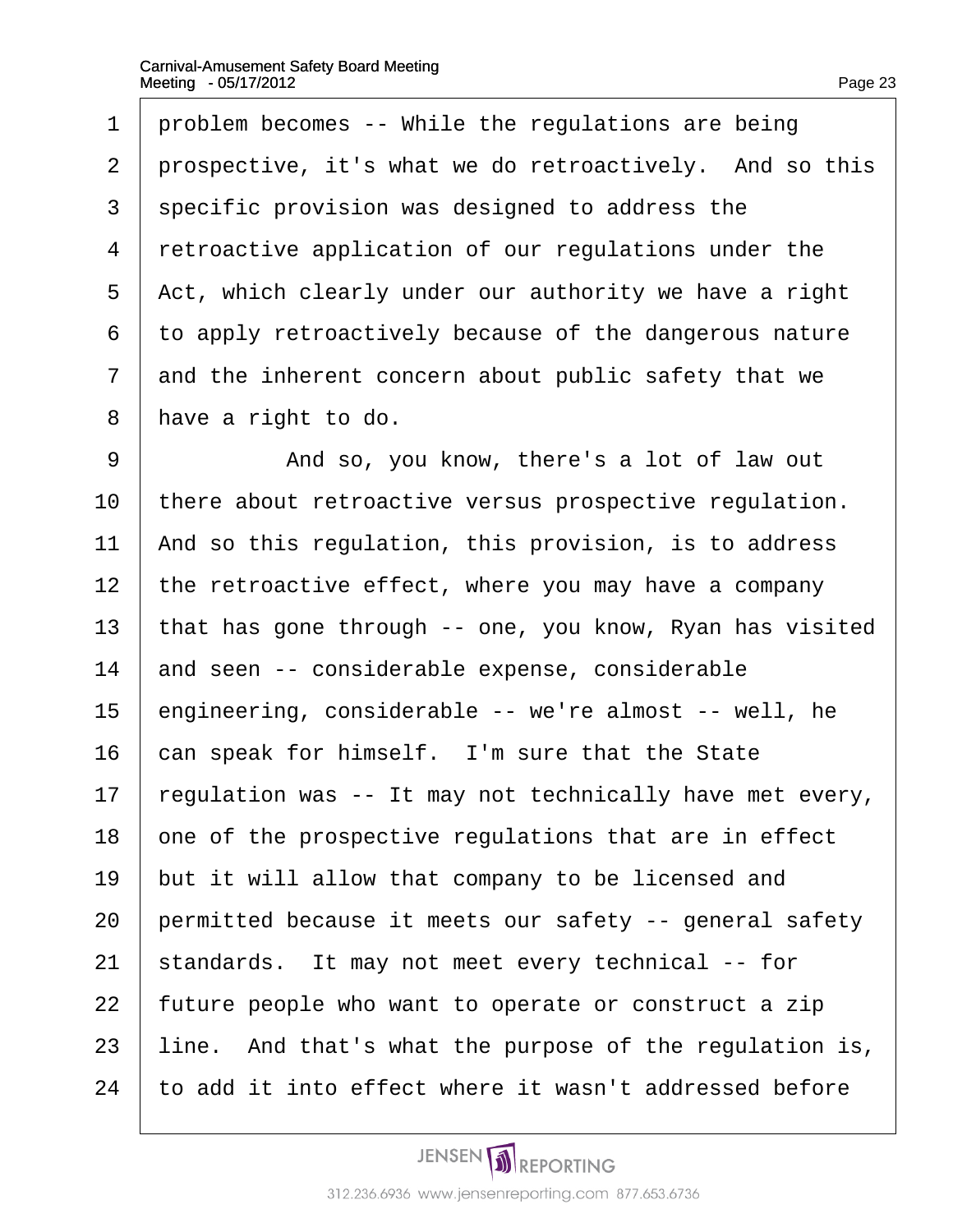problem becomes -- While the regulations are being prospective, it's what we do retroactively. And so this specific provision was designed to address the retroactive application of our regulations under the Act, which clearly under our authority we have a right to apply retroactively because of the dangerous nature and the inherent concern about public safety that we have a right to do.

And so, you know, there's a lot of law out there about retroactive versus prospective regulation. And so this regulation, this provision, is to address the retroactive effect, where you may have a company that has gone through -- one, you know, Ryan has visited and seen -- considerable expense, considerable engineering, considerable -- we're almost -- well, he can speak for himself. I'm sure that the State regulation was -- It may not technically have met every, one of the prospective regulations that are in effect but it will allow that company to be licensed and permitted because it meets our safety -- general safety standards. It may not meet every technical -- for future people who want to operate or construct a zip line. And that's what the purpose of the regulation is, to add it into effect where it wasn't addressed before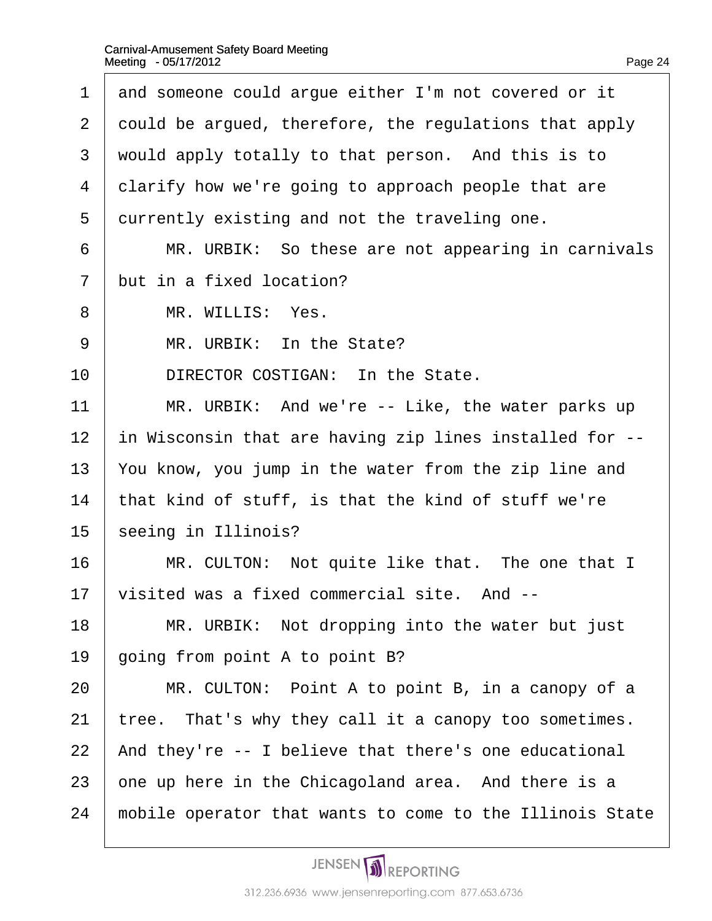and someone could argue either I'm not covered or it could be argued, therefore, the regulations that apply would apply totally to that person. And this is to clarify how we're going to approach people that are currently existing and not the traveling one.

MR. URBIK: So these are not appearing in carnivals but in a fixed location?

MR. WILLIS: Yes.

MR. URBIK: In the State?

DIRECTOR COSTIGAN: In the State.

MR. URBIK: And we're -- Like, the water parks up in Wisconsin that are having zip lines installed for -- You know, you jump in the water from the zip line and that kind of stuff, is that the kind of stuff we're seeing in Illinois?

MR. CULTON: Not quite like that. The one that I visited was a fixed commercial site. And --

MR. URBIK: Not dropping into the water but just going from point A to point B?

MR. CULTON: Point A to point B, in a canopy of a tree. That's why they call it a canopy too sometimes. And they're -- I believe that there's one educational one up here in the Chicagoland area. And there is a mobile operator that wants to come to the Illinois State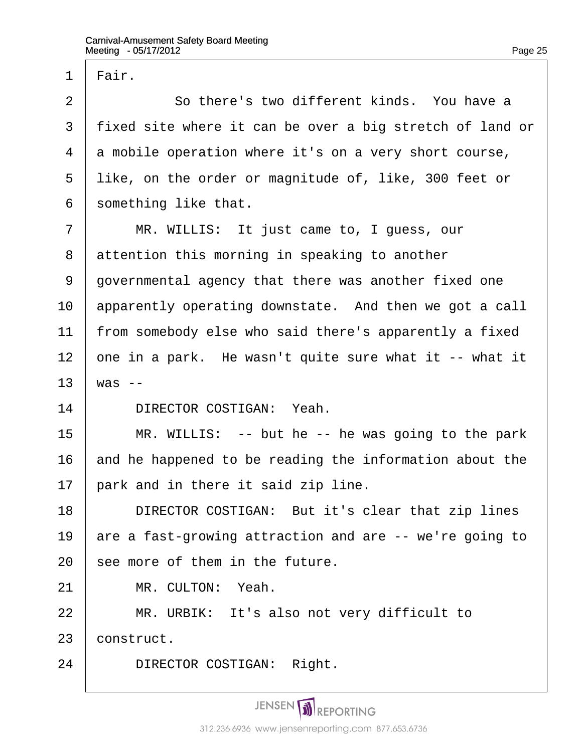Fair.

So there's two different kinds. You have a fixed site where it can be over a big stretch of land or a mobile operation where it's on a very short course, like, on the order or magnitude of, like, 300 feet or something like that.

MR. WILLIS: It just came to, I guess, our attention this morning in speaking to another governmental agency that there was another fixed one apparently operating downstate. And then we got a call from somebody else who said there's apparently a fixed one in a park. He wasn't quite sure what it -- what it was --

DIRECTOR COSTIGAN: Yeah.

MR. WILLIS: -- but he -- he was going to the park and he happened to be reading the information about the park and in there it said zip line.

DIRECTOR COSTIGAN: But it's clear that zip lines are a fast-growing attraction and are -- we're going to see more of them in the future.

MR. CULTON: Yeah.

MR. URBIK: It's also not very difficult to construct.

DIRECTOR COSTIGAN: Right.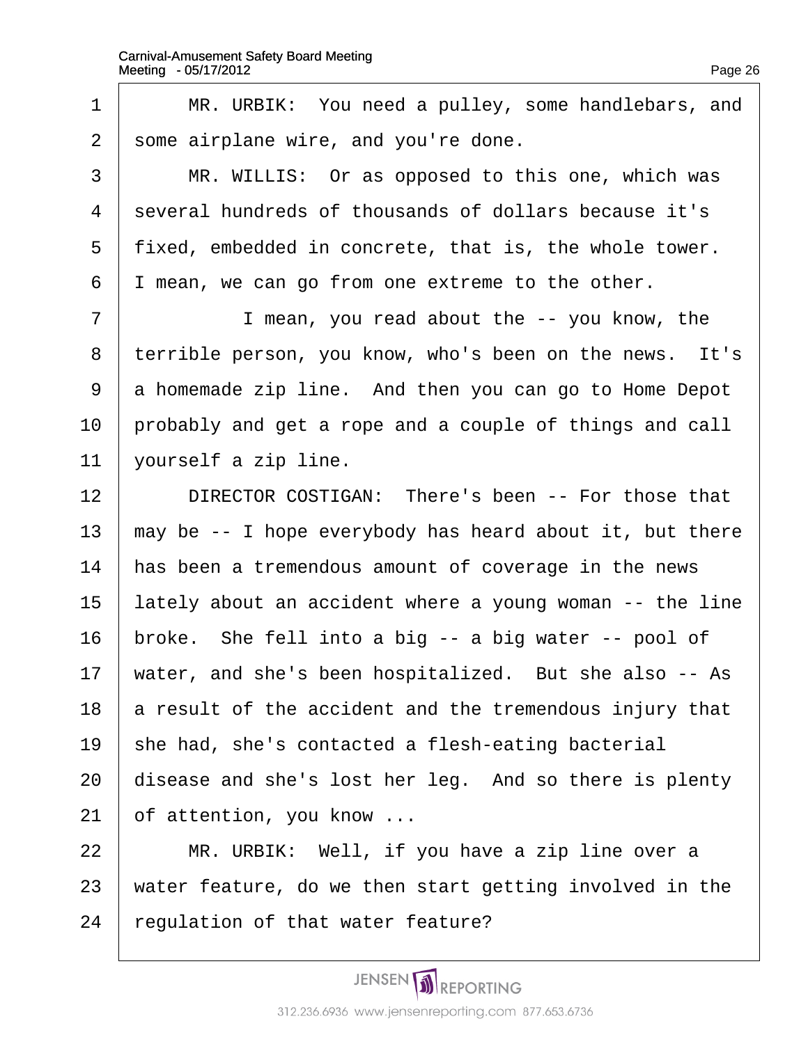MR. URBIK: You need a pulley, some handlebars, and some airplane wire, and you're done.

MR. WILLIS: Or as opposed to this one, which was several hundreds of thousands of dollars because it's fixed, embedded in concrete, that is, the whole tower. I mean, we can go from one extreme to the other.

I mean, you read about the -- you know, the terrible person, you know, who's been on the news. It's a homemade zip line. And then you can go to Home Depot probably and get a rope and a couple of things and call yourself a zip line.

DIRECTOR COSTIGAN: There's been -- For those that may be -- I hope everybody has heard about it, but there has been a tremendous amount of coverage in the news lately about an accident where a young woman -- the line broke. She fell into a big -- a big water -- pool of water, and she's been hospitalized. But she also -- As a result of the accident and the tremendous injury that she had, she's contacted a flesh-eating bacterial disease and she's lost her leg. And so there is plenty of attention, you know ...

MR. URBIK: Well, if you have a zip line over a water feature, do we then start getting involved in the regulation of that water feature?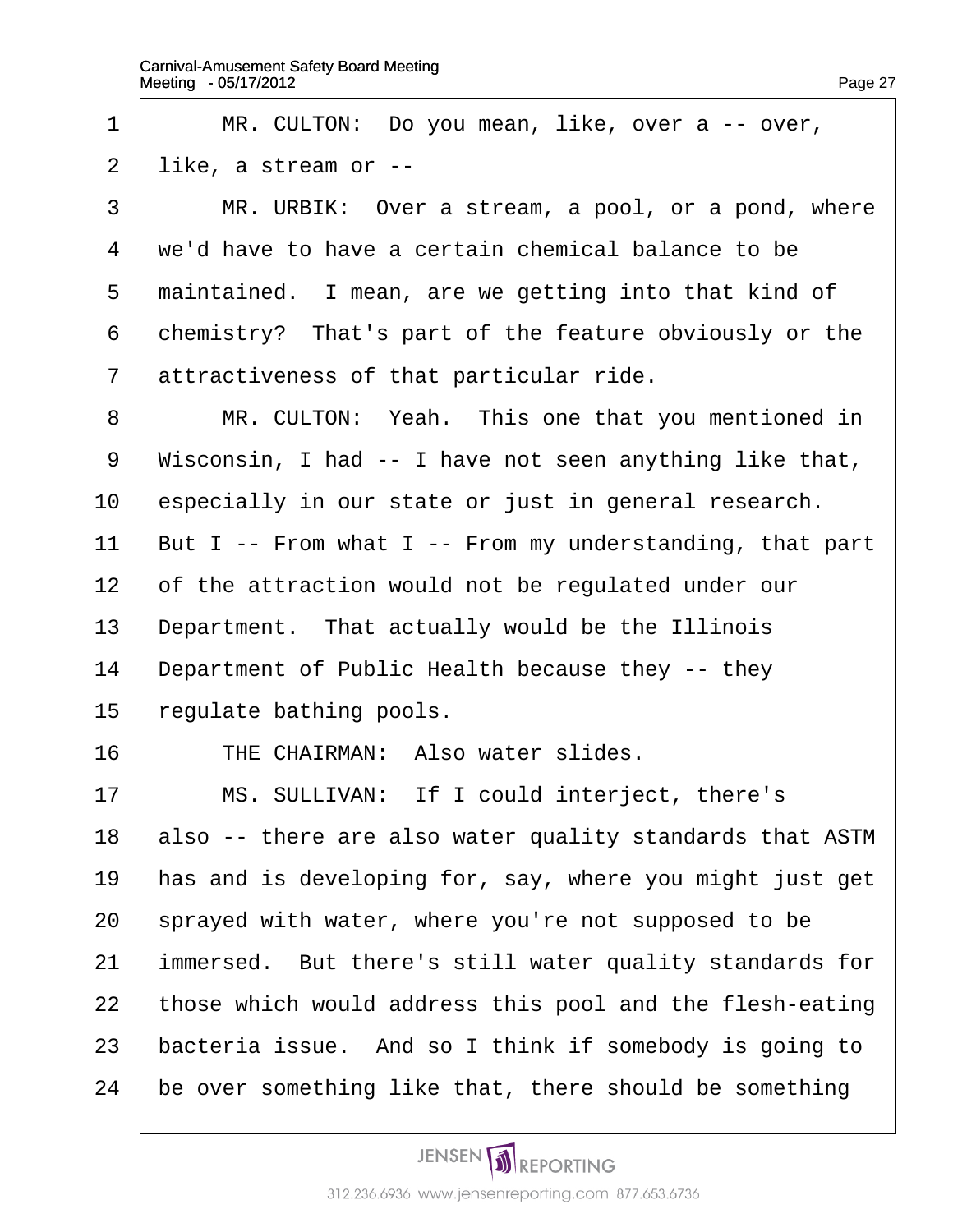MR. CULTON: Do you mean, like, over a -- over, like, a stream or --

MR. URBIK: Over a stream, a pool, or a pond, where we'd have to have a certain chemical balance to be maintained. I mean, are we getting into that kind of chemistry? That's part of the feature obviously or the attractiveness of that particular ride.

MR. CULTON: Yeah. This one that you mentioned in Wisconsin, I had -- I have not seen anything like that, especially in our state or just in general research. But I -- From what I -- From my understanding, that part of the attraction would not be regulated under our Department. That actually would be the Illinois Department of Public Health because they -- they regulate bathing pools.

THE CHAIRMAN: Also water slides.

MS. SULLIVAN: If I could interject, there's also -- there are also water quality standards that ASTM has and is developing for, say, where you might just get sprayed with water, where you're not supposed to be immersed. But there's still water quality standards for those which would address this pool and the flesh-eating bacteria issue. And so I think if somebody is going to be over something like that, there should be something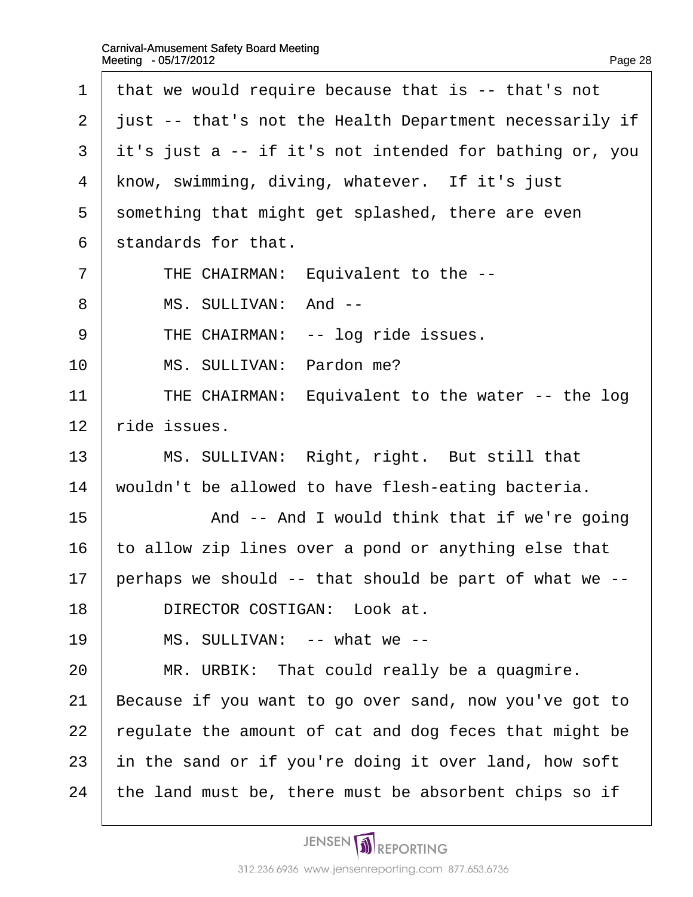that we would require because that is -- that's not just -- that's not the Health Department necessarily if it's just a -- if it's not intended for bathing or, you know, swimming, diving, whatever. If it's just something that might get splashed, there are even standards for that.

THE CHAIRMAN: Equivalent to the --

MS. SULLIVAN: And --

THE CHAIRMAN: -- log ride issues.

MS. SULLIVAN: Pardon me?

THE CHAIRMAN: Equivalent to the water -- the log ride issues.

MS. SULLIVAN: Right, right. But still that wouldn't be allowed to have flesh-eating bacteria.

And -- And I would think that if we're going to allow zip lines over a pond or anything else that perhaps we should -- that should be part of what we --

DIRECTOR COSTIGAN: Look at.

MS. SULLIVAN: -- what we --

MR. URBIK: That could really be a quagmire. Because if you want to go over sand, now you've got to regulate the amount of cat and dog feces that might be in the sand or if you're doing it over land, how soft the land must be, there must be absorbent chips so if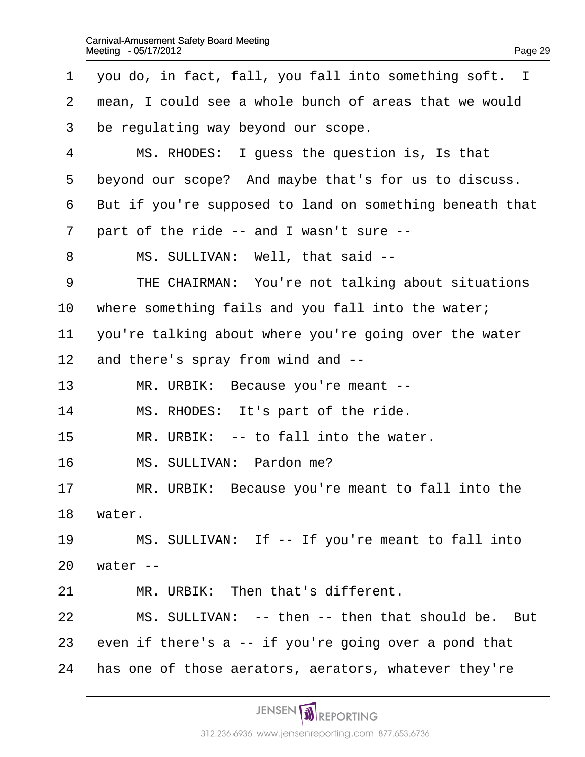1 you do, in fact, fall, you fall into something soft. I
2 mean, I could see a whole bunch of areas that we would
3 be regulating way beyond our scope.
4 MS. RHODES: I guess the question is, Is that
5 beyond our scope? And maybe that's for us to discuss.
6 But if you're supposed to land on something beneath that
7 part of the ride -- and I wasn't sure --
8 MS. SULLIVAN: Well, that said --
9 THE CHAIRMAN: You're not talking about situations
10 where something fails and you fall into the water;
11 you're talking about where you're going over the water
12 and there's spray from wind and --
13 MR. URBIK: Because you're meant --
14 MS. RHODES: It's part of the ride.
15 MR. URBIK: -- to fall into the water.
16 MS. SULLIVAN: Pardon me?
17 MR. URBIK: Because you're meant to fall into the
18 water.
19 MS. SULLIVAN: If -- If you're meant to fall into
20 water --
21 MR. URBIK: Then that's different.
22 MS. SULLIVAN: -- then -- then that should be. But
23 even if there's a -- if you're going over a pond that
24 has one of those aerators, aerators, whatever they're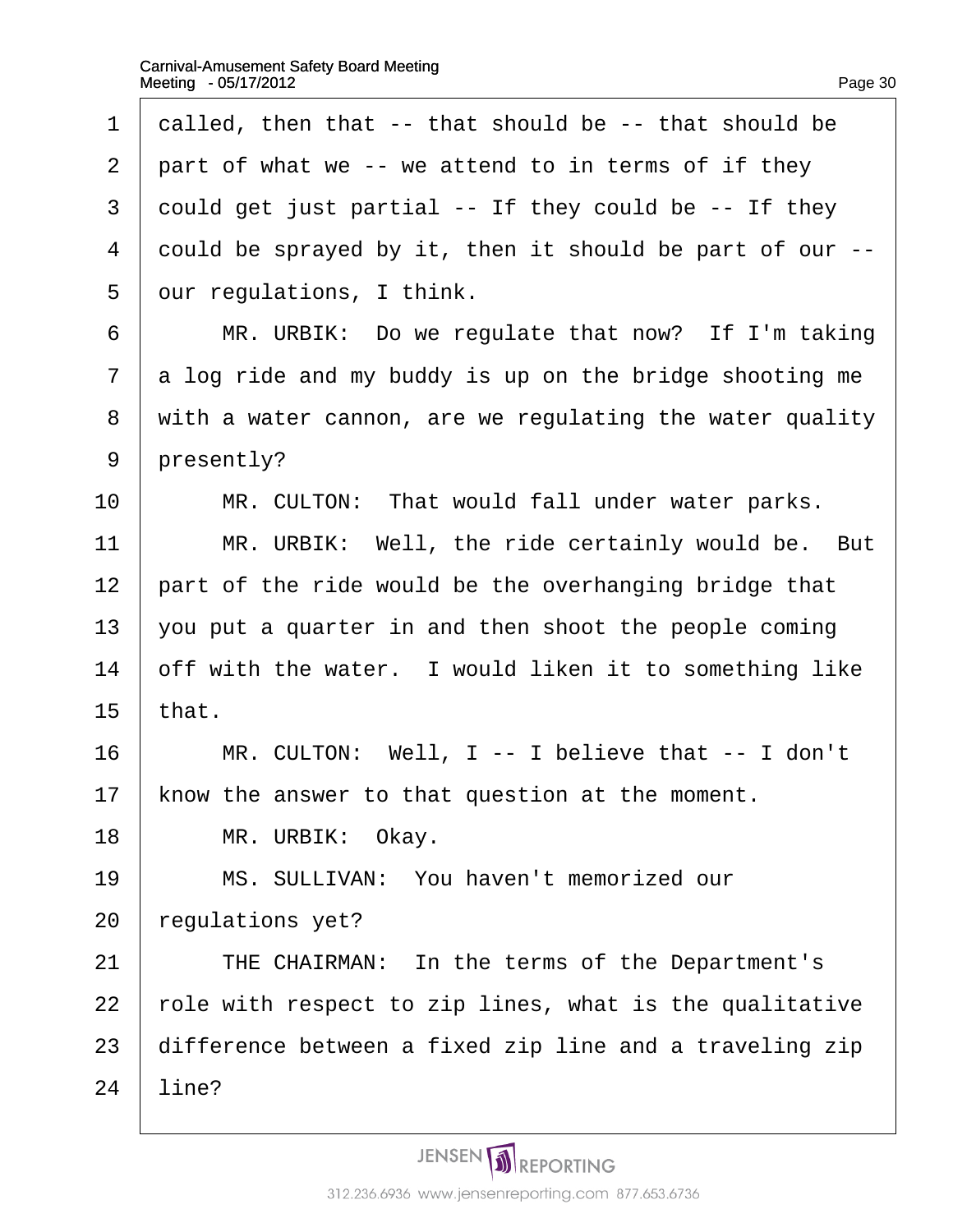1 called, then that -- that should be -- that should be
2 part of what we -- we attend to in terms of if they
3 could get just partial -- If they could be -- If they
4 could be sprayed by it, then it should be part of our --
5 our regulations, I think.

6 MR. URBIK: Do we regulate that now? If I'm taking
7 a log ride and my buddy is up on the bridge shooting me
8 with a water cannon, are we regulating the water quality
9 presently?

10 MR. CULTON: That would fall under water parks.

11 MR. URBIK: Well, the ride certainly would be. But
12 part of the ride would be the overhanging bridge that
13 you put a quarter in and then shoot the people coming
14 off with the water. I would liken it to something like
15 that.

16 MR. CULTON: Well, I -- I believe that -- I don't
17 know the answer to that question at the moment.

18 MR. URBIK: Okay.

19 MS. SULLIVAN: You haven't memorized our
20 regulations yet?

21 THE CHAIRMAN: In the terms of the Department's
22 role with respect to zip lines, what is the qualitative
23 difference between a fixed zip line and a traveling zip
24 line?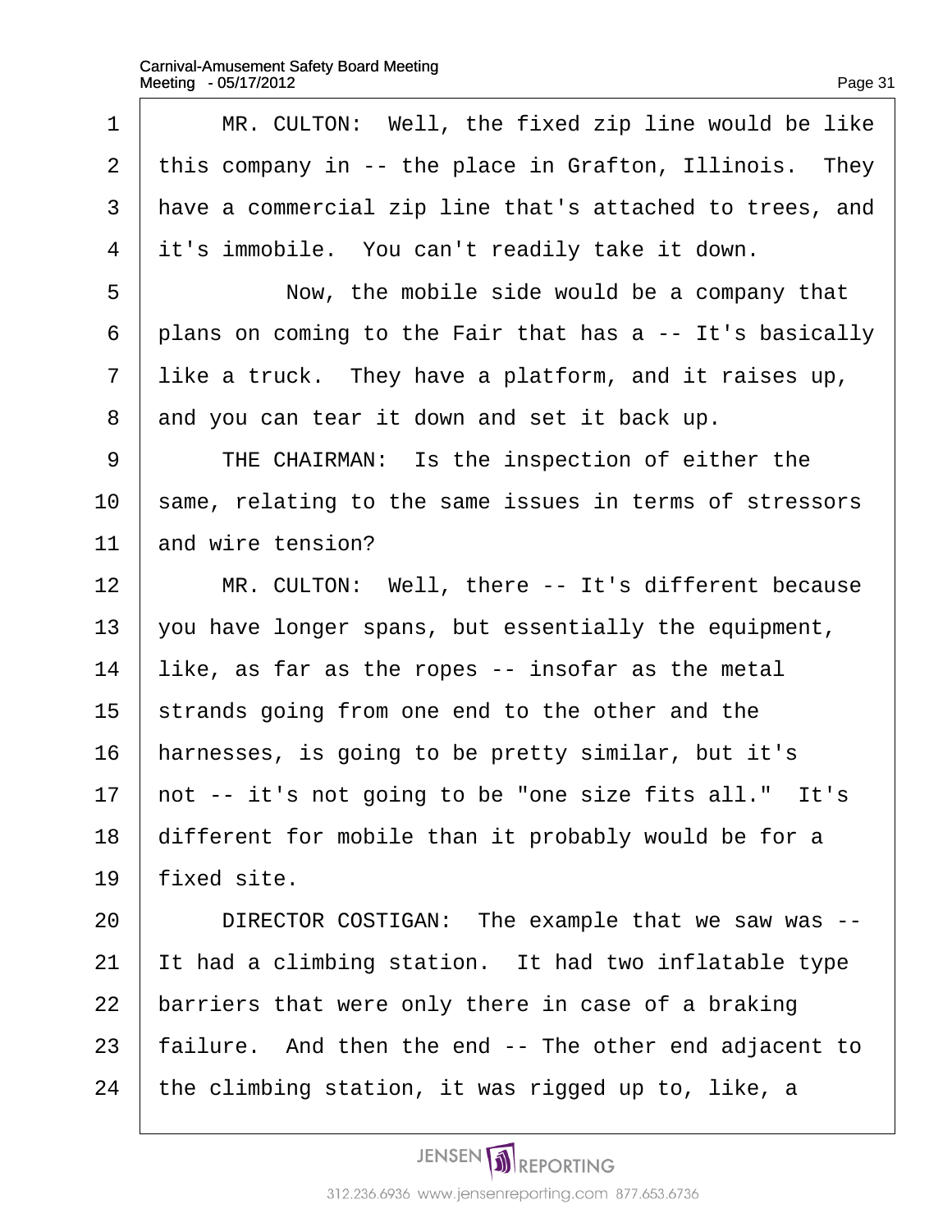MR. CULTON: Well, the fixed zip line would be like this company in -- the place in Grafton, Illinois. They have a commercial zip line that's attached to trees, and it's immobile. You can't readily take it down.

Now, the mobile side would be a company that plans on coming to the Fair that has a -- It's basically like a truck. They have a platform, and it raises up, and you can tear it down and set it back up.

THE CHAIRMAN: Is the inspection of either the same, relating to the same issues in terms of stressors and wire tension?

MR. CULTON: Well, there -- It's different because you have longer spans, but essentially the equipment, like, as far as the ropes -- insofar as the metal strands going from one end to the other and the harnesses, is going to be pretty similar, but it's not -- it's not going to be "one size fits all." It's different for mobile than it probably would be for a fixed site.

DIRECTOR COSTIGAN: The example that we saw was -- It had a climbing station. It had two inflatable type barriers that were only there in case of a braking failure. And then the end -- The other end adjacent to the climbing station, it was rigged up to, like, a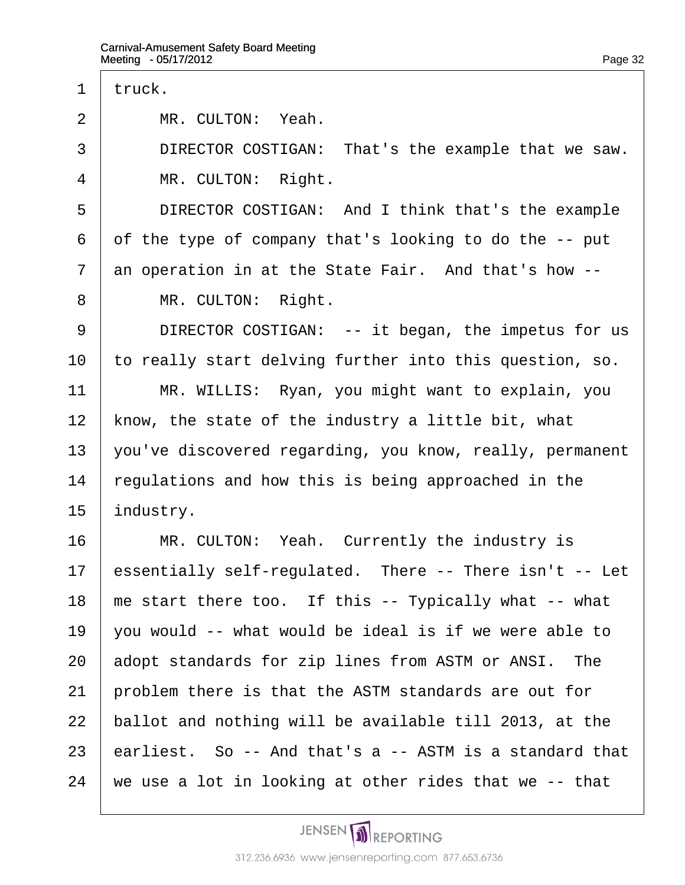truck.

MR. CULTON: Yeah.

DIRECTOR COSTIGAN: That's the example that we saw.

MR. CULTON: Right.

DIRECTOR COSTIGAN: And I think that's the example of the type of company that's looking to do the -- put an operation in at the State Fair. And that's how --

MR. CULTON: Right.

DIRECTOR COSTIGAN: -- it began, the impetus for us to really start delving further into this question, so.

MR. WILLIS: Ryan, you might want to explain, you know, the state of the industry a little bit, what you've discovered regarding, you know, really, permanent regulations and how this is being approached in the industry.

MR. CULTON: Yeah. Currently the industry is essentially self-regulated. There -- There isn't -- Let me start there too. If this -- Typically what -- what you would -- what would be ideal is if we were able to adopt standards for zip lines from ASTM or ANSI. The problem there is that the ASTM standards are out for ballot and nothing will be available till 2013, at the earliest. So -- And that's a -- ASTM is a standard that we use a lot in looking at other rides that we -- that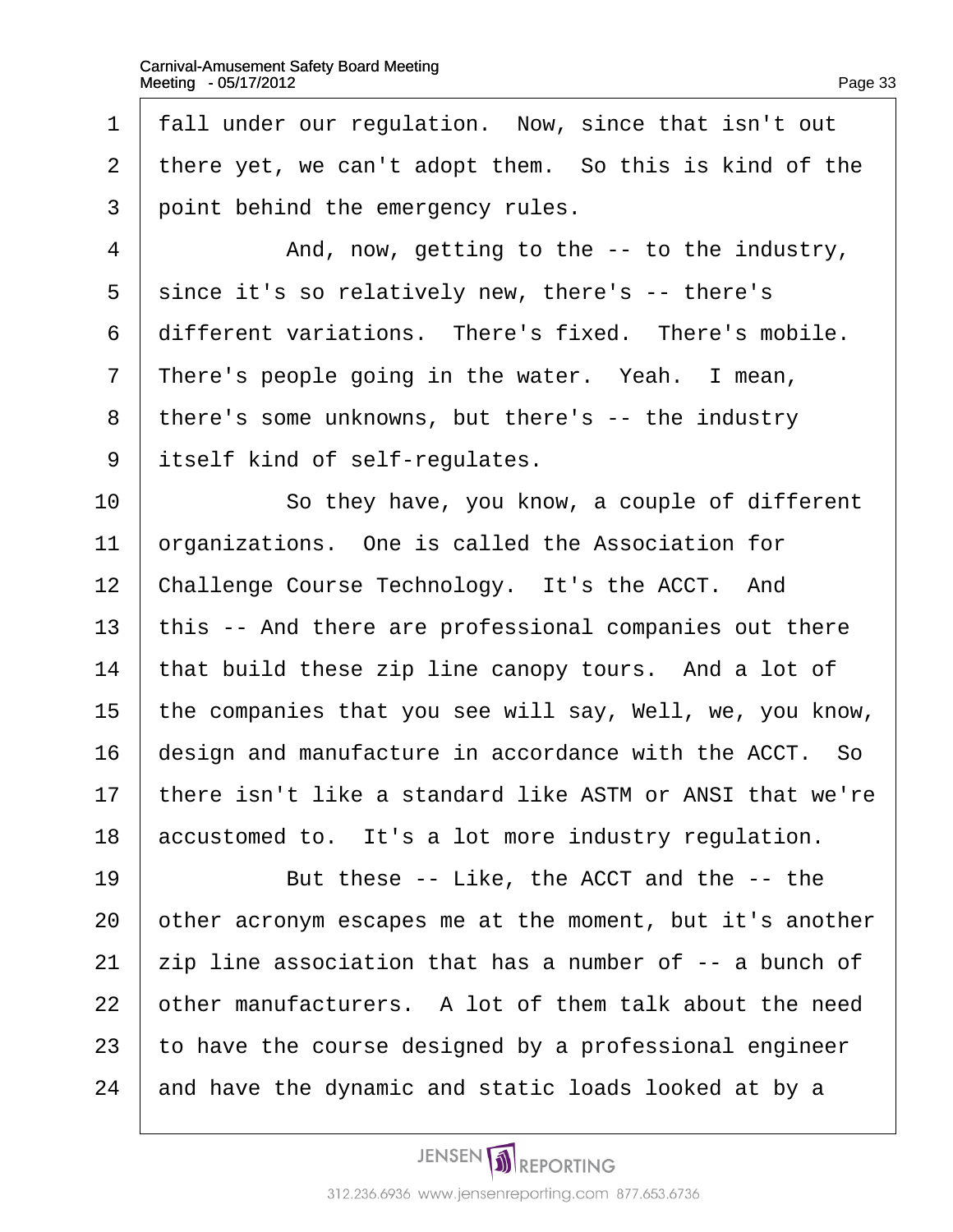fall under our regulation. Now, since that isn't out there yet, we can't adopt them. So this is kind of the point behind the emergency rules.

And, now, getting to the -- to the industry, since it's so relatively new, there's -- there's different variations. There's fixed. There's mobile. There's people going in the water. Yeah. I mean, there's some unknowns, but there's -- the industry itself kind of self-regulates.

So they have, you know, a couple of different organizations. One is called the Association for Challenge Course Technology. It's the ACCT. And this -- And there are professional companies out there that build these zip line canopy tours. And a lot of the companies that you see will say, Well, we, you know, design and manufacture in accordance with the ACCT. So there isn't like a standard like ASTM or ANSI that we're accustomed to. It's a lot more industry regulation.

But these -- Like, the ACCT and the -- the other acronym escapes me at the moment, but it's another zip line association that has a number of -- a bunch of other manufacturers. A lot of them talk about the need to have the course designed by a professional engineer and have the dynamic and static loads looked at by a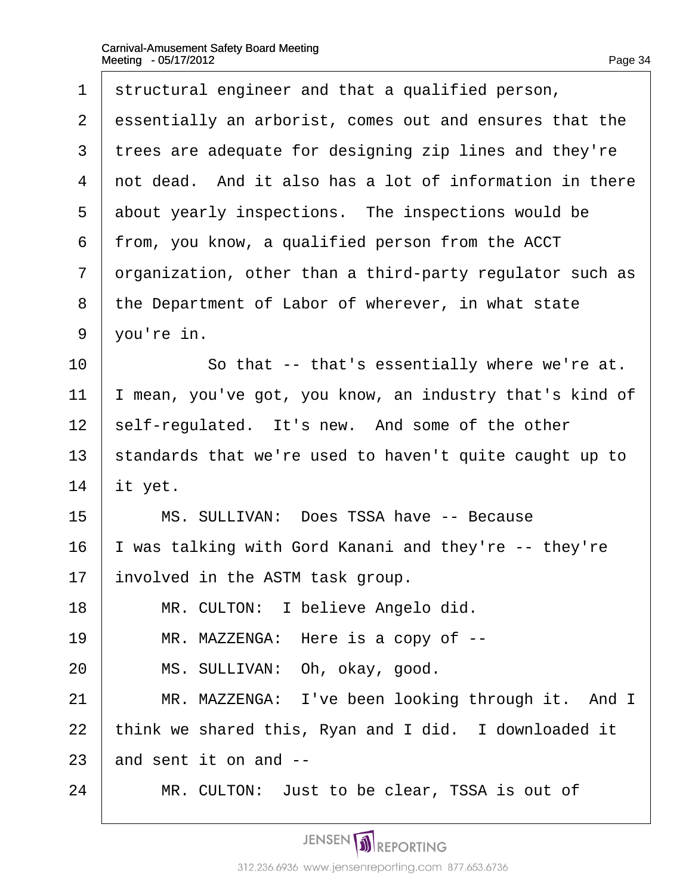structural engineer and that a qualified person, essentially an arborist, comes out and ensures that the trees are adequate for designing zip lines and they're not dead. And it also has a lot of information in there about yearly inspections. The inspections would be from, you know, a qualified person from the ACCT organization, other than a third-party regulator such as the Department of Labor of wherever, in what state you're in.

So that -- that's essentially where we're at. I mean, you've got, you know, an industry that's kind of self-regulated. It's new. And some of the other standards that we're used to haven't quite caught up to it yet.

MS. SULLIVAN: Does TSSA have -- Because I was talking with Gord Kanani and they're -- they're involved in the ASTM task group.

MR. CULTON: I believe Angelo did.

MR. MAZZENGA: Here is a copy of --

MS. SULLIVAN: Oh, okay, good.

MR. MAZZENGA: I've been looking through it. And I think we shared this, Ryan and I did. I downloaded it and sent it on and --

MR. CULTON: Just to be clear, TSSA is out of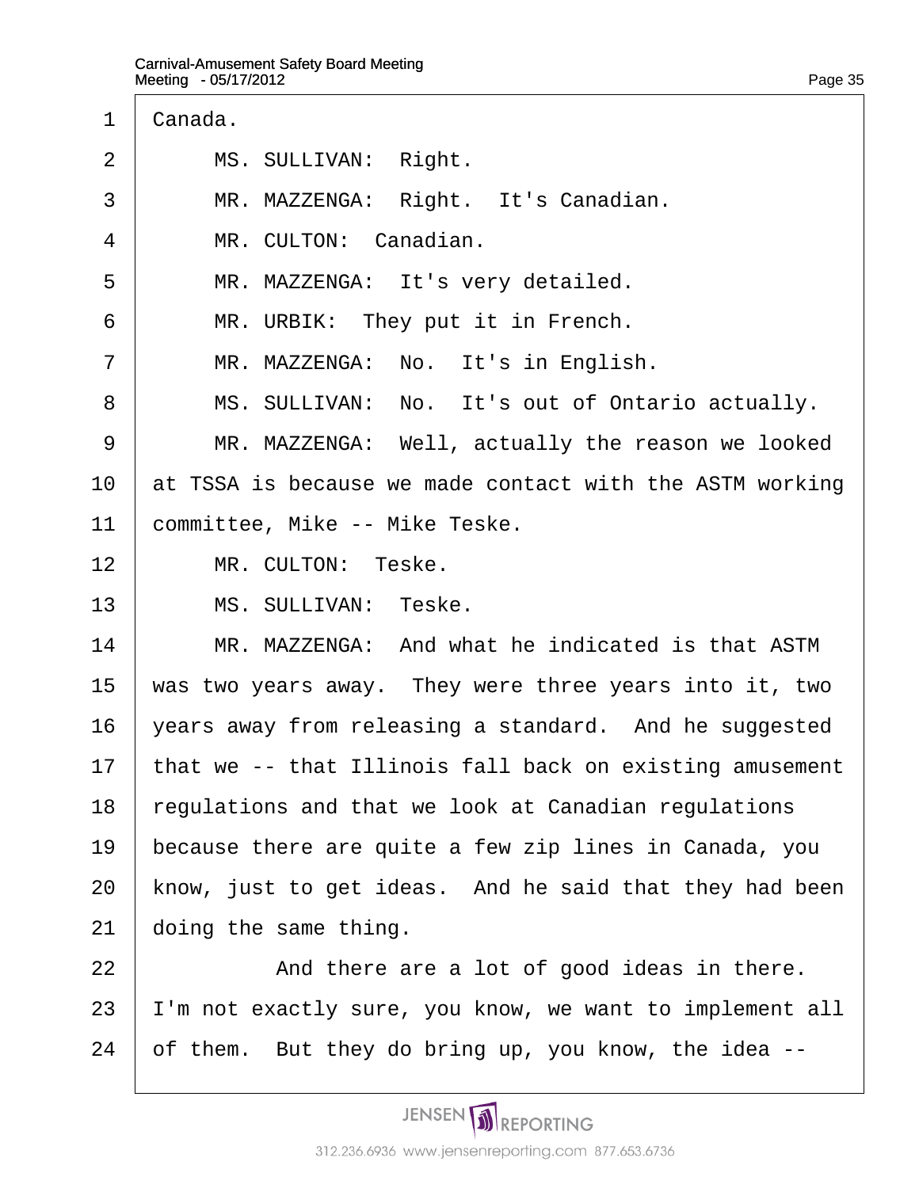Canada.

MS. SULLIVAN: Right.

MR. MAZZENGA: Right. It's Canadian.

MR. CULTON: Canadian.

MR. MAZZENGA: It's very detailed.

MR. URBIK: They put it in French.

MR. MAZZENGA: No. It's in English.

MS. SULLIVAN: No. It's out of Ontario actually.

MR. MAZZENGA: Well, actually the reason we looked at TSSA is because we made contact with the ASTM working committee, Mike -- Mike Teske.

MR. CULTON: Teske.

MS. SULLIVAN: Teske.

MR. MAZZENGA: And what he indicated is that ASTM was two years away. They were three years into it, two years away from releasing a standard. And he suggested that we -- that Illinois fall back on existing amusement regulations and that we look at Canadian regulations because there are quite a few zip lines in Canada, you know, just to get ideas. And he said that they had been doing the same thing.

And there are a lot of good ideas in there. I'm not exactly sure, you know, we want to implement all of them. But they do bring up, you know, the idea --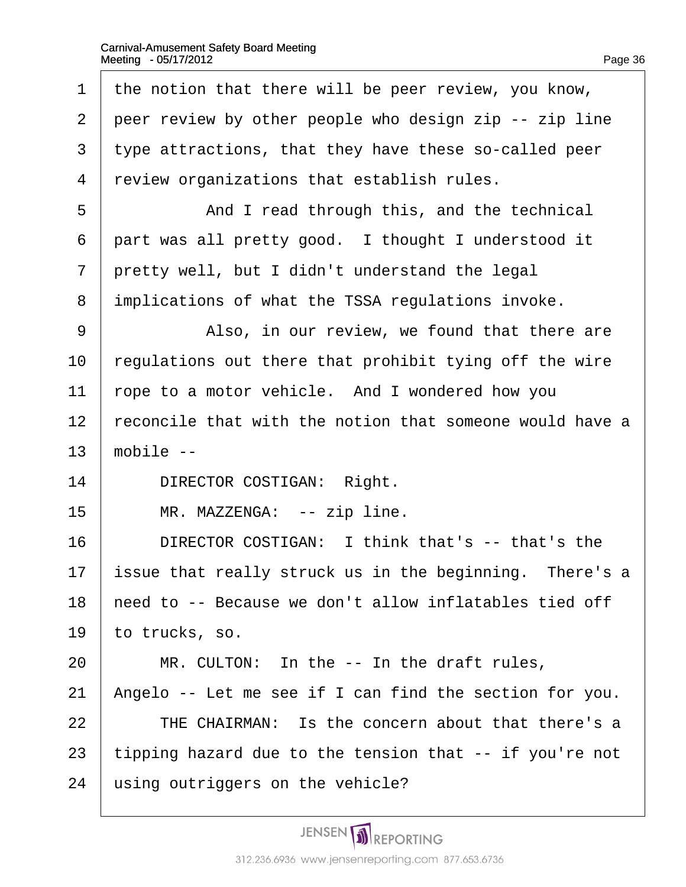1 the notion that there will be peer review, you know,

2 peer review by other people who design zip -- zip line

3 type attractions, that they have these so-called peer

4 review organizations that establish rules.

5 And I read through this, and the technical

6 part was all pretty good. I thought I understood it

7 pretty well, but I didn't understand the legal

8 implications of what the TSSA regulations invoke.

9 Also, in our review, we found that there are

10 regulations out there that prohibit tying off the wire

11 rope to a motor vehicle. And I wondered how you

12 reconcile that with the notion that someone would have a

13 mobile --

14 DIRECTOR COSTIGAN: Right.

15 MR. MAZZENGA: -- zip line.

16 DIRECTOR COSTIGAN: I think that's -- that's the

17 issue that really struck us in the beginning. There's a

18 need to -- Because we don't allow inflatables tied off

19 to trucks, so.

20 MR. CULTON: In the -- In the draft rules,

21 Angelo -- Let me see if I can find the section for you.

22 THE CHAIRMAN: Is the concern about that there's a

23 tipping hazard due to the tension that -- if you're not

24 using outriggers on the vehicle?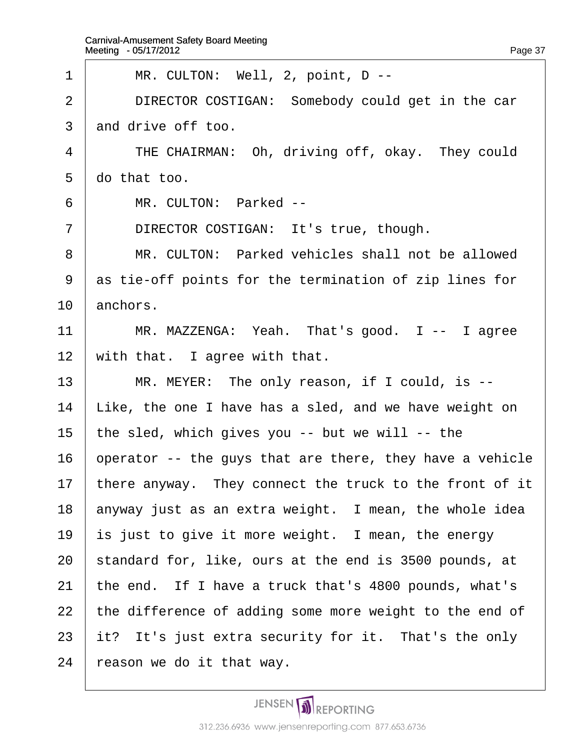MR. CULTON: Well, 2, point, D --

DIRECTOR COSTIGAN: Somebody could get in the car and drive off too.

THE CHAIRMAN: Oh, driving off, okay. They could do that too.

MR. CULTON: Parked --

DIRECTOR COSTIGAN: It's true, though.

MR. CULTON: Parked vehicles shall not be allowed as tie-off points for the termination of zip lines for anchors.

MR. MAZZENGA: Yeah. That's good. I -- I agree with that. I agree with that.

MR. MEYER: The only reason, if I could, is -- Like, the one I have has a sled, and we have weight on the sled, which gives you -- but we will -- the operator -- the guys that are there, they have a vehicle there anyway. They connect the truck to the front of it anyway just as an extra weight. I mean, the whole idea is just to give it more weight. I mean, the energy standard for, like, ours at the end is 3500 pounds, at the end. If I have a truck that's 4800 pounds, what's the difference of adding some more weight to the end of it? It's just extra security for it. That's the only reason we do it that way.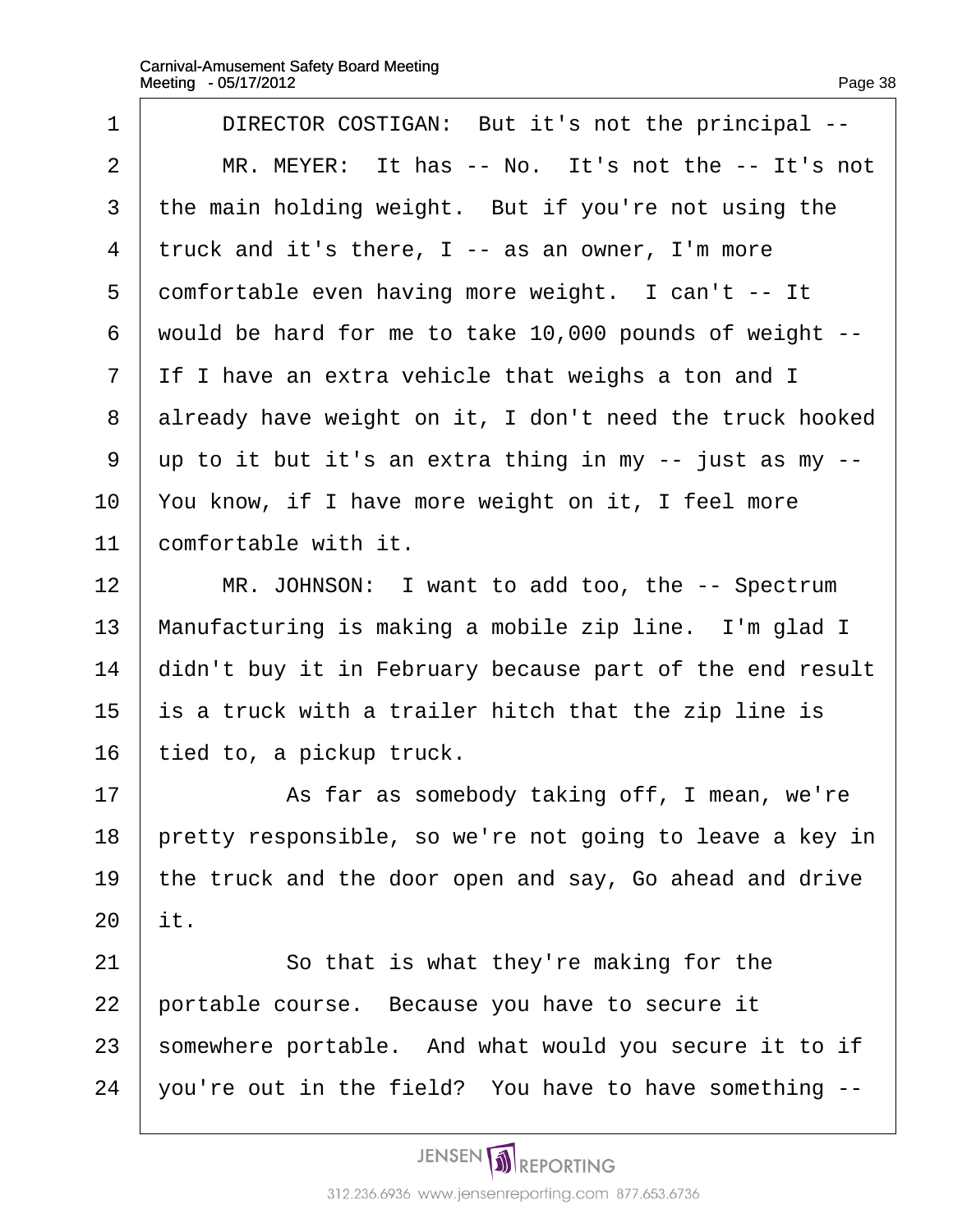DIRECTOR COSTIGAN: But it's not the principal --

MR. MEYER: It has -- No. It's not the -- It's not the main holding weight. But if you're not using the truck and it's there, I -- as an owner, I'm more comfortable even having more weight. I can't -- It would be hard for me to take 10,000 pounds of weight -- If I have an extra vehicle that weighs a ton and I already have weight on it, I don't need the truck hooked up to it but it's an extra thing in my -- just as my -- You know, if I have more weight on it, I feel more comfortable with it.

MR. JOHNSON: I want to add too, the -- Spectrum Manufacturing is making a mobile zip line. I'm glad I didn't buy it in February because part of the end result is a truck with a trailer hitch that the zip line is tied to, a pickup truck.

As far as somebody taking off, I mean, we're pretty responsible, so we're not going to leave a key in the truck and the door open and say, Go ahead and drive it.

So that is what they're making for the portable course. Because you have to secure it somewhere portable. And what would you secure it to if you're out in the field? You have to have something --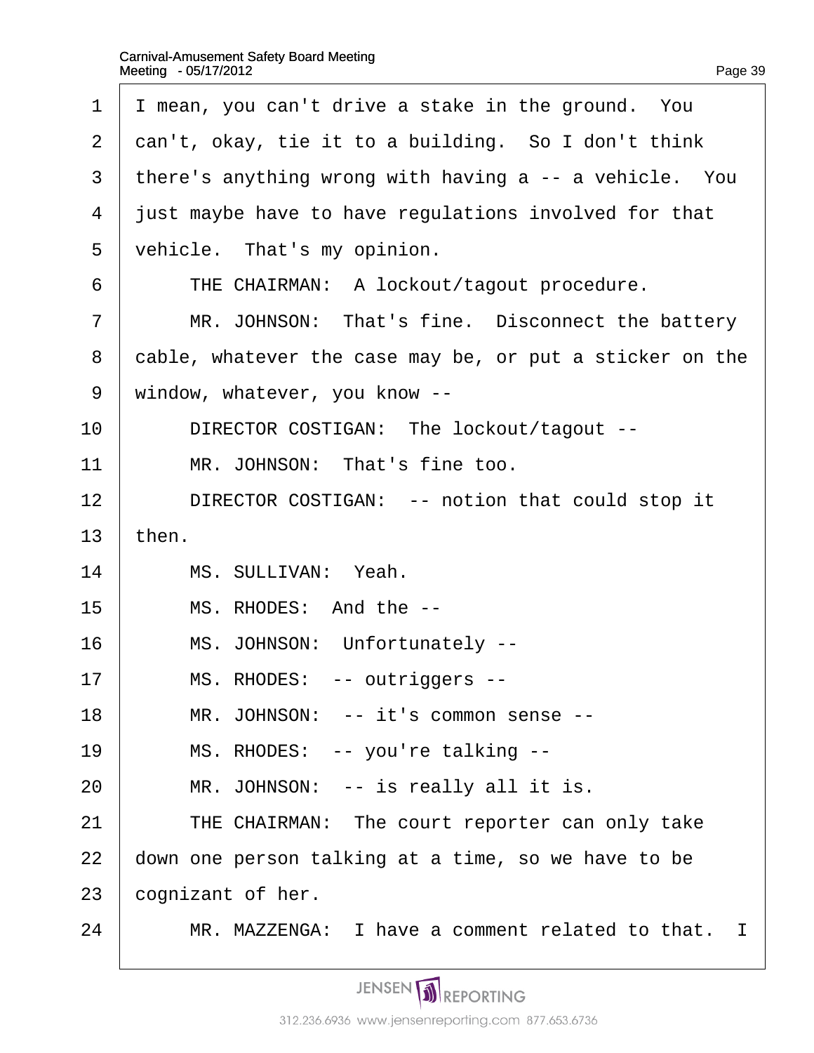1 I mean, you can't drive a stake in the ground. You
2 can't, okay, tie it to a building. So I don't think
3 there's anything wrong with having a -- a vehicle. You
4 just maybe have to have regulations involved for that
5 vehicle. That's my opinion.
6 THE CHAIRMAN: A lockout/tagout procedure.
7 MR. JOHNSON: That's fine. Disconnect the battery
8 cable, whatever the case may be, or put a sticker on the
9 window, whatever, you know --
10 DIRECTOR COSTIGAN: The lockout/tagout --
11 MR. JOHNSON: That's fine too.
12 DIRECTOR COSTIGAN: -- notion that could stop it
13 then.
14 MS. SULLIVAN: Yeah.
15 MS. RHODES: And the --
16 MS. JOHNSON: Unfortunately --
17 MS. RHODES: -- outriggers --
18 MR. JOHNSON: -- it's common sense --
19 MS. RHODES: -- you're talking --
20 MR. JOHNSON: -- is really all it is.
21 THE CHAIRMAN: The court reporter can only take
22 down one person talking at a time, so we have to be
23 cognizant of her.
24 MR. MAZZENGA: I have a comment related to that. I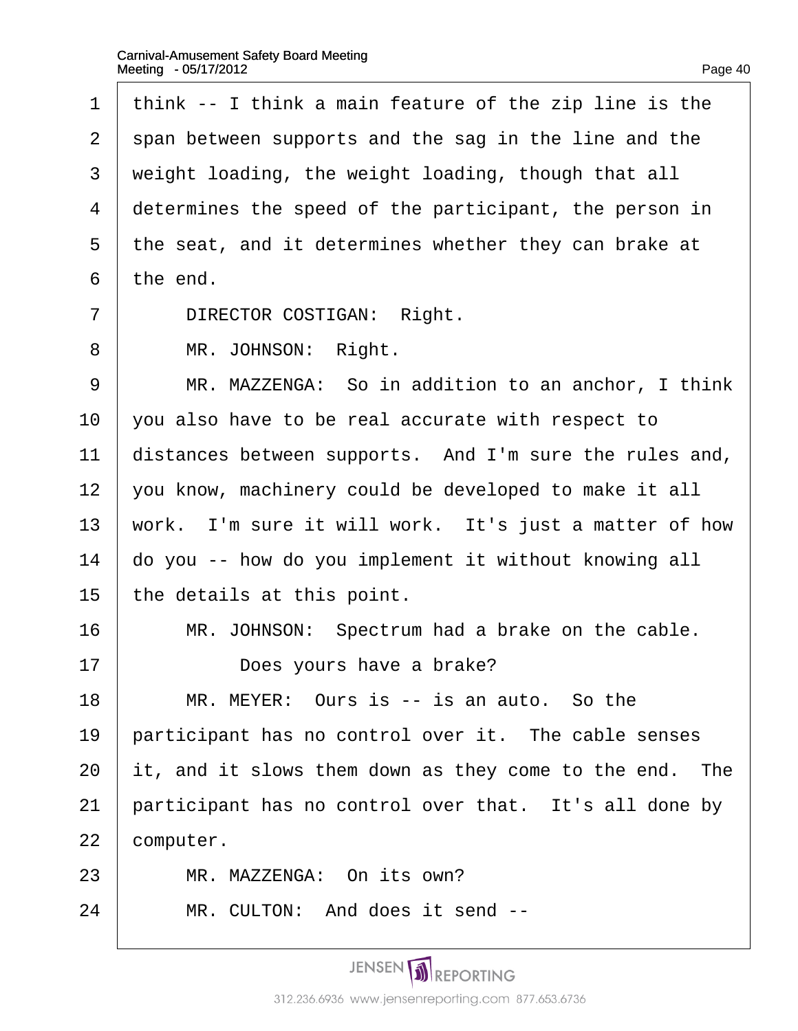1 think -- I think a main feature of the zip line is the
2 span between supports and the sag in the line and the
3 weight loading, the weight loading, though that all
4 determines the speed of the participant, the person in
5 the seat, and it determines whether they can brake at
6 the end.

7 DIRECTOR COSTIGAN: Right.

8 MR. JOHNSON: Right.

9 MR. MAZZENGA: So in addition to an anchor, I think
10 you also have to be real accurate with respect to
11 distances between supports. And I'm sure the rules and,
12 you know, machinery could be developed to make it all
13 work. I'm sure it will work. It's just a matter of how
14 do you -- how do you implement it without knowing all
15 the details at this point.

16 MR. JOHNSON: Spectrum had a brake on the cable.
17 Does yours have a brake?

18 MR. MEYER: Ours is -- is an auto. So the
19 participant has no control over it. The cable senses
20 it, and it slows them down as they come to the end. The
21 participant has no control over that. It's all done by
22 computer.

23 MR. MAZZENGA: On its own?

24 MR. CULTON: And does it send --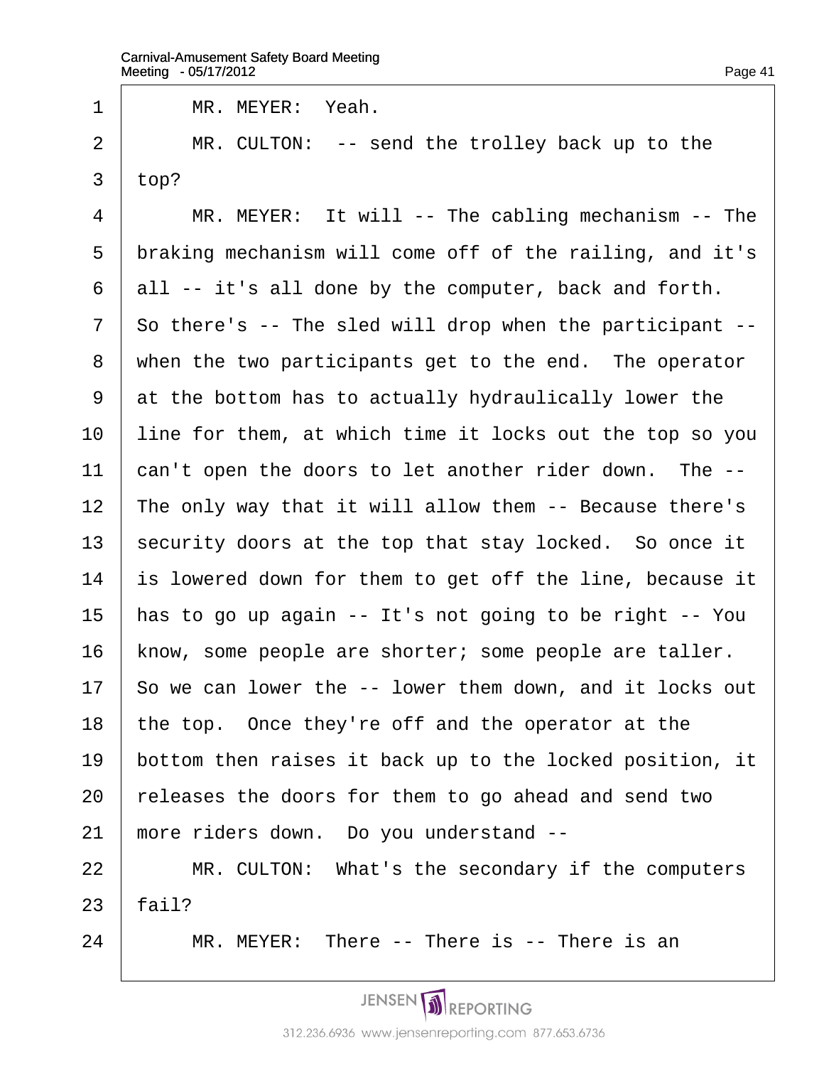MR. MEYER: Yeah.

MR. CULTON: -- send the trolley back up to the top?

MR. MEYER: It will -- The cabling mechanism -- The braking mechanism will come off of the railing, and it's all -- it's all done by the computer, back and forth. So there's -- The sled will drop when the participant -- when the two participants get to the end. The operator at the bottom has to actually hydraulically lower the line for them, at which time it locks out the top so you can't open the doors to let another rider down. The -- The only way that it will allow them -- Because there's security doors at the top that stay locked. So once it is lowered down for them to get off the line, because it has to go up again -- It's not going to be right -- You know, some people are shorter; some people are taller. So we can lower the -- lower them down, and it locks out the top. Once they're off and the operator at the bottom then raises it back up to the locked position, it releases the doors for them to go ahead and send two more riders down. Do you understand --

MR. CULTON: What's the secondary if the computers fail?

MR. MEYER: There -- There is -- There is an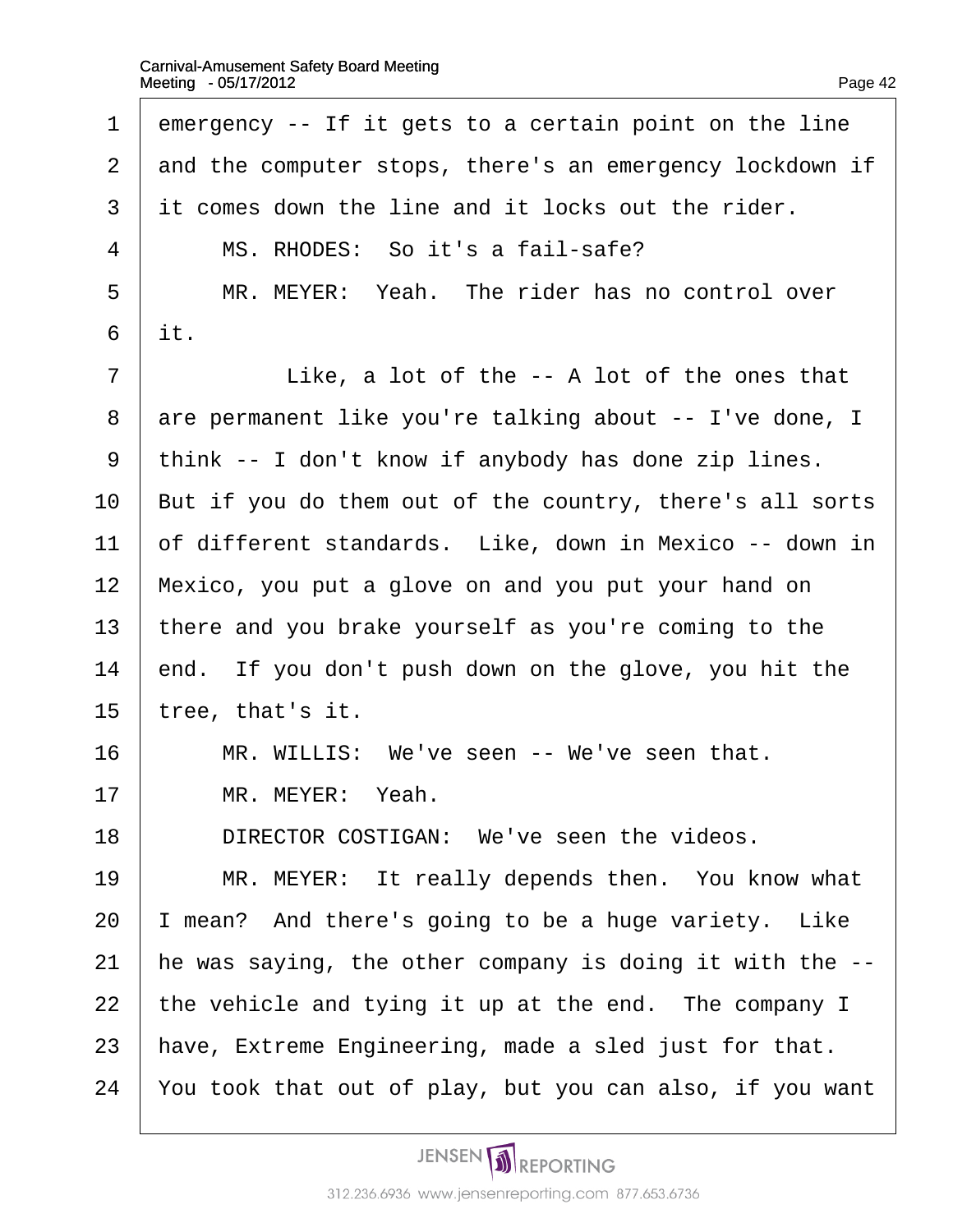emergency -- If it gets to a certain point on the line and the computer stops, there's an emergency lockdown if it comes down the line and it locks out the rider.

MS. RHODES: So it's a fail-safe?

MR. MEYER: Yeah. The rider has no control over it.

Like, a lot of the -- A lot of the ones that are permanent like you're talking about -- I've done, I think -- I don't know if anybody has done zip lines. But if you do them out of the country, there's all sorts of different standards. Like, down in Mexico -- down in Mexico, you put a glove on and you put your hand on there and you brake yourself as you're coming to the end. If you don't push down on the glove, you hit the tree, that's it.

MR. WILLIS: We've seen -- We've seen that.

MR. MEYER: Yeah.

DIRECTOR COSTIGAN: We've seen the videos.

MR. MEYER: It really depends then. You know what I mean? And there's going to be a huge variety. Like he was saying, the other company is doing it with the -- the vehicle and tying it up at the end. The company I have, Extreme Engineering, made a sled just for that. You took that out of play, but you can also, if you want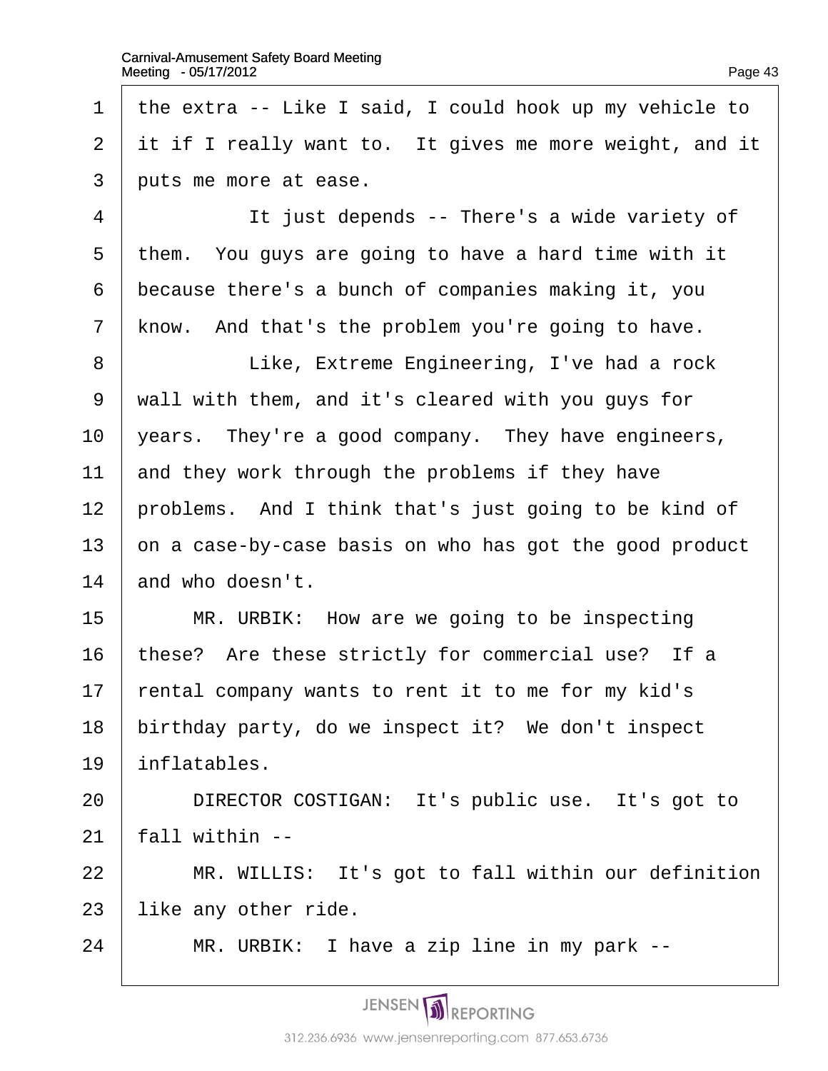the extra -- Like I said, I could hook up my vehicle to it if I really want to. It gives me more weight, and it puts me more at ease.

It just depends -- There's a wide variety of them. You guys are going to have a hard time with it because there's a bunch of companies making it, you know. And that's the problem you're going to have.

Like, Extreme Engineering, I've had a rock wall with them, and it's cleared with you guys for years. They're a good company. They have engineers, and they work through the problems if they have problems. And I think that's just going to be kind of on a case-by-case basis on who has got the good product and who doesn't.

MR. URBIK: How are we going to be inspecting these? Are these strictly for commercial use? If a rental company wants to rent it to me for my kid's birthday party, do we inspect it? We don't inspect inflatables.

DIRECTOR COSTIGAN: It's public use. It's got to fall within --

MR. WILLIS: It's got to fall within our definition like any other ride.

MR. URBIK: I have a zip line in my park --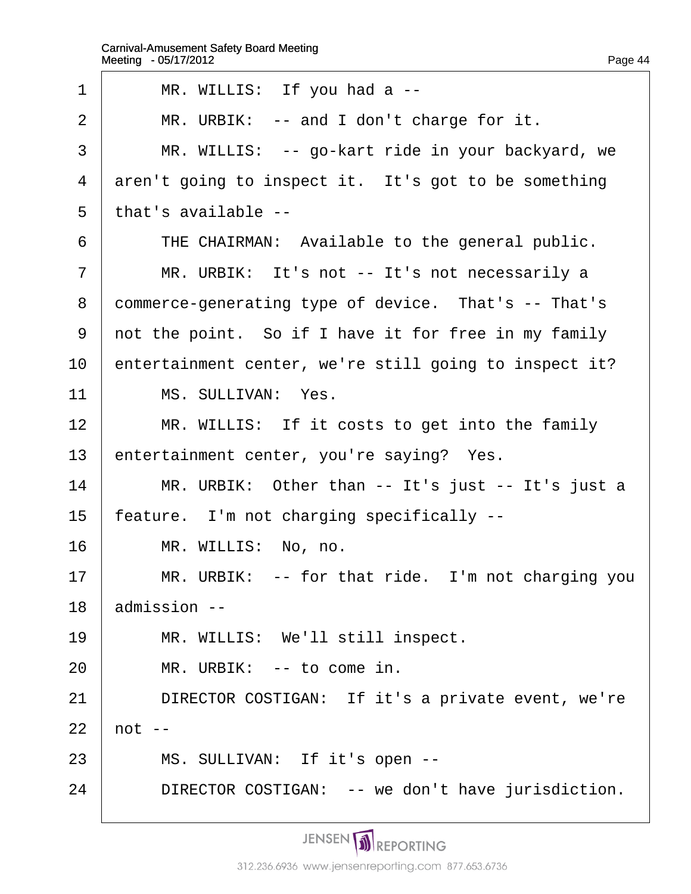MR. WILLIS: If you had a --

MR. URBIK: -- and I don't charge for it.

MR. WILLIS: -- go-kart ride in your backyard, we aren't going to inspect it. It's got to be something that's available --

THE CHAIRMAN: Available to the general public.

MR. URBIK: It's not -- It's not necessarily a commerce-generating type of device. That's -- That's not the point. So if I have it for free in my family entertainment center, we're still going to inspect it?

MS. SULLIVAN: Yes.

MR. WILLIS: If it costs to get into the family entertainment center, you're saying? Yes.

MR. URBIK: Other than -- It's just -- It's just a feature. I'm not charging specifically --

MR. WILLIS: No, no.

MR. URBIK: -- for that ride. I'm not charging you admission --

MR. WILLIS: We'll still inspect.

MR. URBIK: -- to come in.

DIRECTOR COSTIGAN: If it's a private event, we're not --

MS. SULLIVAN: If it's open --

DIRECTOR COSTIGAN: -- we don't have jurisdiction.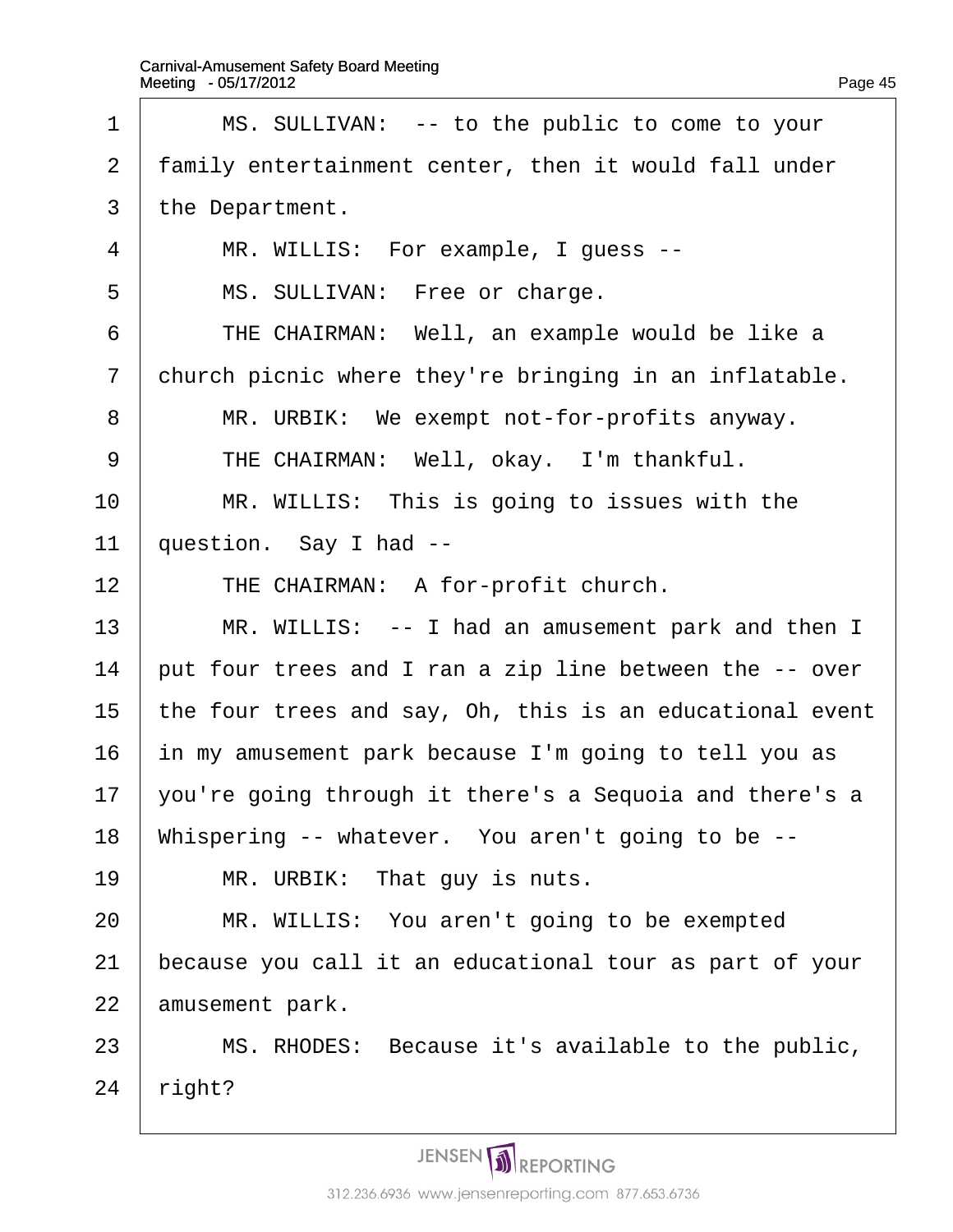1 MS. SULLIVAN: -- to the public to come to your
2 family entertainment center, then it would fall under
3 the Department.
4 MR. WILLIS: For example, I guess --
5 MS. SULLIVAN: Free or charge.
6 THE CHAIRMAN: Well, an example would be like a
7 church picnic where they're bringing in an inflatable.
8 MR. URBIK: We exempt not-for-profits anyway.
9 THE CHAIRMAN: Well, okay. I'm thankful.
10 MR. WILLIS: This is going to issues with the
11 question. Say I had --
12 THE CHAIRMAN: A for-profit church.
13 MR. WILLIS: -- I had an amusement park and then I
14 put four trees and I ran a zip line between the -- over
15 the four trees and say, Oh, this is an educational event
16 in my amusement park because I'm going to tell you as
17 you're going through it there's a Sequoia and there's a
18 Whispering -- whatever. You aren't going to be --
19 MR. URBIK: That guy is nuts.
20 MR. WILLIS: You aren't going to be exempted
21 because you call it an educational tour as part of your
22 amusement park.
23 MS. RHODES: Because it's available to the public,
24 right?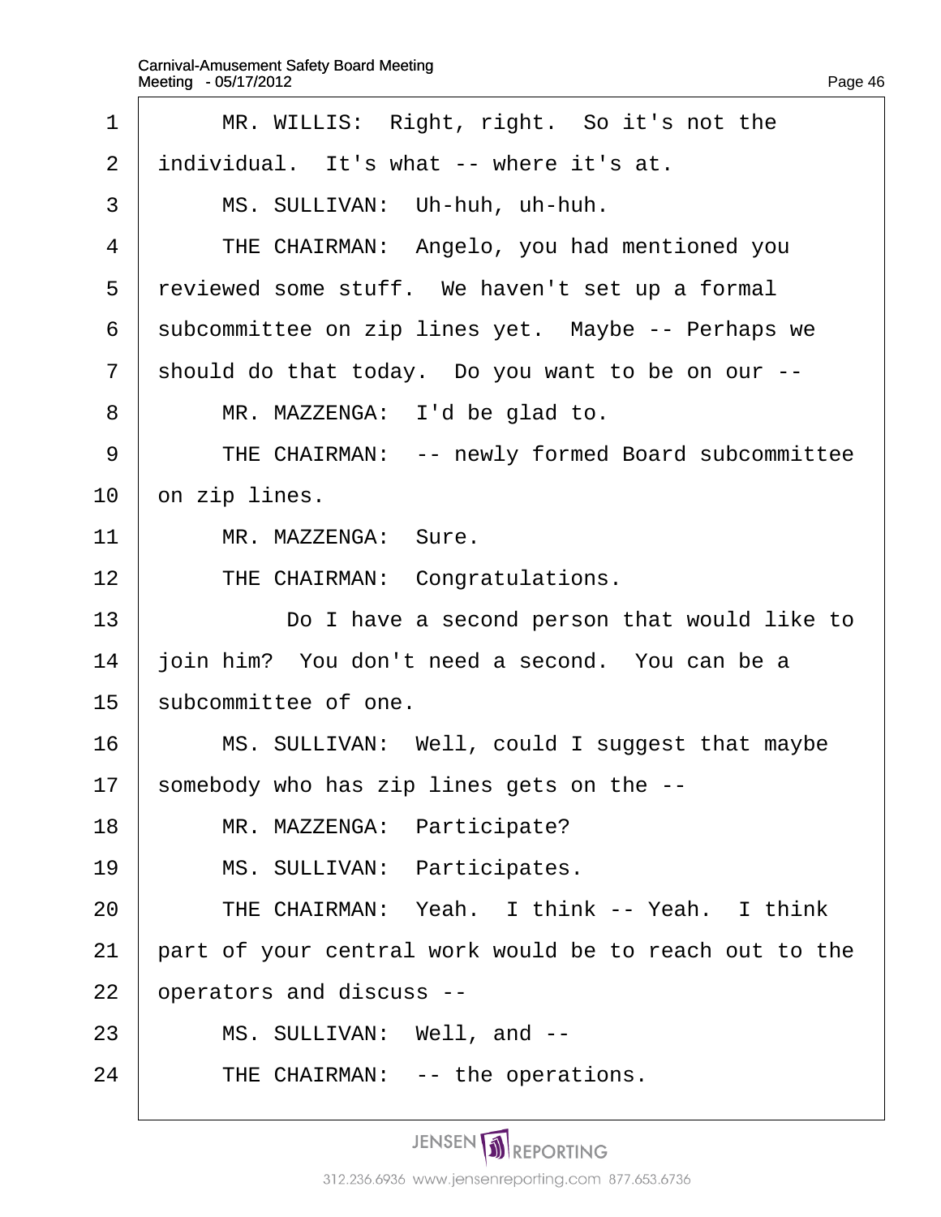1 MR. WILLIS: Right, right. So it's not the

2 individual. It's what -- where it's at.

3 MS. SULLIVAN: Uh-huh, uh-huh.

4 THE CHAIRMAN: Angelo, you had mentioned you

5 reviewed some stuff. We haven't set up a formal

6 subcommittee on zip lines yet. Maybe -- Perhaps we

7 should do that today. Do you want to be on our --

8 MR. MAZZENGA: I'd be glad to.

9 THE CHAIRMAN: -- newly formed Board subcommittee

10 on zip lines.

11 MR. MAZZENGA: Sure.

12 THE CHAIRMAN: Congratulations.

13 Do I have a second person that would like to

14 join him? You don't need a second. You can be a

15 subcommittee of one.

16 MS. SULLIVAN: Well, could I suggest that maybe

17 somebody who has zip lines gets on the --

18 MR. MAZZENGA: Participate?

19 MS. SULLIVAN: Participates.

20 THE CHAIRMAN: Yeah. I think -- Yeah. I think

21 part of your central work would be to reach out to the

22 operators and discuss --

23 MS. SULLIVAN: Well, and --

24 THE CHAIRMAN: -- the operations.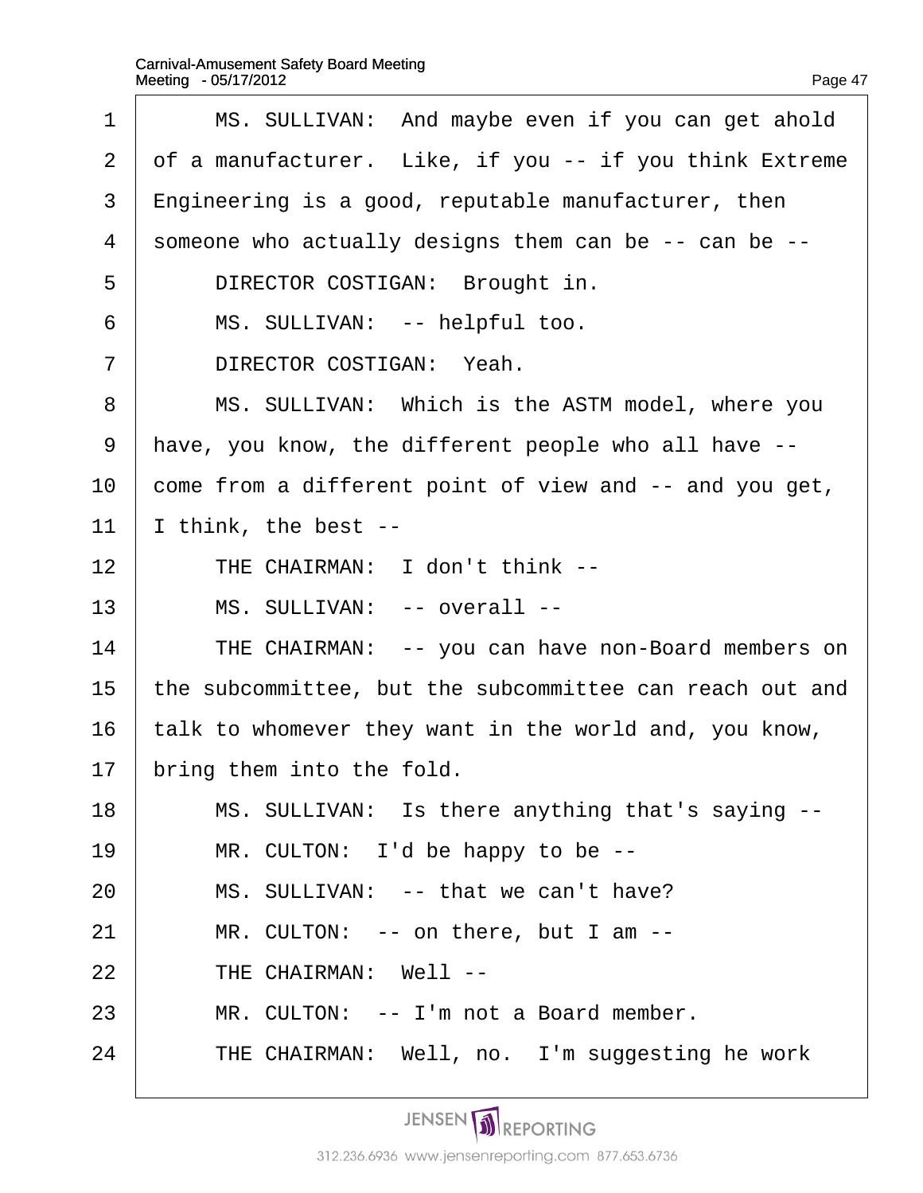1 MS. SULLIVAN: And maybe even if you can get ahold
2 of a manufacturer. Like, if you -- if you think Extreme
3 Engineering is a good, reputable manufacturer, then
4 someone who actually designs them can be -- can be --
5 DIRECTOR COSTIGAN: Brought in.
6 MS. SULLIVAN: -- helpful too.
7 DIRECTOR COSTIGAN: Yeah.
8 MS. SULLIVAN: Which is the ASTM model, where you
9 have, you know, the different people who all have --
10 come from a different point of view and -- and you get,
11 I think, the best --
12 THE CHAIRMAN: I don't think --
13 MS. SULLIVAN: -- overall --
14 THE CHAIRMAN: -- you can have non-Board members on
15 the subcommittee, but the subcommittee can reach out and
16 talk to whomever they want in the world and, you know,
17 bring them into the fold.
18 MS. SULLIVAN: Is there anything that's saying --
19 MR. CULTON: I'd be happy to be --
20 MS. SULLIVAN: -- that we can't have?
21 MR. CULTON: -- on there, but I am --
22 THE CHAIRMAN: Well --
23 MR. CULTON: -- I'm not a Board member.
24 THE CHAIRMAN: Well, no. I'm suggesting he work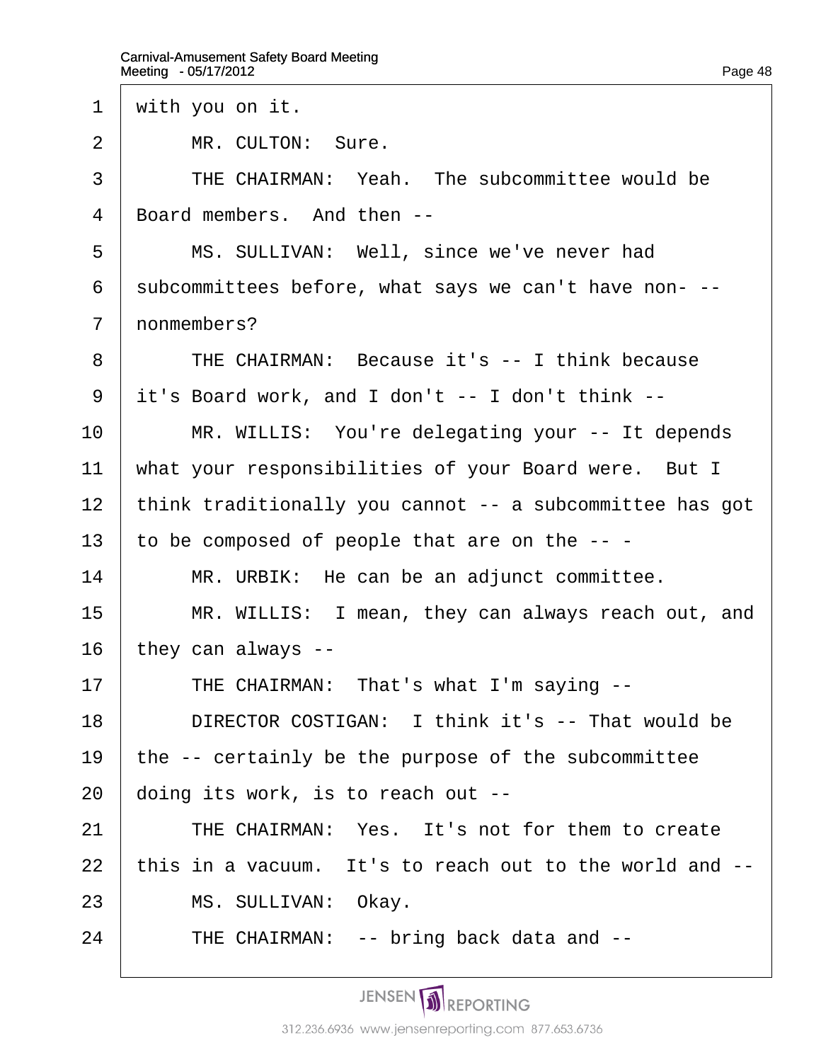1 with you on it.

2 MR. CULTON: Sure.

3 THE CHAIRMAN: Yeah. The subcommittee would be

4 Board members. And then --

5 MS. SULLIVAN: Well, since we've never had

6 subcommittees before, what says we can't have non- --

7 nonmembers?

8 THE CHAIRMAN: Because it's -- I think because

9 it's Board work, and I don't -- I don't think --

10 MR. WILLIS: You're delegating your -- It depends

11 what your responsibilities of your Board were. But I

12 think traditionally you cannot -- a subcommittee has got

13 to be composed of people that are on the -- -

14 MR. URBIK: He can be an adjunct committee.

15 MR. WILLIS: I mean, they can always reach out, and

16 they can always --

17 THE CHAIRMAN: That's what I'm saying --

18 DIRECTOR COSTIGAN: I think it's -- That would be

19 the -- certainly be the purpose of the subcommittee

20 doing its work, is to reach out --

21 THE CHAIRMAN: Yes. It's not for them to create

22 this in a vacuum. It's to reach out to the world and --

23 MS. SULLIVAN: Okay.

24 THE CHAIRMAN: -- bring back data and --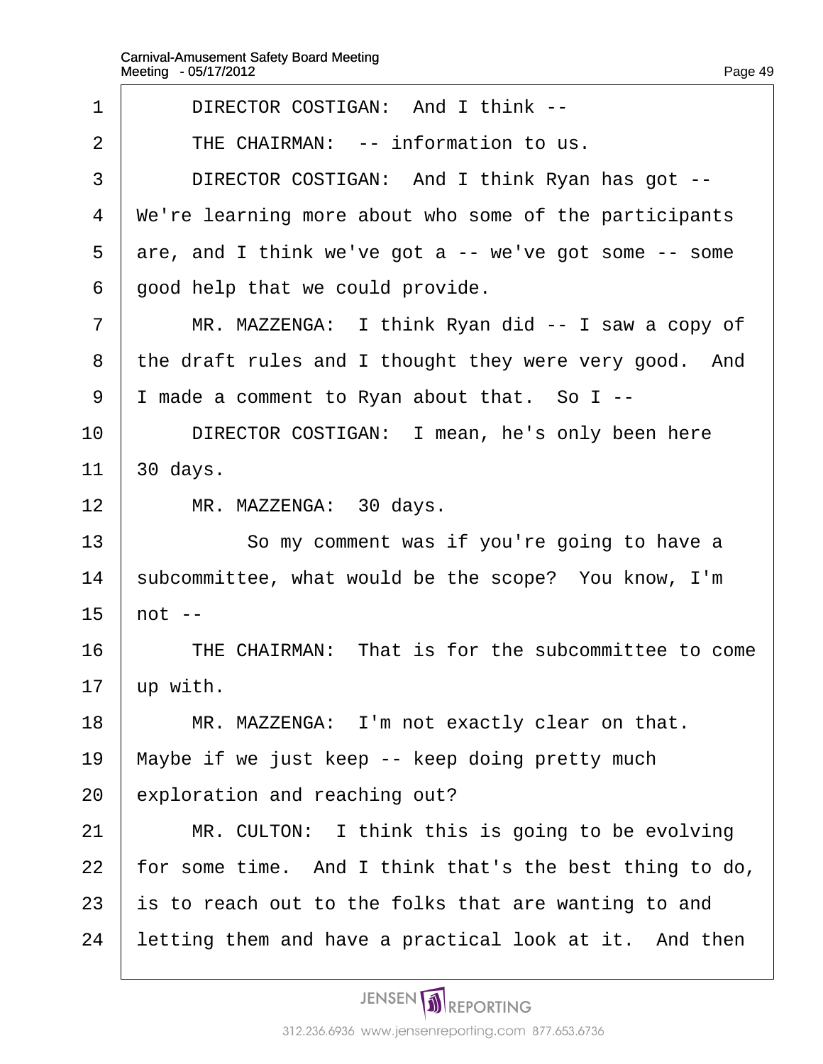1 DIRECTOR COSTIGAN: And I think --

2 THE CHAIRMAN: -- information to us.

3 DIRECTOR COSTIGAN: And I think Ryan has got --

4 We're learning more about who some of the participants

5 are, and I think we've got a -- we've got some -- some

6 good help that we could provide.

7 MR. MAZZENGA: I think Ryan did -- I saw a copy of

8 the draft rules and I thought they were very good. And

9 I made a comment to Ryan about that. So I --

10 DIRECTOR COSTIGAN: I mean, he's only been here

11 30 days.

12 MR. MAZZENGA: 30 days.

13 So my comment was if you're going to have a

14 subcommittee, what would be the scope? You know, I'm

15 not --

16 THE CHAIRMAN: That is for the subcommittee to come

17 up with.

18 MR. MAZZENGA: I'm not exactly clear on that.

19 Maybe if we just keep -- keep doing pretty much

20 exploration and reaching out?

21 MR. CULTON: I think this is going to be evolving

22 for some time. And I think that's the best thing to do,

23 is to reach out to the folks that are wanting to and

24 letting them and have a practical look at it. And then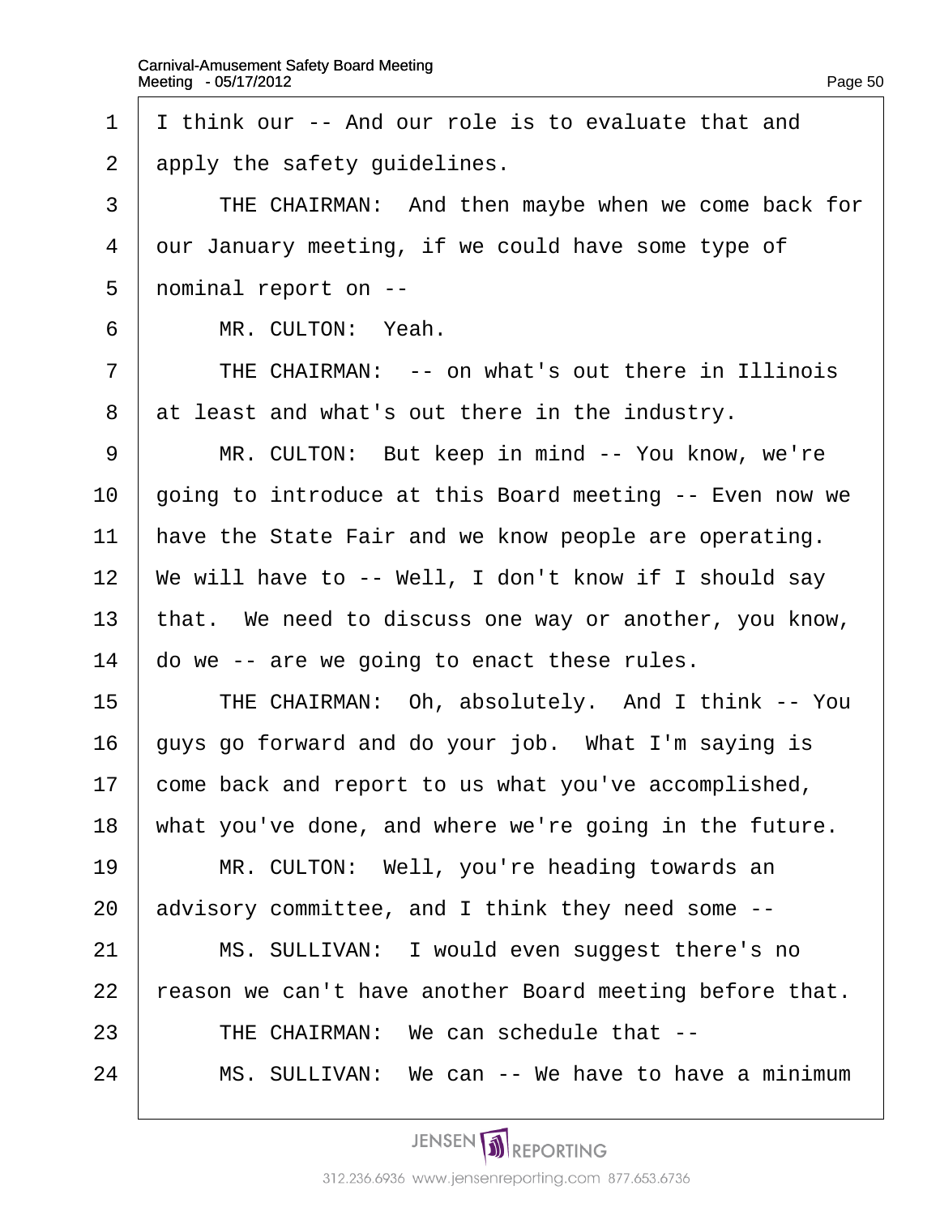1 I think our -- And our role is to evaluate that and

2 apply the safety guidelines.

3 THE CHAIRMAN: And then maybe when we come back for

4 our January meeting, if we could have some type of

5 nominal report on --

6 MR. CULTON: Yeah.

7 THE CHAIRMAN: -- on what's out there in Illinois

8 at least and what's out there in the industry.

9 MR. CULTON: But keep in mind -- You know, we're

10 going to introduce at this Board meeting -- Even now we

11 have the State Fair and we know people are operating.

12 We will have to -- Well, I don't know if I should say

13 that. We need to discuss one way or another, you know,

14 do we -- are we going to enact these rules.

15 THE CHAIRMAN: Oh, absolutely. And I think -- You

16 guys go forward and do your job. What I'm saying is

17 come back and report to us what you've accomplished,

18 what you've done, and where we're going in the future.

19 MR. CULTON: Well, you're heading towards an

20 advisory committee, and I think they need some --

21 MS. SULLIVAN: I would even suggest there's no

22 reason we can't have another Board meeting before that.

23 THE CHAIRMAN: We can schedule that --

24 MS. SULLIVAN: We can -- We have to have a minimum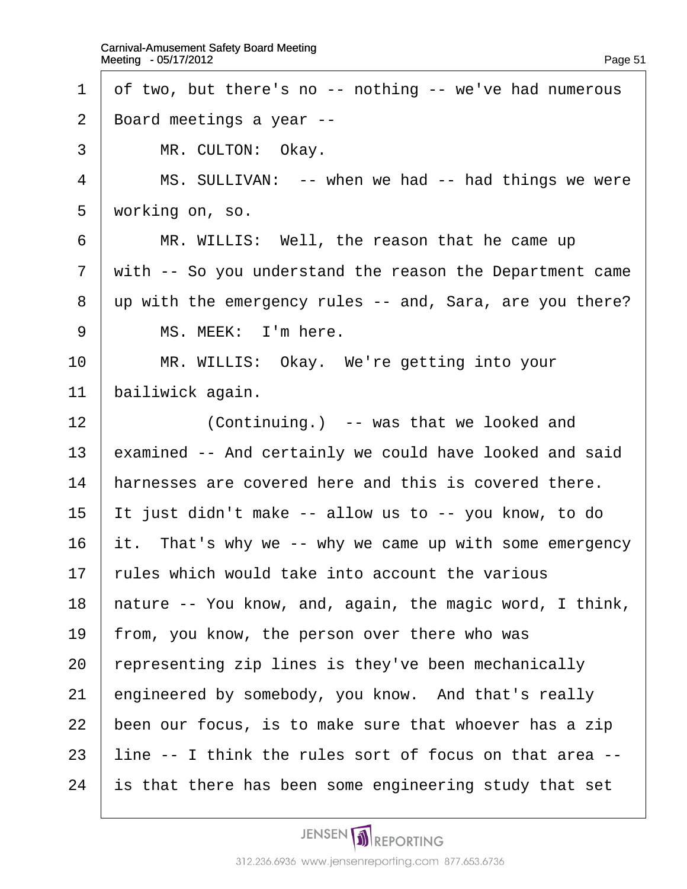1 of two, but there's no -- nothing -- we've had numerous
2 Board meetings a year --
3 MR. CULTON: Okay.
4 MS. SULLIVAN: -- when we had -- had things we were
5 working on, so.
6 MR. WILLIS: Well, the reason that he came up
7 with -- So you understand the reason the Department came
8 up with the emergency rules -- and, Sara, are you there?
9 MS. MEEK: I'm here.
10 MR. WILLIS: Okay. We're getting into your
11 bailiwick again.
12 (Continuing.) -- was that we looked and
13 examined -- And certainly we could have looked and said
14 harnesses are covered here and this is covered there.
15 It just didn't make -- allow us to -- you know, to do
16 it. That's why we -- why we came up with some emergency
17 rules which would take into account the various
18 nature -- You know, and, again, the magic word, I think,
19 from, you know, the person over there who was
20 representing zip lines is they've been mechanically
21 engineered by somebody, you know. And that's really
22 been our focus, is to make sure that whoever has a zip
23 line -- I think the rules sort of focus on that area --
24 is that there has been some engineering study that set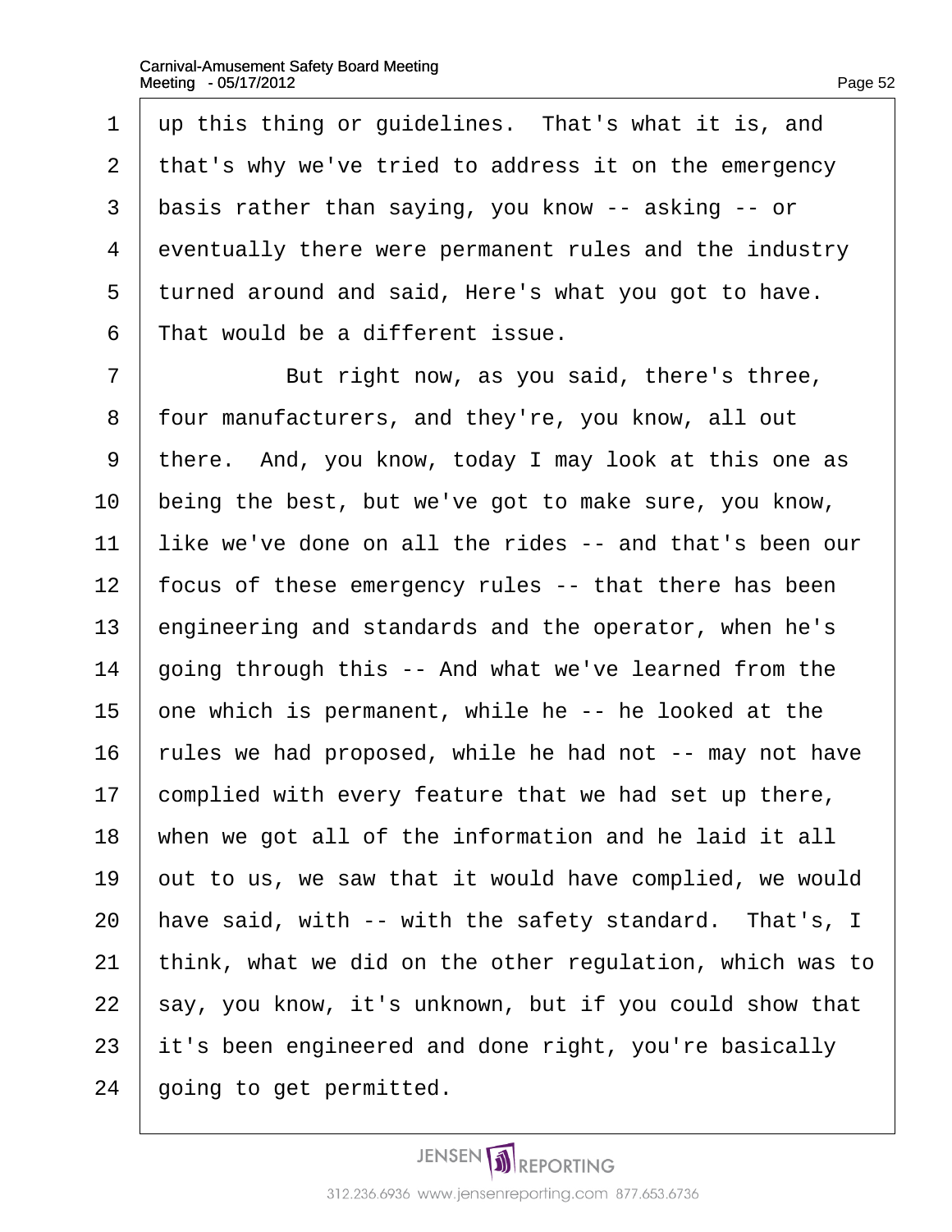up this thing or guidelines.  That's what it is, and that's why we've tried to address it on the emergency basis rather than saying, you know -- asking -- or eventually there were permanent rules and the industry turned around and said, Here's what you got to have. That would be a different issue.

But right now, as you said, there's three, four manufacturers, and they're, you know, all out there.  And, you know, today I may look at this one as being the best, but we've got to make sure, you know, like we've done on all the rides -- and that's been our focus of these emergency rules -- that there has been engineering and standards and the operator, when he's going through this -- And what we've learned from the one which is permanent, while he -- he looked at the rules we had proposed, while he had not -- may not have complied with every feature that we had set up there, when we got all of the information and he laid it all out to us, we saw that it would have complied, we would have said, with -- with the safety standard.  That's, I think, what we did on the other regulation, which was to say, you know, it's unknown, but if you could show that it's been engineered and done right, you're basically going to get permitted.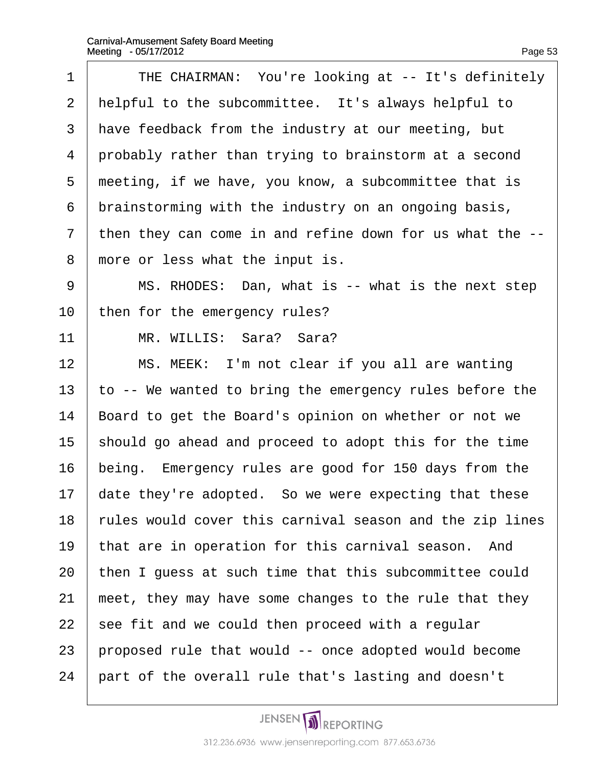THE CHAIRMAN: You're looking at -- It's definitely helpful to the subcommittee. It's always helpful to have feedback from the industry at our meeting, but probably rather than trying to brainstorm at a second meeting, if we have, you know, a subcommittee that is brainstorming with the industry on an ongoing basis, then they can come in and refine down for us what the -- more or less what the input is.

MS. RHODES: Dan, what is -- what is the next step then for the emergency rules?

MR. WILLIS: Sara? Sara?

MS. MEEK: I'm not clear if you all are wanting to -- We wanted to bring the emergency rules before the Board to get the Board's opinion on whether or not we should go ahead and proceed to adopt this for the time being. Emergency rules are good for 150 days from the date they're adopted. So we were expecting that these rules would cover this carnival season and the zip lines that are in operation for this carnival season. And then I guess at such time that this subcommittee could meet, they may have some changes to the rule that they see fit and we could then proceed with a regular proposed rule that would -- once adopted would become part of the overall rule that's lasting and doesn't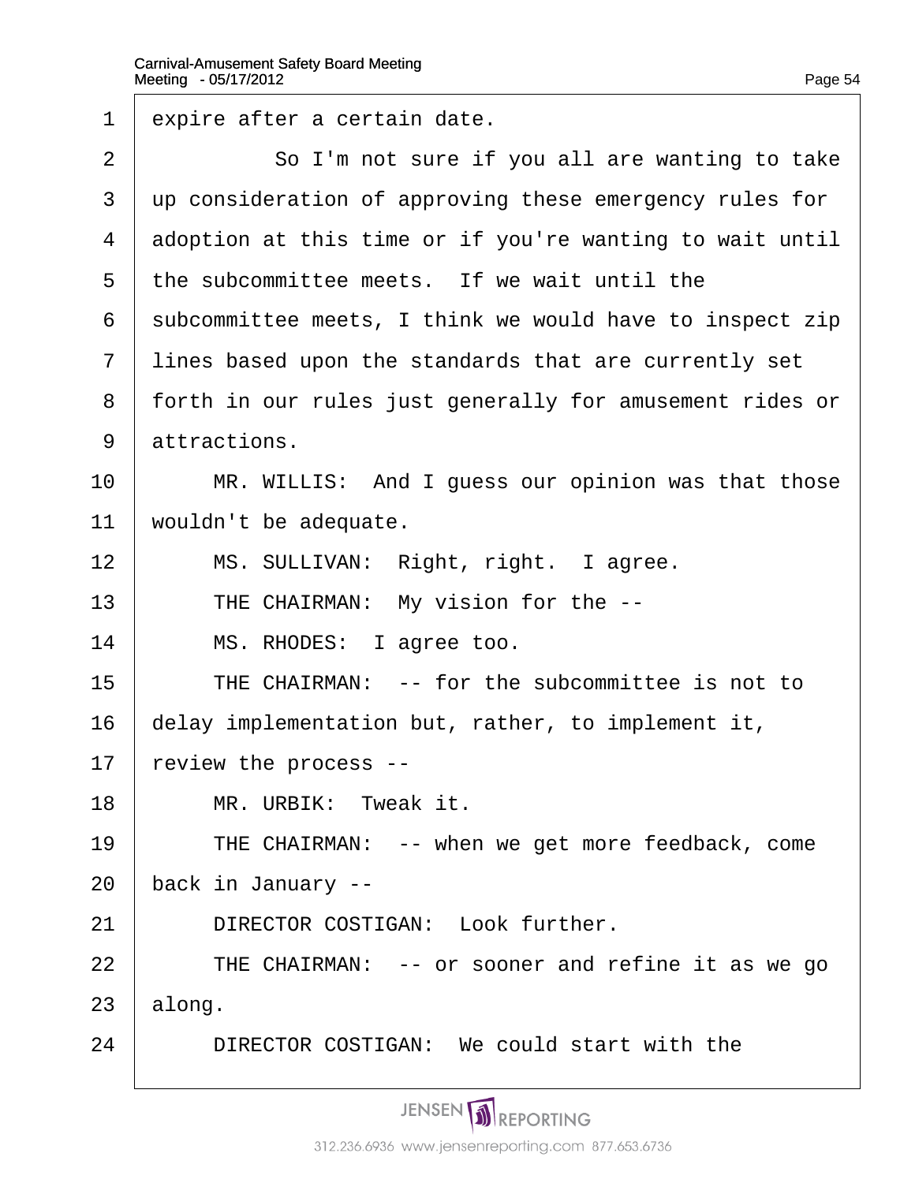1 expire after a certain date.

2 So I'm not sure if you all are wanting to take

3 up consideration of approving these emergency rules for

4 adoption at this time or if you're wanting to wait until

5 the subcommittee meets. If we wait until the

6 subcommittee meets, I think we would have to inspect zip

7 lines based upon the standards that are currently set

8 forth in our rules just generally for amusement rides or

9 attractions.

10 MR. WILLIS: And I guess our opinion was that those

11 wouldn't be adequate.

12 MS. SULLIVAN: Right, right. I agree.

13 THE CHAIRMAN: My vision for the --

14 MS. RHODES: I agree too.

15 THE CHAIRMAN: -- for the subcommittee is not to

16 delay implementation but, rather, to implement it,

17 review the process --

18 MR. URBIK: Tweak it.

19 THE CHAIRMAN: -- when we get more feedback, come

20 back in January --

21 DIRECTOR COSTIGAN: Look further.

22 THE CHAIRMAN: -- or sooner and refine it as we go

23 along.

24 DIRECTOR COSTIGAN: We could start with the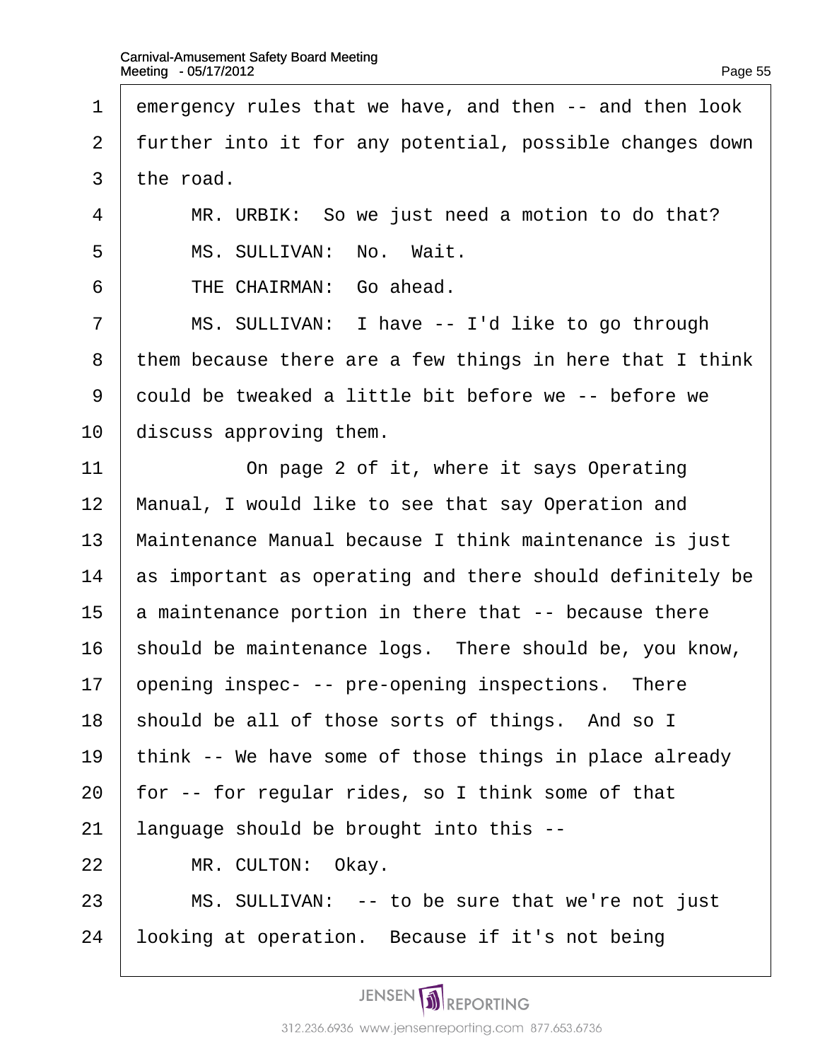emergency rules that we have, and then -- and then look further into it for any potential, possible changes down the road.

MR. URBIK: So we just need a motion to do that?

MS. SULLIVAN: No. Wait.

THE CHAIRMAN: Go ahead.

MS. SULLIVAN: I have -- I'd like to go through them because there are a few things in here that I think could be tweaked a little bit before we -- before we discuss approving them.

On page 2 of it, where it says Operating Manual, I would like to see that say Operation and Maintenance Manual because I think maintenance is just as important as operating and there should definitely be a maintenance portion in there that -- because there should be maintenance logs. There should be, you know, opening inspec- -- pre-opening inspections. There should be all of those sorts of things. And so I think -- We have some of those things in place already for -- for regular rides, so I think some of that language should be brought into this --

MR. CULTON: Okay.

MS. SULLIVAN: -- to be sure that we're not just looking at operation. Because if it's not being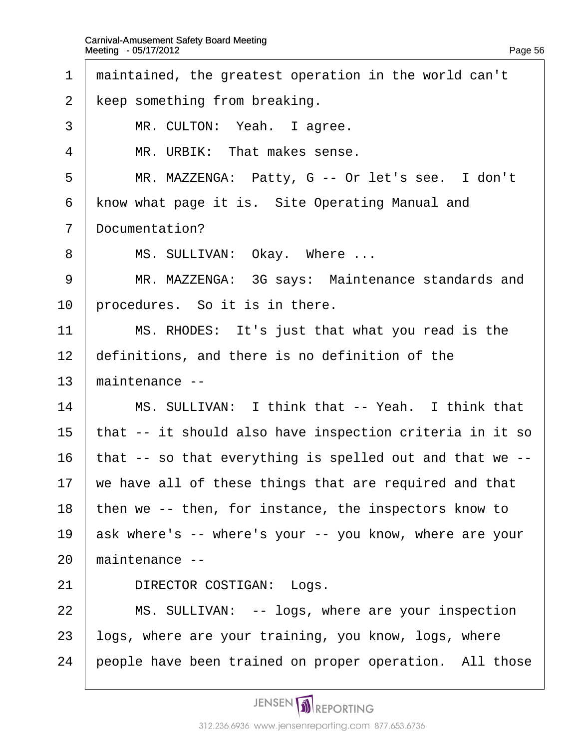maintained, the greatest operation in the world can't keep something from breaking.

MR. CULTON: Yeah. I agree.

MR. URBIK: That makes sense.

MR. MAZZENGA: Patty, G -- Or let's see. I don't know what page it is. Site Operating Manual and Documentation?

MS. SULLIVAN: Okay. Where ...

MR. MAZZENGA: 3G says: Maintenance standards and procedures. So it is in there.

MS. RHODES: It's just that what you read is the definitions, and there is no definition of the maintenance --

MS. SULLIVAN: I think that -- Yeah. I think that that -- it should also have inspection criteria in it so that -- so that everything is spelled out and that we -- we have all of these things that are required and that then we -- then, for instance, the inspectors know to ask where's -- where's your -- you know, where are your maintenance --

DIRECTOR COSTIGAN: Logs.

MS. SULLIVAN: -- logs, where are your inspection logs, where are your training, you know, logs, where people have been trained on proper operation. All those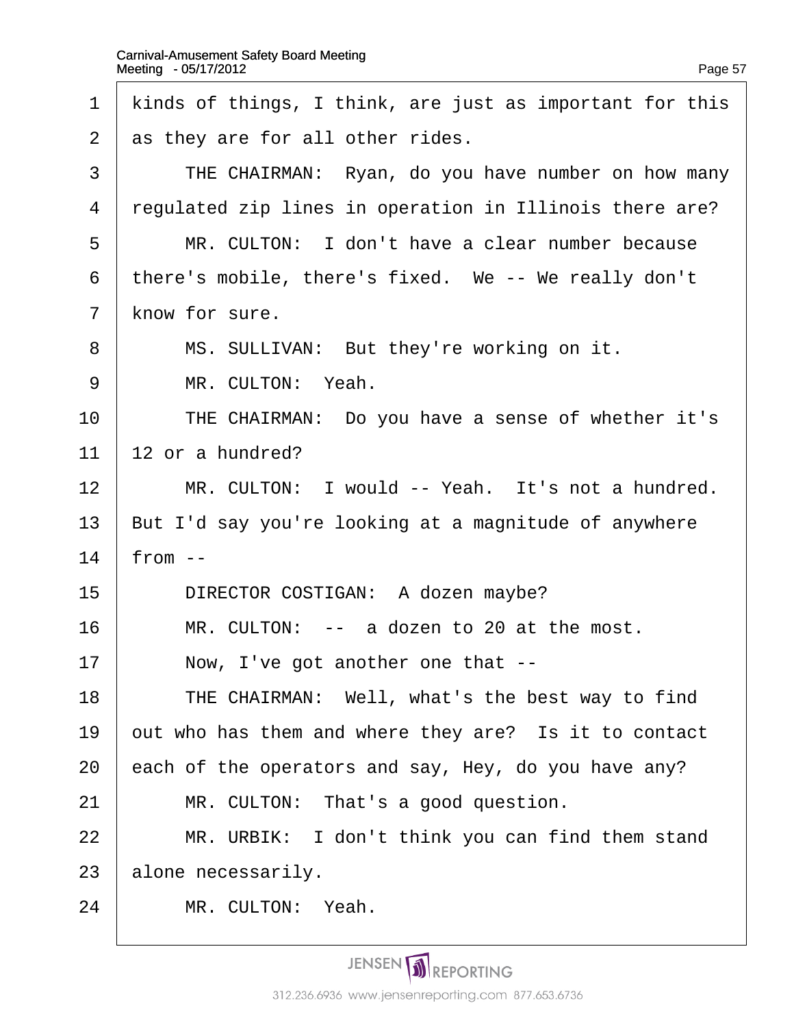kinds of things, I think, are just as important for this as they are for all other rides.

THE CHAIRMAN: Ryan, do you have number on how many regulated zip lines in operation in Illinois there are?

MR. CULTON: I don't have a clear number because there's mobile, there's fixed. We -- We really don't know for sure.

MS. SULLIVAN: But they're working on it.

MR. CULTON: Yeah.

THE CHAIRMAN: Do you have a sense of whether it's 12 or a hundred?

MR. CULTON: I would -- Yeah. It's not a hundred. But I'd say you're looking at a magnitude of anywhere from --

DIRECTOR COSTIGAN: A dozen maybe?

MR. CULTON: -- a dozen to 20 at the most.

Now, I've got another one that --

THE CHAIRMAN: Well, what's the best way to find out who has them and where they are? Is it to contact each of the operators and say, Hey, do you have any?

MR. CULTON: That's a good question.

MR. URBIK: I don't think you can find them stand alone necessarily.

MR. CULTON: Yeah.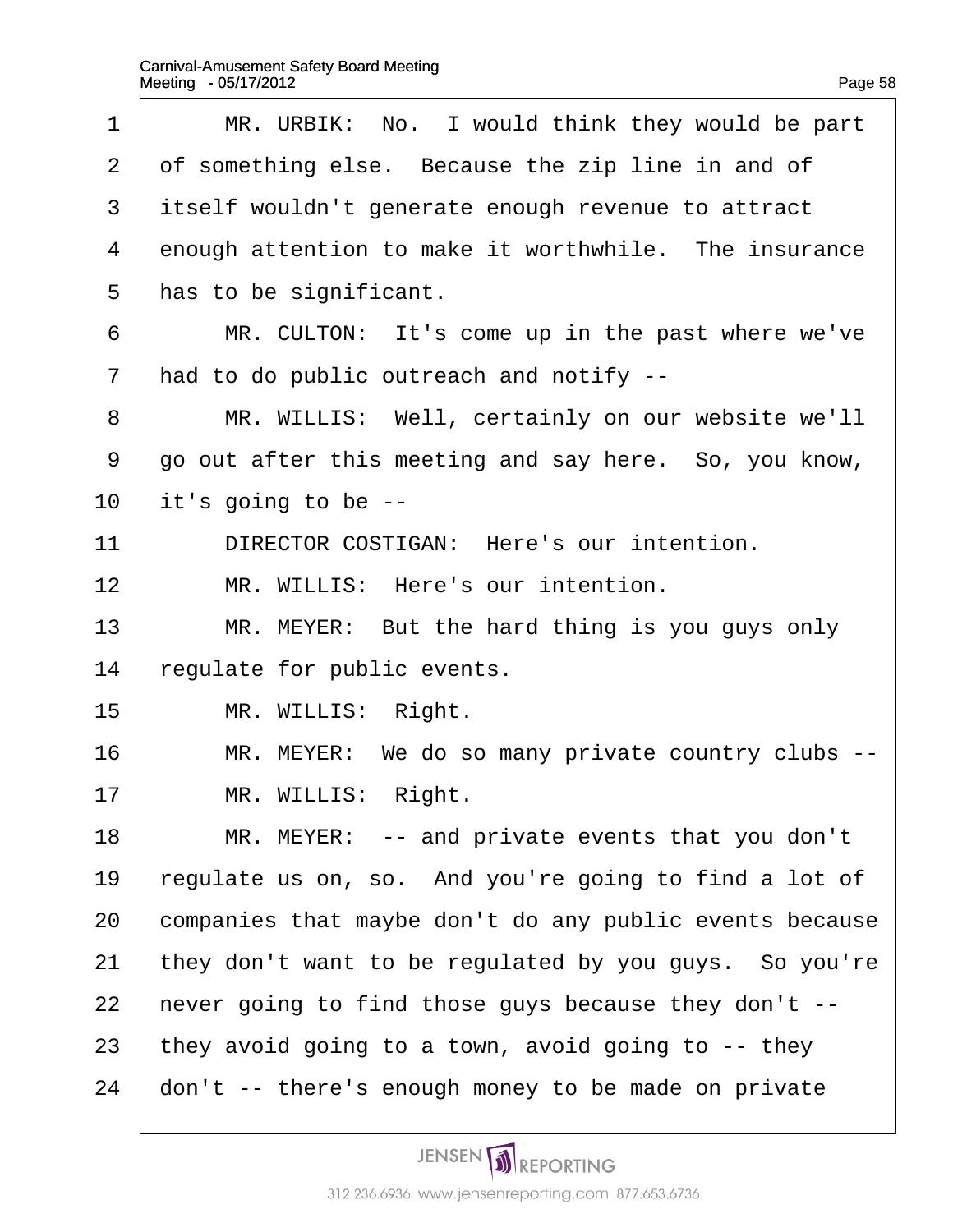MR. URBIK: No. I would think they would be part of something else. Because the zip line in and of itself wouldn't generate enough revenue to attract enough attention to make it worthwhile. The insurance has to be significant.

MR. CULTON: It's come up in the past where we've had to do public outreach and notify --

MR. WILLIS: Well, certainly on our website we'll go out after this meeting and say here. So, you know, it's going to be --

DIRECTOR COSTIGAN: Here's our intention.

MR. WILLIS: Here's our intention.

MR. MEYER: But the hard thing is you guys only regulate for public events.

MR. WILLIS: Right.

MR. MEYER: We do so many private country clubs --

MR. WILLIS: Right.

MR. MEYER: -- and private events that you don't regulate us on, so. And you're going to find a lot of companies that maybe don't do any public events because they don't want to be regulated by you guys. So you're never going to find those guys because they don't -- they avoid going to a town, avoid going to -- they don't -- there's enough money to be made on private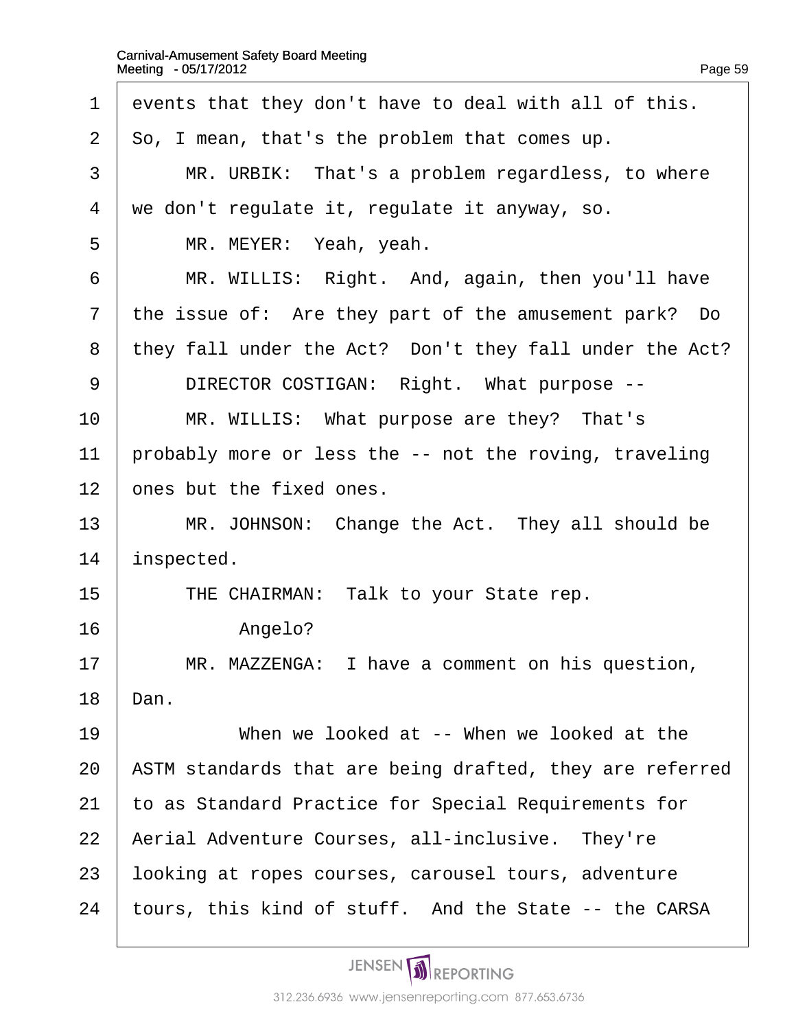1 events that they don't have to deal with all of this.
2 So, I mean, that's the problem that comes up.
3 MR. URBIK: That's a problem regardless, to where
4 we don't regulate it, regulate it anyway, so.
5 MR. MEYER: Yeah, yeah.
6 MR. WILLIS: Right. And, again, then you'll have
7 the issue of: Are they part of the amusement park? Do
8 they fall under the Act? Don't they fall under the Act?
9 DIRECTOR COSTIGAN: Right. What purpose --
10 MR. WILLIS: What purpose are they? That's
11 probably more or less the -- not the roving, traveling
12 ones but the fixed ones.
13 MR. JOHNSON: Change the Act. They all should be
14 inspected.
15 THE CHAIRMAN: Talk to your State rep.
16 Angelo?
17 MR. MAZZENGA: I have a comment on his question,
18 Dan.
19 When we looked at -- When we looked at the
20 ASTM standards that are being drafted, they are referred
21 to as Standard Practice for Special Requirements for
22 Aerial Adventure Courses, all-inclusive. They're
23 looking at ropes courses, carousel tours, adventure
24 tours, this kind of stuff. And the State -- the CARSA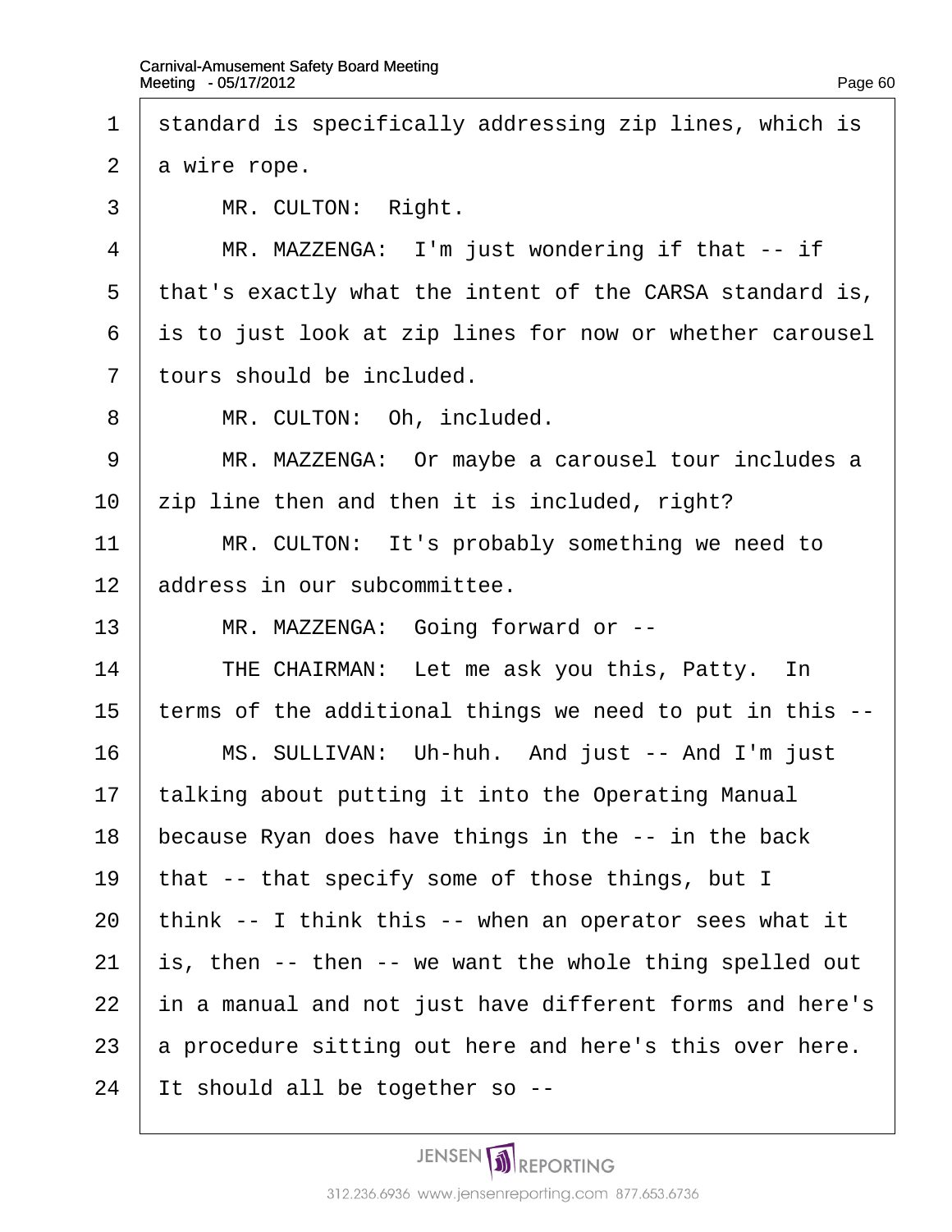standard is specifically addressing zip lines, which is a wire rope.

MR. CULTON: Right.

MR. MAZZENGA: I'm just wondering if that -- if that's exactly what the intent of the CARSA standard is, is to just look at zip lines for now or whether carousel tours should be included.

MR. CULTON: Oh, included.

MR. MAZZENGA: Or maybe a carousel tour includes a zip line then and then it is included, right?

MR. CULTON: It's probably something we need to address in our subcommittee.

MR. MAZZENGA: Going forward or --

THE CHAIRMAN: Let me ask you this, Patty. In terms of the additional things we need to put in this --

MS. SULLIVAN: Uh-huh. And just -- And I'm just talking about putting it into the Operating Manual because Ryan does have things in the -- in the back that -- that specify some of those things, but I think -- I think this -- when an operator sees what it is, then -- then -- we want the whole thing spelled out in a manual and not just have different forms and here's a procedure sitting out here and here's this over here. It should all be together so --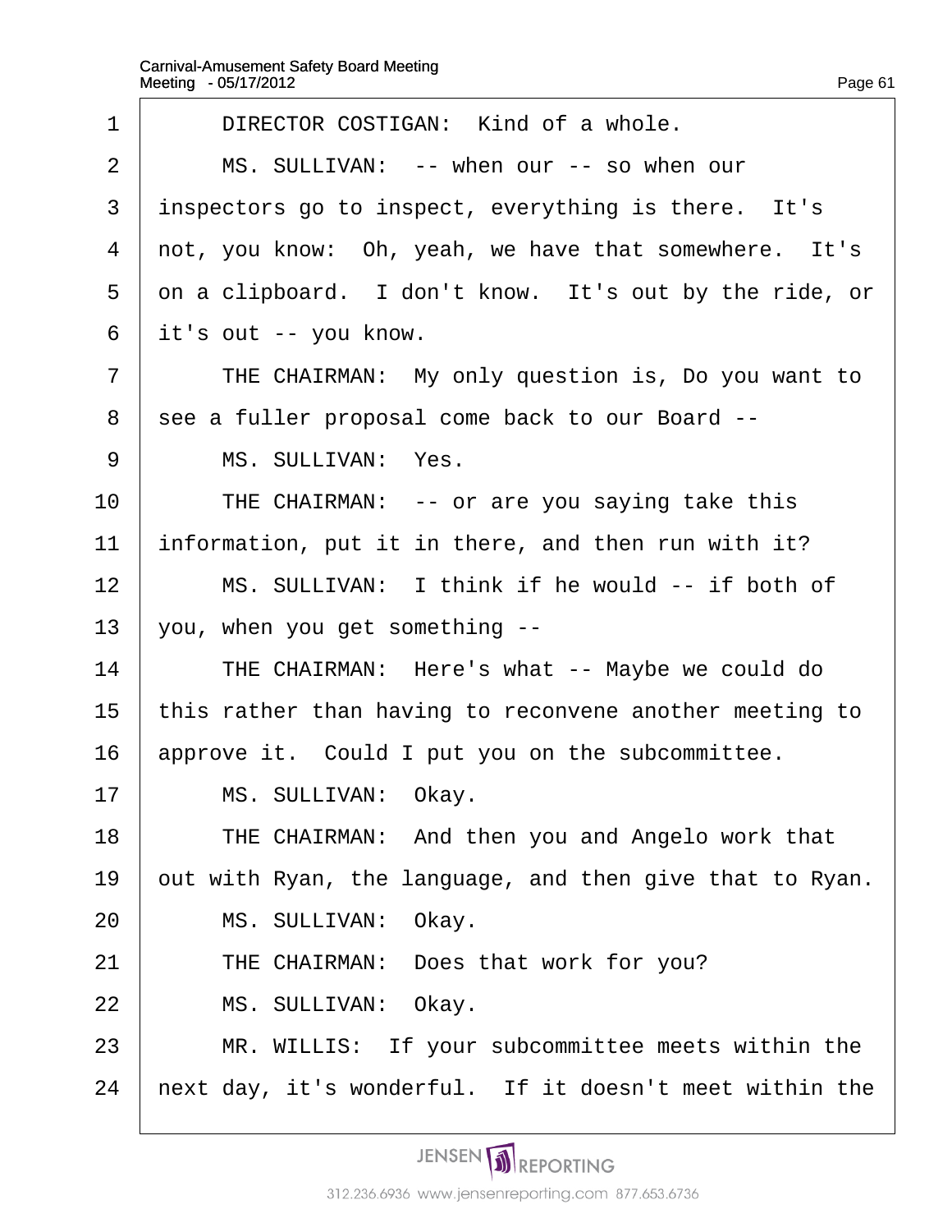1 DIRECTOR COSTIGAN: Kind of a whole.

2 MS. SULLIVAN: -- when our -- so when our

3 inspectors go to inspect, everything is there. It's

4 not, you know: Oh, yeah, we have that somewhere. It's

5 on a clipboard. I don't know. It's out by the ride, or

6 it's out -- you know.

7 THE CHAIRMAN: My only question is, Do you want to

8 see a fuller proposal come back to our Board --

9 MS. SULLIVAN: Yes.

10 THE CHAIRMAN: -- or are you saying take this

11 information, put it in there, and then run with it?

12 MS. SULLIVAN: I think if he would -- if both of

13 you, when you get something --

14 THE CHAIRMAN: Here's what -- Maybe we could do

15 this rather than having to reconvene another meeting to

16 approve it. Could I put you on the subcommittee.

17 MS. SULLIVAN: Okay.

18 THE CHAIRMAN: And then you and Angelo work that

19 out with Ryan, the language, and then give that to Ryan.

20 MS. SULLIVAN: Okay.

21 THE CHAIRMAN: Does that work for you?

22 MS. SULLIVAN: Okay.

23 MR. WILLIS: If your subcommittee meets within the

24 next day, it's wonderful. If it doesn't meet within the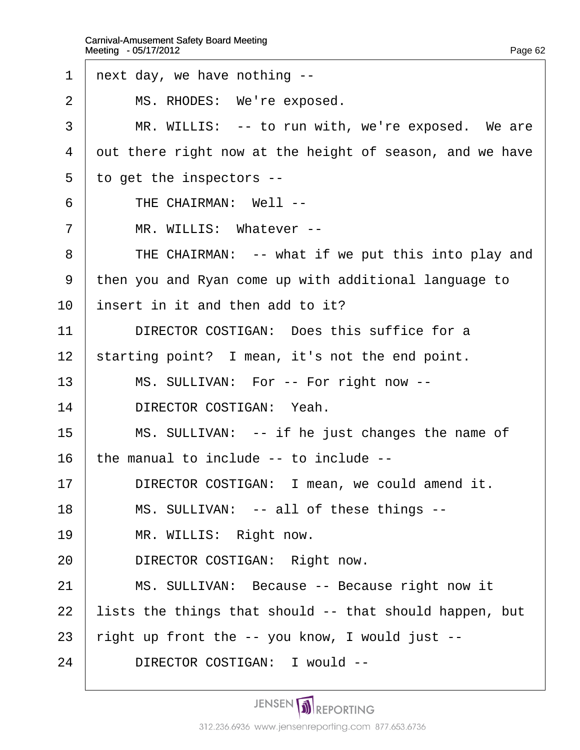1 next day, we have nothing --

2 MS. RHODES: We're exposed.

3 MR. WILLIS: -- to run with, we're exposed. We are

4 out there right now at the height of season, and we have

5 to get the inspectors --

6 THE CHAIRMAN: Well --

7 MR. WILLIS: Whatever --

8 THE CHAIRMAN: -- what if we put this into play and

9 then you and Ryan come up with additional language to

10 insert in it and then add to it?

11 DIRECTOR COSTIGAN: Does this suffice for a

12 starting point? I mean, it's not the end point.

13 MS. SULLIVAN: For -- For right now --

14 DIRECTOR COSTIGAN: Yeah.

15 MS. SULLIVAN: -- if he just changes the name of

16 the manual to include -- to include --

17 DIRECTOR COSTIGAN: I mean, we could amend it.

18 MS. SULLIVAN: -- all of these things --

19 MR. WILLIS: Right now.

20 DIRECTOR COSTIGAN: Right now.

21 MS. SULLIVAN: Because -- Because right now it

22 lists the things that should -- that should happen, but

23 right up front the -- you know, I would just --

24 DIRECTOR COSTIGAN: I would --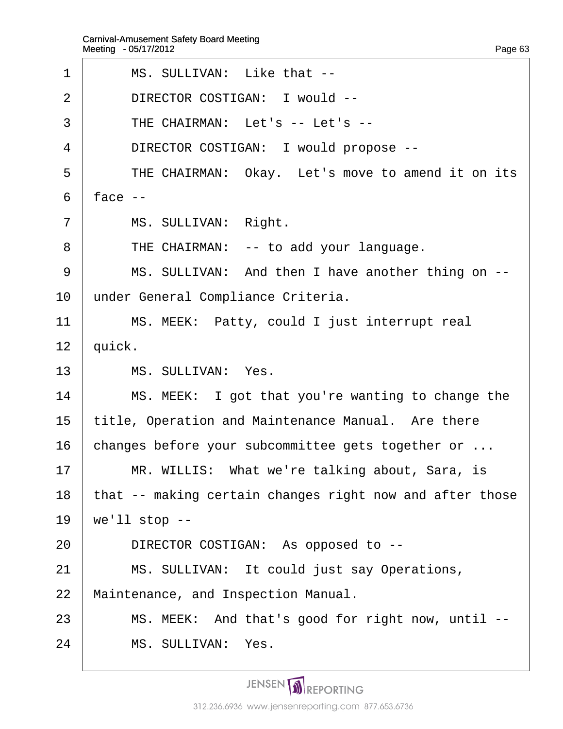1 MS. SULLIVAN: Like that --

2 DIRECTOR COSTIGAN: I would --

3 THE CHAIRMAN: Let's -- Let's --

4 DIRECTOR COSTIGAN: I would propose --

5 THE CHAIRMAN: Okay. Let's move to amend it on its

6 face --

7 MS. SULLIVAN: Right.

8 THE CHAIRMAN: -- to add your language.

9 MS. SULLIVAN: And then I have another thing on --

10 under General Compliance Criteria.

11 MS. MEEK: Patty, could I just interrupt real

12 quick.

13 MS. SULLIVAN: Yes.

14 MS. MEEK: I got that you're wanting to change the

15 title, Operation and Maintenance Manual. Are there

16 changes before your subcommittee gets together or ...

17 MR. WILLIS: What we're talking about, Sara, is

18 that -- making certain changes right now and after those

19 we'll stop --

20 DIRECTOR COSTIGAN: As opposed to --

21 MS. SULLIVAN: It could just say Operations,

22 Maintenance, and Inspection Manual.

23 MS. MEEK: And that's good for right now, until --

24 MS. SULLIVAN: Yes.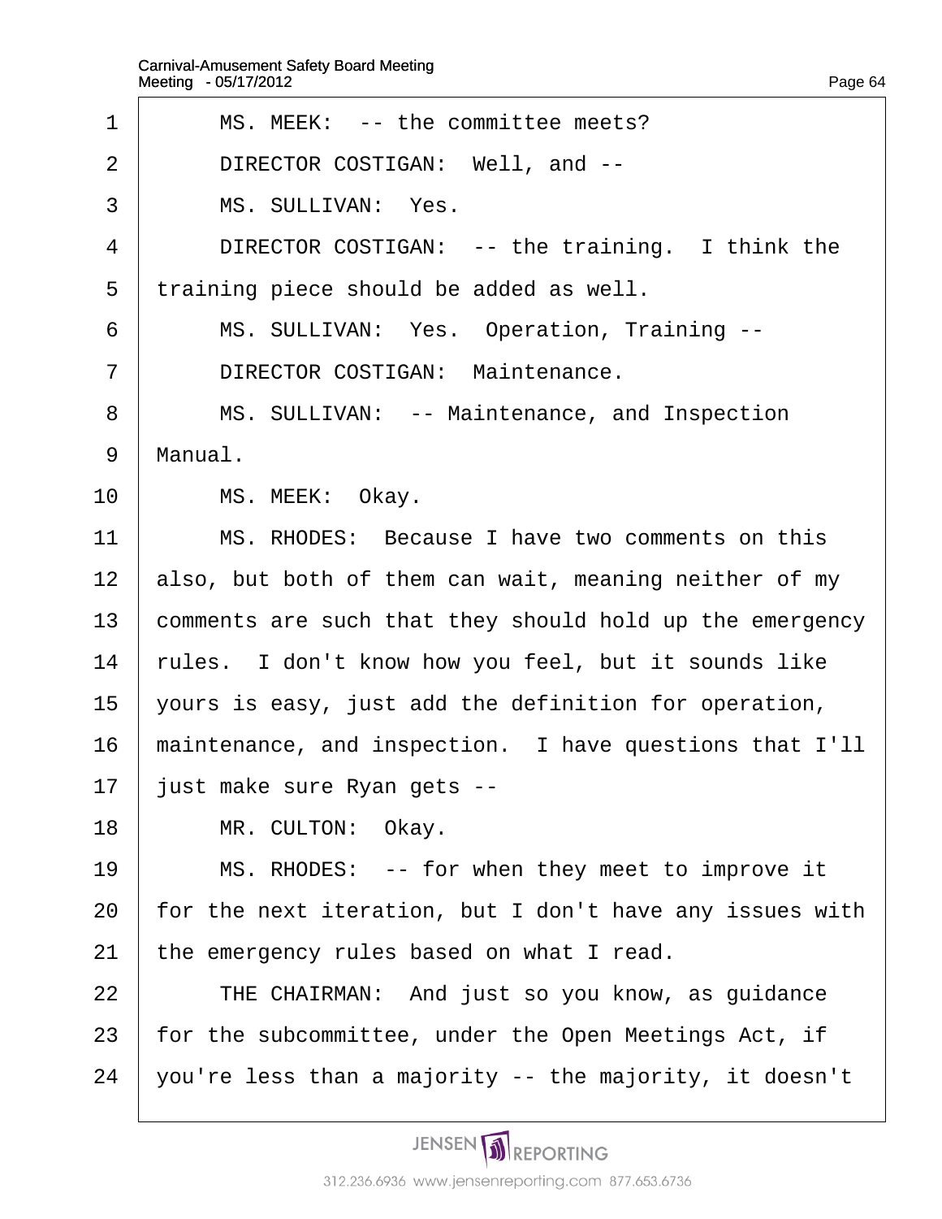1 MS. MEEK: -- the committee meets?

2 DIRECTOR COSTIGAN: Well, and --

3 MS. SULLIVAN: Yes.

4 DIRECTOR COSTIGAN: -- the training. I think the

5 training piece should be added as well.

6 MS. SULLIVAN: Yes. Operation, Training --

7 DIRECTOR COSTIGAN: Maintenance.

8 MS. SULLIVAN: -- Maintenance, and Inspection

9 Manual.

10 MS. MEEK: Okay.

11 MS. RHODES: Because I have two comments on this

12 also, but both of them can wait, meaning neither of my

13 comments are such that they should hold up the emergency

14 rules. I don't know how you feel, but it sounds like

15 yours is easy, just add the definition for operation,

16 maintenance, and inspection. I have questions that I'll

17 just make sure Ryan gets --

18 MR. CULTON: Okay.

19 MS. RHODES: -- for when they meet to improve it

20 for the next iteration, but I don't have any issues with

21 the emergency rules based on what I read.

22 THE CHAIRMAN: And just so you know, as guidance

23 for the subcommittee, under the Open Meetings Act, if

24 you're less than a majority -- the majority, it doesn't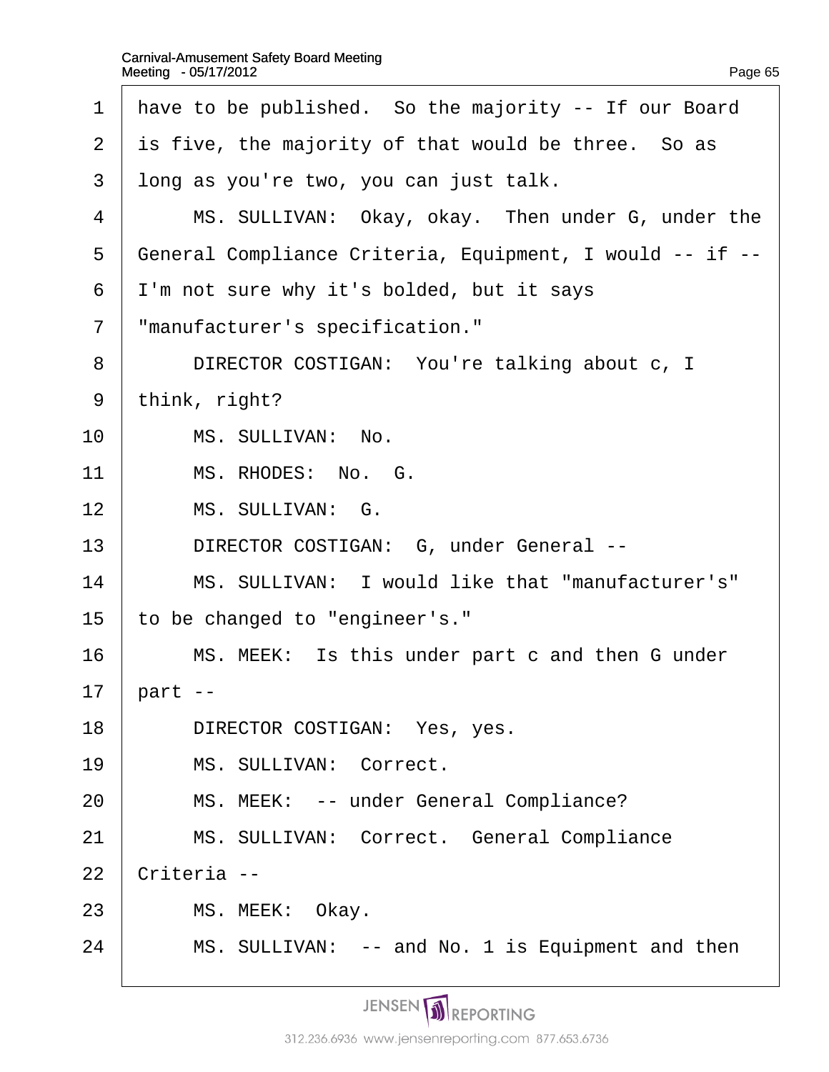1 have to be published. So the majority -- If our Board
2 is five, the majority of that would be three. So as
3 long as you're two, you can just talk.
4 MS. SULLIVAN: Okay, okay. Then under G, under the
5 General Compliance Criteria, Equipment, I would -- if --
6 I'm not sure why it's bolded, but it says
7 "manufacturer's specification."
8 DIRECTOR COSTIGAN: You're talking about c, I
9 think, right?
10 MS. SULLIVAN: No.
11 MS. RHODES: No. G.
12 MS. SULLIVAN: G.
13 DIRECTOR COSTIGAN: G, under General --
14 MS. SULLIVAN: I would like that "manufacturer's"
15 to be changed to "engineer's."
16 MS. MEEK: Is this under part c and then G under
17 part --
18 DIRECTOR COSTIGAN: Yes, yes.
19 MS. SULLIVAN: Correct.
20 MS. MEEK: -- under General Compliance?
21 MS. SULLIVAN: Correct. General Compliance
22 Criteria --
23 MS. MEEK: Okay.
24 MS. SULLIVAN: -- and No. 1 is Equipment and then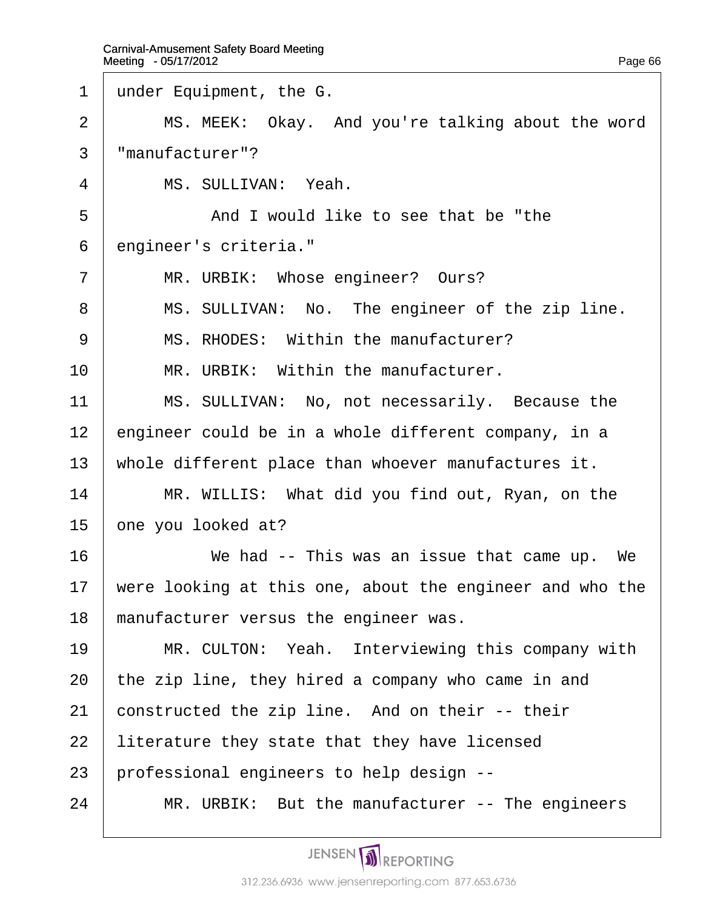under Equipment, the G.

MS. MEEK: Okay. And you're talking about the word "manufacturer"?

MS. SULLIVAN: Yeah.

And I would like to see that be "the engineer's criteria."

MR. URBIK: Whose engineer? Ours?

MS. SULLIVAN: No. The engineer of the zip line.

MS. RHODES: Within the manufacturer?

MR. URBIK: Within the manufacturer.

MS. SULLIVAN: No, not necessarily. Because the engineer could be in a whole different company, in a whole different place than whoever manufactures it.

MR. WILLIS: What did you find out, Ryan, on the one you looked at?

We had -- This was an issue that came up. We were looking at this one, about the engineer and who the manufacturer versus the engineer was.

MR. CULTON: Yeah. Interviewing this company with the zip line, they hired a company who came in and constructed the zip line. And on their -- their literature they state that they have licensed professional engineers to help design --

MR. URBIK: But the manufacturer -- The engineers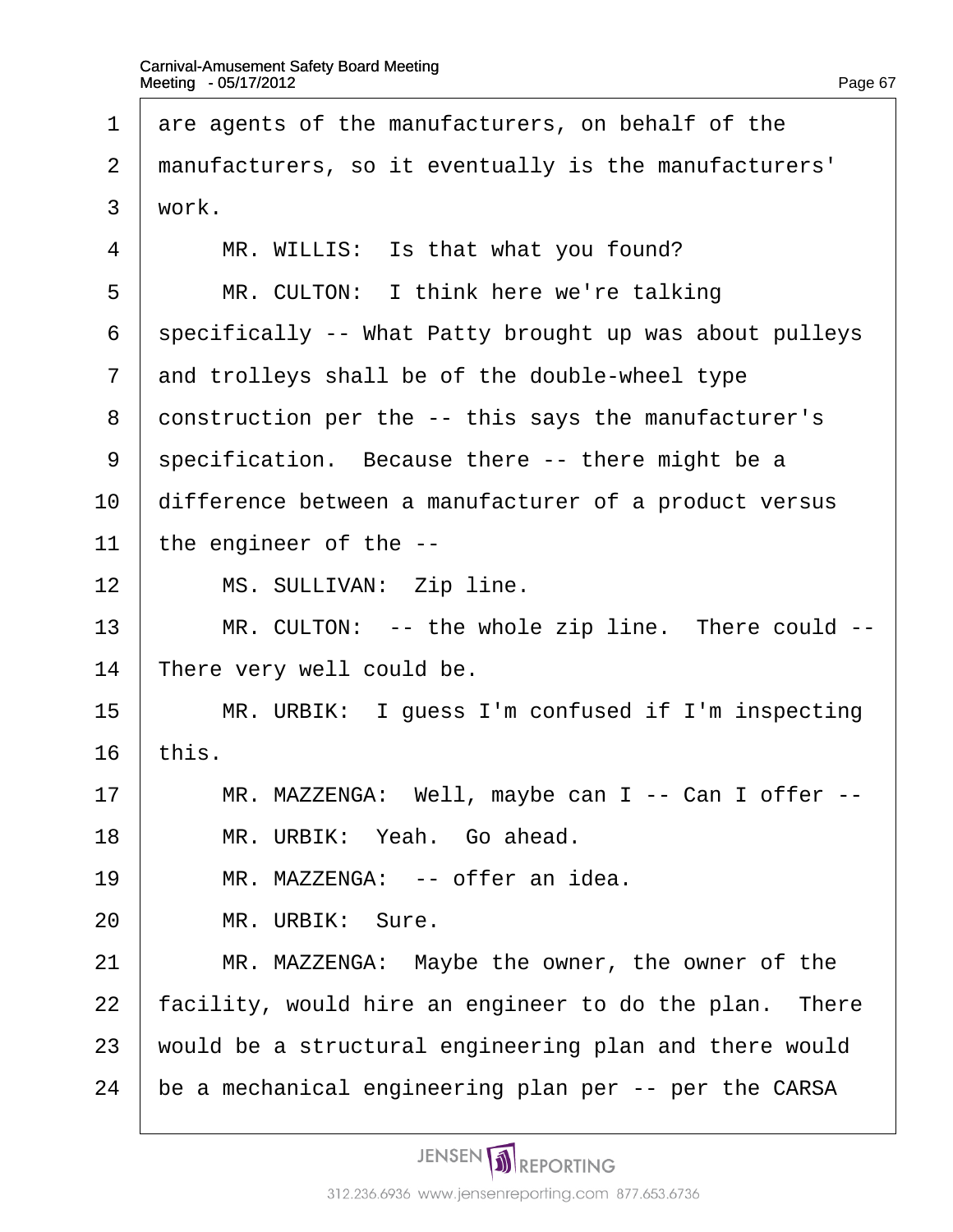are agents of the manufacturers, on behalf of the manufacturers, so it eventually is the manufacturers' work.

MR. WILLIS: Is that what you found?

MR. CULTON: I think here we're talking specifically -- What Patty brought up was about pulleys and trolleys shall be of the double-wheel type construction per the -- this says the manufacturer's specification. Because there -- there might be a difference between a manufacturer of a product versus the engineer of the --

MS. SULLIVAN: Zip line.

MR. CULTON: -- the whole zip line. There could -- There very well could be.

MR. URBIK: I guess I'm confused if I'm inspecting this.

MR. MAZZENGA: Well, maybe can I -- Can I offer --

MR. URBIK: Yeah. Go ahead.

MR. MAZZENGA: -- offer an idea.

MR. URBIK: Sure.

MR. MAZZENGA: Maybe the owner, the owner of the facility, would hire an engineer to do the plan. There would be a structural engineering plan and there would be a mechanical engineering plan per -- per the CARSA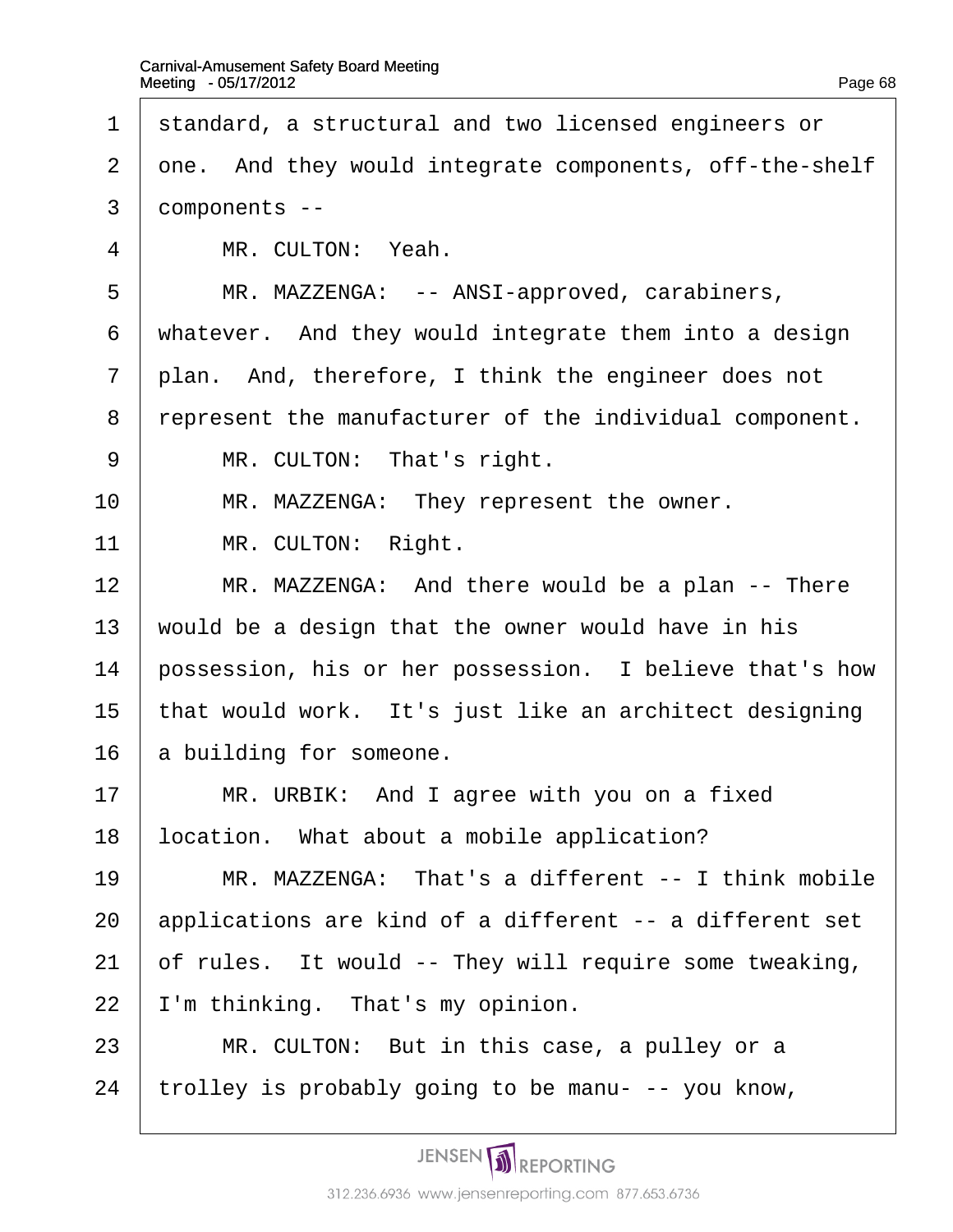standard, a structural and two licensed engineers or one. And they would integrate components, off-the-shelf components --

MR. CULTON: Yeah.

MR. MAZZENGA: -- ANSI-approved, carabiners, whatever. And they would integrate them into a design plan. And, therefore, I think the engineer does not represent the manufacturer of the individual component.

MR. CULTON: That's right.

MR. MAZZENGA: They represent the owner.

MR. CULTON: Right.

MR. MAZZENGA: And there would be a plan -- There would be a design that the owner would have in his possession, his or her possession. I believe that's how that would work. It's just like an architect designing a building for someone.

MR. URBIK: And I agree with you on a fixed location. What about a mobile application?

MR. MAZZENGA: That's a different -- I think mobile applications are kind of a different -- a different set of rules. It would -- They will require some tweaking, I'm thinking. That's my opinion.

MR. CULTON: But in this case, a pulley or a trolley is probably going to be manu- -- you know,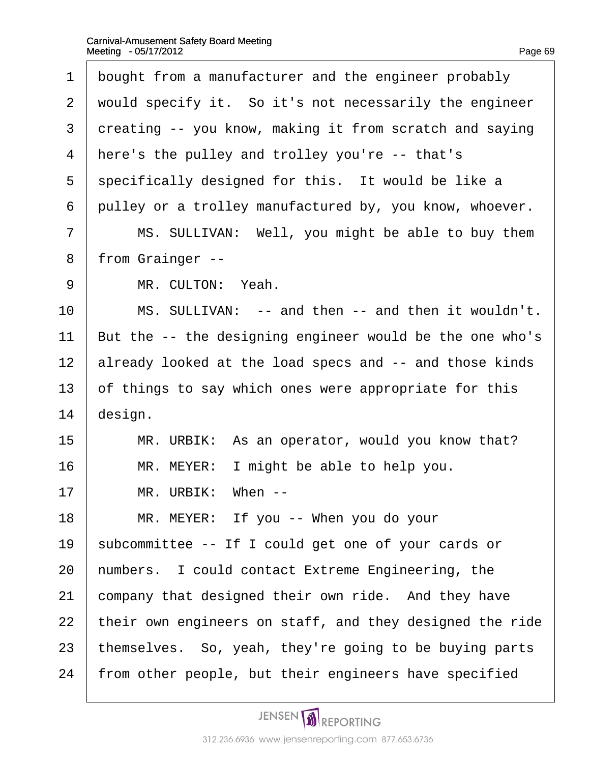bought from a manufacturer and the engineer probably would specify it. So it's not necessarily the engineer creating -- you know, making it from scratch and saying here's the pulley and trolley you're -- that's specifically designed for this. It would be like a pulley or a trolley manufactured by, you know, whoever.

MS. SULLIVAN: Well, you might be able to buy them from Grainger --

MR. CULTON: Yeah.

MS. SULLIVAN: -- and then -- and then it wouldn't. But the -- the designing engineer would be the one who's already looked at the load specs and -- and those kinds of things to say which ones were appropriate for this design.

MR. URBIK: As an operator, would you know that?

MR. MEYER: I might be able to help you.

MR. URBIK: When --

MR. MEYER: If you -- When you do your subcommittee -- If I could get one of your cards or numbers. I could contact Extreme Engineering, the company that designed their own ride. And they have their own engineers on staff, and they designed the ride themselves. So, yeah, they're going to be buying parts from other people, but their engineers have specified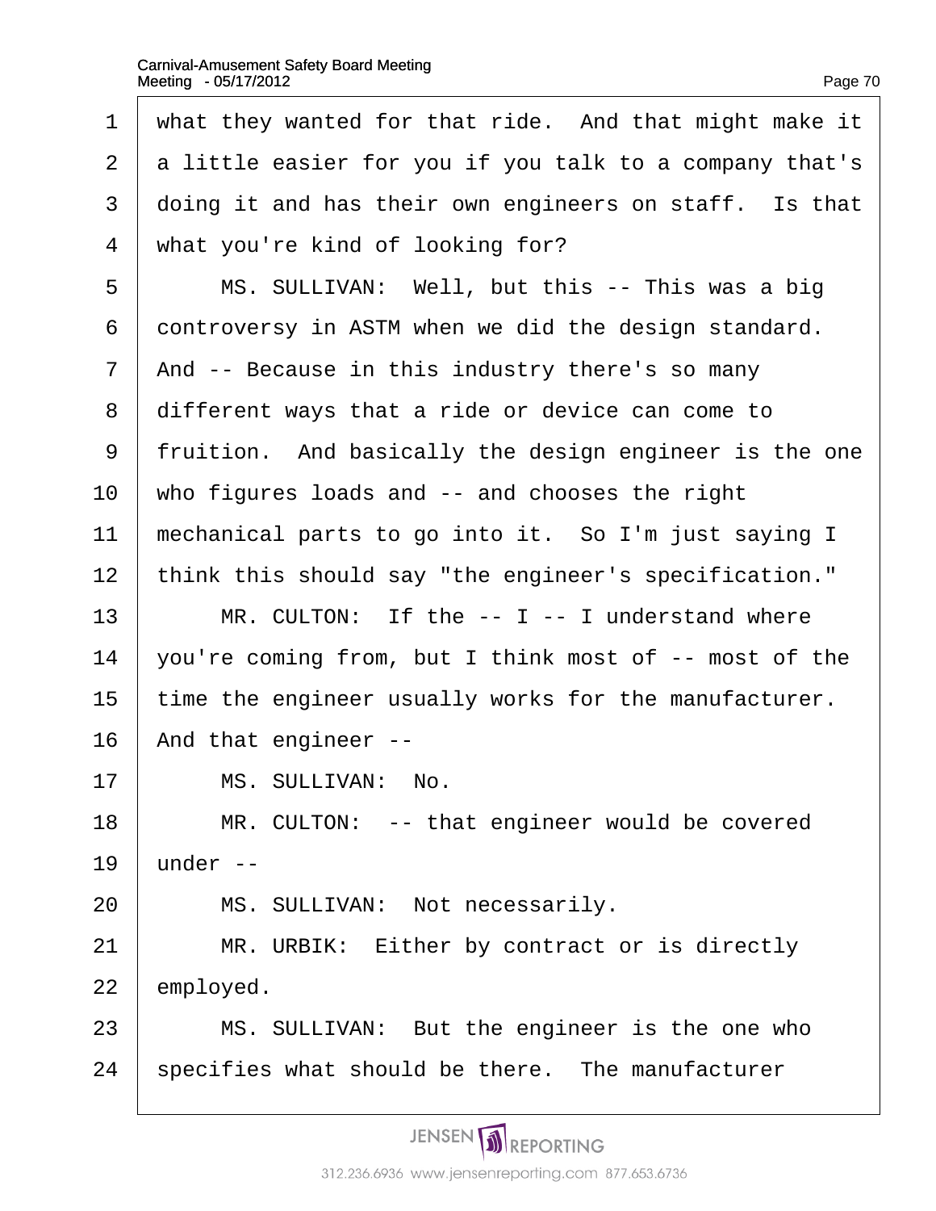1 what they wanted for that ride. And that might make it
2 a little easier for you if you talk to a company that's
3 doing it and has their own engineers on staff. Is that
4 what you're kind of looking for?

5 MS. SULLIVAN: Well, but this -- This was a big
6 controversy in ASTM when we did the design standard.
7 And -- Because in this industry there's so many
8 different ways that a ride or device can come to
9 fruition. And basically the design engineer is the one
10 who figures loads and -- and chooses the right
11 mechanical parts to go into it. So I'm just saying I
12 think this should say "the engineer's specification."

13 MR. CULTON: If the -- I -- I understand where
14 you're coming from, but I think most of -- most of the
15 time the engineer usually works for the manufacturer.
16 And that engineer --

17 MS. SULLIVAN: No.

18 MR. CULTON: -- that engineer would be covered
19 under --

20 MS. SULLIVAN: Not necessarily.

21 MR. URBIK: Either by contract or is directly
22 employed.

23 MS. SULLIVAN: But the engineer is the one who
24 specifies what should be there. The manufacturer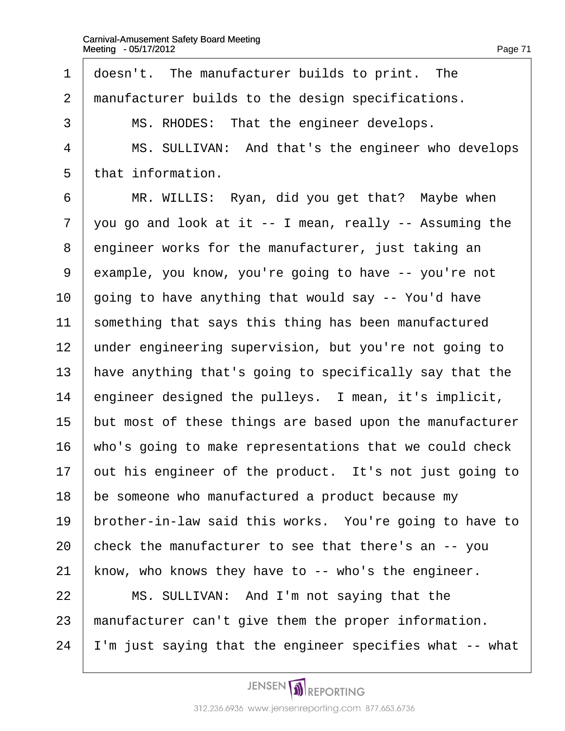doesn't. The manufacturer builds to print. The manufacturer builds to the design specifications.

MS. RHODES: That the engineer develops.

MS. SULLIVAN: And that's the engineer who develops that information.

MR. WILLIS: Ryan, did you get that? Maybe when you go and look at it -- I mean, really -- Assuming the engineer works for the manufacturer, just taking an example, you know, you're going to have -- you're not going to have anything that would say -- You'd have something that says this thing has been manufactured under engineering supervision, but you're not going to have anything that's going to specifically say that the engineer designed the pulleys. I mean, it's implicit, but most of these things are based upon the manufacturer who's going to make representations that we could check out his engineer of the product. It's not just going to be someone who manufactured a product because my brother-in-law said this works. You're going to have to check the manufacturer to see that there's an -- you know, who knows they have to -- who's the engineer.

MS. SULLIVAN: And I'm not saying that the manufacturer can't give them the proper information. I'm just saying that the engineer specifies what -- what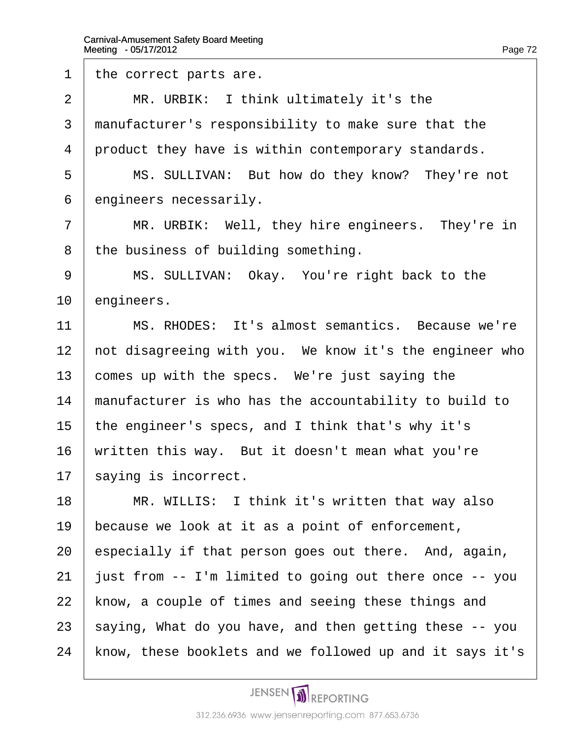1 the correct parts are.

2 MR. URBIK: I think ultimately it's the

3 manufacturer's responsibility to make sure that the

4 product they have is within contemporary standards.

5 MS. SULLIVAN: But how do they know? They're not

6 engineers necessarily.

7 MR. URBIK: Well, they hire engineers. They're in

8 the business of building something.

9 MS. SULLIVAN: Okay. You're right back to the

10 engineers.

11 MS. RHODES: It's almost semantics. Because we're

12 not disagreeing with you. We know it's the engineer who

13 comes up with the specs. We're just saying the

14 manufacturer is who has the accountability to build to

15 the engineer's specs, and I think that's why it's

16 written this way. But it doesn't mean what you're

17 saying is incorrect.

18 MR. WILLIS: I think it's written that way also

19 because we look at it as a point of enforcement,

20 especially if that person goes out there. And, again,

21 just from -- I'm limited to going out there once -- you

22 know, a couple of times and seeing these things and

23 saying, What do you have, and then getting these -- you

24 know, these booklets and we followed up and it says it's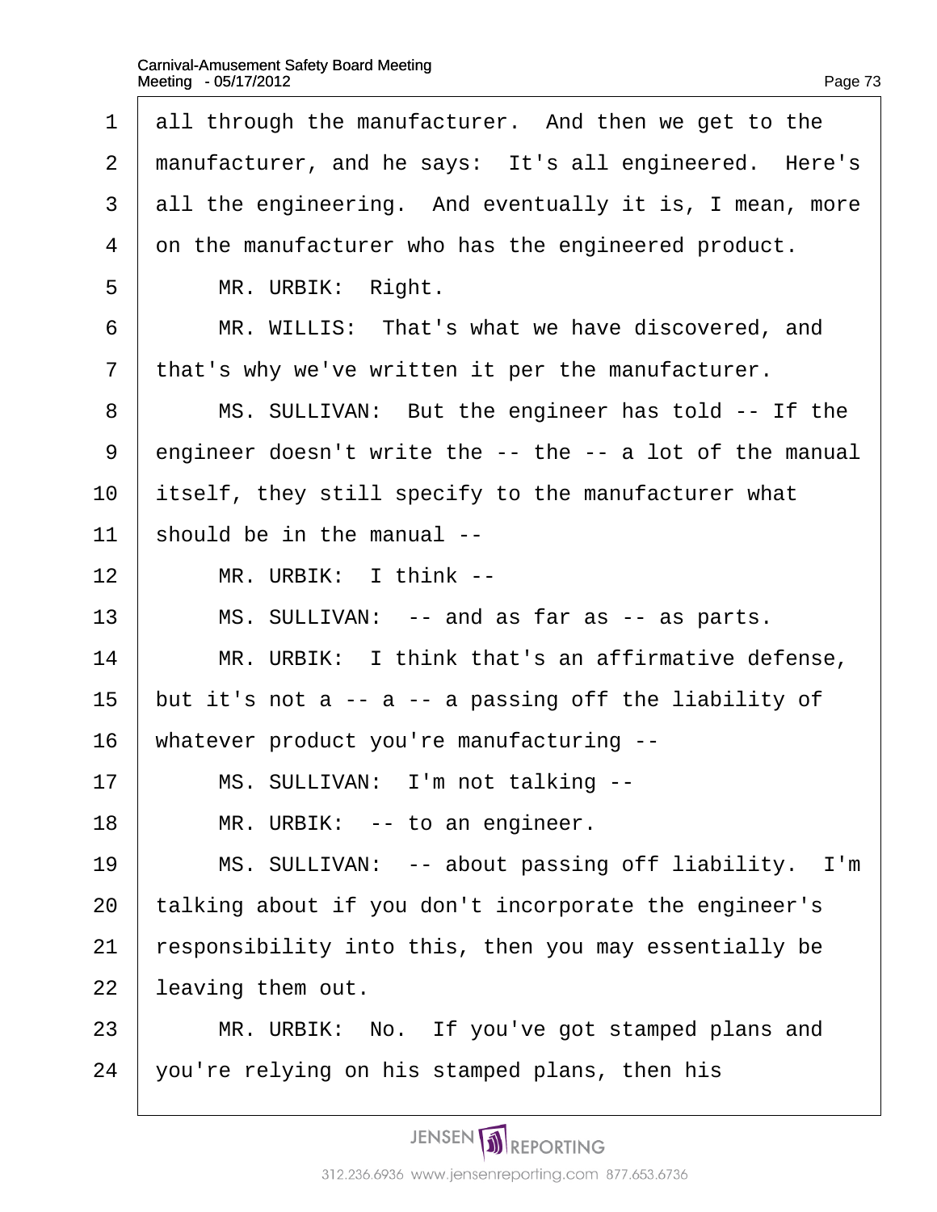all through the manufacturer. And then we get to the manufacturer, and he says: It's all engineered. Here's all the engineering. And eventually it is, I mean, more on the manufacturer who has the engineered product.

MR. URBIK: Right.

MR. WILLIS: That's what we have discovered, and that's why we've written it per the manufacturer.

MS. SULLIVAN: But the engineer has told -- If the engineer doesn't write the -- the -- a lot of the manual itself, they still specify to the manufacturer what should be in the manual --

MR. URBIK: I think --

MS. SULLIVAN: -- and as far as -- as parts.

MR. URBIK: I think that's an affirmative defense, but it's not a -- a -- a passing off the liability of whatever product you're manufacturing --

MS. SULLIVAN: I'm not talking --

MR. URBIK: -- to an engineer.

MS. SULLIVAN: -- about passing off liability. I'm talking about if you don't incorporate the engineer's responsibility into this, then you may essentially be leaving them out.

MR. URBIK: No. If you've got stamped plans and you're relying on his stamped plans, then his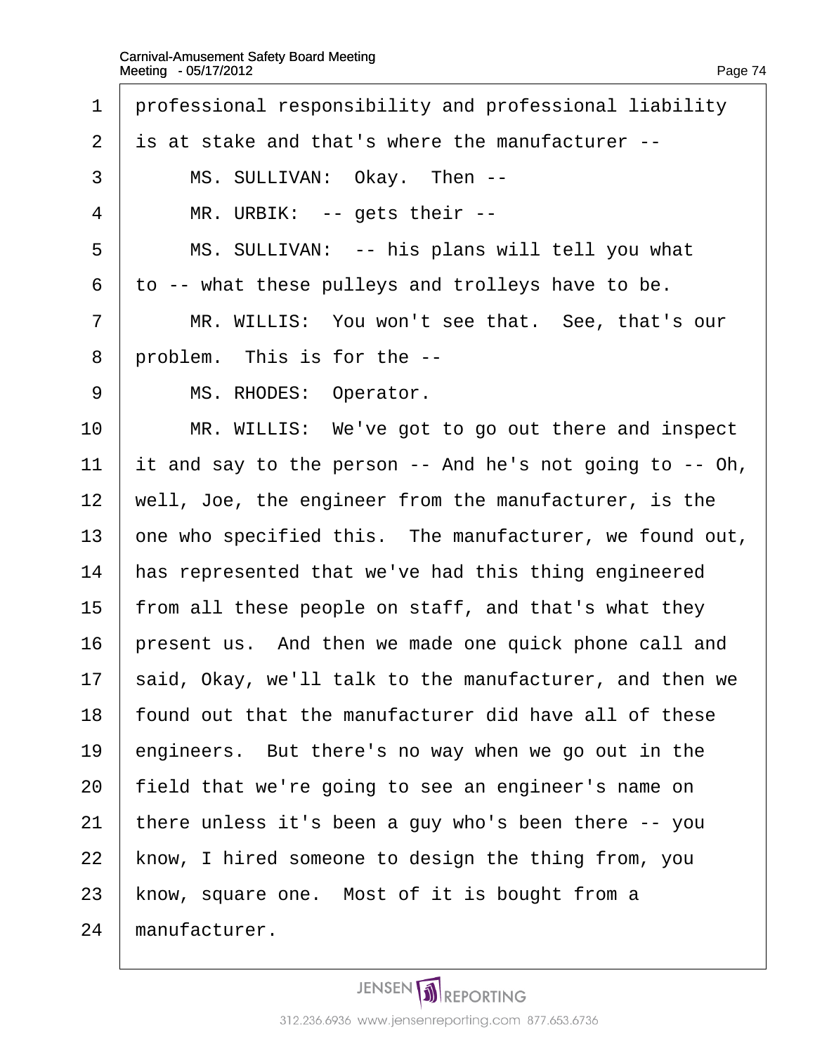professional responsibility and professional liability is at stake and that's where the manufacturer --

MS. SULLIVAN: Okay. Then --

MR. URBIK: -- gets their --

MS. SULLIVAN: -- his plans will tell you what to -- what these pulleys and trolleys have to be.

MR. WILLIS: You won't see that. See, that's our problem. This is for the --

MS. RHODES: Operator.

MR. WILLIS: We've got to go out there and inspect it and say to the person -- And he's not going to -- Oh, well, Joe, the engineer from the manufacturer, is the one who specified this. The manufacturer, we found out, has represented that we've had this thing engineered from all these people on staff, and that's what they present us. And then we made one quick phone call and said, Okay, we'll talk to the manufacturer, and then we found out that the manufacturer did have all of these engineers. But there's no way when we go out in the field that we're going to see an engineer's name on there unless it's been a guy who's been there -- you know, I hired someone to design the thing from, you know, square one. Most of it is bought from a manufacturer.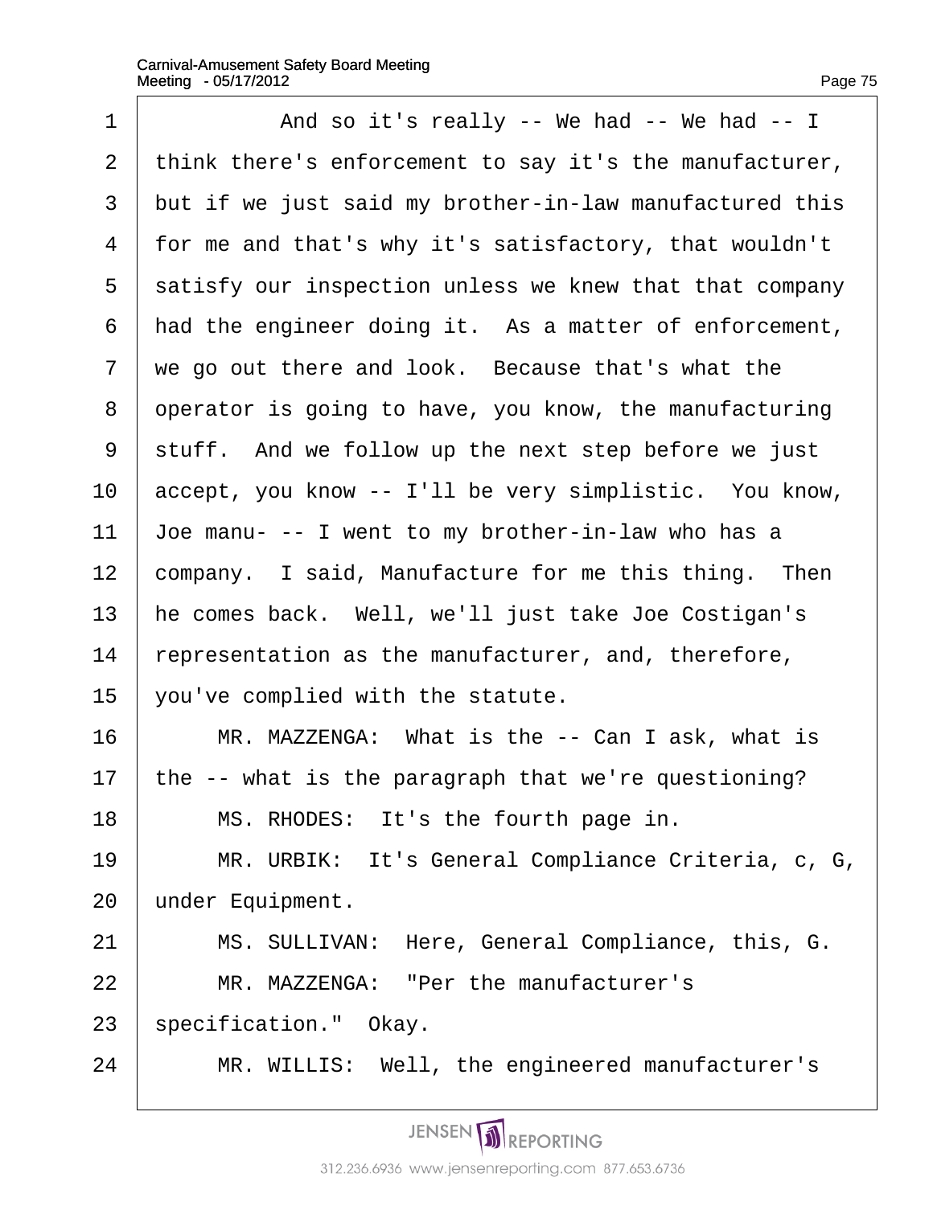And so it's really -- We had -- We had -- I think there's enforcement to say it's the manufacturer, but if we just said my brother-in-law manufactured this for me and that's why it's satisfactory, that wouldn't satisfy our inspection unless we knew that that company had the engineer doing it. As a matter of enforcement, we go out there and look. Because that's what the operator is going to have, you know, the manufacturing stuff. And we follow up the next step before we just accept, you know -- I'll be very simplistic. You know, Joe manu- -- I went to my brother-in-law who has a company. I said, Manufacture for me this thing. Then he comes back. Well, we'll just take Joe Costigan's representation as the manufacturer, and, therefore, you've complied with the statute.

MR. MAZZENGA: What is the -- Can I ask, what is the -- what is the paragraph that we're questioning?

MS. RHODES: It's the fourth page in.

MR. URBIK: It's General Compliance Criteria, c, G, under Equipment.

MS. SULLIVAN: Here, General Compliance, this, G.

MR. MAZZENGA: "Per the manufacturer's specification." Okay.

MR. WILLIS: Well, the engineered manufacturer's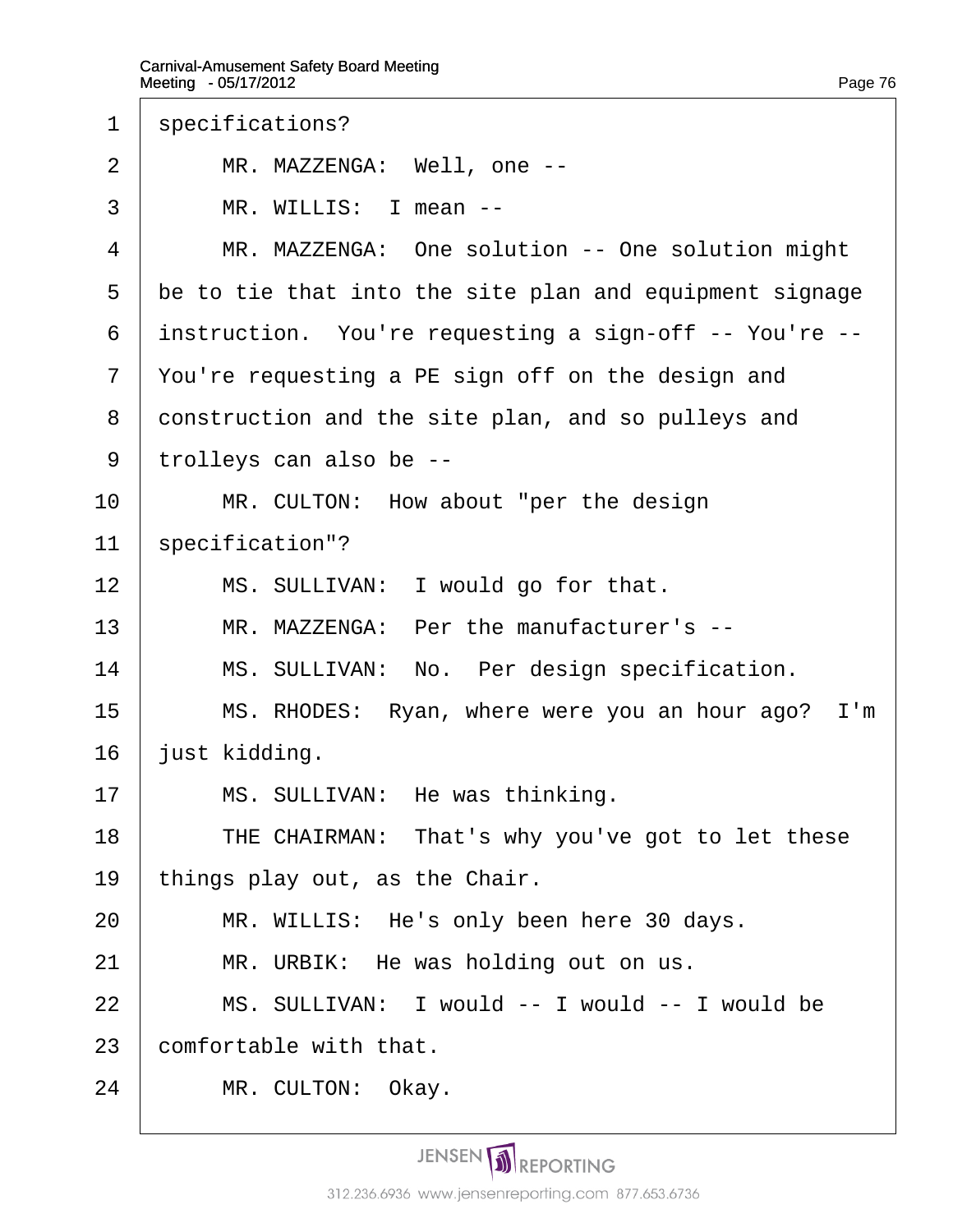1 specifications?

2 MR. MAZZENGA: Well, one --

3 MR. WILLIS: I mean --

4 MR. MAZZENGA: One solution -- One solution might

5 be to tie that into the site plan and equipment signage

6 instruction. You're requesting a sign-off -- You're --

7 You're requesting a PE sign off on the design and

8 construction and the site plan, and so pulleys and

9 trolleys can also be --

10 MR. CULTON: How about "per the design

11 specification"?

12 MS. SULLIVAN: I would go for that.

13 MR. MAZZENGA: Per the manufacturer's --

14 MS. SULLIVAN: No. Per design specification.

15 MS. RHODES: Ryan, where were you an hour ago? I'm

16 just kidding.

17 MS. SULLIVAN: He was thinking.

18 THE CHAIRMAN: That's why you've got to let these

19 things play out, as the Chair.

20 MR. WILLIS: He's only been here 30 days.

21 MR. URBIK: He was holding out on us.

22 MS. SULLIVAN: I would -- I would -- I would be

23 comfortable with that.

24 MR. CULTON: Okay.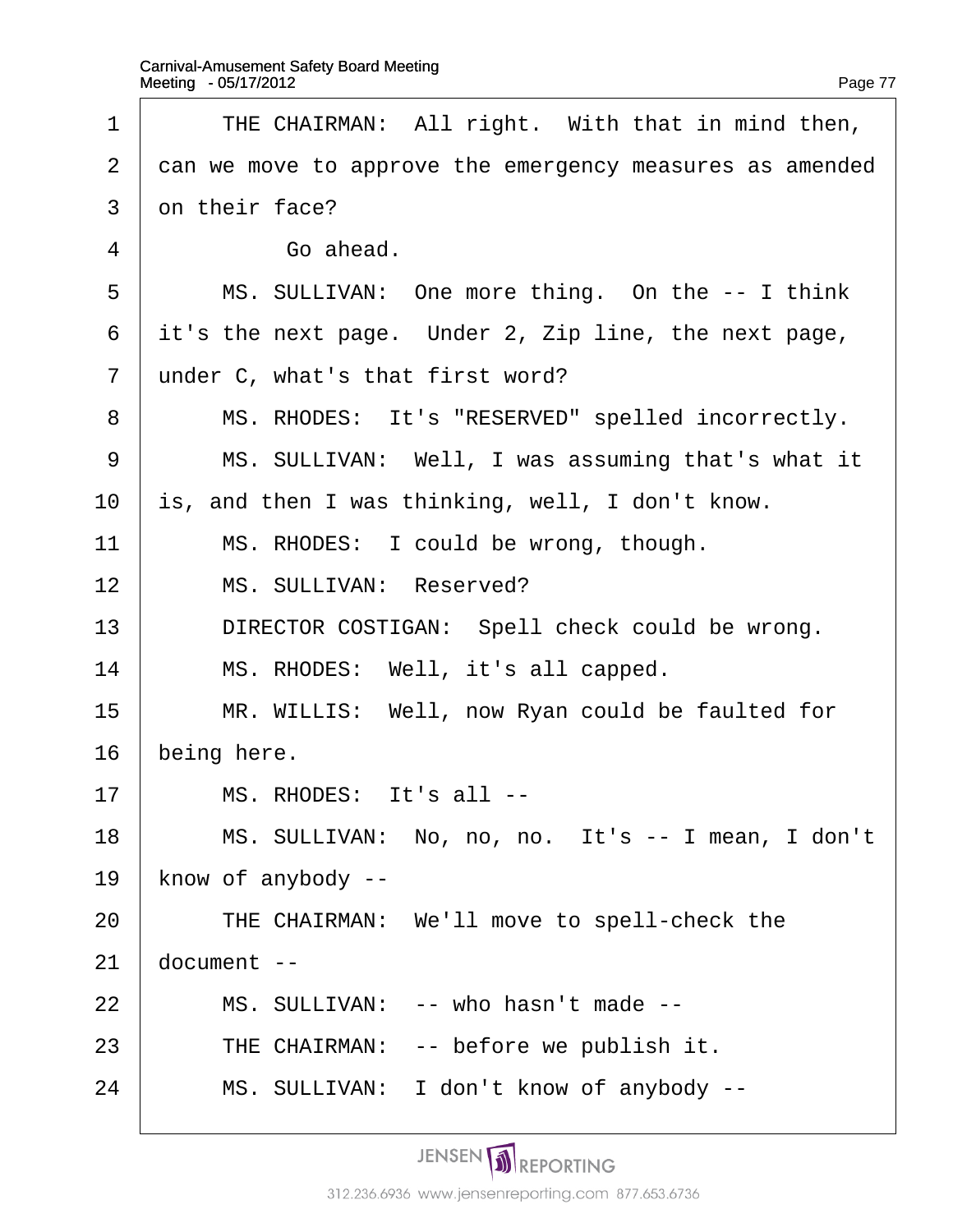1 THE CHAIRMAN: All right. With that in mind then,
2 can we move to approve the emergency measures as amended
3 on their face?
4 Go ahead.
5 MS. SULLIVAN: One more thing. On the -- I think
6 it's the next page. Under 2, Zip line, the next page,
7 under C, what's that first word?
8 MS. RHODES: It's "RESERVED" spelled incorrectly.
9 MS. SULLIVAN: Well, I was assuming that's what it
10 is, and then I was thinking, well, I don't know.
11 MS. RHODES: I could be wrong, though.
12 MS. SULLIVAN: Reserved?
13 DIRECTOR COSTIGAN: Spell check could be wrong.
14 MS. RHODES: Well, it's all capped.
15 MR. WILLIS: Well, now Ryan could be faulted for
16 being here.
17 MS. RHODES: It's all --
18 MS. SULLIVAN: No, no, no. It's -- I mean, I don't
19 know of anybody --
20 THE CHAIRMAN: We'll move to spell-check the
21 document --
22 MS. SULLIVAN: -- who hasn't made --
23 THE CHAIRMAN: -- before we publish it.
24 MS. SULLIVAN: I don't know of anybody --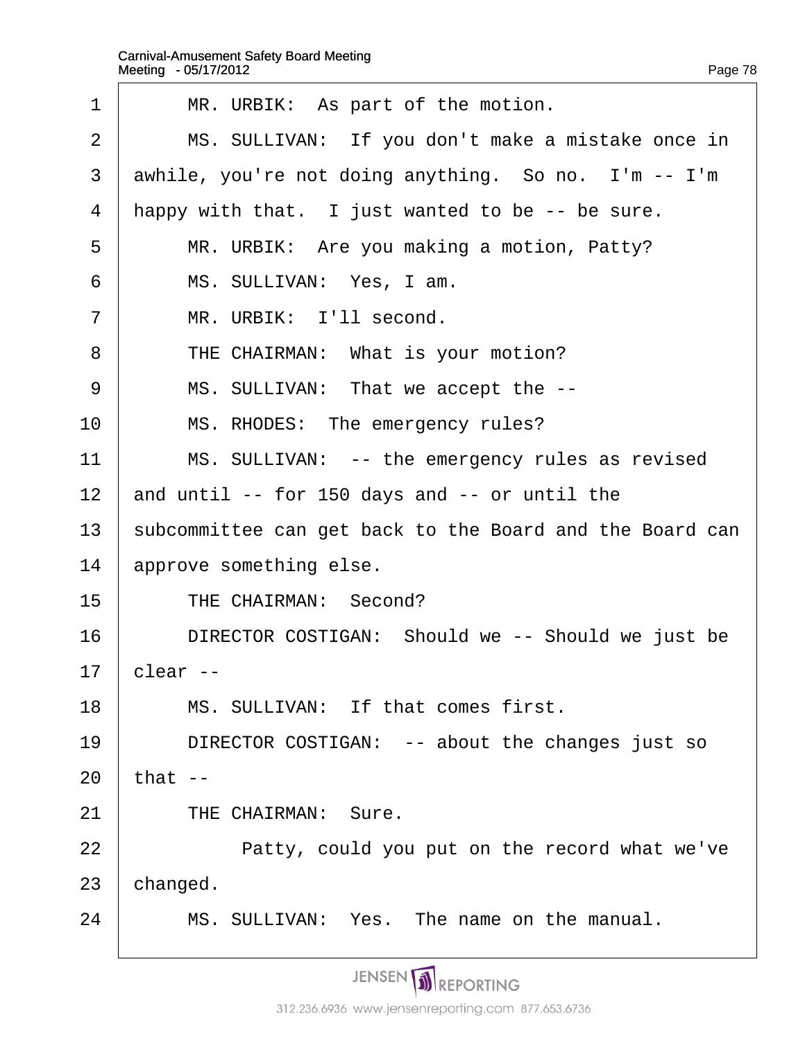1 MR. URBIK: As part of the motion.

2 MS. SULLIVAN: If you don't make a mistake once in

3 awhile, you're not doing anything. So no. I'm -- I'm

4 happy with that. I just wanted to be -- be sure.

5 MR. URBIK: Are you making a motion, Patty?

6 MS. SULLIVAN: Yes, I am.

7 MR. URBIK: I'll second.

8 THE CHAIRMAN: What is your motion?

9 MS. SULLIVAN: That we accept the --

10 MS. RHODES: The emergency rules?

11 MS. SULLIVAN: -- the emergency rules as revised

12 and until -- for 150 days and -- or until the

13 subcommittee can get back to the Board and the Board can

14 approve something else.

15 THE CHAIRMAN: Second?

16 DIRECTOR COSTIGAN: Should we -- Should we just be

17 clear --

18 MS. SULLIVAN: If that comes first.

19 DIRECTOR COSTIGAN: -- about the changes just so

20 that --

21 THE CHAIRMAN: Sure.

22 Patty, could you put on the record what we've

23 changed.

24 MS. SULLIVAN: Yes. The name on the manual.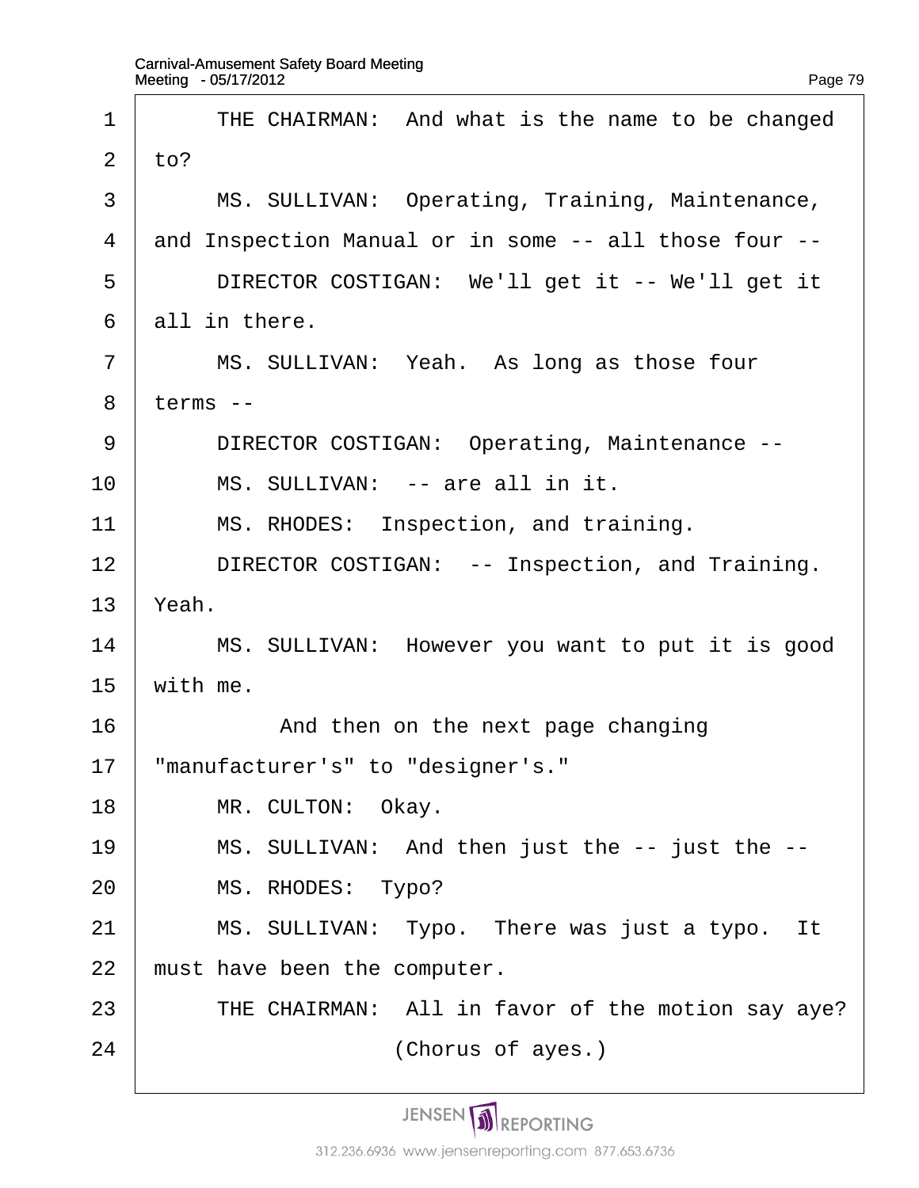1 THE CHAIRMAN: And what is the name to be changed
2 to?
3 MS. SULLIVAN: Operating, Training, Maintenance,
4 and Inspection Manual or in some -- all those four --
5 DIRECTOR COSTIGAN: We'll get it -- We'll get it
6 all in there.
7 MS. SULLIVAN: Yeah. As long as those four
8 terms --
9 DIRECTOR COSTIGAN: Operating, Maintenance --
10 MS. SULLIVAN: -- are all in it.
11 MS. RHODES: Inspection, and training.
12 DIRECTOR COSTIGAN: -- Inspection, and Training.
13 Yeah.
14 MS. SULLIVAN: However you want to put it is good
15 with me.
16 And then on the next page changing
17 "manufacturer's" to "designer's."
18 MR. CULTON: Okay.
19 MS. SULLIVAN: And then just the -- just the --
20 MS. RHODES: Typo?
21 MS. SULLIVAN: Typo. There was just a typo. It
22 must have been the computer.
23 THE CHAIRMAN: All in favor of the motion say aye?
24 (Chorus of ayes.)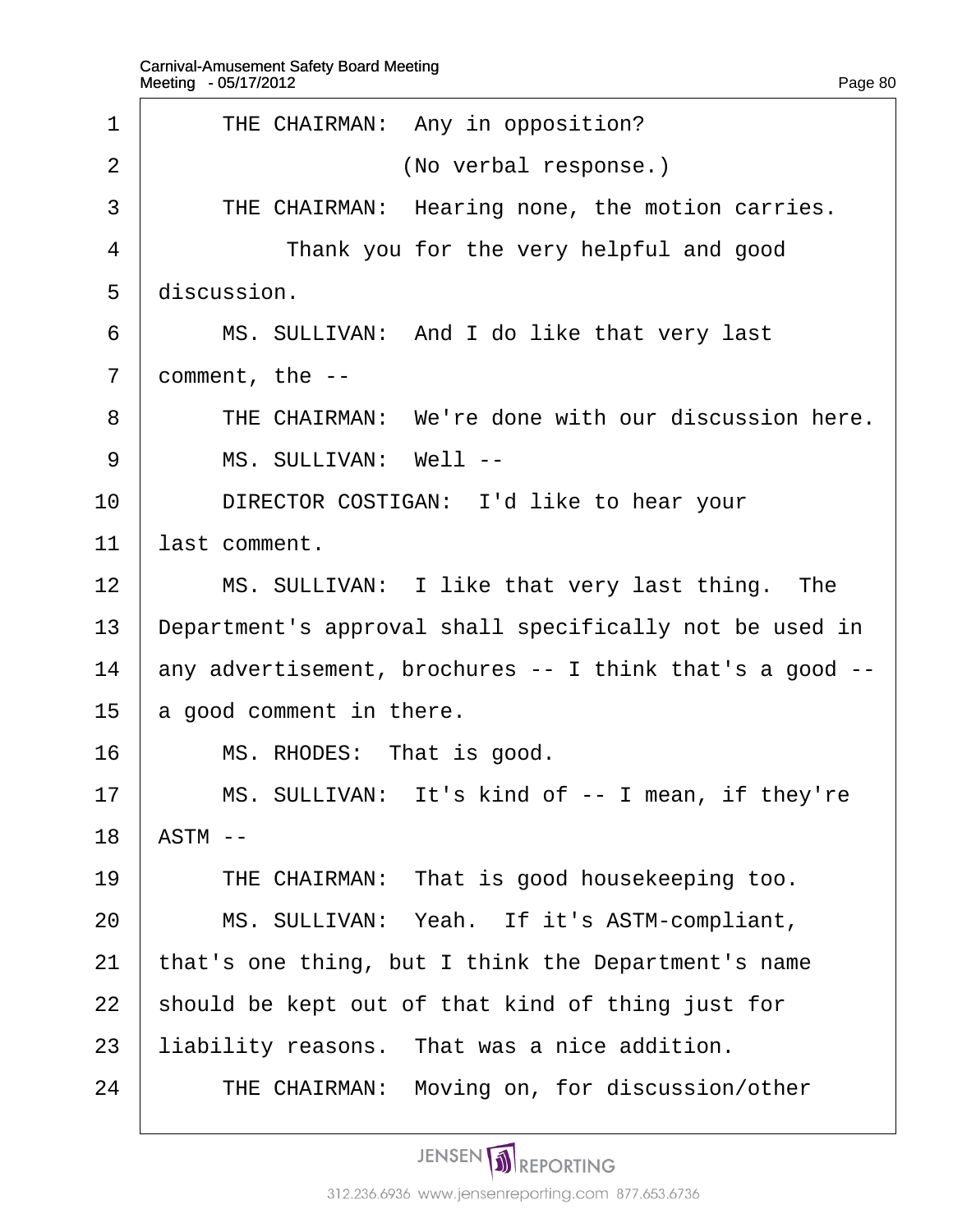1 THE CHAIRMAN: Any in opposition?

2 (No verbal response.)

3 THE CHAIRMAN: Hearing none, the motion carries.

4 Thank you for the very helpful and good

5 discussion.

6 MS. SULLIVAN: And I do like that very last

7 comment, the --

8 THE CHAIRMAN: We're done with our discussion here.

9 MS. SULLIVAN: Well --

10 DIRECTOR COSTIGAN: I'd like to hear your

11 last comment.

12 MS. SULLIVAN: I like that very last thing. The

13 Department's approval shall specifically not be used in

14 any advertisement, brochures -- I think that's a good --

15 a good comment in there.

16 MS. RHODES: That is good.

17 MS. SULLIVAN: It's kind of -- I mean, if they're

18 ASTM --

19 THE CHAIRMAN: That is good housekeeping too.

20 MS. SULLIVAN: Yeah. If it's ASTM-compliant,

21 that's one thing, but I think the Department's name

22 should be kept out of that kind of thing just for

23 liability reasons. That was a nice addition.

24 THE CHAIRMAN: Moving on, for discussion/other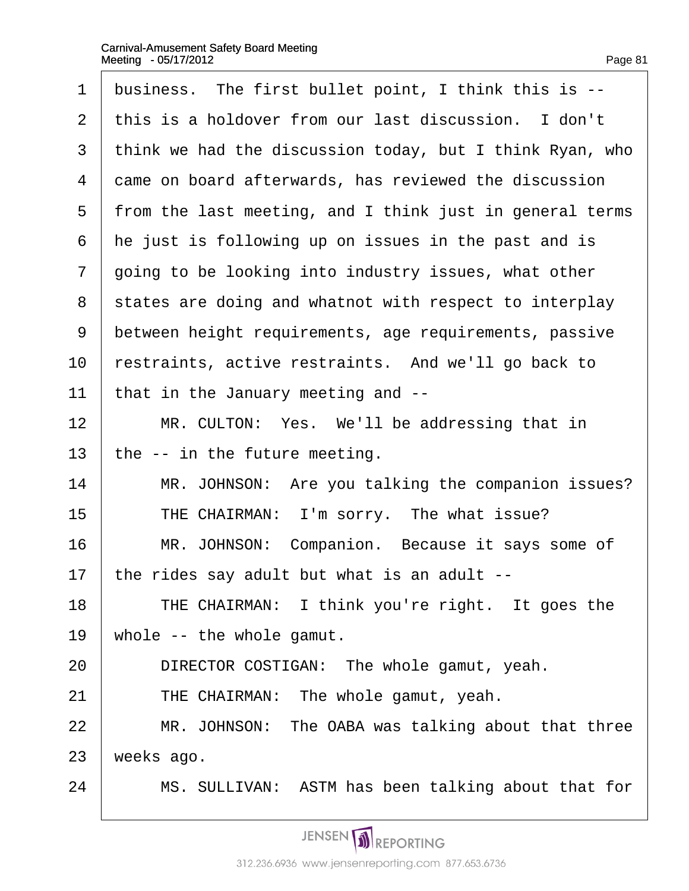business. The first bullet point, I think this is -- this is a holdover from our last discussion. I don't think we had the discussion today, but I think Ryan, who came on board afterwards, has reviewed the discussion from the last meeting, and I think just in general terms he just is following up on issues in the past and is going to be looking into industry issues, what other states are doing and whatnot with respect to interplay between height requirements, age requirements, passive restraints, active restraints. And we'll go back to that in the January meeting and --

MR. CULTON: Yes. We'll be addressing that in the -- in the future meeting.

MR. JOHNSON: Are you talking the companion issues?

THE CHAIRMAN: I'm sorry. The what issue?

MR. JOHNSON: Companion. Because it says some of the rides say adult but what is an adult --

THE CHAIRMAN: I think you're right. It goes the whole -- the whole gamut.

DIRECTOR COSTIGAN: The whole gamut, yeah.

THE CHAIRMAN: The whole gamut, yeah.

MR. JOHNSON: The OABA was talking about that three weeks ago.

MS. SULLIVAN: ASTM has been talking about that for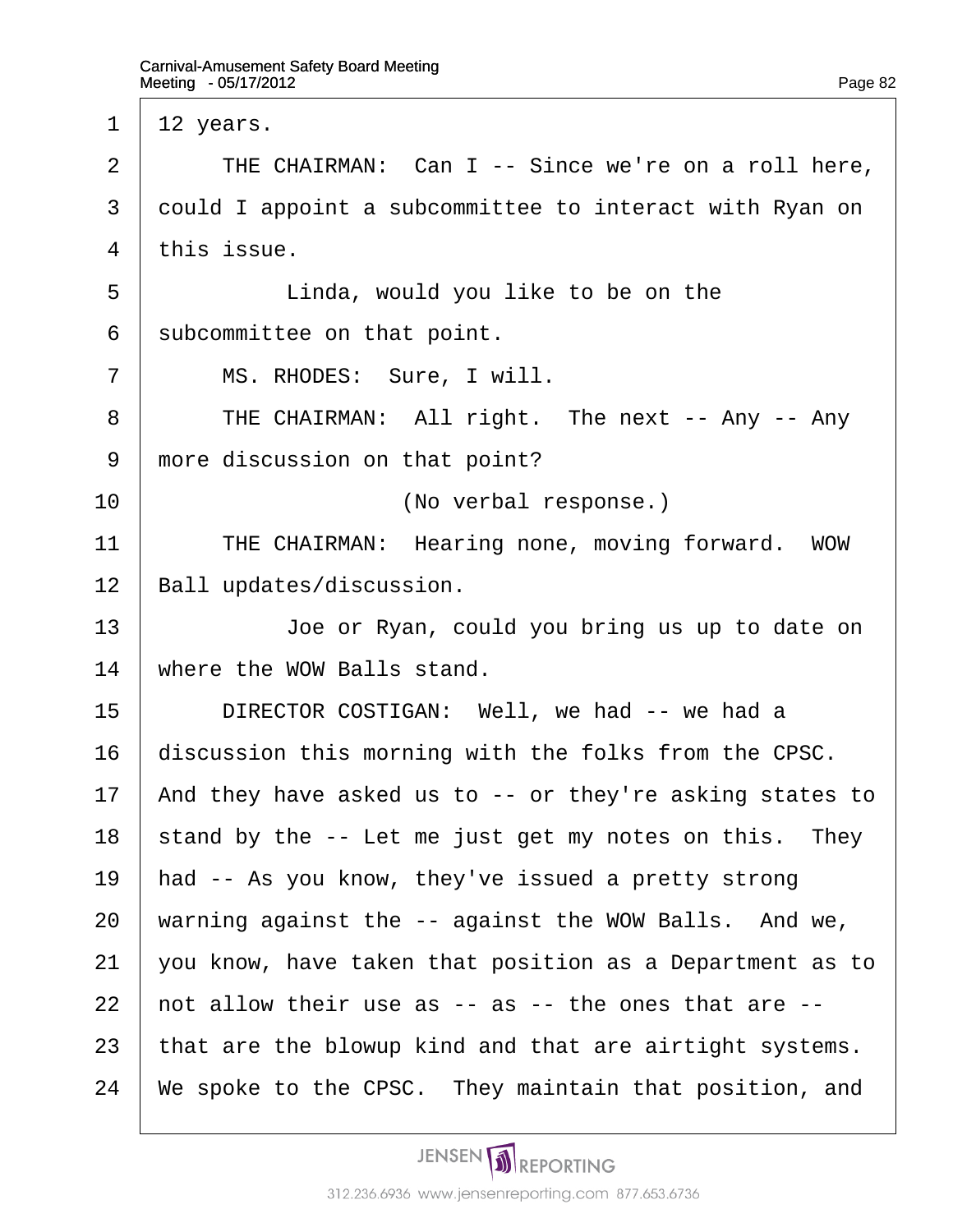12 years.

THE CHAIRMAN: Can I -- Since we're on a roll here, could I appoint a subcommittee to interact with Ryan on this issue.

Linda, would you like to be on the subcommittee on that point.

MS. RHODES: Sure, I will.

THE CHAIRMAN: All right. The next -- Any -- Any more discussion on that point?

(No verbal response.)

THE CHAIRMAN: Hearing none, moving forward. WOW Ball updates/discussion.

Joe or Ryan, could you bring us up to date on where the WOW Balls stand.

DIRECTOR COSTIGAN: Well, we had -- we had a discussion this morning with the folks from the CPSC. And they have asked us to -- or they're asking states to stand by the -- Let me just get my notes on this. They had -- As you know, they've issued a pretty strong warning against the -- against the WOW Balls. And we, you know, have taken that position as a Department as to not allow their use as -- as -- the ones that are -- that are the blowup kind and that are airtight systems. We spoke to the CPSC. They maintain that position, and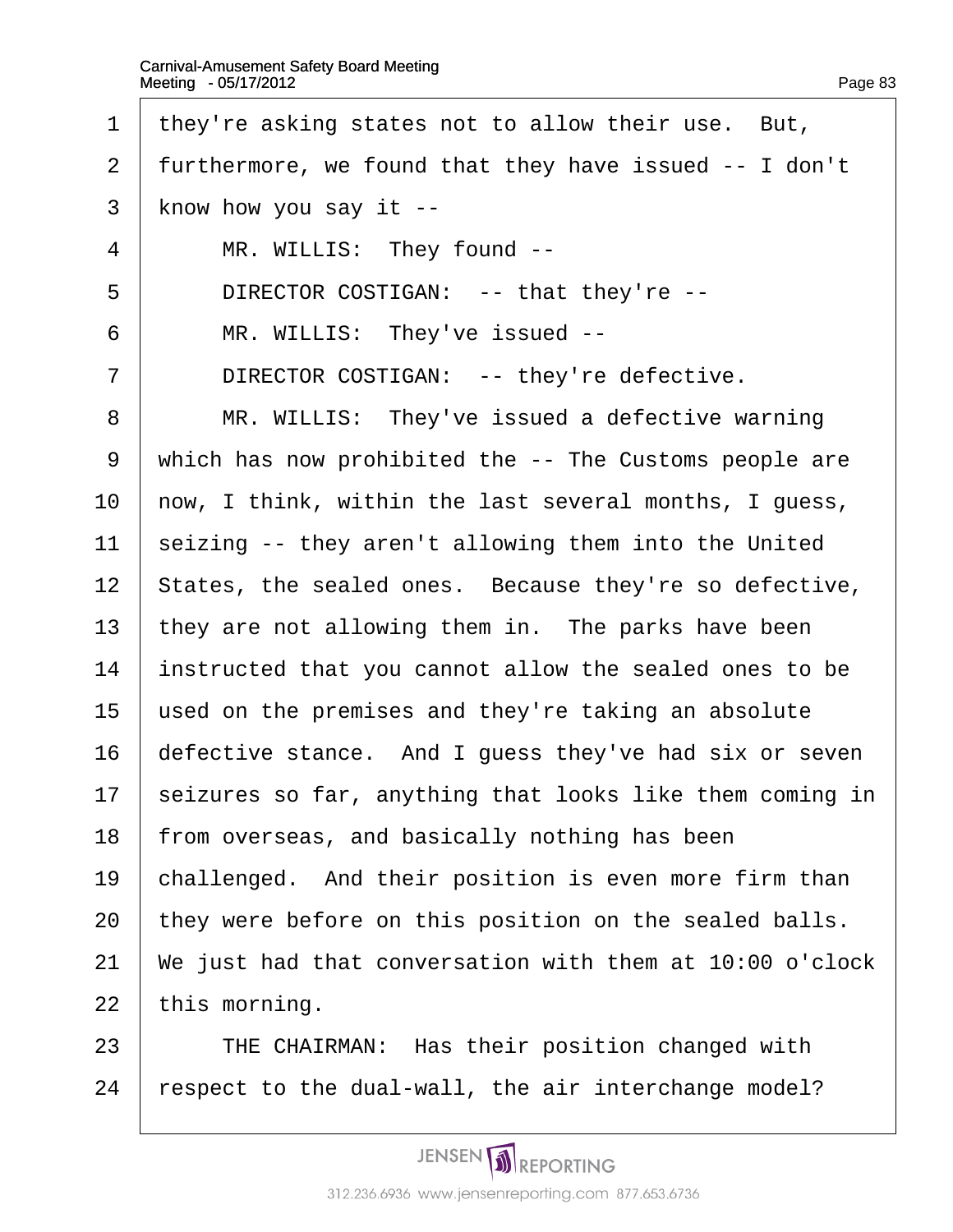they're asking states not to allow their use. But, furthermore, we found that they have issued -- I don't know how you say it --

MR. WILLIS: They found --

DIRECTOR COSTIGAN: -- that they're --

MR. WILLIS: They've issued --

DIRECTOR COSTIGAN: -- they're defective.

MR. WILLIS: They've issued a defective warning which has now prohibited the -- The Customs people are now, I think, within the last several months, I guess, seizing -- they aren't allowing them into the United States, the sealed ones. Because they're so defective, they are not allowing them in. The parks have been instructed that you cannot allow the sealed ones to be used on the premises and they're taking an absolute defective stance. And I guess they've had six or seven seizures so far, anything that looks like them coming in from overseas, and basically nothing has been challenged. And their position is even more firm than they were before on this position on the sealed balls. We just had that conversation with them at 10:00 o'clock this morning.

THE CHAIRMAN: Has their position changed with respect to the dual-wall, the air interchange model?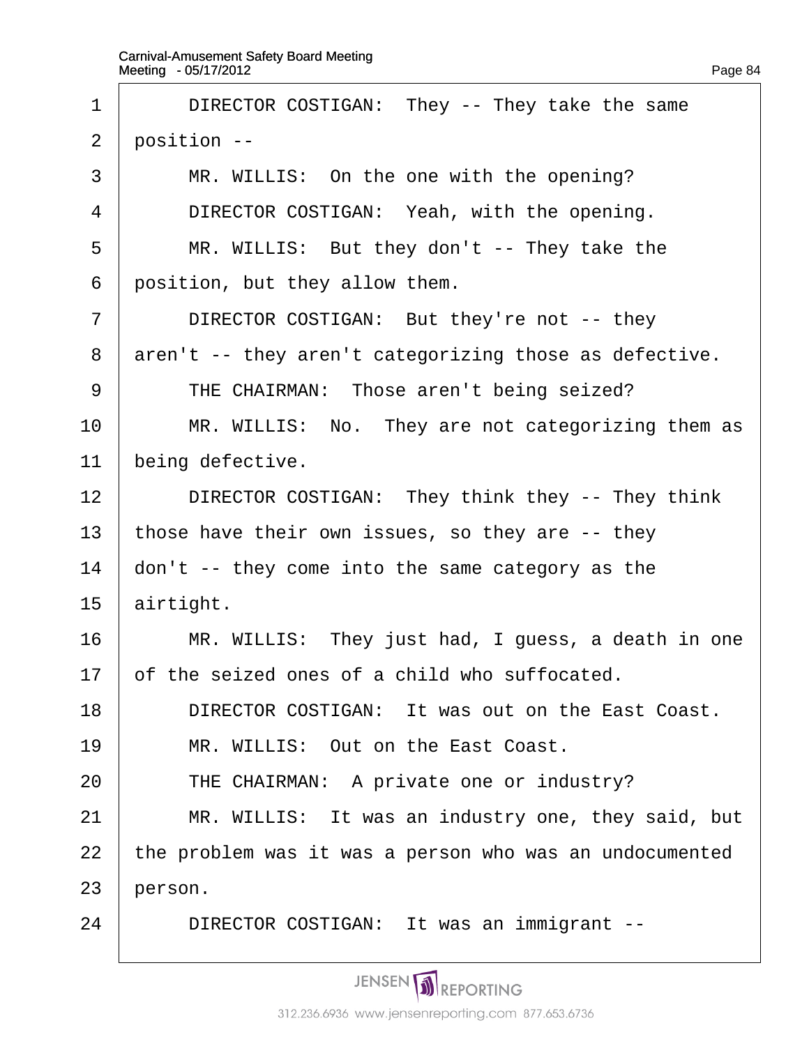DIRECTOR COSTIGAN: They -- They take the same position --

MR. WILLIS: On the one with the opening?

DIRECTOR COSTIGAN: Yeah, with the opening.

MR. WILLIS: But they don't -- They take the position, but they allow them.

DIRECTOR COSTIGAN: But they're not -- they aren't -- they aren't categorizing those as defective.

THE CHAIRMAN: Those aren't being seized?

MR. WILLIS: No. They are not categorizing them as being defective.

DIRECTOR COSTIGAN: They think they -- They think those have their own issues, so they are -- they don't -- they come into the same category as the airtight.

MR. WILLIS: They just had, I guess, a death in one of the seized ones of a child who suffocated.

DIRECTOR COSTIGAN: It was out on the East Coast.

MR. WILLIS: Out on the East Coast.

THE CHAIRMAN: A private one or industry?

MR. WILLIS: It was an industry one, they said, but the problem was it was a person who was an undocumented person.

DIRECTOR COSTIGAN: It was an immigrant --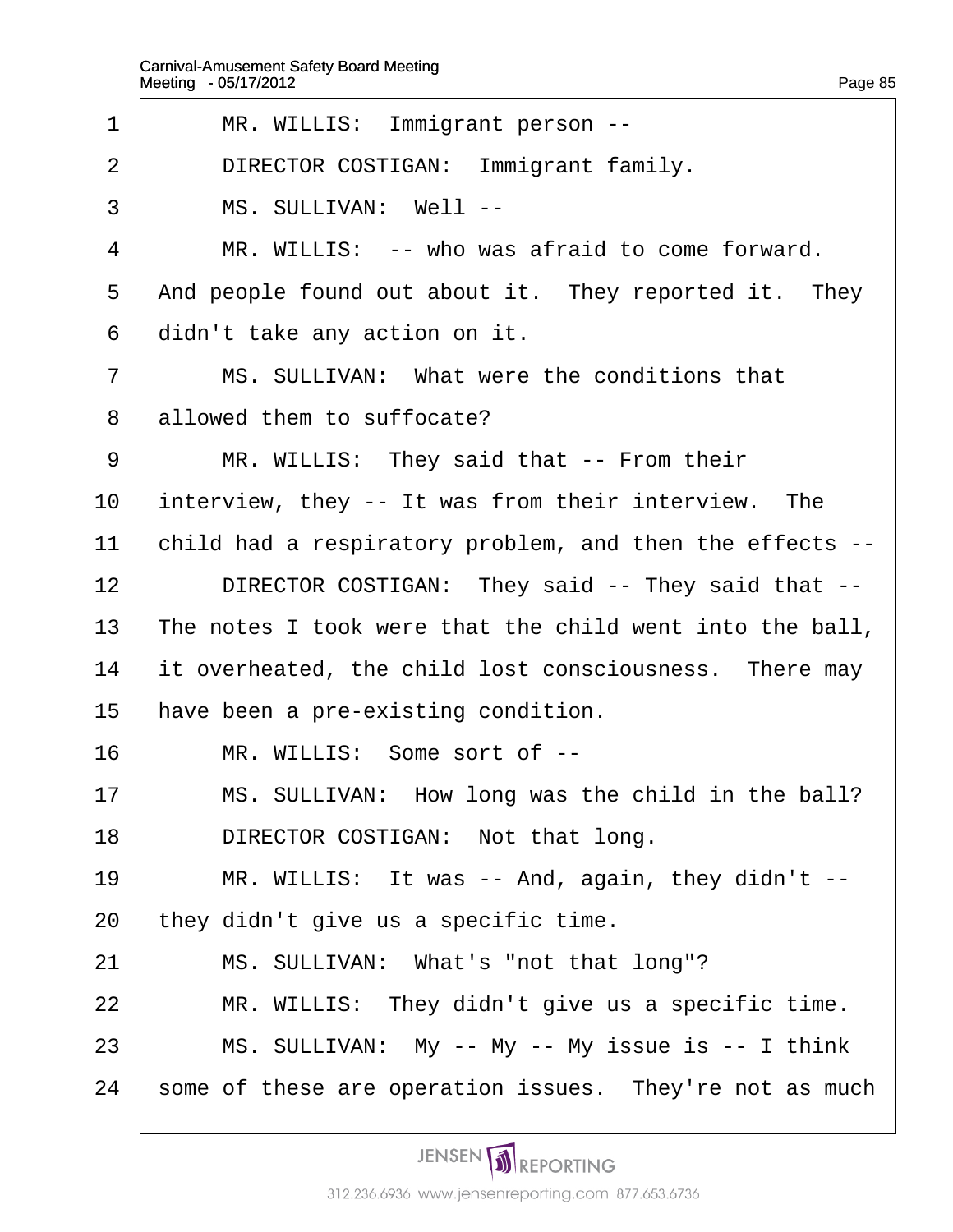MR. WILLIS: Immigrant person --

DIRECTOR COSTIGAN: Immigrant family.

MS. SULLIVAN: Well --

MR. WILLIS: -- who was afraid to come forward. And people found out about it. They reported it. They didn't take any action on it.

MS. SULLIVAN: What were the conditions that allowed them to suffocate?

MR. WILLIS: They said that -- From their interview, they -- It was from their interview. The child had a respiratory problem, and then the effects --

DIRECTOR COSTIGAN: They said -- They said that -- The notes I took were that the child went into the ball, it overheated, the child lost consciousness. There may have been a pre-existing condition.

MR. WILLIS: Some sort of --

MS. SULLIVAN: How long was the child in the ball?

DIRECTOR COSTIGAN: Not that long.

MR. WILLIS: It was -- And, again, they didn't -- they didn't give us a specific time.

MS. SULLIVAN: What's "not that long"?

MR. WILLIS: They didn't give us a specific time.

MS. SULLIVAN: My -- My -- My issue is -- I think some of these are operation issues. They're not as much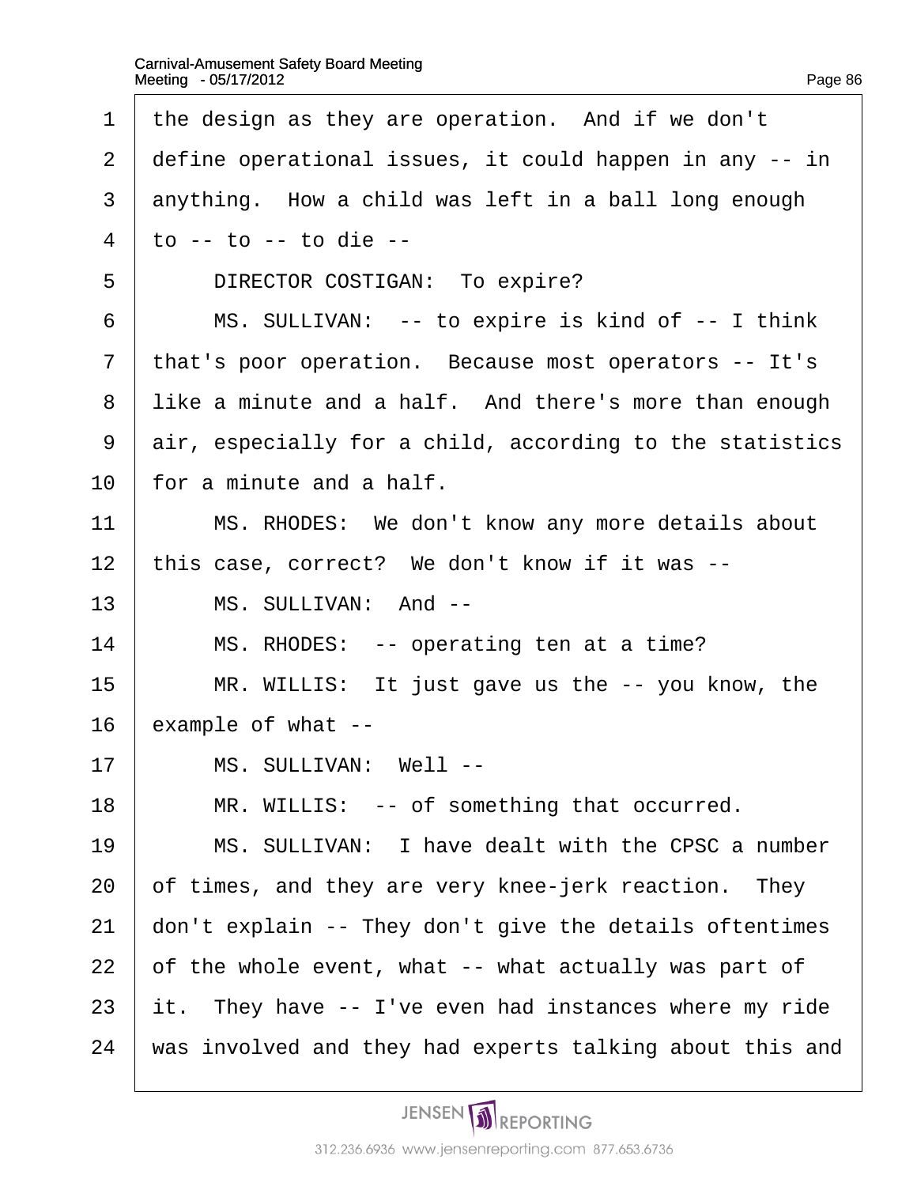the design as they are operation.  And if we don't define operational issues, it could happen in any -- in anything.  How a child was left in a ball long enough to -- to -- to die --

DIRECTOR COSTIGAN:  To expire?

MS. SULLIVAN:  -- to expire is kind of -- I think that's poor operation.  Because most operators -- It's like a minute and a half.  And there's more than enough air, especially for a child, according to the statistics for a minute and a half.

MS. RHODES:  We don't know any more details about this case, correct?  We don't know if it was --

MS. SULLIVAN:  And --

MS. RHODES:  -- operating ten at a time?

MR. WILLIS:  It just gave us the -- you know, the example of what --

MS. SULLIVAN:  Well --

MR. WILLIS:  -- of something that occurred.

MS. SULLIVAN:  I have dealt with the CPSC a number of times, and they are very knee-jerk reaction.  They don't explain -- They don't give the details oftentimes of the whole event, what -- what actually was part of it.  They have -- I've even had instances where my ride was involved and they had experts talking about this and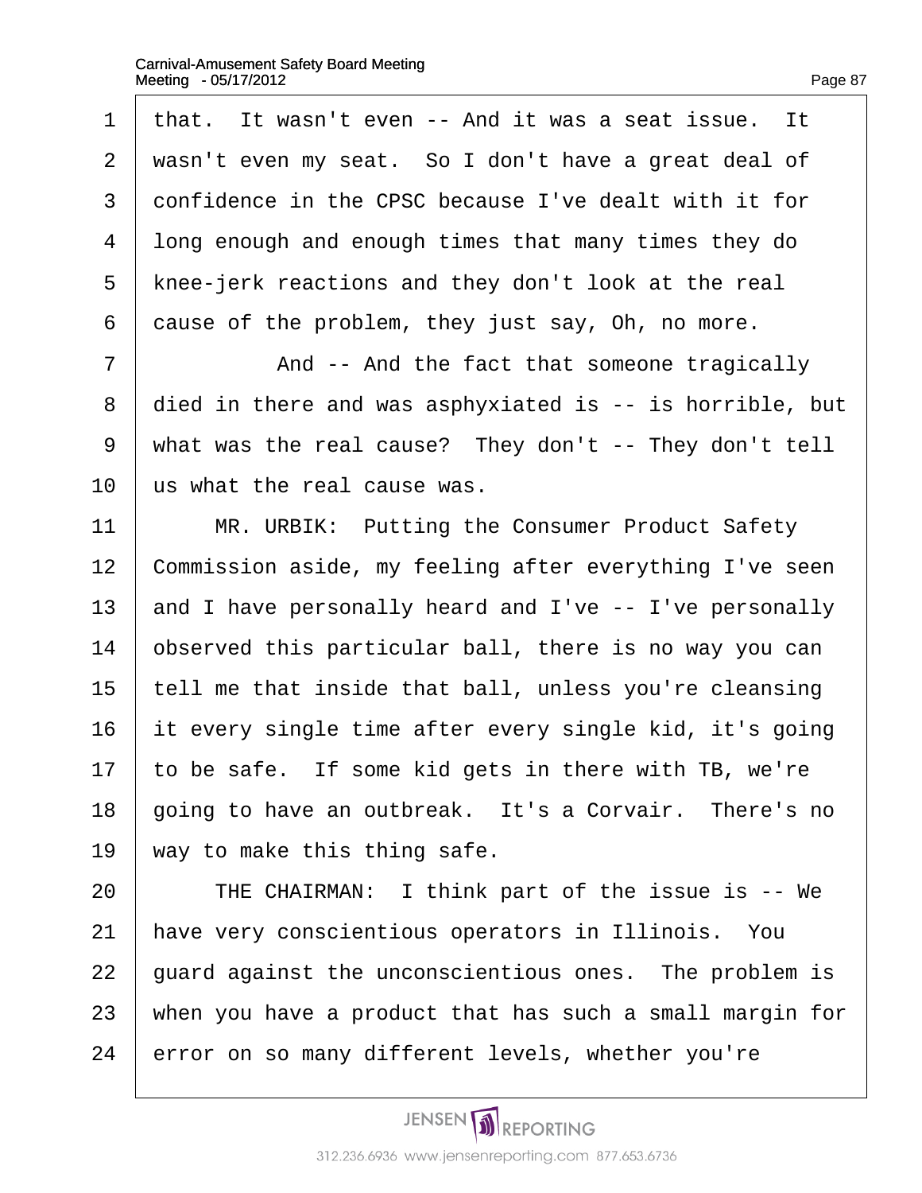that. It wasn't even -- And it was a seat issue. It wasn't even my seat. So I don't have a great deal of confidence in the CPSC because I've dealt with it for long enough and enough times that many times they do knee-jerk reactions and they don't look at the real cause of the problem, they just say, Oh, no more.

And -- And the fact that someone tragically died in there and was asphyxiated is -- is horrible, but what was the real cause? They don't -- They don't tell us what the real cause was.

MR. URBIK: Putting the Consumer Product Safety Commission aside, my feeling after everything I've seen and I have personally heard and I've -- I've personally observed this particular ball, there is no way you can tell me that inside that ball, unless you're cleansing it every single time after every single kid, it's going to be safe. If some kid gets in there with TB, we're going to have an outbreak. It's a Corvair. There's no way to make this thing safe.

THE CHAIRMAN: I think part of the issue is -- We have very conscientious operators in Illinois. You guard against the unconscientious ones. The problem is when you have a product that has such a small margin for error on so many different levels, whether you're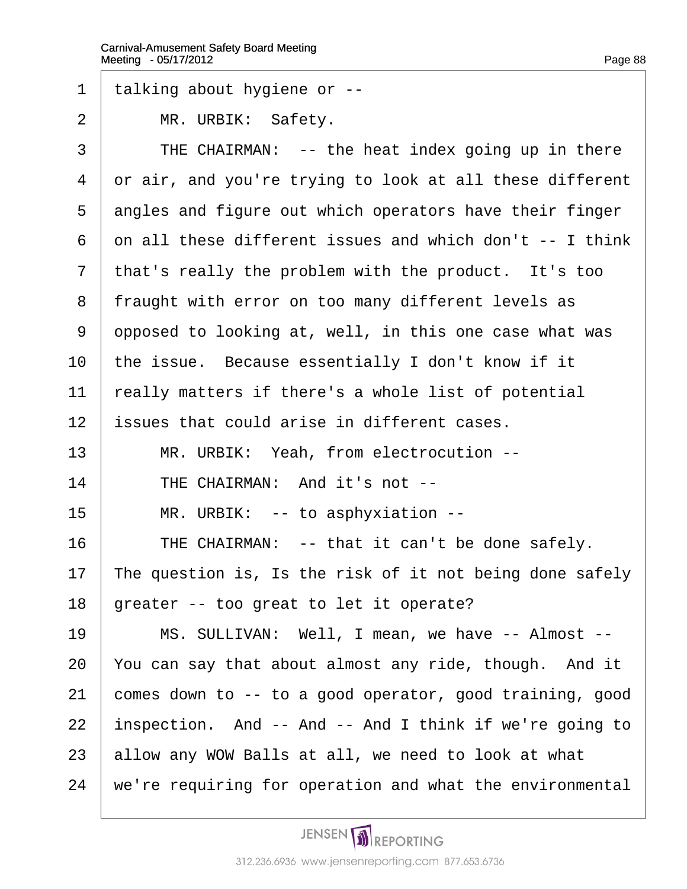1 talking about hygiene or --

2 MR. URBIK: Safety.

3 THE CHAIRMAN: -- the heat index going up in there

4 or air, and you're trying to look at all these different

5 angles and figure out which operators have their finger

6 on all these different issues and which don't -- I think

7 that's really the problem with the product. It's too

8 fraught with error on too many different levels as

9 opposed to looking at, well, in this one case what was

10 the issue. Because essentially I don't know if it

11 really matters if there's a whole list of potential

12 issues that could arise in different cases.

13 MR. URBIK: Yeah, from electrocution --

14 THE CHAIRMAN: And it's not --

15 MR. URBIK: -- to asphyxiation --

16 THE CHAIRMAN: -- that it can't be done safely.

17 The question is, Is the risk of it not being done safely

18 greater -- too great to let it operate?

19 MS. SULLIVAN: Well, I mean, we have -- Almost --

20 You can say that about almost any ride, though. And it

21 comes down to -- to a good operator, good training, good

22 inspection. And -- And -- And I think if we're going to

23 allow any WOW Balls at all, we need to look at what

24 we're requiring for operation and what the environmental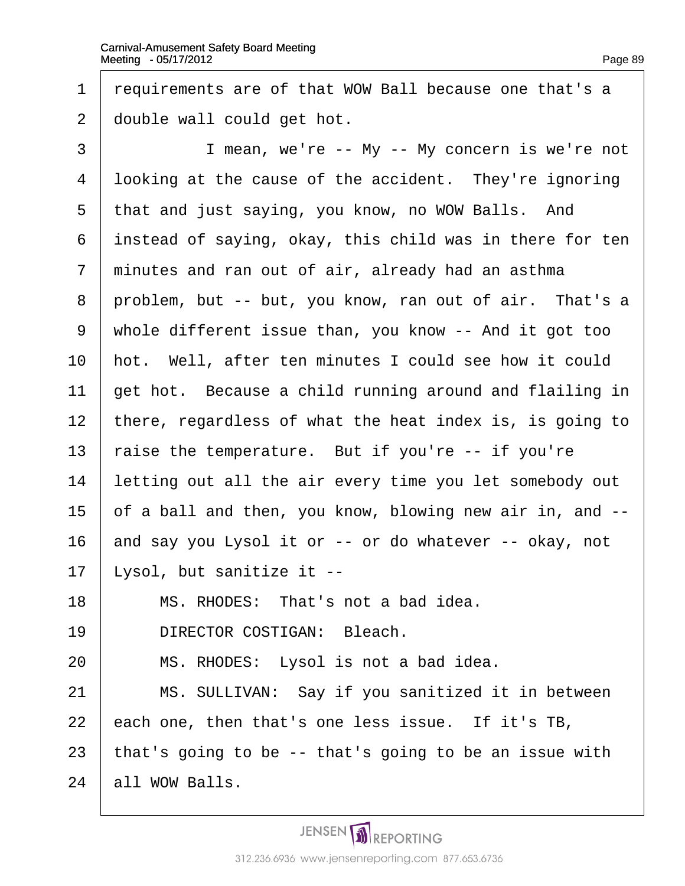requirements are of that WOW Ball because one that's a double wall could get hot.

I mean, we're -- My -- My concern is we're not looking at the cause of the accident. They're ignoring that and just saying, you know, no WOW Balls. And instead of saying, okay, this child was in there for ten minutes and ran out of air, already had an asthma problem, but -- but, you know, ran out of air. That's a whole different issue than, you know -- And it got too hot. Well, after ten minutes I could see how it could get hot. Because a child running around and flailing in there, regardless of what the heat index is, is going to raise the temperature. But if you're -- if you're letting out all the air every time you let somebody out of a ball and then, you know, blowing new air in, and -- and say you Lysol it or -- or do whatever -- okay, not Lysol, but sanitize it --

MS. RHODES: That's not a bad idea.

DIRECTOR COSTIGAN: Bleach.

MS. RHODES: Lysol is not a bad idea.

MS. SULLIVAN: Say if you sanitized it in between each one, then that's one less issue. If it's TB, that's going to be -- that's going to be an issue with all WOW Balls.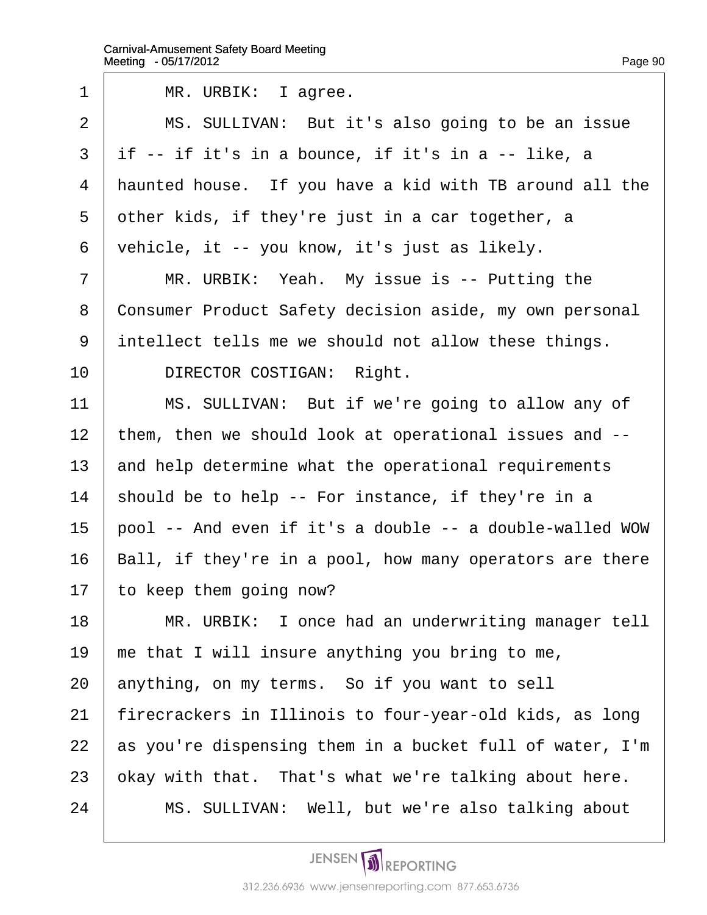1 MR. URBIK: I agree.

2 MS. SULLIVAN: But it's also going to be an issue

3 if -- if it's in a bounce, if it's in a -- like, a

4 haunted house. If you have a kid with TB around all the

5 other kids, if they're just in a car together, a

6 vehicle, it -- you know, it's just as likely.

7 MR. URBIK: Yeah. My issue is -- Putting the

8 Consumer Product Safety decision aside, my own personal

9 intellect tells me we should not allow these things.

10 DIRECTOR COSTIGAN: Right.

11 MS. SULLIVAN: But if we're going to allow any of

12 them, then we should look at operational issues and --

13 and help determine what the operational requirements

14 should be to help -- For instance, if they're in a

15 pool -- And even if it's a double -- a double-walled WOW

16 Ball, if they're in a pool, how many operators are there

17 to keep them going now?

18 MR. URBIK: I once had an underwriting manager tell

19 me that I will insure anything you bring to me,

20 anything, on my terms. So if you want to sell

21 firecrackers in Illinois to four-year-old kids, as long

22 as you're dispensing them in a bucket full of water, I'm

23 okay with that. That's what we're talking about here.

24 MS. SULLIVAN: Well, but we're also talking about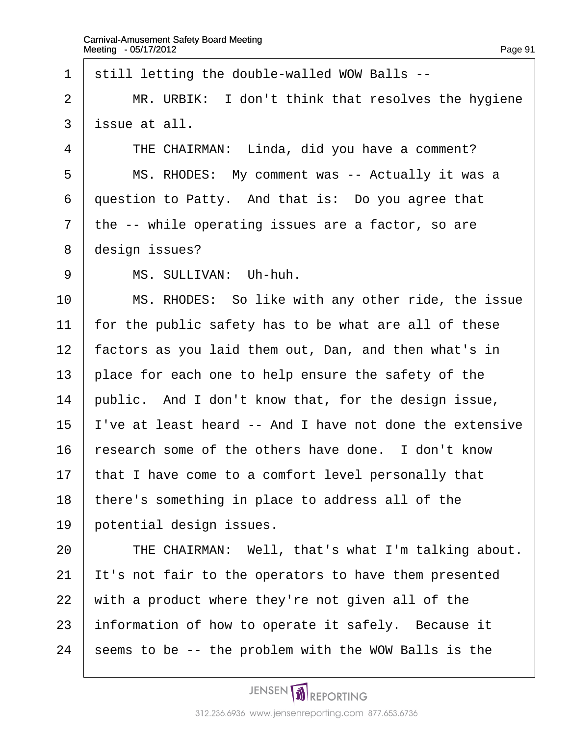1 still letting the double-walled WOW Balls --

2 MR. URBIK: I don't think that resolves the hygiene

3 issue at all.

4 THE CHAIRMAN: Linda, did you have a comment?

5 MS. RHODES: My comment was -- Actually it was a

6 question to Patty. And that is: Do you agree that

7 the -- while operating issues are a factor, so are

8 design issues?

9 MS. SULLIVAN: Uh-huh.

10 MS. RHODES: So like with any other ride, the issue

11 for the public safety has to be what are all of these

12 factors as you laid them out, Dan, and then what's in

13 place for each one to help ensure the safety of the

14 public. And I don't know that, for the design issue,

15 I've at least heard -- And I have not done the extensive

16 research some of the others have done. I don't know

17 that I have come to a comfort level personally that

18 there's something in place to address all of the

19 potential design issues.

20 THE CHAIRMAN: Well, that's what I'm talking about.

21 It's not fair to the operators to have them presented

22 with a product where they're not given all of the

23 information of how to operate it safely. Because it

24 seems to be -- the problem with the WOW Balls is the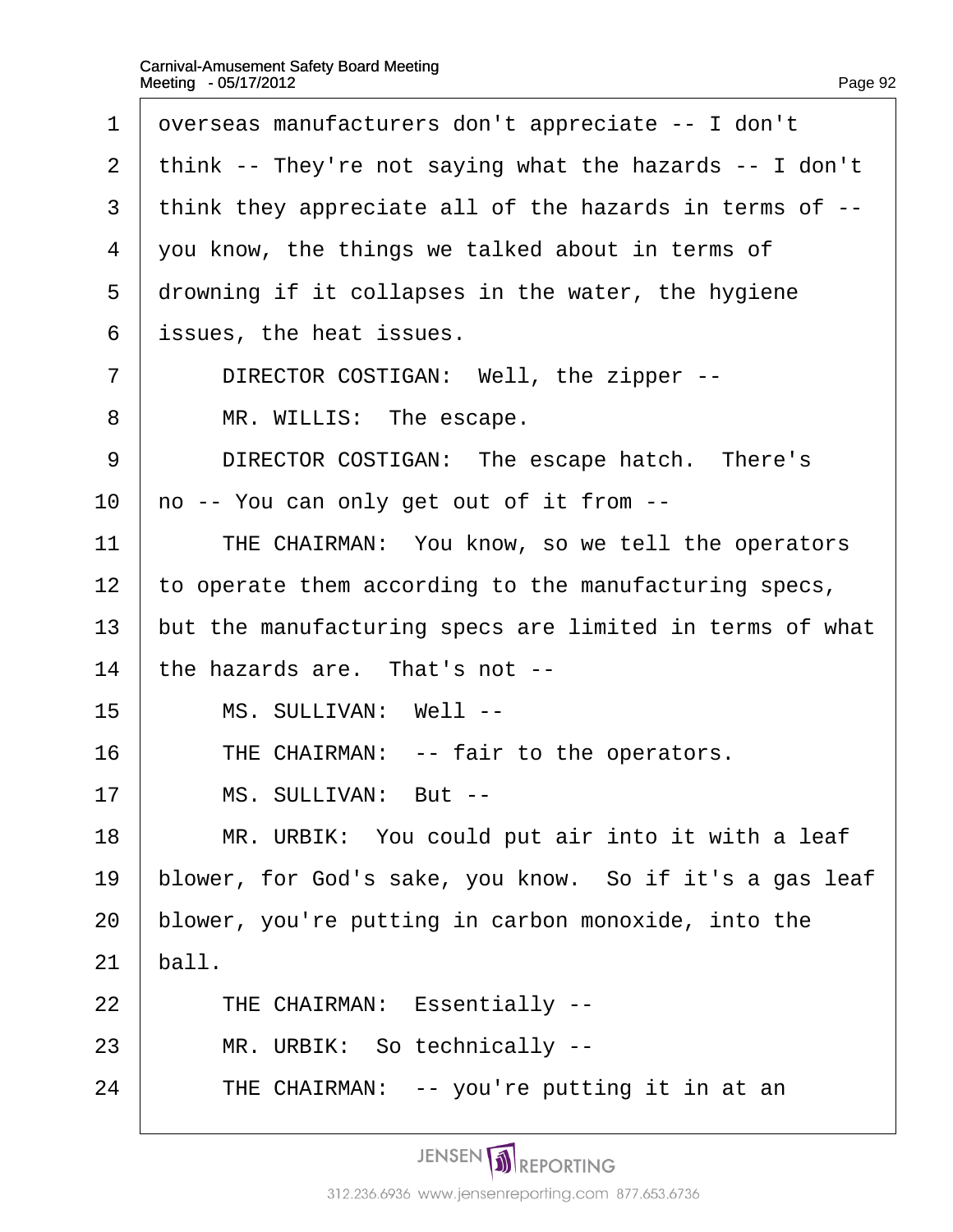overseas manufacturers don't appreciate -- I don't think -- They're not saying what the hazards -- I don't think they appreciate all of the hazards in terms of -- you know, the things we talked about in terms of drowning if it collapses in the water, the hygiene issues, the heat issues.

DIRECTOR COSTIGAN: Well, the zipper --

MR. WILLIS: The escape.

DIRECTOR COSTIGAN: The escape hatch. There's no -- You can only get out of it from --

THE CHAIRMAN: You know, so we tell the operators to operate them according to the manufacturing specs, but the manufacturing specs are limited in terms of what the hazards are. That's not --

MS. SULLIVAN: Well --

THE CHAIRMAN: -- fair to the operators.

MS. SULLIVAN: But --

MR. URBIK: You could put air into it with a leaf blower, for God's sake, you know. So if it's a gas leaf blower, you're putting in carbon monoxide, into the ball.

THE CHAIRMAN: Essentially --

MR. URBIK: So technically --

THE CHAIRMAN: -- you're putting it in at an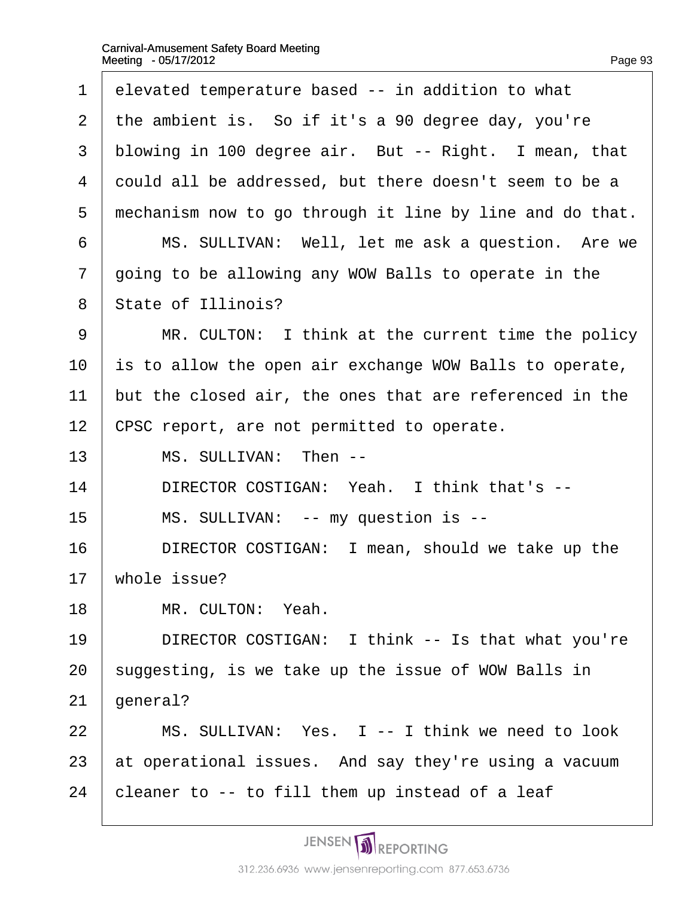elevated temperature based -- in addition to what the ambient is. So if it's a 90 degree day, you're blowing in 100 degree air. But -- Right. I mean, that could all be addressed, but there doesn't seem to be a mechanism now to go through it line by line and do that.

MS. SULLIVAN: Well, let me ask a question. Are we going to be allowing any WOW Balls to operate in the State of Illinois?

MR. CULTON: I think at the current time the policy is to allow the open air exchange WOW Balls to operate, but the closed air, the ones that are referenced in the CPSC report, are not permitted to operate.

MS. SULLIVAN: Then --

DIRECTOR COSTIGAN: Yeah. I think that's --

MS. SULLIVAN: -- my question is --

DIRECTOR COSTIGAN: I mean, should we take up the whole issue?

MR. CULTON: Yeah.

DIRECTOR COSTIGAN: I think -- Is that what you're suggesting, is we take up the issue of WOW Balls in general?

MS. SULLIVAN: Yes. I -- I think we need to look at operational issues. And say they're using a vacuum cleaner to -- to fill them up instead of a leaf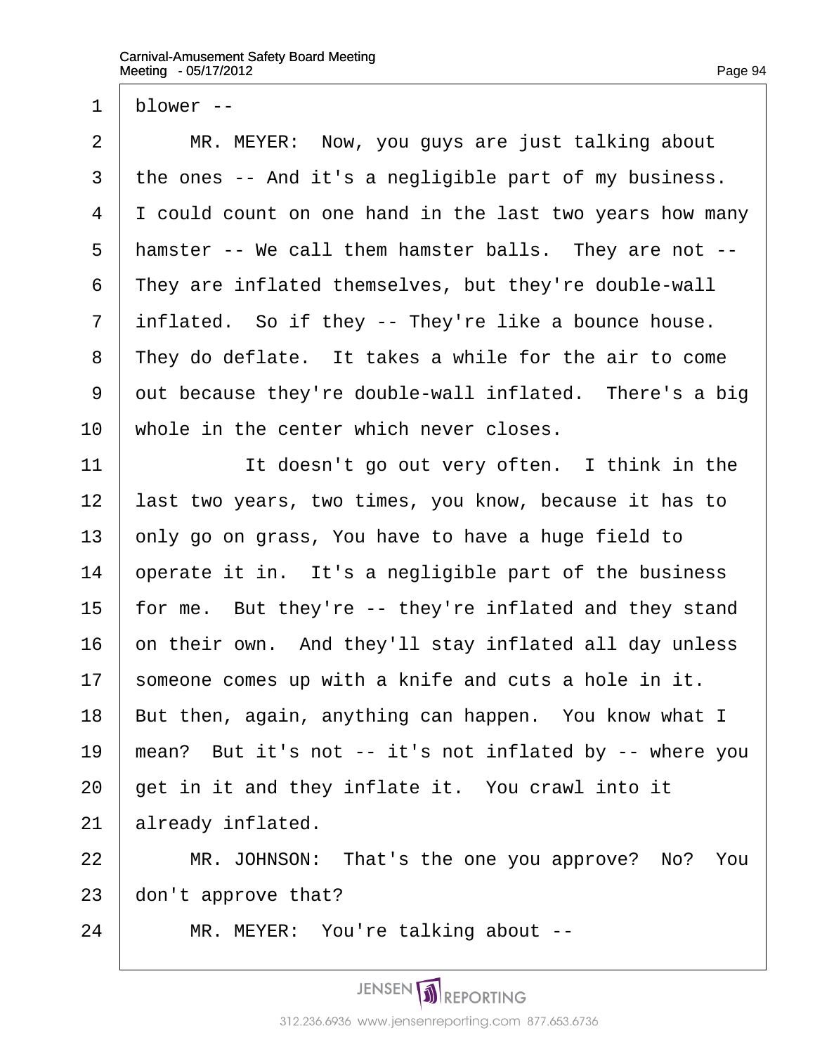1 blower --

2 MR. MEYER: Now, you guys are just talking about

3 the ones -- And it's a negligible part of my business.

4 I could count on one hand in the last two years how many

5 hamster -- We call them hamster balls. They are not --

6 They are inflated themselves, but they're double-wall

7 inflated. So if they -- They're like a bounce house.

8 They do deflate. It takes a while for the air to come

9 out because they're double-wall inflated. There's a big

10 whole in the center which never closes.

11 It doesn't go out very often. I think in the

12 last two years, two times, you know, because it has to

13 only go on grass, You have to have a huge field to

14 operate it in. It's a negligible part of the business

15 for me. But they're -- they're inflated and they stand

16 on their own. And they'll stay inflated all day unless

17 someone comes up with a knife and cuts a hole in it.

18 But then, again, anything can happen. You know what I

19 mean? But it's not -- it's not inflated by -- where you

20 get in it and they inflate it. You crawl into it

21 already inflated.

22 MR. JOHNSON: That's the one you approve? No? You

23 don't approve that?

24 MR. MEYER: You're talking about --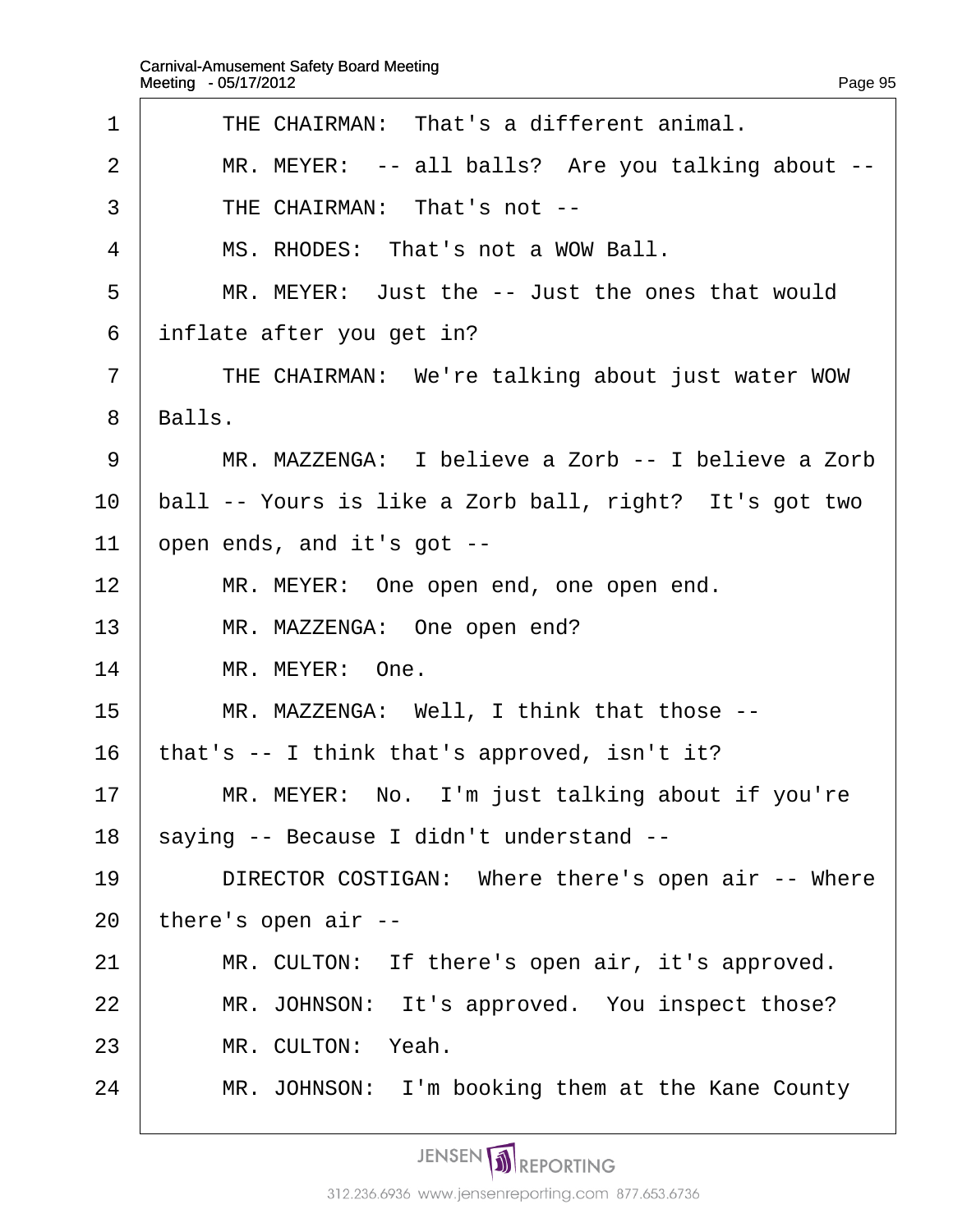1 THE CHAIRMAN: That's a different animal.

2 MR. MEYER: -- all balls? Are you talking about --

3 THE CHAIRMAN: That's not --

4 MS. RHODES: That's not a WOW Ball.

5 MR. MEYER: Just the -- Just the ones that would

6 inflate after you get in?

7 THE CHAIRMAN: We're talking about just water WOW

8 Balls.

9 MR. MAZZENGA: I believe a Zorb -- I believe a Zorb

10 ball -- Yours is like a Zorb ball, right? It's got two

11 open ends, and it's got --

12 MR. MEYER: One open end, one open end.

13 MR. MAZZENGA: One open end?

14 MR. MEYER: One.

15 MR. MAZZENGA: Well, I think that those --

16 that's -- I think that's approved, isn't it?

17 MR. MEYER: No. I'm just talking about if you're

18 saying -- Because I didn't understand --

19 DIRECTOR COSTIGAN: Where there's open air -- Where

20 there's open air --

21 MR. CULTON: If there's open air, it's approved.

22 MR. JOHNSON: It's approved. You inspect those?

23 MR. CULTON: Yeah.

24 MR. JOHNSON: I'm booking them at the Kane County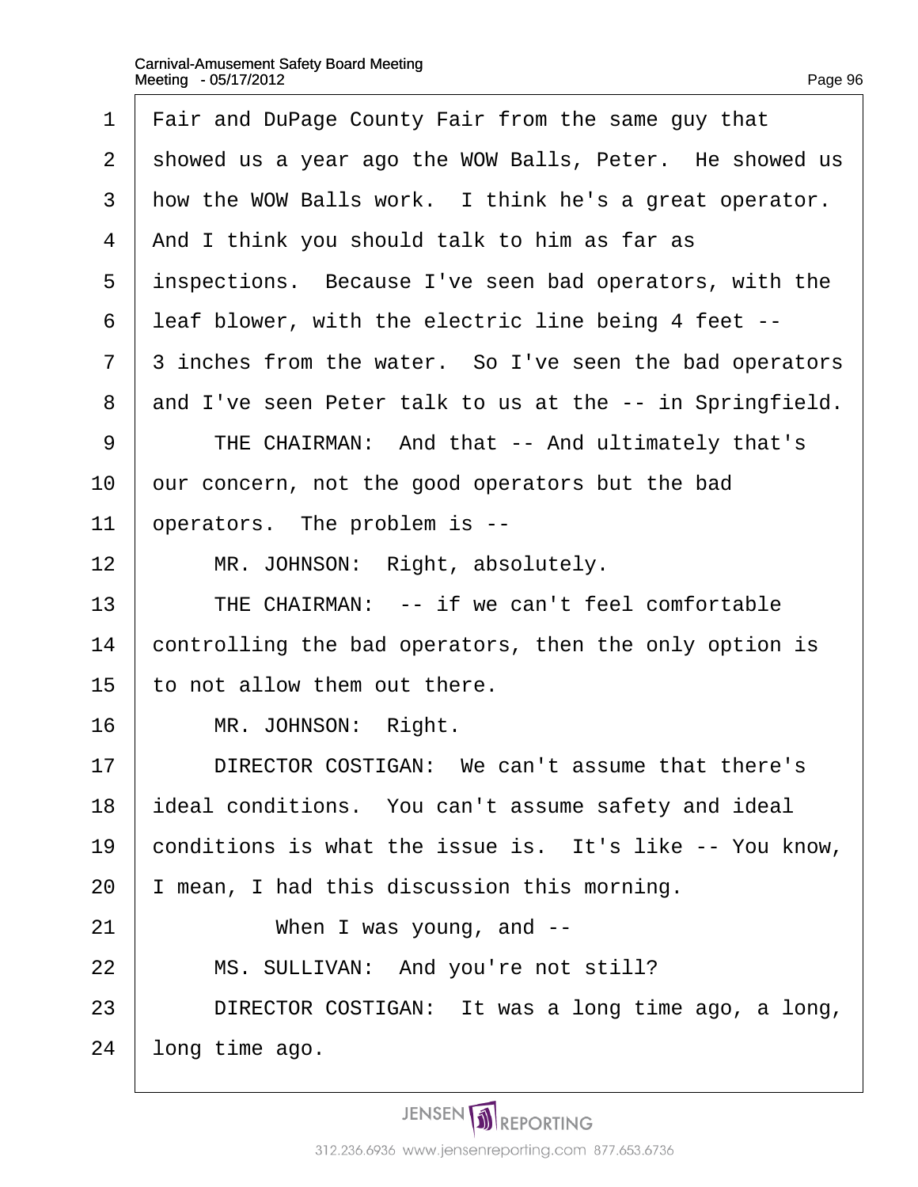Fair and DuPage County Fair from the same guy that showed us a year ago the WOW Balls, Peter. He showed us how the WOW Balls work. I think he's a great operator. And I think you should talk to him as far as inspections. Because I've seen bad operators, with the leaf blower, with the electric line being 4 feet -- 3 inches from the water. So I've seen the bad operators and I've seen Peter talk to us at the -- in Springfield.

THE CHAIRMAN: And that -- And ultimately that's our concern, not the good operators but the bad operators. The problem is --

MR. JOHNSON: Right, absolutely.

THE CHAIRMAN: -- if we can't feel comfortable controlling the bad operators, then the only option is to not allow them out there.

MR. JOHNSON: Right.

DIRECTOR COSTIGAN: We can't assume that there's ideal conditions. You can't assume safety and ideal conditions is what the issue is. It's like -- You know, I mean, I had this discussion this morning.

When I was young, and --

MS. SULLIVAN: And you're not still?

DIRECTOR COSTIGAN: It was a long time ago, a long, long time ago.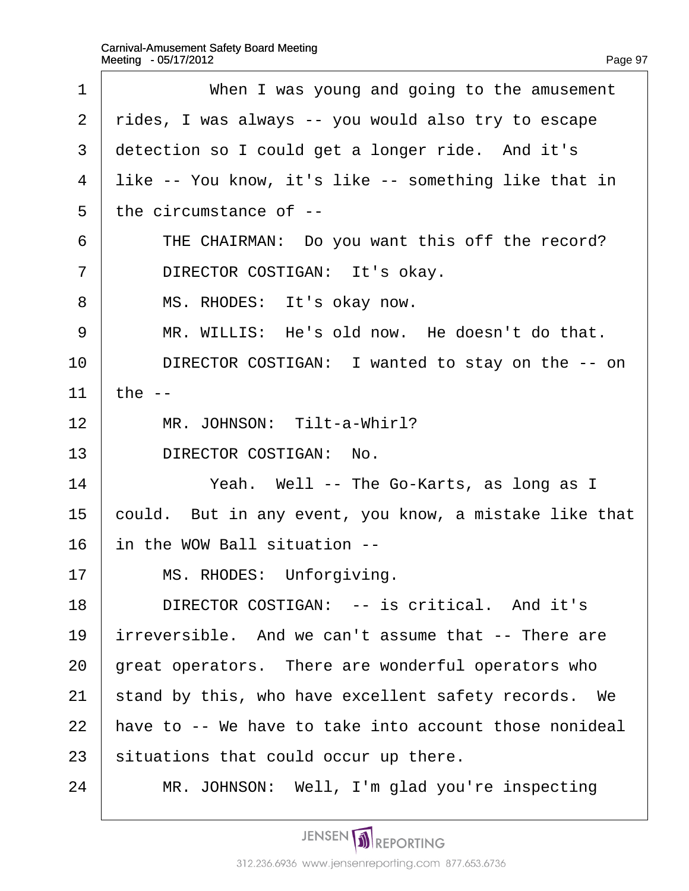When I was young and going to the amusement rides, I was always -- you would also try to escape detection so I could get a longer ride. And it's like -- You know, it's like -- something like that in the circumstance of --

THE CHAIRMAN: Do you want this off the record?

DIRECTOR COSTIGAN: It's okay.

MS. RHODES: It's okay now.

MR. WILLIS: He's old now. He doesn't do that.

DIRECTOR COSTIGAN: I wanted to stay on the -- on the --

MR. JOHNSON: Tilt-a-Whirl?

DIRECTOR COSTIGAN: No.

Yeah. Well -- The Go-Karts, as long as I could. But in any event, you know, a mistake like that in the WOW Ball situation --

MS. RHODES: Unforgiving.

DIRECTOR COSTIGAN: -- is critical. And it's irreversible. And we can't assume that -- There are great operators. There are wonderful operators who stand by this, who have excellent safety records. We have to -- We have to take into account those nonideal situations that could occur up there.

MR. JOHNSON: Well, I'm glad you're inspecting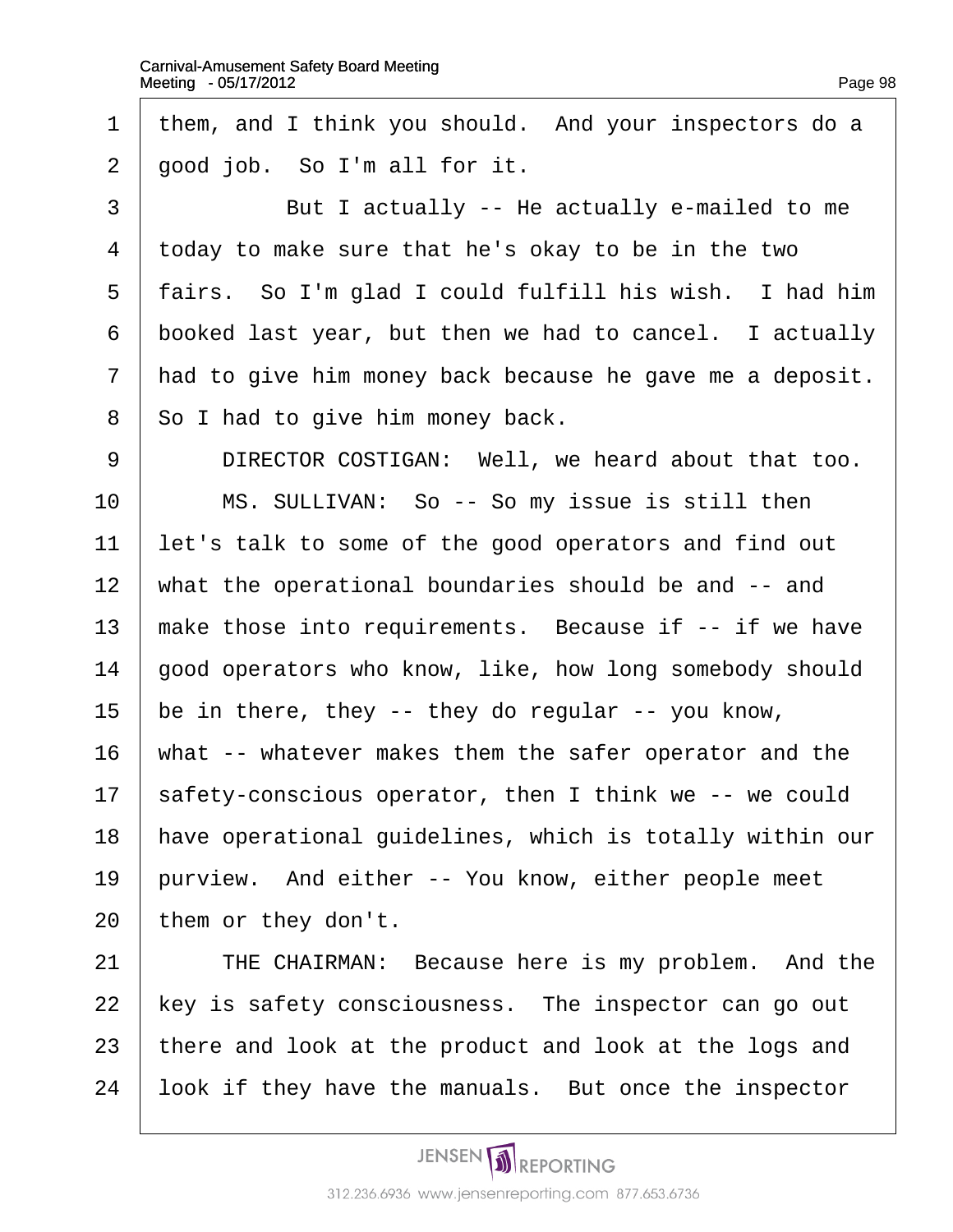them, and I think you should. And your inspectors do a good job. So I'm all for it.

But I actually -- He actually e-mailed to me today to make sure that he's okay to be in the two fairs. So I'm glad I could fulfill his wish. I had him booked last year, but then we had to cancel. I actually had to give him money back because he gave me a deposit. So I had to give him money back.

DIRECTOR COSTIGAN: Well, we heard about that too.

MS. SULLIVAN: So -- So my issue is still then let's talk to some of the good operators and find out what the operational boundaries should be and -- and make those into requirements. Because if -- if we have good operators who know, like, how long somebody should be in there, they -- they do regular -- you know, what -- whatever makes them the safer operator and the safety-conscious operator, then I think we -- we could have operational guidelines, which is totally within our purview. And either -- You know, either people meet them or they don't.

THE CHAIRMAN: Because here is my problem. And the key is safety consciousness. The inspector can go out there and look at the product and look at the logs and look if they have the manuals. But once the inspector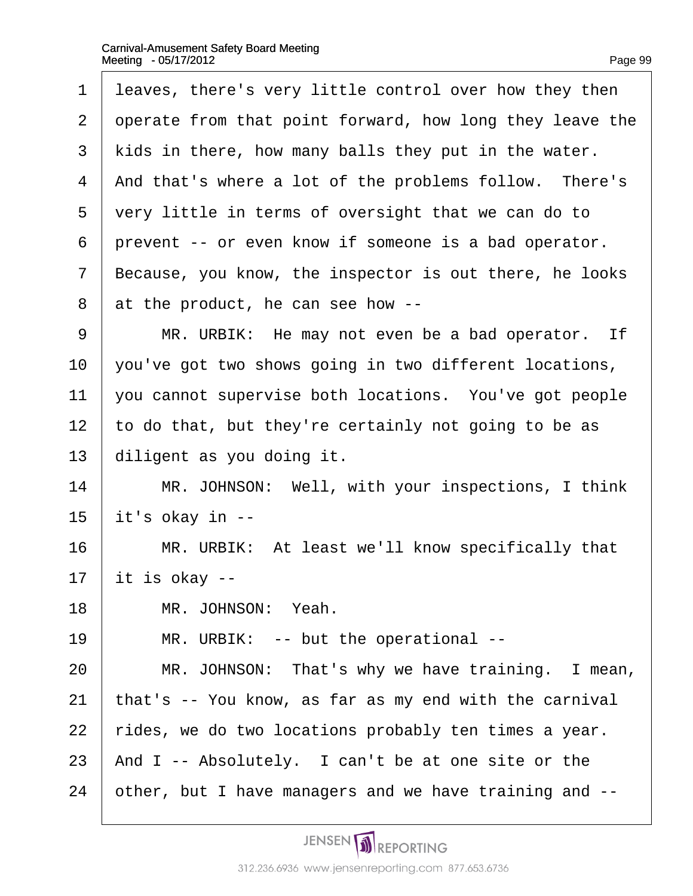leaves, there's very little control over how they then operate from that point forward, how long they leave the kids in there, how many balls they put in the water. And that's where a lot of the problems follow. There's very little in terms of oversight that we can do to prevent -- or even know if someone is a bad operator. Because, you know, the inspector is out there, he looks at the product, he can see how --

MR. URBIK: He may not even be a bad operator. If you've got two shows going in two different locations, you cannot supervise both locations. You've got people to do that, but they're certainly not going to be as diligent as you doing it.

MR. JOHNSON: Well, with your inspections, I think it's okay in --

MR. URBIK: At least we'll know specifically that it is okay --

MR. JOHNSON: Yeah.

MR. URBIK: -- but the operational --

MR. JOHNSON: That's why we have training. I mean, that's -- You know, as far as my end with the carnival rides, we do two locations probably ten times a year. And I -- Absolutely. I can't be at one site or the other, but I have managers and we have training and --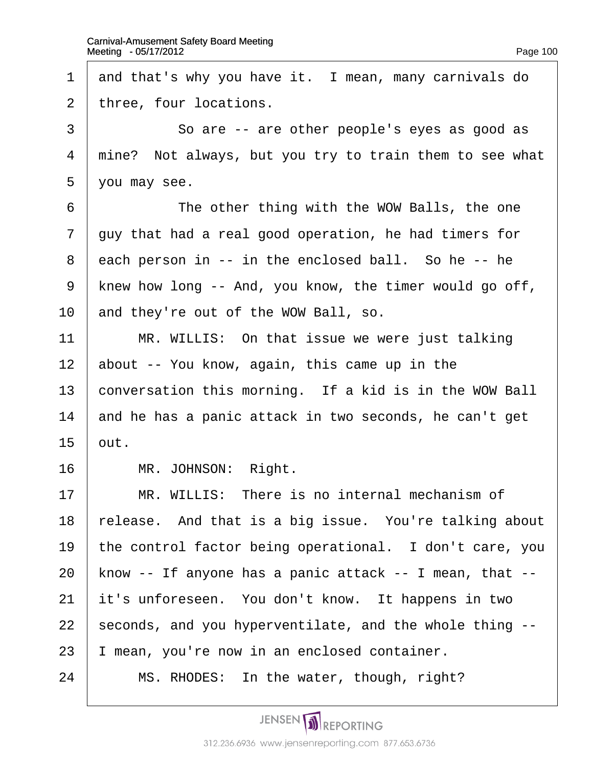and that's why you have it. I mean, many carnivals do three, four locations.

So are -- are other people's eyes as good as mine? Not always, but you try to train them to see what you may see.

The other thing with the WOW Balls, the one guy that had a real good operation, he had timers for each person in -- in the enclosed ball. So he -- he knew how long -- And, you know, the timer would go off, and they're out of the WOW Ball, so.

MR. WILLIS: On that issue we were just talking about -- You know, again, this came up in the conversation this morning. If a kid is in the WOW Ball and he has a panic attack in two seconds, he can't get out.

MR. JOHNSON: Right.

MR. WILLIS: There is no internal mechanism of release. And that is a big issue. You're talking about the control factor being operational. I don't care, you know -- If anyone has a panic attack -- I mean, that -- it's unforeseen. You don't know. It happens in two seconds, and you hyperventilate, and the whole thing -- I mean, you're now in an enclosed container.

MS. RHODES: In the water, though, right?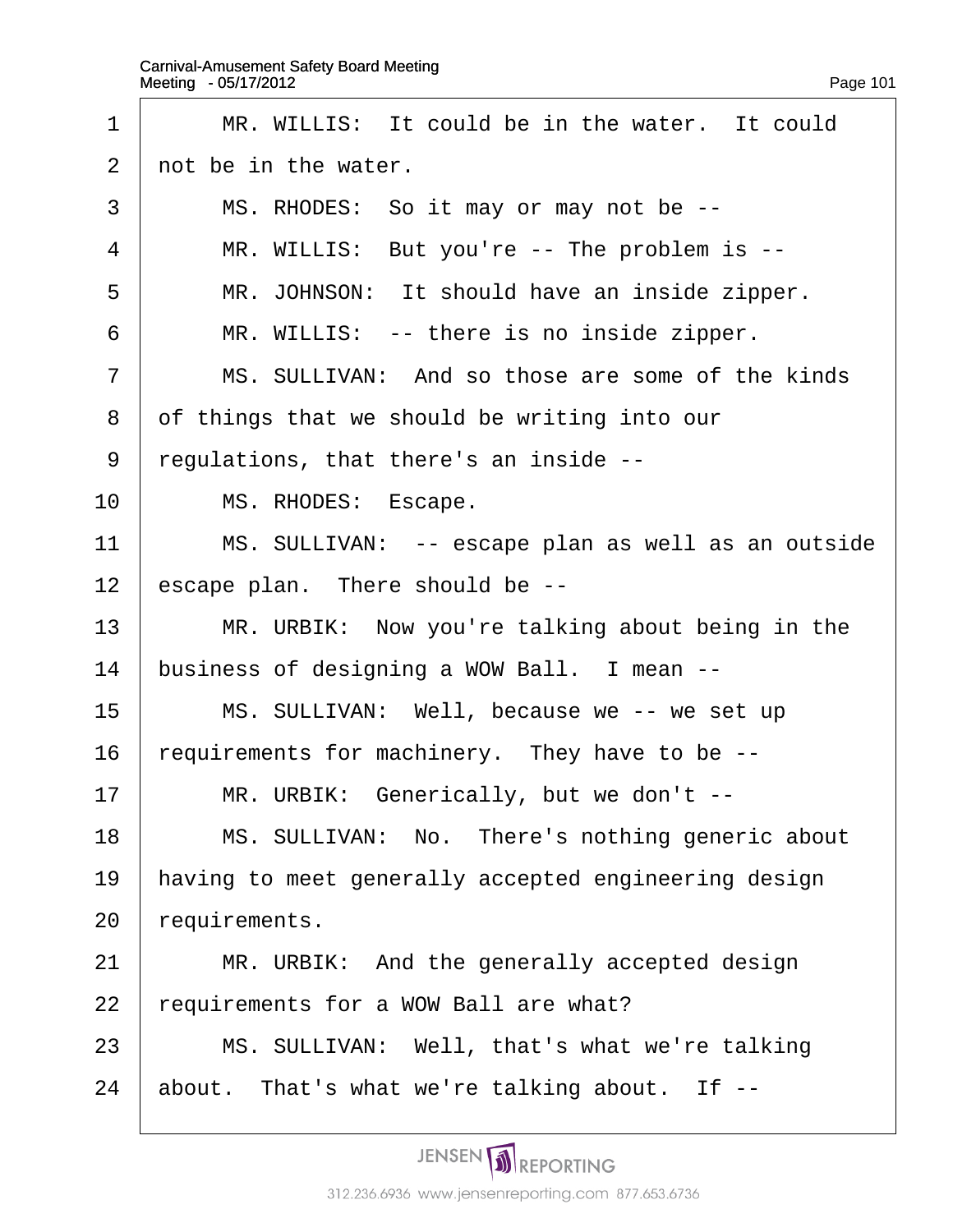MR. WILLIS: It could be in the water. It could not be in the water.

MS. RHODES: So it may or may not be --

MR. WILLIS: But you're -- The problem is --

MR. JOHNSON: It should have an inside zipper.

MR. WILLIS: -- there is no inside zipper.

MS. SULLIVAN: And so those are some of the kinds of things that we should be writing into our regulations, that there's an inside --

MS. RHODES: Escape.

MS. SULLIVAN: -- escape plan as well as an outside escape plan. There should be --

MR. URBIK: Now you're talking about being in the business of designing a WOW Ball. I mean --

MS. SULLIVAN: Well, because we -- we set up requirements for machinery. They have to be --

MR. URBIK: Generically, but we don't --

MS. SULLIVAN: No. There's nothing generic about having to meet generally accepted engineering design requirements.

MR. URBIK: And the generally accepted design requirements for a WOW Ball are what?

MS. SULLIVAN: Well, that's what we're talking about. That's what we're talking about. If --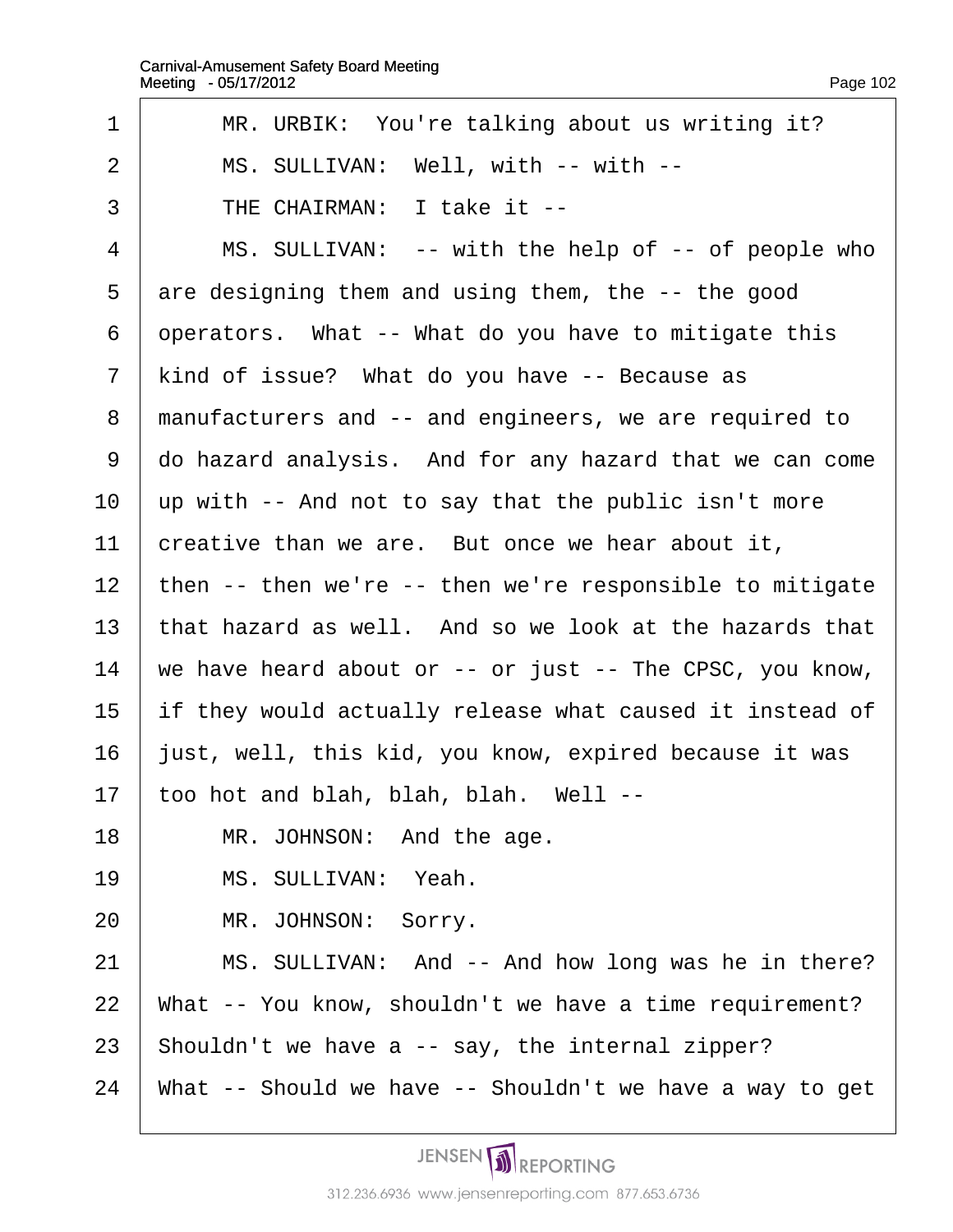1 MR. URBIK: You're talking about us writing it?

2 MS. SULLIVAN: Well, with -- with --

3 THE CHAIRMAN: I take it --

4 MS. SULLIVAN: -- with the help of -- of people who

5 are designing them and using them, the -- the good

6 operators. What -- What do you have to mitigate this

7 kind of issue? What do you have -- Because as

8 manufacturers and -- and engineers, we are required to

9 do hazard analysis. And for any hazard that we can come

10 up with -- And not to say that the public isn't more

11 creative than we are. But once we hear about it,

12 then -- then we're -- then we're responsible to mitigate

13 that hazard as well. And so we look at the hazards that

14 we have heard about or -- or just -- The CPSC, you know,

15 if they would actually release what caused it instead of

16 just, well, this kid, you know, expired because it was

17 too hot and blah, blah, blah. Well --

18 MR. JOHNSON: And the age.

19 MS. SULLIVAN: Yeah.

20 MR. JOHNSON: Sorry.

21 MS. SULLIVAN: And -- And how long was he in there?

22 What -- You know, shouldn't we have a time requirement?

23 Shouldn't we have a -- say, the internal zipper?

24 What -- Should we have -- Shouldn't we have a way to get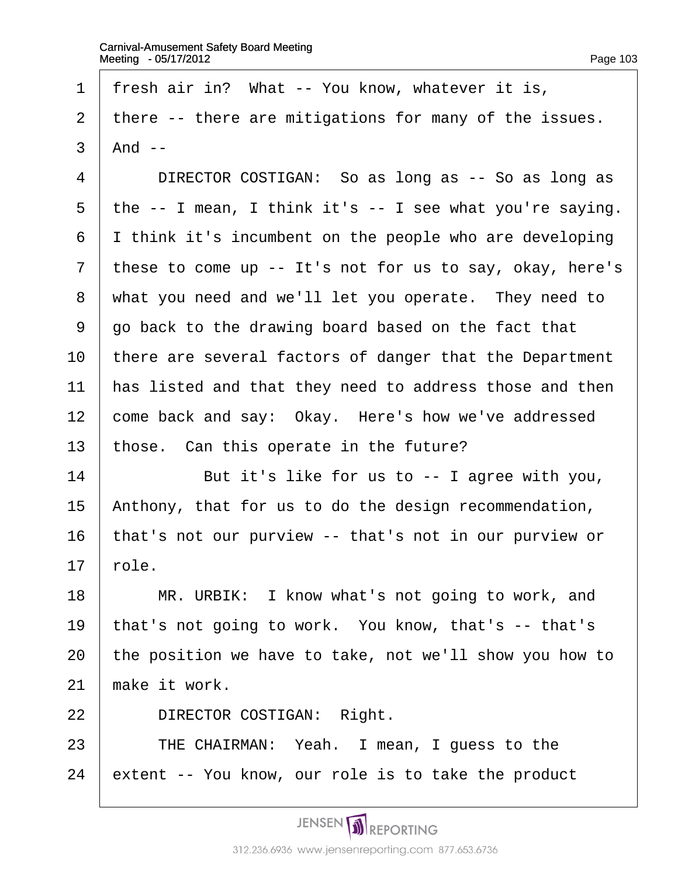fresh air in? What -- You know, whatever it is, there -- there are mitigations for many of the issues. And --

DIRECTOR COSTIGAN: So as long as -- So as long as the -- I mean, I think it's -- I see what you're saying. I think it's incumbent on the people who are developing these to come up -- It's not for us to say, okay, here's what you need and we'll let you operate. They need to go back to the drawing board based on the fact that there are several factors of danger that the Department has listed and that they need to address those and then come back and say: Okay. Here's how we've addressed those. Can this operate in the future?

But it's like for us to -- I agree with you, Anthony, that for us to do the design recommendation, that's not our purview -- that's not in our purview or role.

MR. URBIK: I know what's not going to work, and that's not going to work. You know, that's -- that's the position we have to take, not we'll show you how to make it work.

DIRECTOR COSTIGAN: Right.

THE CHAIRMAN: Yeah. I mean, I guess to the extent -- You know, our role is to take the product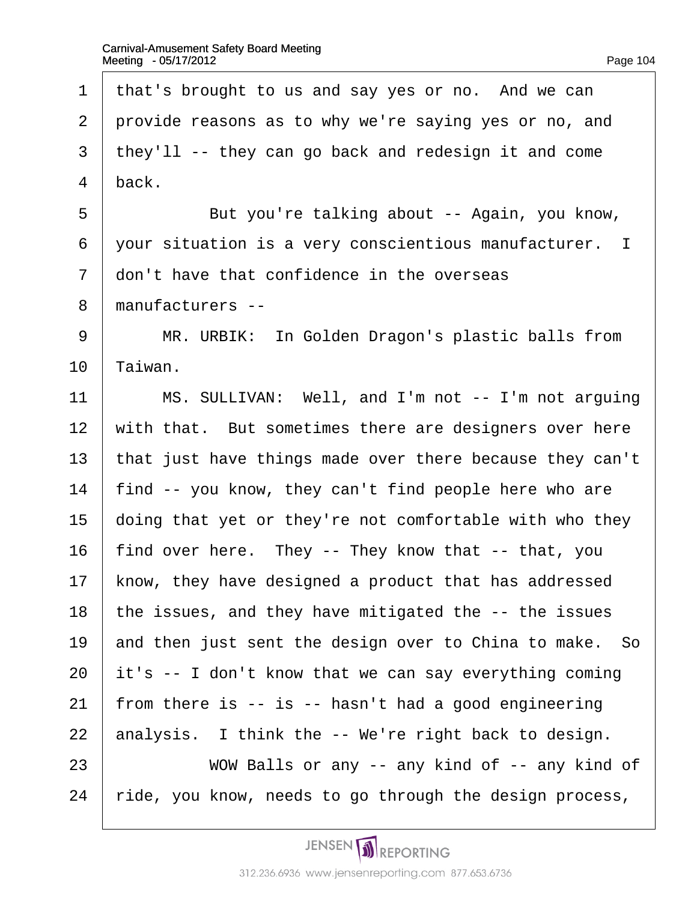that's brought to us and say yes or no. And we can provide reasons as to why we're saying yes or no, and they'll -- they can go back and redesign it and come back.

But you're talking about -- Again, you know, your situation is a very conscientious manufacturer. I don't have that confidence in the overseas manufacturers --

MR. URBIK: In Golden Dragon's plastic balls from Taiwan.

MS. SULLIVAN: Well, and I'm not -- I'm not arguing with that. But sometimes there are designers over here that just have things made over there because they can't find -- you know, they can't find people here who are doing that yet or they're not comfortable with who they find over here. They -- They know that -- that, you know, they have designed a product that has addressed the issues, and they have mitigated the -- the issues and then just sent the design over to China to make. So it's -- I don't know that we can say everything coming from there is -- is -- hasn't had a good engineering analysis. I think the -- We're right back to design.

WOW Balls or any -- any kind of -- any kind of ride, you know, needs to go through the design process,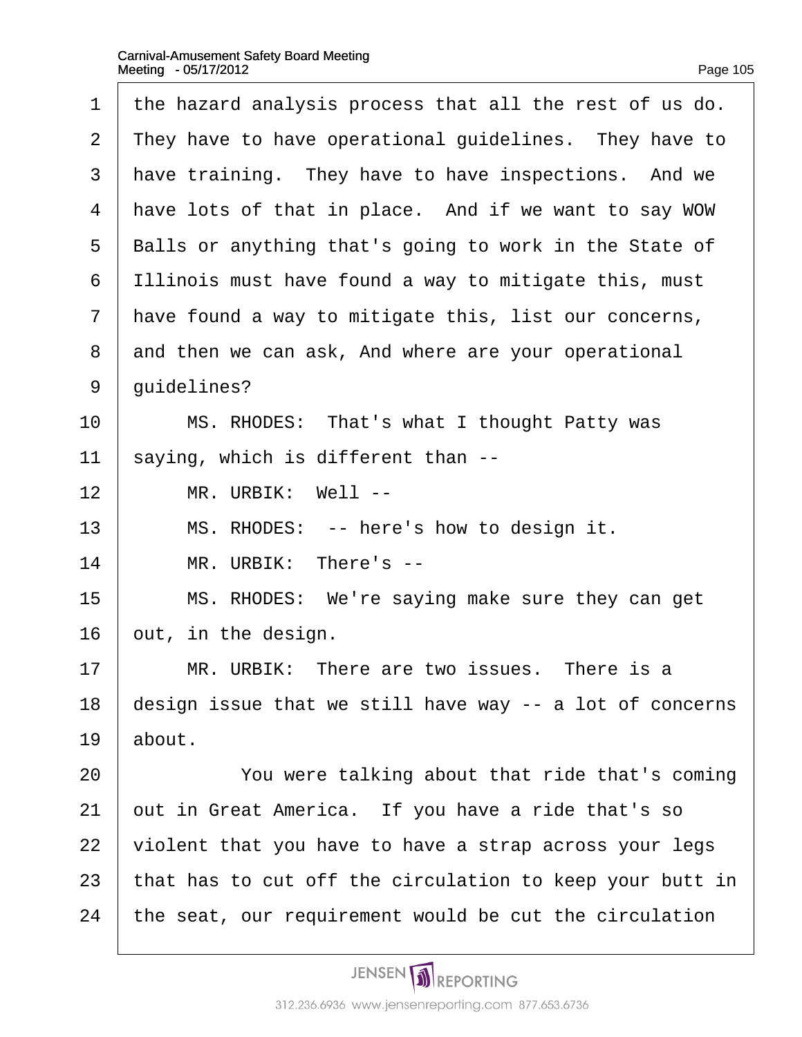the hazard analysis process that all the rest of us do. They have to have operational guidelines. They have to have training. They have to have inspections. And we have lots of that in place. And if we want to say WOW Balls or anything that's going to work in the State of Illinois must have found a way to mitigate this, must have found a way to mitigate this, list our concerns, and then we can ask, And where are your operational guidelines?

MS. RHODES: That's what I thought Patty was saying, which is different than --

MR. URBIK: Well --

MS. RHODES: -- here's how to design it.

MR. URBIK: There's --

MS. RHODES: We're saying make sure they can get out, in the design.

MR. URBIK: There are two issues. There is a design issue that we still have way -- a lot of concerns about.

You were talking about that ride that's coming out in Great America. If you have a ride that's so violent that you have to have a strap across your legs that has to cut off the circulation to keep your butt in the seat, our requirement would be cut the circulation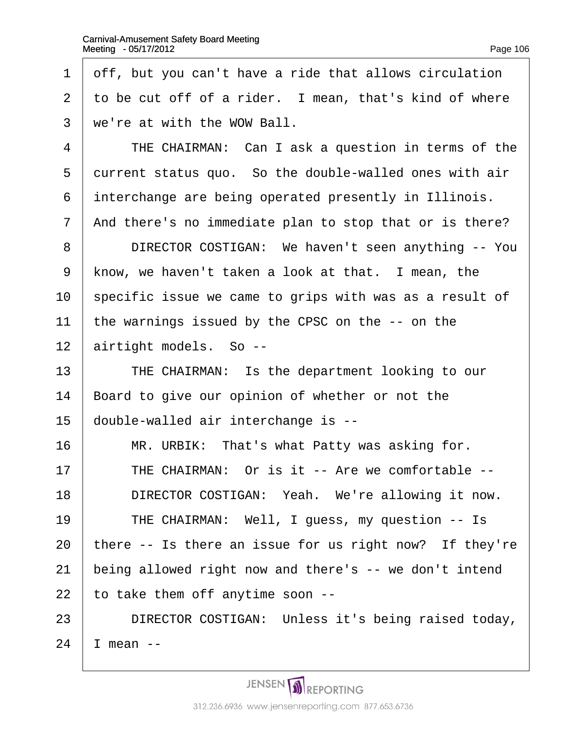1 off, but you can't have a ride that allows circulation
2 to be cut off of a rider. I mean, that's kind of where
3 we're at with the WOW Ball.
4 THE CHAIRMAN: Can I ask a question in terms of the
5 current status quo. So the double-walled ones with air
6 interchange are being operated presently in Illinois.
7 And there's no immediate plan to stop that or is there?
8 DIRECTOR COSTIGAN: We haven't seen anything -- You
9 know, we haven't taken a look at that. I mean, the
10 specific issue we came to grips with was as a result of
11 the warnings issued by the CPSC on the -- on the
12 airtight models. So --
13 THE CHAIRMAN: Is the department looking to our
14 Board to give our opinion of whether or not the
15 double-walled air interchange is --
16 MR. URBIK: That's what Patty was asking for.
17 THE CHAIRMAN: Or is it -- Are we comfortable --
18 DIRECTOR COSTIGAN: Yeah. We're allowing it now.
19 THE CHAIRMAN: Well, I guess, my question -- Is
20 there -- Is there an issue for us right now? If they're
21 being allowed right now and there's -- we don't intend
22 to take them off anytime soon --
23 DIRECTOR COSTIGAN: Unless it's being raised today,
24 I mean --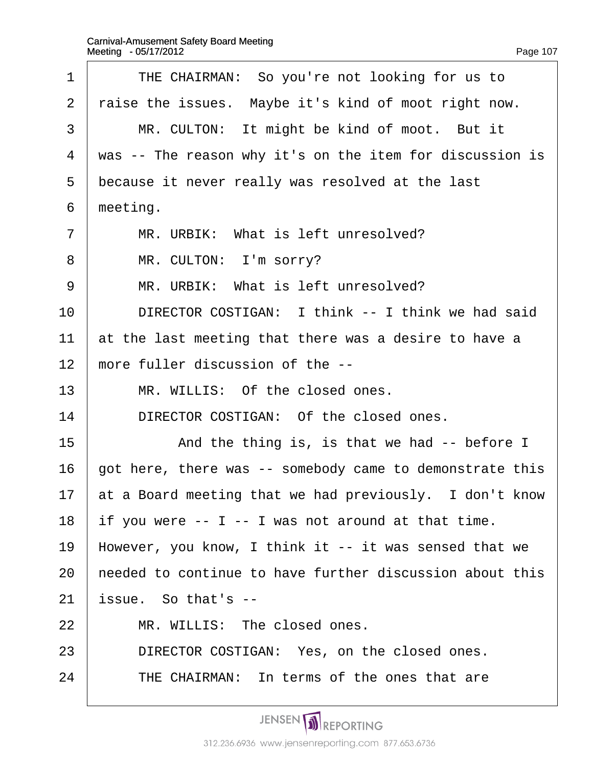1 THE CHAIRMAN: So you're not looking for us to
2 raise the issues. Maybe it's kind of moot right now.
3 MR. CULTON: It might be kind of moot. But it
4 was -- The reason why it's on the item for discussion is
5 because it never really was resolved at the last
6 meeting.
7 MR. URBIK: What is left unresolved?
8 MR. CULTON: I'm sorry?
9 MR. URBIK: What is left unresolved?
10 DIRECTOR COSTIGAN: I think -- I think we had said
11 at the last meeting that there was a desire to have a
12 more fuller discussion of the --
13 MR. WILLIS: Of the closed ones.
14 DIRECTOR COSTIGAN: Of the closed ones.
15 And the thing is, is that we had -- before I
16 got here, there was -- somebody came to demonstrate this
17 at a Board meeting that we had previously. I don't know
18 if you were -- I -- I was not around at that time.
19 However, you know, I think it -- it was sensed that we
20 needed to continue to have further discussion about this
21 issue. So that's --
22 MR. WILLIS: The closed ones.
23 DIRECTOR COSTIGAN: Yes, on the closed ones.
24 THE CHAIRMAN: In terms of the ones that are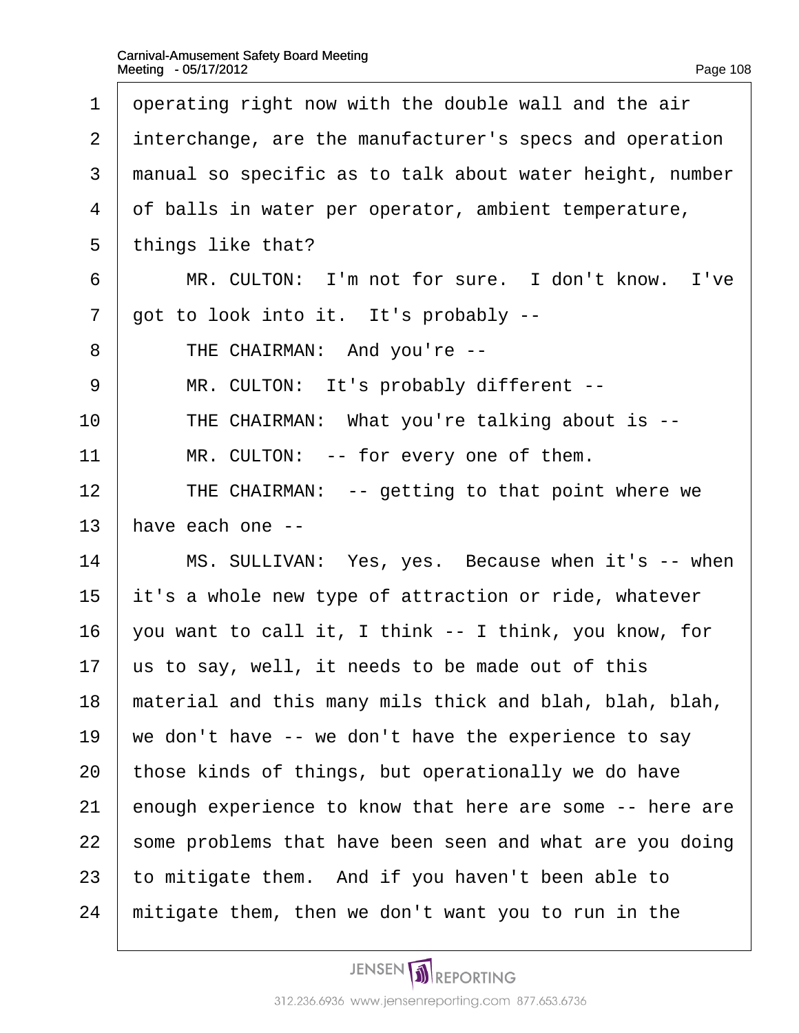1 operating right now with the double wall and the air
2 interchange, are the manufacturer's specs and operation
3 manual so specific as to talk about water height, number
4 of balls in water per operator, ambient temperature,
5 things like that?
6 MR. CULTON: I'm not for sure. I don't know. I've
7 got to look into it. It's probably --
8 THE CHAIRMAN: And you're --
9 MR. CULTON: It's probably different --
10 THE CHAIRMAN: What you're talking about is --
11 MR. CULTON: -- for every one of them.
12 THE CHAIRMAN: -- getting to that point where we
13 have each one --
14 MS. SULLIVAN: Yes, yes. Because when it's -- when
15 it's a whole new type of attraction or ride, whatever
16 you want to call it, I think -- I think, you know, for
17 us to say, well, it needs to be made out of this
18 material and this many mils thick and blah, blah, blah,
19 we don't have -- we don't have the experience to say
20 those kinds of things, but operationally we do have
21 enough experience to know that here are some -- here are
22 some problems that have been seen and what are you doing
23 to mitigate them. And if you haven't been able to
24 mitigate them, then we don't want you to run in the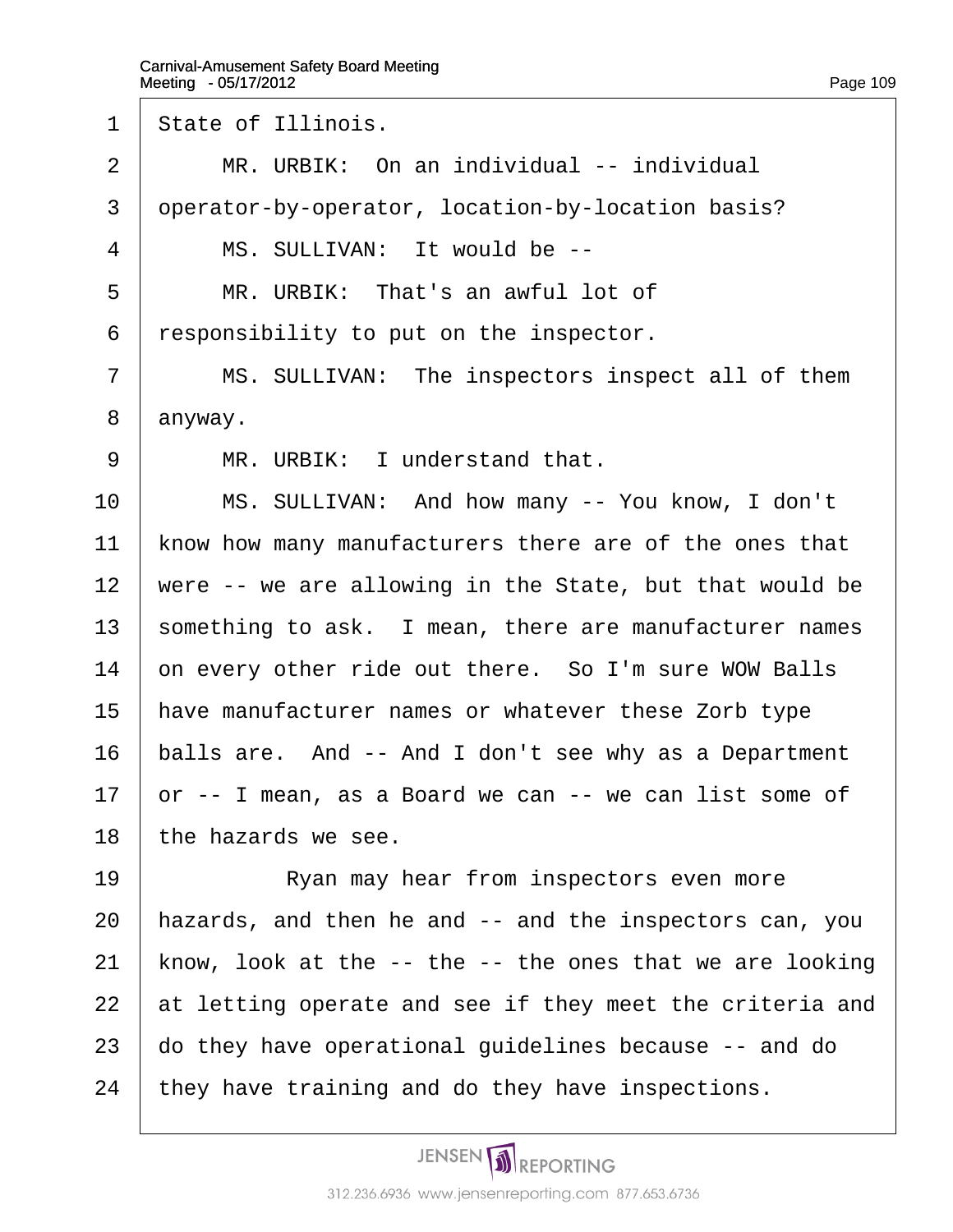State of Illinois.

MR. URBIK: On an individual -- individual operator-by-operator, location-by-location basis?

MS. SULLIVAN: It would be --

MR. URBIK: That's an awful lot of responsibility to put on the inspector.

MS. SULLIVAN: The inspectors inspect all of them anyway.

MR. URBIK: I understand that.

MS. SULLIVAN: And how many -- You know, I don't know how many manufacturers there are of the ones that were -- we are allowing in the State, but that would be something to ask. I mean, there are manufacturer names on every other ride out there. So I'm sure WOW Balls have manufacturer names or whatever these Zorb type balls are. And -- And I don't see why as a Department or -- I mean, as a Board we can -- we can list some of the hazards we see.

Ryan may hear from inspectors even more hazards, and then he and -- and the inspectors can, you know, look at the -- the -- the ones that we are looking at letting operate and see if they meet the criteria and do they have operational guidelines because -- and do they have training and do they have inspections.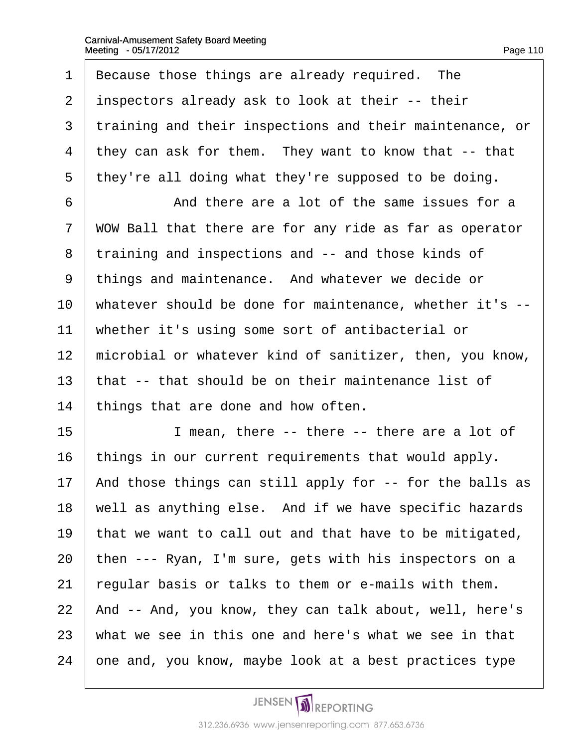1 Because those things are already required. The
2 inspectors already ask to look at their -- their
3 training and their inspections and their maintenance, or
4 they can ask for them. They want to know that -- that
5 they're all doing what they're supposed to be doing.
6 And there are a lot of the same issues for a
7 WOW Ball that there are for any ride as far as operator
8 training and inspections and -- and those kinds of
9 things and maintenance. And whatever we decide or
10 whatever should be done for maintenance, whether it's --
11 whether it's using some sort of antibacterial or
12 microbial or whatever kind of sanitizer, then, you know,
13 that -- that should be on their maintenance list of
14 things that are done and how often.
15 I mean, there -- there -- there are a lot of
16 things in our current requirements that would apply.
17 And those things can still apply for -- for the balls as
18 well as anything else. And if we have specific hazards
19 that we want to call out and that have to be mitigated,
20 then --- Ryan, I'm sure, gets with his inspectors on a
21 regular basis or talks to them or e-mails with them.
22 And -- And, you know, they can talk about, well, here's
23 what we see in this one and here's what we see in that
24 one and, you know, maybe look at a best practices type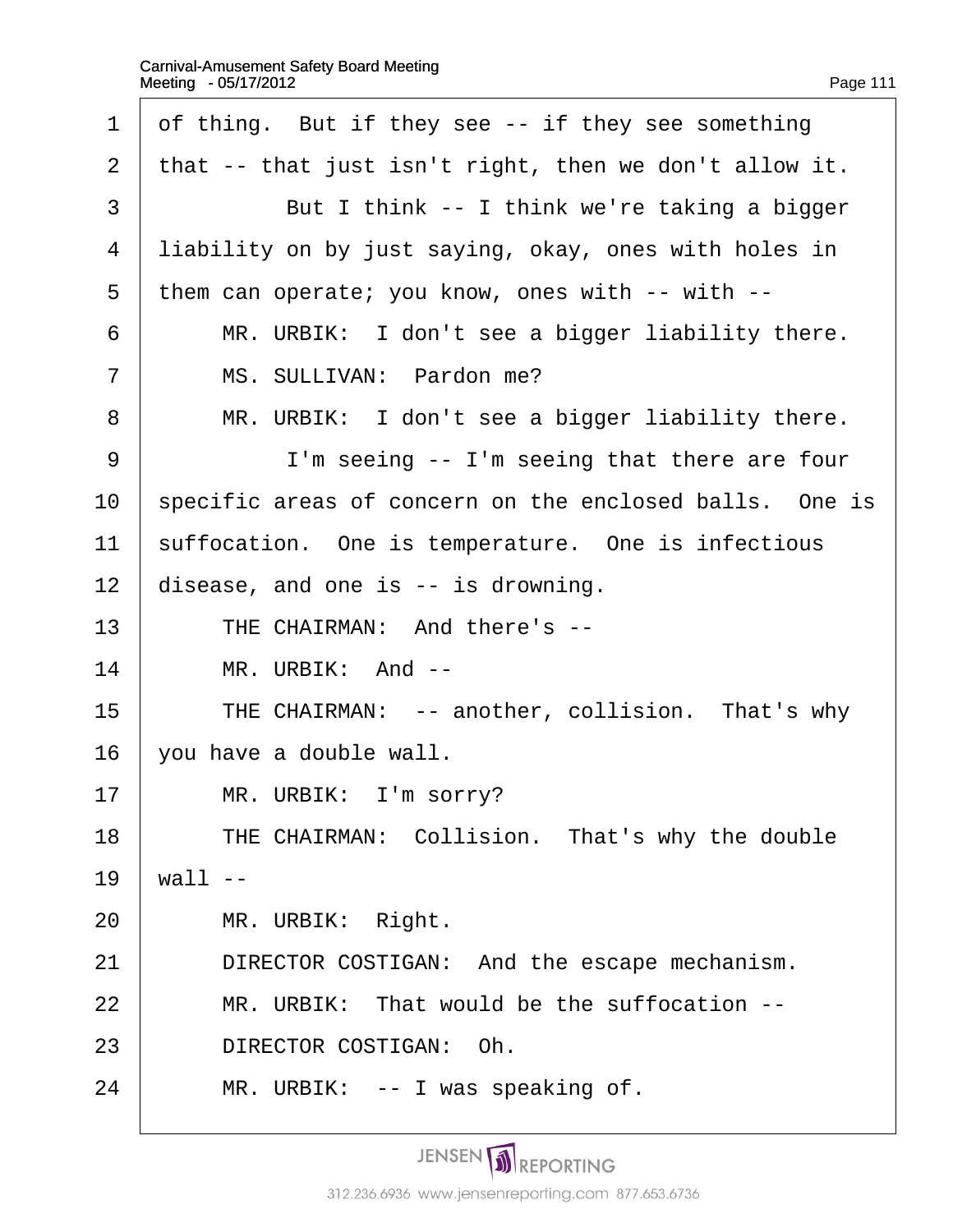of thing. But if they see -- if they see something that -- that just isn't right, then we don't allow it.

But I think -- I think we're taking a bigger liability on by just saying, okay, ones with holes in them can operate; you know, ones with -- with --

MR. URBIK: I don't see a bigger liability there.

MS. SULLIVAN: Pardon me?

MR. URBIK: I don't see a bigger liability there.

I'm seeing -- I'm seeing that there are four specific areas of concern on the enclosed balls. One is suffocation. One is temperature. One is infectious disease, and one is -- is drowning.

THE CHAIRMAN: And there's --

MR. URBIK: And --

THE CHAIRMAN: -- another, collision. That's why you have a double wall.

MR. URBIK: I'm sorry?

THE CHAIRMAN: Collision. That's why the double wall --

MR. URBIK: Right.

DIRECTOR COSTIGAN: And the escape mechanism.

MR. URBIK: That would be the suffocation --

DIRECTOR COSTIGAN: Oh.

MR. URBIK: -- I was speaking of.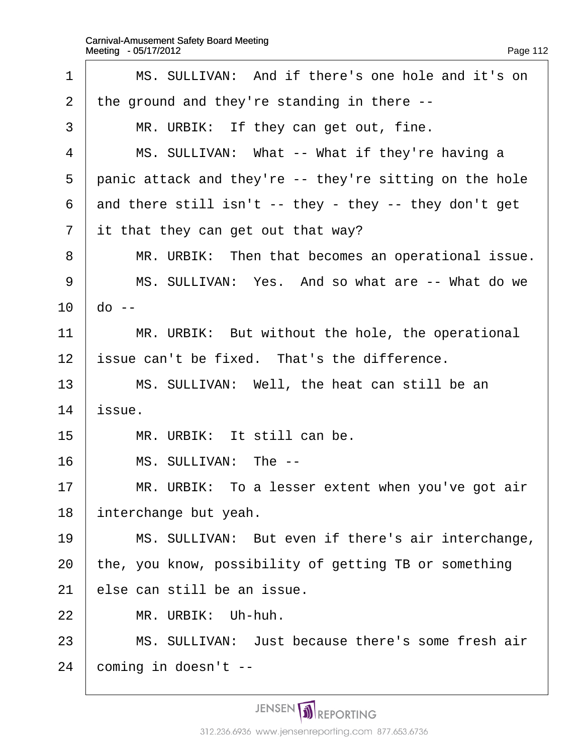MS. SULLIVAN: And if there's one hole and it's on the ground and they're standing in there --

MR. URBIK: If they can get out, fine.

MS. SULLIVAN: What -- What if they're having a panic attack and they're -- they're sitting on the hole and there still isn't -- they - they -- they don't get it that they can get out that way?

MR. URBIK: Then that becomes an operational issue.

MS. SULLIVAN: Yes. And so what are -- What do we do --

MR. URBIK: But without the hole, the operational issue can't be fixed. That's the difference.

MS. SULLIVAN: Well, the heat can still be an issue.

MR. URBIK: It still can be.

MS. SULLIVAN: The --

MR. URBIK: To a lesser extent when you've got air interchange but yeah.

MS. SULLIVAN: But even if there's air interchange, the, you know, possibility of getting TB or something else can still be an issue.

MR. URBIK: Uh-huh.

MS. SULLIVAN: Just because there's some fresh air coming in doesn't --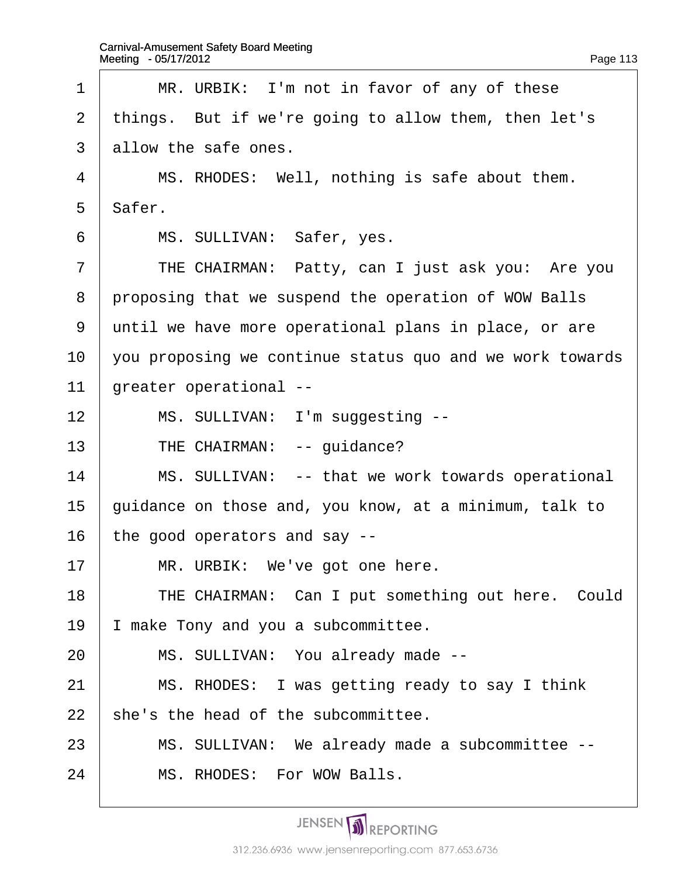1 MR. URBIK: I'm not in favor of any of these
2 things. But if we're going to allow them, then let's
3 allow the safe ones.
4 MS. RHODES: Well, nothing is safe about them.
5 Safer.
6 MS. SULLIVAN: Safer, yes.
7 THE CHAIRMAN: Patty, can I just ask you: Are you
8 proposing that we suspend the operation of WOW Balls
9 until we have more operational plans in place, or are
10 you proposing we continue status quo and we work towards
11 greater operational --
12 MS. SULLIVAN: I'm suggesting --
13 THE CHAIRMAN: -- guidance?
14 MS. SULLIVAN: -- that we work towards operational
15 guidance on those and, you know, at a minimum, talk to
16 the good operators and say --
17 MR. URBIK: We've got one here.
18 THE CHAIRMAN: Can I put something out here. Could
19 I make Tony and you a subcommittee.
20 MS. SULLIVAN: You already made --
21 MS. RHODES: I was getting ready to say I think
22 she's the head of the subcommittee.
23 MS. SULLIVAN: We already made a subcommittee --
24 MS. RHODES: For WOW Balls.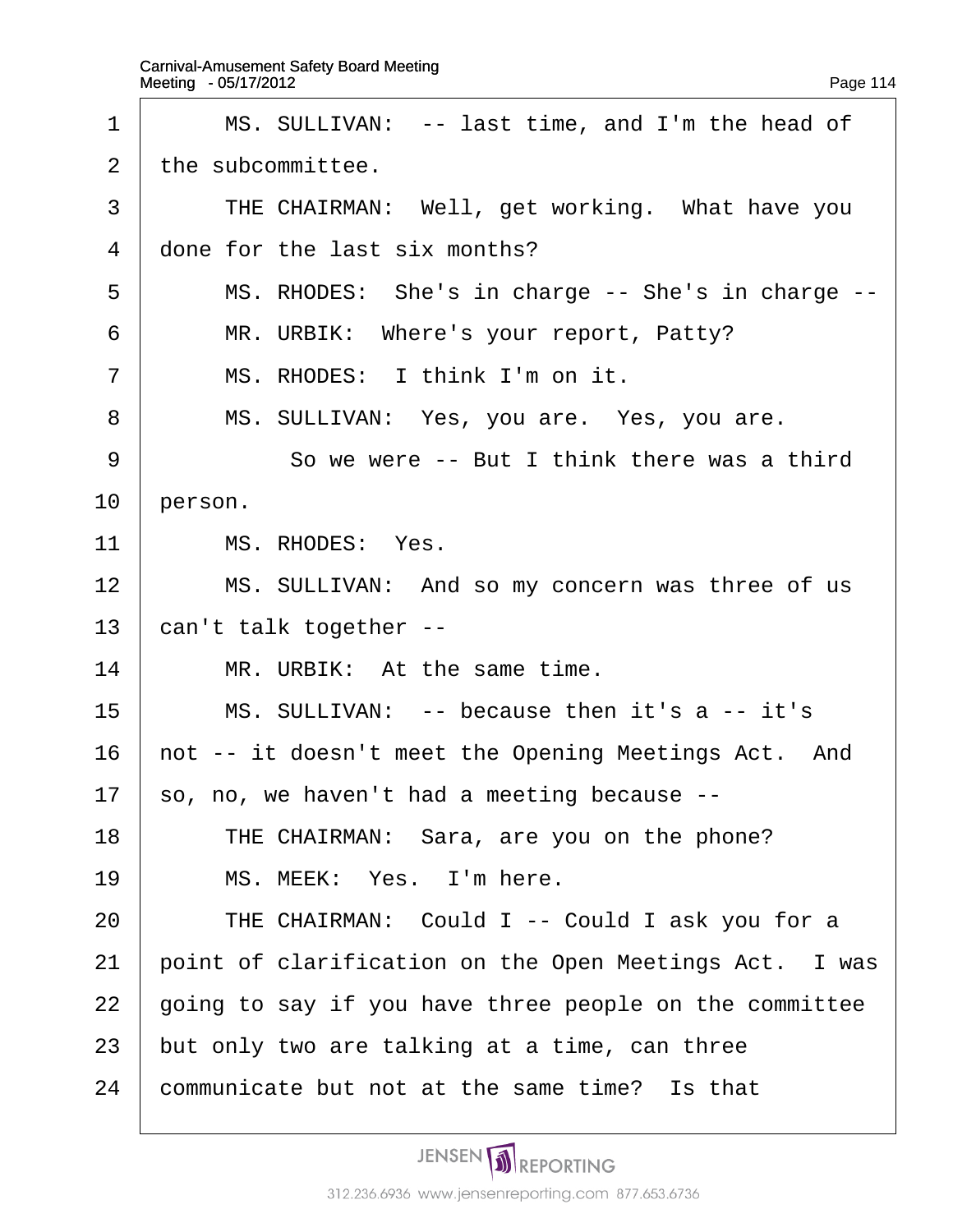MS. SULLIVAN: -- last time, and I'm the head of the subcommittee.

THE CHAIRMAN: Well, get working. What have you done for the last six months?

MS. RHODES: She's in charge -- She's in charge --

MR. URBIK: Where's your report, Patty?

MS. RHODES: I think I'm on it.

MS. SULLIVAN: Yes, you are. Yes, you are.

So we were -- But I think there was a third person.

MS. RHODES: Yes.

MS. SULLIVAN: And so my concern was three of us can't talk together --

MR. URBIK: At the same time.

MS. SULLIVAN: -- because then it's a -- it's not -- it doesn't meet the Opening Meetings Act. And so, no, we haven't had a meeting because --

THE CHAIRMAN: Sara, are you on the phone?

MS. MEEK: Yes. I'm here.

THE CHAIRMAN: Could I -- Could I ask you for a point of clarification on the Open Meetings Act. I was going to say if you have three people on the committee but only two are talking at a time, can three communicate but not at the same time? Is that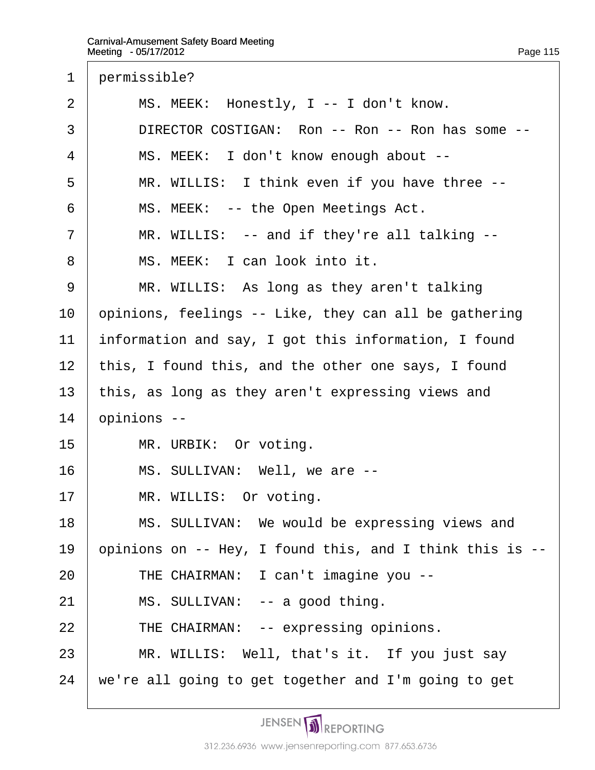permissible?

MS. MEEK: Honestly, I -- I don't know.

DIRECTOR COSTIGAN: Ron -- Ron -- Ron has some --

MS. MEEK: I don't know enough about --

MR. WILLIS: I think even if you have three --

MS. MEEK: -- the Open Meetings Act.

MR. WILLIS: -- and if they're all talking --

MS. MEEK: I can look into it.

MR. WILLIS: As long as they aren't talking opinions, feelings -- Like, they can all be gathering information and say, I got this information, I found this, I found this, and the other one says, I found this, as long as they aren't expressing views and opinions --

MR. URBIK: Or voting.

MS. SULLIVAN: Well, we are --

MR. WILLIS: Or voting.

MS. SULLIVAN: We would be expressing views and opinions on -- Hey, I found this, and I think this is --

THE CHAIRMAN: I can't imagine you --

MS. SULLIVAN: -- a good thing.

THE CHAIRMAN: -- expressing opinions.

MR. WILLIS: Well, that's it. If you just say we're all going to get together and I'm going to get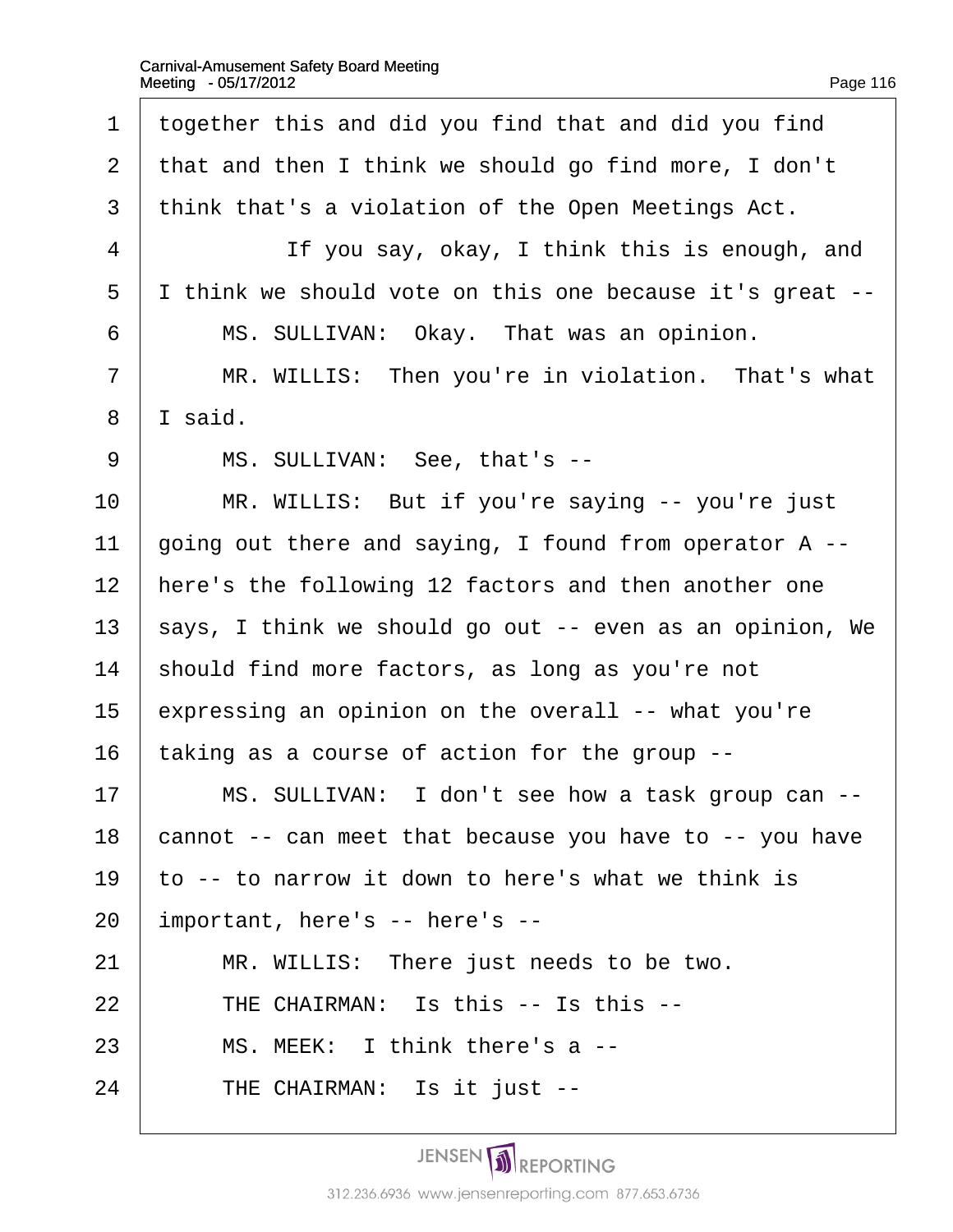together this and did you find that and did you find that and then I think we should go find more, I don't think that's a violation of the Open Meetings Act.

If you say, okay, I think this is enough, and I think we should vote on this one because it's great --

MS. SULLIVAN: Okay. That was an opinion.

MR. WILLIS: Then you're in violation. That's what I said.

MS. SULLIVAN: See, that's --

MR. WILLIS: But if you're saying -- you're just going out there and saying, I found from operator A -- here's the following 12 factors and then another one says, I think we should go out -- even as an opinion, We should find more factors, as long as you're not expressing an opinion on the overall -- what you're taking as a course of action for the group --

MS. SULLIVAN: I don't see how a task group can -- cannot -- can meet that because you have to -- you have to -- to narrow it down to here's what we think is important, here's -- here's --

MR. WILLIS: There just needs to be two.

THE CHAIRMAN: Is this -- Is this --

MS. MEEK: I think there's a --

THE CHAIRMAN: Is it just --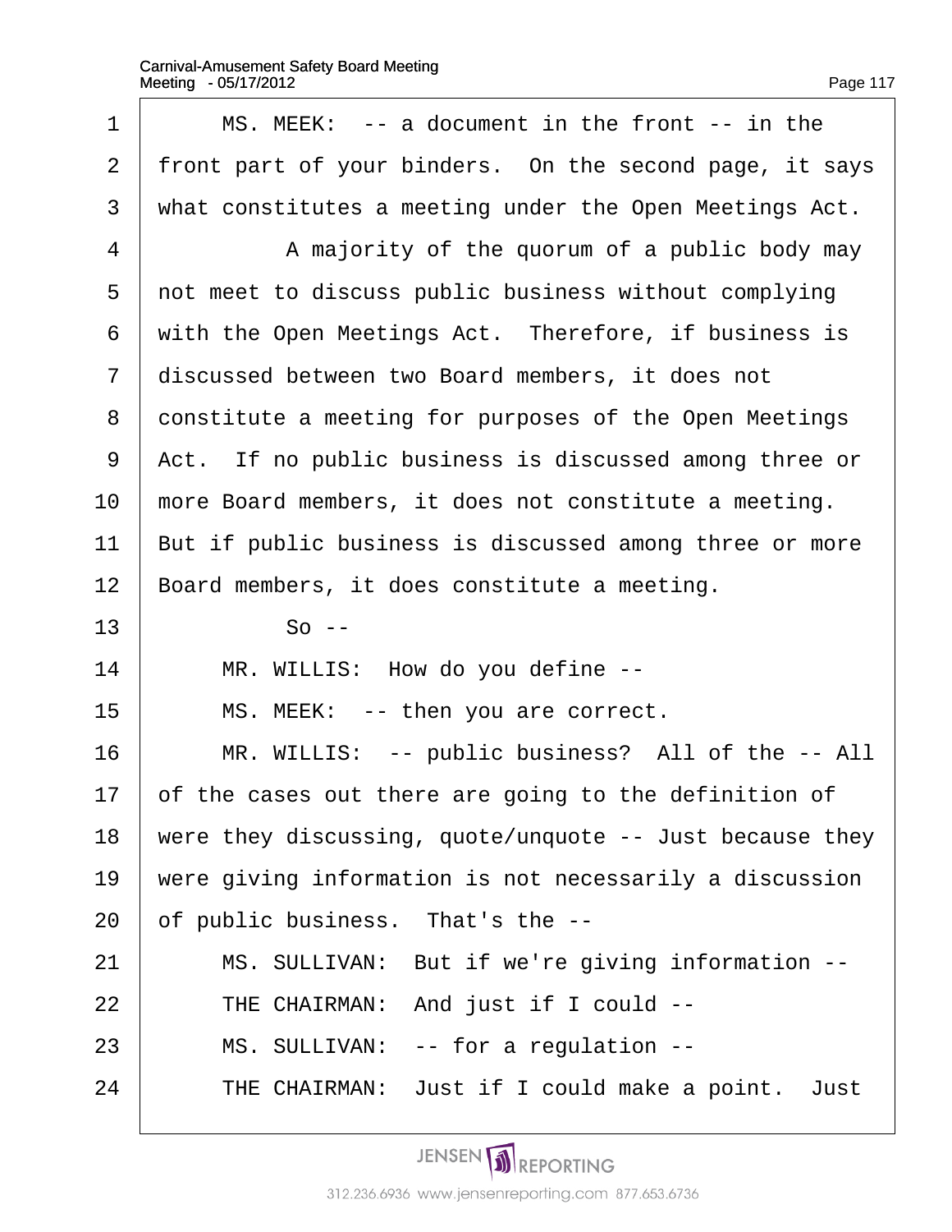MS. MEEK: -- a document in the front -- in the front part of your binders. On the second page, it says what constitutes a meeting under the Open Meetings Act.

A majority of the quorum of a public body may not meet to discuss public business without complying with the Open Meetings Act. Therefore, if business is discussed between two Board members, it does not constitute a meeting for purposes of the Open Meetings Act. If no public business is discussed among three or more Board members, it does not constitute a meeting. But if public business is discussed among three or more Board members, it does constitute a meeting.

So --

MR. WILLIS: How do you define --

MS. MEEK: -- then you are correct.

MR. WILLIS: -- public business? All of the -- All of the cases out there are going to the definition of were they discussing, quote/unquote -- Just because they were giving information is not necessarily a discussion of public business. That's the --

MS. SULLIVAN: But if we're giving information --

THE CHAIRMAN: And just if I could --

MS. SULLIVAN: -- for a regulation --

THE CHAIRMAN: Just if I could make a point. Just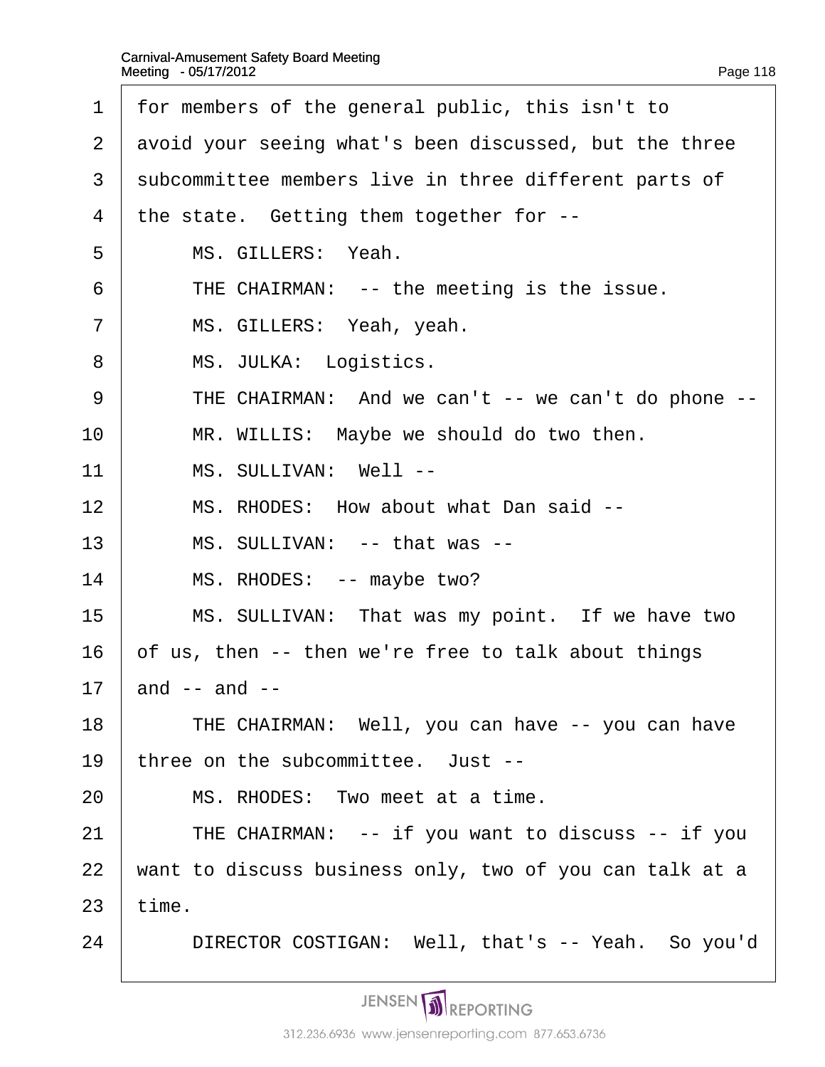1 for members of the general public, this isn't to

2 avoid your seeing what's been discussed, but the three

3 subcommittee members live in three different parts of

4 the state. Getting them together for --

5 MS. GILLERS: Yeah.

6 THE CHAIRMAN: -- the meeting is the issue.

7 MS. GILLERS: Yeah, yeah.

8 MS. JULKA: Logistics.

9 THE CHAIRMAN: And we can't -- we can't do phone --

10 MR. WILLIS: Maybe we should do two then.

11 MS. SULLIVAN: Well --

12 MS. RHODES: How about what Dan said --

13 MS. SULLIVAN: -- that was --

14 MS. RHODES: -- maybe two?

15 MS. SULLIVAN: That was my point. If we have two

16 of us, then -- then we're free to talk about things

17 and -- and --

18 THE CHAIRMAN: Well, you can have -- you can have

19 three on the subcommittee. Just --

20 MS. RHODES: Two meet at a time.

21 THE CHAIRMAN: -- if you want to discuss -- if you

22 want to discuss business only, two of you can talk at a

23 time.

24 DIRECTOR COSTIGAN: Well, that's -- Yeah. So you'd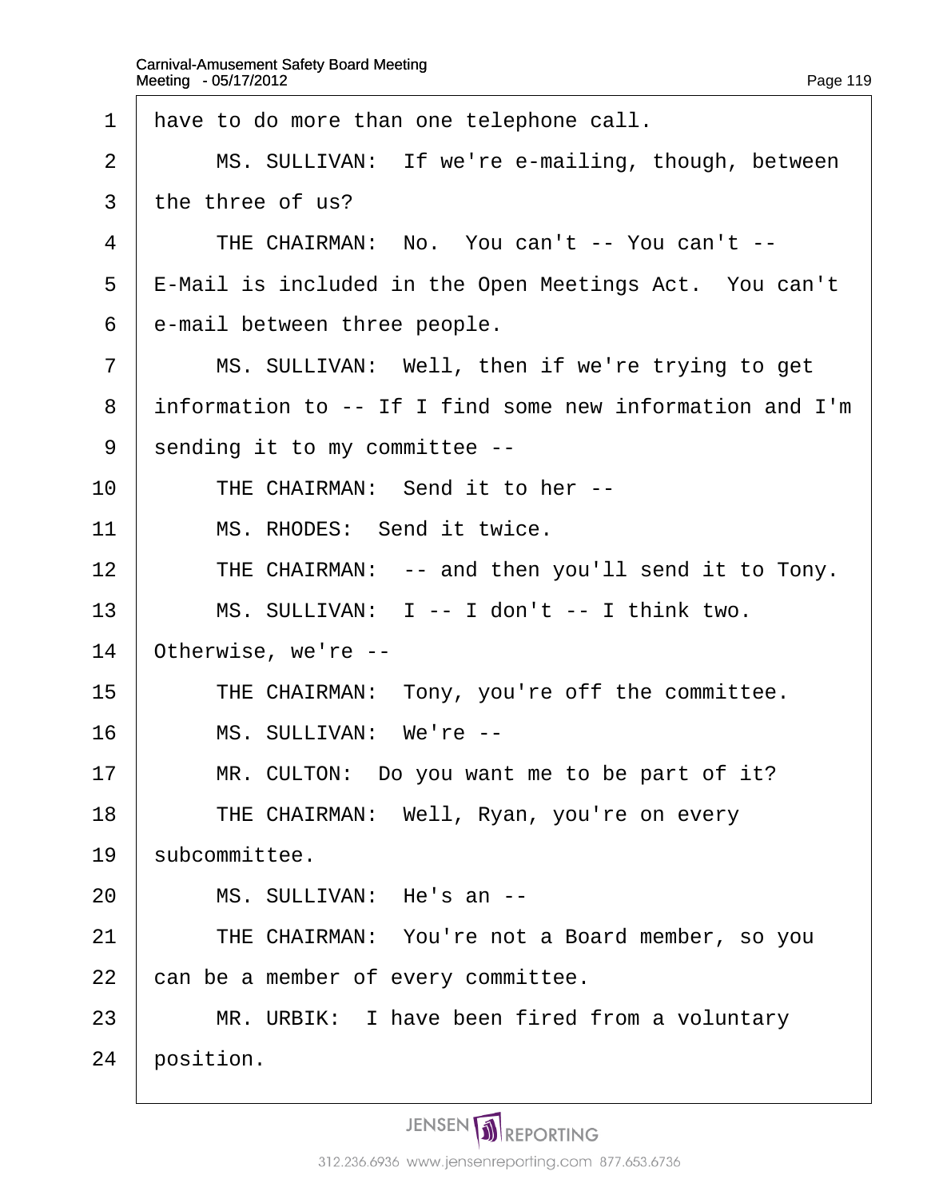1 have to do more than one telephone call.

2 MS. SULLIVAN: If we're e-mailing, though, between

3 the three of us?

4 THE CHAIRMAN: No. You can't -- You can't --

5 E-Mail is included in the Open Meetings Act. You can't

6 e-mail between three people.

7 MS. SULLIVAN: Well, then if we're trying to get

8 information to -- If I find some new information and I'm

9 sending it to my committee --

10 THE CHAIRMAN: Send it to her --

11 MS. RHODES: Send it twice.

12 THE CHAIRMAN: -- and then you'll send it to Tony.

13 MS. SULLIVAN: I -- I don't -- I think two.

14 Otherwise, we're --

15 THE CHAIRMAN: Tony, you're off the committee.

16 MS. SULLIVAN: We're --

17 MR. CULTON: Do you want me to be part of it?

18 THE CHAIRMAN: Well, Ryan, you're on every

19 subcommittee.

20 MS. SULLIVAN: He's an --

21 THE CHAIRMAN: You're not a Board member, so you

22 can be a member of every committee.

23 MR. URBIK: I have been fired from a voluntary

24 position.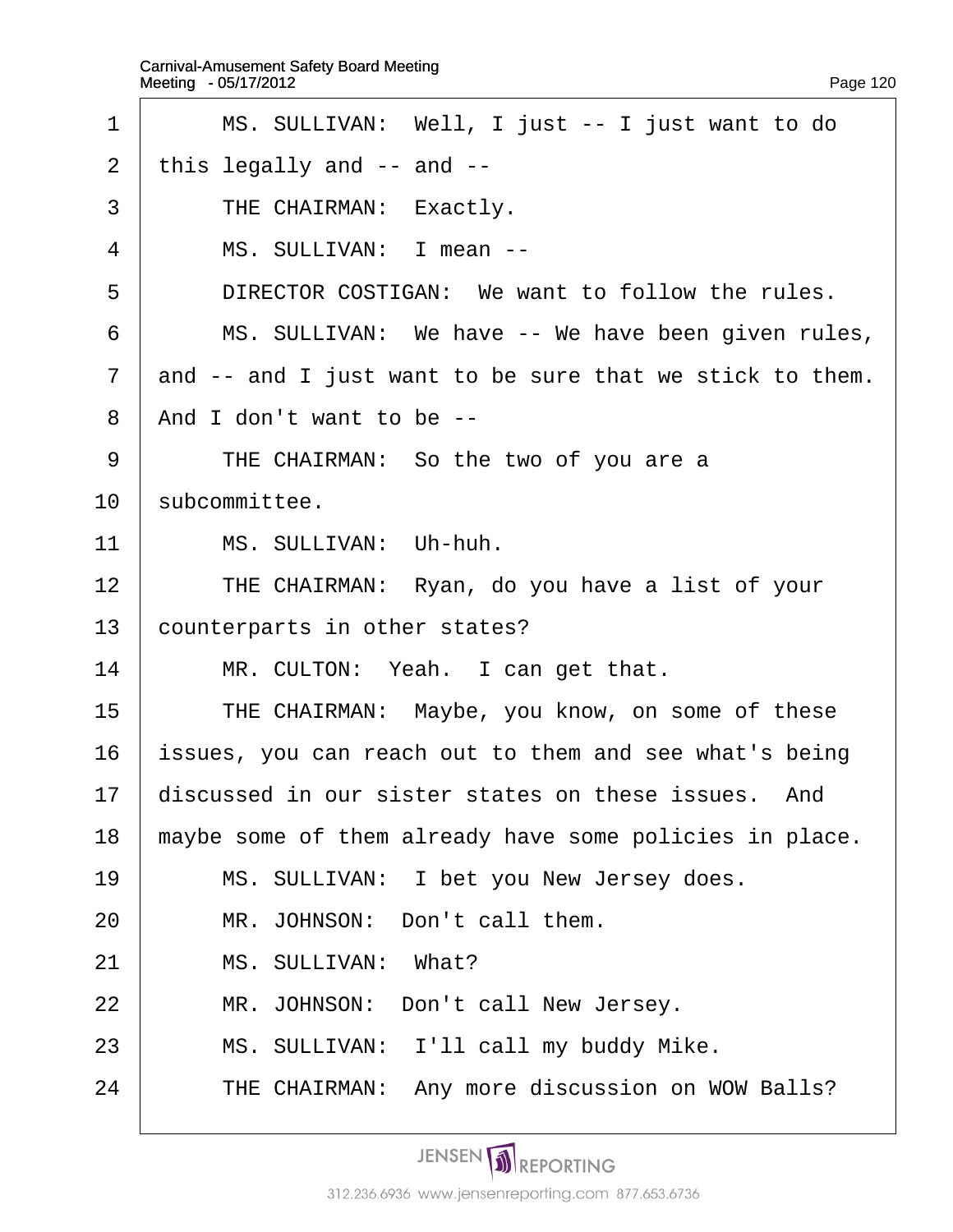1 MS. SULLIVAN: Well, I just -- I just want to do
2 this legally and -- and --
3 THE CHAIRMAN: Exactly.
4 MS. SULLIVAN: I mean --
5 DIRECTOR COSTIGAN: We want to follow the rules.
6 MS. SULLIVAN: We have -- We have been given rules,
7 and -- and I just want to be sure that we stick to them.
8 And I don't want to be --
9 THE CHAIRMAN: So the two of you are a
10 subcommittee.
11 MS. SULLIVAN: Uh-huh.
12 THE CHAIRMAN: Ryan, do you have a list of your
13 counterparts in other states?
14 MR. CULTON: Yeah. I can get that.
15 THE CHAIRMAN: Maybe, you know, on some of these
16 issues, you can reach out to them and see what's being
17 discussed in our sister states on these issues. And
18 maybe some of them already have some policies in place.
19 MS. SULLIVAN: I bet you New Jersey does.
20 MR. JOHNSON: Don't call them.
21 MS. SULLIVAN: What?
22 MR. JOHNSON: Don't call New Jersey.
23 MS. SULLIVAN: I'll call my buddy Mike.
24 THE CHAIRMAN: Any more discussion on WOW Balls?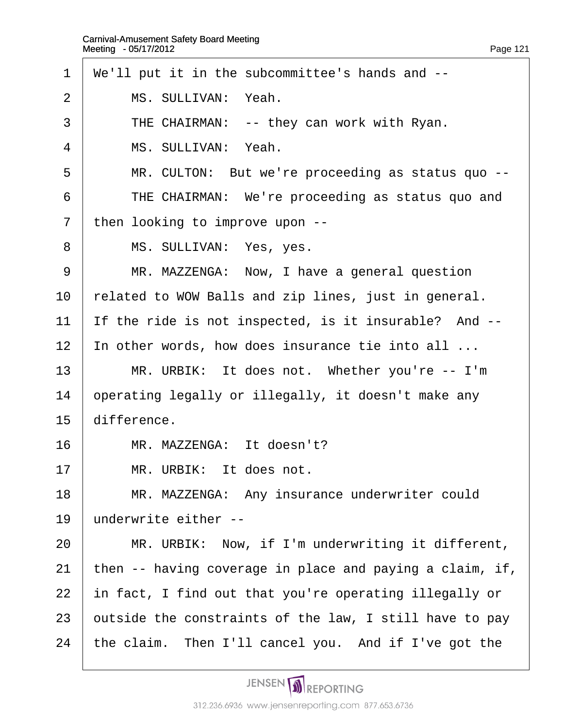We'll put it in the subcommittee's hands and --

MS. SULLIVAN: Yeah.

THE CHAIRMAN: -- they can work with Ryan.

MS. SULLIVAN: Yeah.

MR. CULTON: But we're proceeding as status quo --

THE CHAIRMAN: We're proceeding as status quo and then looking to improve upon --

MS. SULLIVAN: Yes, yes.

MR. MAZZENGA: Now, I have a general question related to WOW Balls and zip lines, just in general. If the ride is not inspected, is it insurable? And -- In other words, how does insurance tie into all ...

MR. URBIK: It does not. Whether you're -- I'm operating legally or illegally, it doesn't make any difference.

MR. MAZZENGA: It doesn't?

MR. URBIK: It does not.

MR. MAZZENGA: Any insurance underwriter could underwrite either --

MR. URBIK: Now, if I'm underwriting it different, then -- having coverage in place and paying a claim, if, in fact, I find out that you're operating illegally or outside the constraints of the law, I still have to pay the claim. Then I'll cancel you. And if I've got the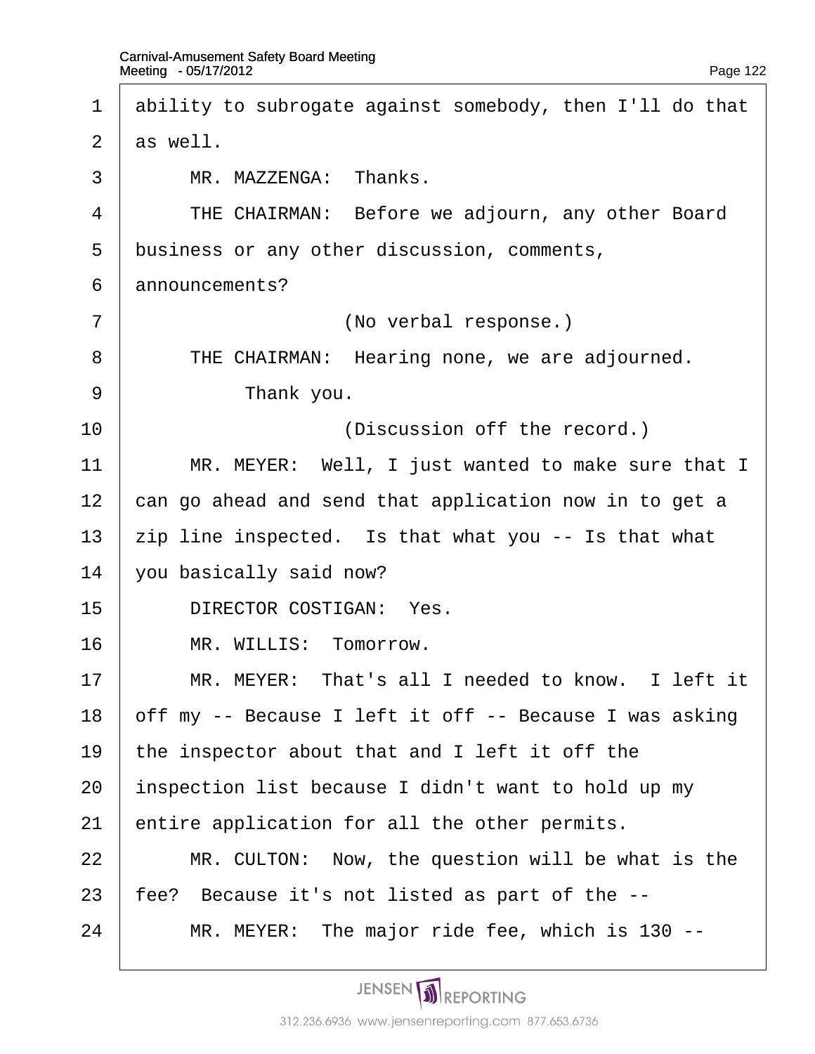1 ability to subrogate against somebody, then I'll do that
2 as well.
3 MR. MAZZENGA: Thanks.
4 THE CHAIRMAN: Before we adjourn, any other Board
5 business or any other discussion, comments,
6 announcements?
7 (No verbal response.)
8 THE CHAIRMAN: Hearing none, we are adjourned.
9 Thank you.
10 (Discussion off the record.)
11 MR. MEYER: Well, I just wanted to make sure that I
12 can go ahead and send that application now in to get a
13 zip line inspected. Is that what you -- Is that what
14 you basically said now?
15 DIRECTOR COSTIGAN: Yes.
16 MR. WILLIS: Tomorrow.
17 MR. MEYER: That's all I needed to know. I left it
18 off my -- Because I left it off -- Because I was asking
19 the inspector about that and I left it off the
20 inspection list because I didn't want to hold up my
21 entire application for all the other permits.
22 MR. CULTON: Now, the question will be what is the
23 fee? Because it's not listed as part of the --
24 MR. MEYER: The major ride fee, which is 130 --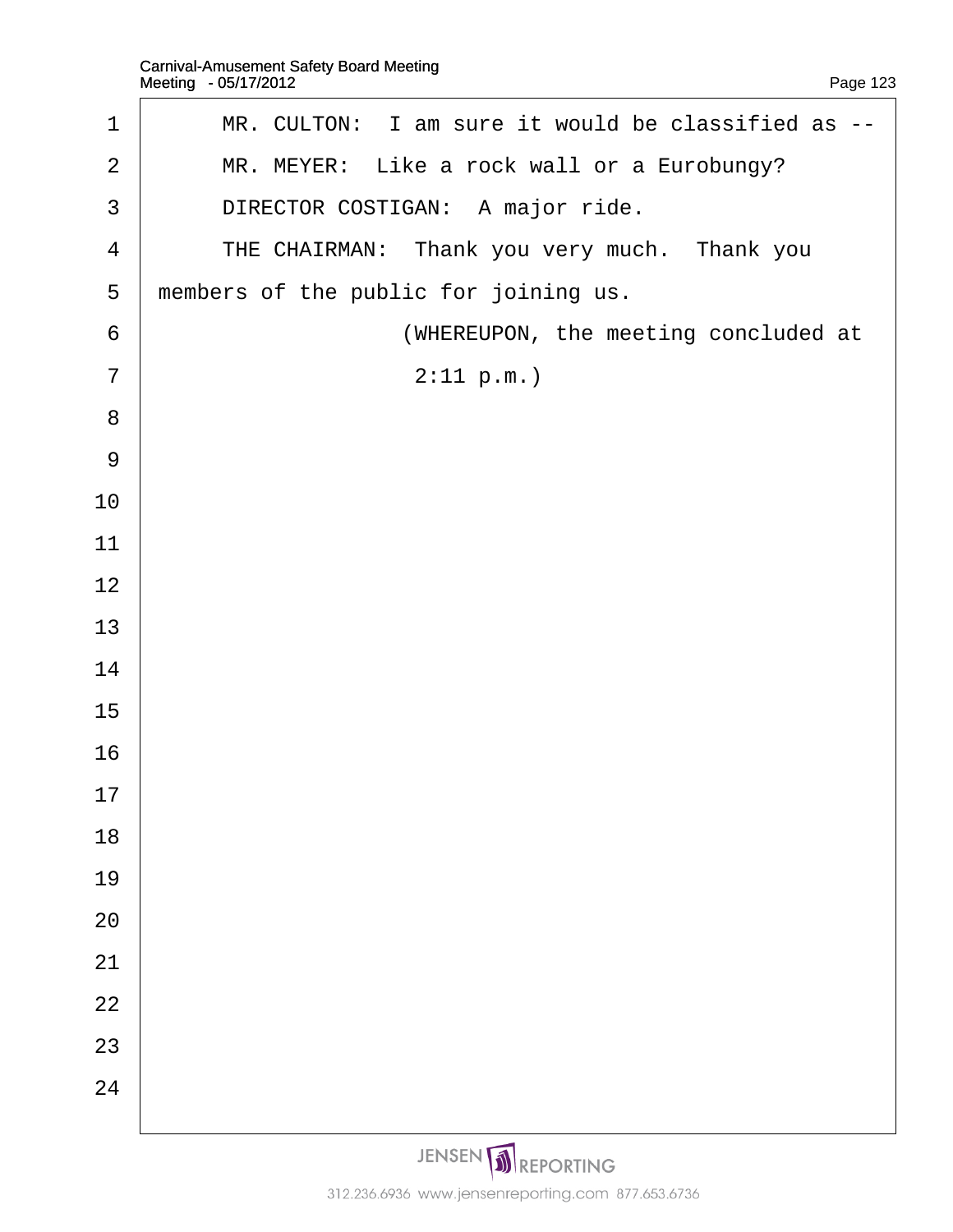MR. CULTON: I am sure it would be classified as --

MR. MEYER: Like a rock wall or a Eurobungy?

DIRECTOR COSTIGAN: A major ride.

THE CHAIRMAN: Thank you very much. Thank you members of the public for joining us.

(WHEREUPON, the meeting concluded at 2:11 p.m.)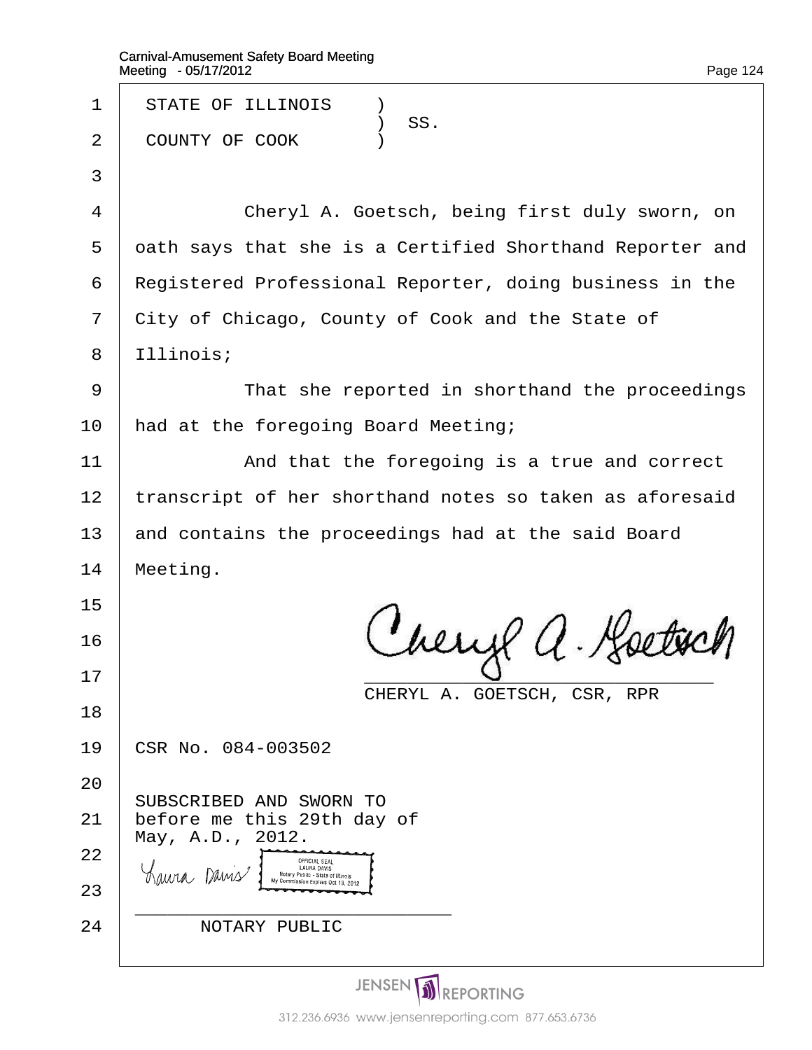STATE OF ILLINOIS )
) SS.
COUNTY OF COOK )

Cheryl A. Goetsch, being first duly sworn, on oath says that she is a Certified Shorthand Reporter and Registered Professional Reporter, doing business in the City of Chicago, County of Cook and the State of Illinois;

That she reported in shorthand the proceedings had at the foregoing Board Meeting;

And that the foregoing is a true and correct transcript of her shorthand notes so taken as aforesaid and contains the proceedings had at the said Board Meeting.

Cheryl A. Goetsch

CHERYL A. GOETSCH, CSR, RPR

CSR No. 084-003502

SUBSCRIBED AND SWORN TO
before me this 29th day of
May, A.D., 2012.

Laura Davis

OFFICIAL SEAL
LAURA DAVIS
Notary Public - State of Illinois
My Commission Expires Oct 19, 2012

NOTARY PUBLIC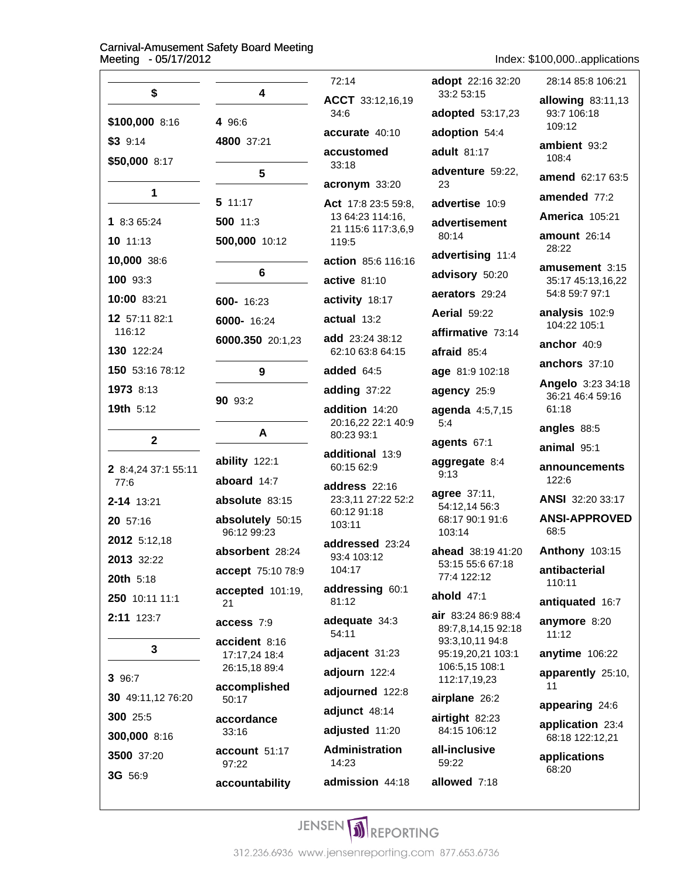## $

**$100,000** 8:16

**$3** 9:14

**$50,000** 8:17

## 1

**1** 8:3 65:24

**10** 11:13

**10,000** 38:6

**100** 93:3

**10:00** 83:21

**12** 57:11 82:1 116:12

**130** 122:24

**150** 53:16 78:12

**1973** 8:13

**19th** 5:12

## 2

**2** 8:4,24 37:1 55:11 77:6

**2-14** 13:21

**20** 57:16

**2012** 5:12,18

**2013** 32:22

**20th** 5:18

**250** 10:11 11:1

**2:11** 123:7

## 3

**3** 96:7

**30** 49:11,12 76:20

**300** 25:5

**300,000** 8:16

**3500** 37:20

**3G** 56:9

## 4

**4** 96:6

**4800** 37:21

## 5

**5** 11:17

**500** 11:3

**500,000** 10:12

## 6

**600-** 16:23

**6000-** 16:24

**6000.350** 20:1,23

## 9

**90** 93:2

## A

**ability** 122:1

**aboard** 14:7

**absolute** 83:15

**absolutely** 50:15 96:12 99:23

**absorbent** 28:24

**accept** 75:10 78:9

**accepted** 101:19, 21

**access** 7:9

**accident** 8:16 17:17,24 18:4 26:15,18 89:4

**accomplished** 50:17

**accordance** 33:16

**account** 51:17 97:22

**accountability** 72:14

**ACCT** 33:12,16,19 34:6

**accurate** 40:10

**accustomed** 33:18

**acronym** 33:20

**Act** 17:8 23:5 59:8, 13 64:23 114:16, 21 115:6 117:3,6,9 119:5

**action** 85:6 116:16

**active** 81:10

**activity** 18:17

**actual** 13:2

**add** 23:24 38:12 62:10 63:8 64:15

**added** 64:5

**adding** 37:22

**addition** 14:20 20:16,22 22:1 40:9 80:23 93:1

**additional** 13:9 60:15 62:9

**address** 22:16 23:3,11 27:22 52:2 60:12 91:18 103:11

**addressed** 23:24 93:4 103:12 104:17

**addressing** 60:1 81:12

**adequate** 34:3 54:11

**adjacent** 31:23

**adjourn** 122:4

**adjourned** 122:8

**adjunct** 48:14

**adjusted** 11:20

**Administration** 14:23

**admission** 44:18

**adopt** 22:16 32:20 33:2 53:15

**adopted** 53:17,23

**adoption** 54:4

**adult** 81:17

**adventure** 59:22, 23

**advertise** 10:9

**advertisement** 80:14

**advertising** 11:4

**advisory** 50:20

**aerators** 29:24

**Aerial** 59:22

**affirmative** 73:14

**afraid** 85:4

**age** 81:9 102:18

**agency** 25:9

**agenda** 4:5,7,15 5:4

**agents** 67:1

**aggregate** 8:4 9:13

**agree** 37:11, 54:12,14 56:3 68:17 90:1 91:6 103:14

**ahead** 38:19 41:20 53:15 55:6 67:18 77:4 122:12

**ahold** 47:1

**air** 83:24 86:9 88:4 89:7,8,14,15 92:18 93:3,10,11 94:8 95:19,20,21 103:1 106:5,15 108:1 112:17,19,23

**airplane** 26:2

**airtight** 82:23 84:15 106:12

**all-inclusive** 59:22

**allowed** 7:18 28:14 85:8 106:21

**allowing** 83:11,13 93:7 106:18 109:12

**ambient** 93:2 108:4

**amend** 62:17 63:5

**amended** 77:2

**America** 105:21

**amount** 26:14 28:22

**amusement** 3:15 35:17 45:13,16,22 54:8 59:7 97:1

**analysis** 102:9 104:22 105:1

**anchor** 40:9

**anchors** 37:10

**Angelo** 3:23 34:18 36:21 46:4 59:16 61:18

**angles** 88:5

**animal** 95:1

**announcements** 122:6

**ANSI** 32:20 33:17

**ANSI-APPROVED** 68:5

**Anthony** 103:15

**antibacterial** 110:11

**antiquated** 16:7

**anymore** 8:20 11:12

**anytime** 106:22

**apparently** 25:10, 11

**appearing** 24:6

**application** 23:4 68:18 122:12,21

**applications** 68:20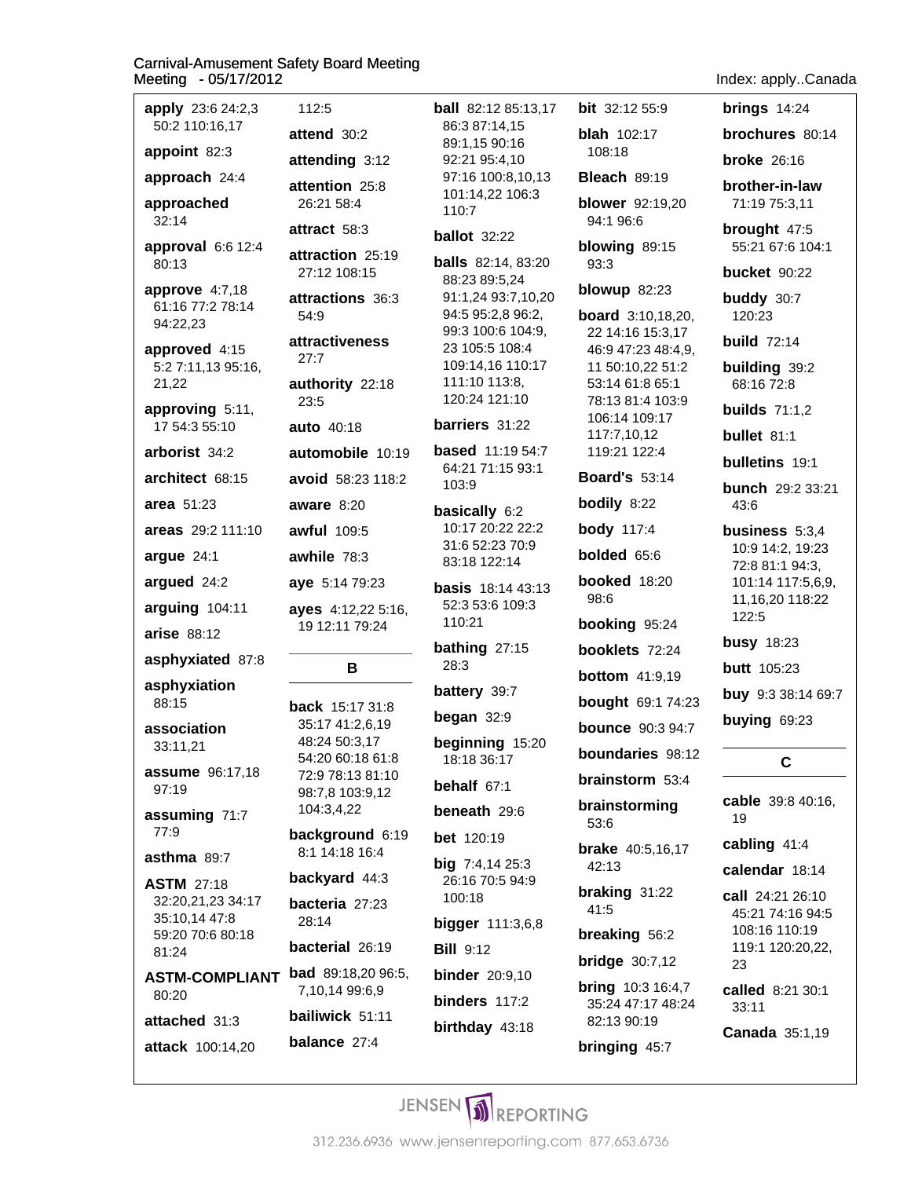**apply** 23:6 24:2,3 50:2 110:16,17 112:5

**appoint** 82:3

**approach** 24:4

**approached** 32:14

**approval** 6:6 12:4 80:13

**approve** 4:7,18 61:16 77:2 78:14 94:22,23

**approved** 4:15 5:2 7:11,13 95:16, 21,22

**approving** 5:11, 17 54:3 55:10

**arborist** 34:2

**architect** 68:15

**area** 51:23

**areas** 29:2 111:10

**argue** 24:1

**argued** 24:2

**arguing** 104:11

**arise** 88:12

**asphyxiated** 87:8

**asphyxiation** 88:15

**association** 33:11,21

**assume** 96:17,18 97:19

**assuming** 71:7 77:9

**asthma** 89:7

**ASTM** 27:18 32:20,21,23 34:17 35:10,14 47:8 59:20 70:6 80:18 81:24

**ASTM-COMPLIANT** 80:20

**attached** 31:3

**attack** 100:14,20

**attend** 30:2

**attending** 3:12

**attention** 25:8 26:21 58:4

**attract** 58:3

**attraction** 25:19 27:12 108:15

**attractions** 36:3 54:9

**attractiveness** 27:7

**authority** 22:18 23:5

**auto** 40:18

**automobile** 10:19

**avoid** 58:23 118:2

**aware** 8:20

**awful** 109:5

**awhile** 78:3

**aye** 5:14 79:23

**ayes** 4:12,22 5:16, 19 12:11 79:24

## B

**back** 15:17 31:8 35:17 41:2,6,19 48:24 50:3,17 54:20 60:18 61:8 72:9 78:13 81:10 98:7,8 103:9,12 104:3,4,22

**background** 6:19 8:1 14:18 16:4

**backyard** 44:3

**bacteria** 27:23 28:14

**bacterial** 26:19

**bad** 89:18,20 96:5, 7,10,14 99:6,9

**bailiwick** 51:11

**balance** 27:4

**ball** 82:12 85:13,17 86:3 87:14,15 89:1,15 90:16 92:21 95:4,10 97:16 100:8,10,13 101:14,22 106:3 110:7

**ballot** 32:22

**balls** 82:14, 83:20 88:23 89:5,24 91:1,24 93:7,10,20 94:5 95:2,8 96:2, 99:3 100:6 104:9, 23 105:5 108:4 109:14,16 110:17 111:10 113:8, 120:24 121:10

**barriers** 31:22

**based** 11:19 54:7 64:21 71:15 93:1 103:9

**basically** 6:2 10:17 20:22 22:2 31:6 52:23 70:9 83:18 122:14

**basis** 18:14 43:13 52:3 53:6 109:3 110:21

**bathing** 27:15 28:3

**battery** 39:7

**began** 32:9

**beginning** 15:20 18:18 36:17

**behalf** 67:1

**beneath** 29:6

**bet** 120:19

**big** 7:4,14 25:3 26:16 70:5 94:9 100:18

**bigger** 111:3,6,8

**Bill** 9:12

**binder** 20:9,10

**binders** 117:2

**birthday** 43:18

**bit** 32:12 55:9

**blah** 102:17 108:18

**Bleach** 89:19

**blower** 92:19,20 94:1 96:6

**blowing** 89:15 93:3

**blowup** 82:23

**board** 3:10,18,20, 22 14:16 15:3,17 46:9 47:23 48:4,9, 11 50:10,22 51:2 53:14 61:8 65:1 78:13 81:4 103:9 106:14 109:17 117:7,10,12 119:21 122:4

**Board's** 53:14

**bodily** 8:22

**body** 117:4

**bolded** 65:6

**booked** 18:20 98:6

**booking** 95:24

**booklets** 72:24

**bottom** 41:9,19

**bought** 69:1 74:23

**bounce** 90:3 94:7

**boundaries** 98:12

**brainstorm** 53:4

**brainstorming** 53:6

**brake** 40:5,16,17 42:13

**braking** 31:22 41:5

**breaking** 56:2

**bridge** 30:7,12

**bring** 10:3 16:4,7 35:24 47:17 48:24 82:13 90:19

**bringing** 45:7

**brings** 14:24

**brochures** 80:14

**broke** 26:16

**brother-in-law** 71:19 75:3,11

**brought** 47:5 55:21 67:6 104:1

**bucket** 90:22

**buddy** 30:7 120:23

**build** 72:14

**building** 39:2 68:16 72:8

**builds** 71:1,2

**bullet** 81:1

**bulletins** 19:1

**bunch** 29:2 33:21 43:6

**business** 5:3,4 10:9 14:2, 19:23 72:8 81:1 94:3, 101:14 117:5,6,9, 11,16,20 118:22 122:5

**busy** 18:23

**butt** 105:23

**buy** 9:3 38:14 69:7

**buying** 69:23

## C

**cable** 39:8 40:16, 19

**cabling** 41:4

**calendar** 18:14

**call** 24:21 26:10 45:21 74:16 94:5 108:16 110:19 119:1 120:20,22, 23

**called** 8:21 30:1 33:11

**Canada** 35:1,19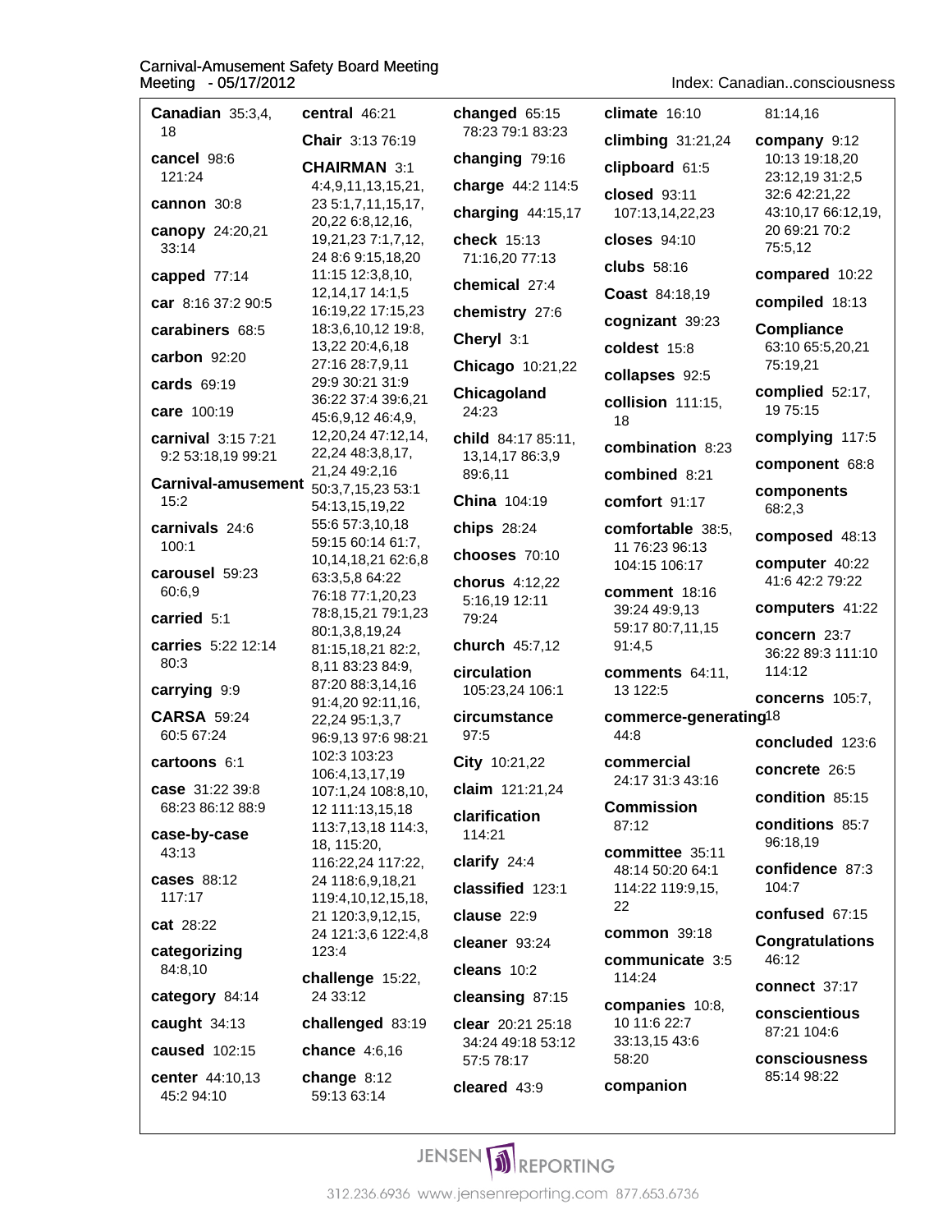**Canadian** 35:3,4, 18

**cancel** 98:6 121:24

**cannon** 30:8

**canopy** 24:20,21 33:14

**capped** 77:14

**car** 8:16 37:2 90:5

**carabiners** 68:5

**carbon** 92:20

**cards** 69:19

**care** 100:19

**carnival** 3:15 7:21 9:2 53:18,19 99:21

**Carnival-amusement** 15:2

**carnivals** 24:6 100:1

**carousel** 59:23 60:6,9

**carried** 5:1

**carries** 5:22 12:14 80:3

**carrying** 9:9

**CARSA** 59:24 60:5 67:24

**cartoons** 6:1

**case** 31:22 39:8 68:23 86:12 88:9

**case-by-case** 43:13

**cases** 88:12 117:17

**cat** 28:22

**categorizing** 84:8,10

**category** 84:14

**caught** 34:13

**caused** 102:15

**center** 44:10,13 45:2 94:10

**central** 46:21

**Chair** 3:13 76:19

**CHAIRMAN** 3:1 4:4,9,11,13,15,21, 23 5:1,7,11,15,17, 20,22 6:8,12,16, 19,21,23 7:1,7,12, 24 8:6 9:15,18,20 11:15 12:3,8,10, 12,14,17 14:1,5 16:19,22 17:15,23 18:3,6,10,12 19:8, 13,22 20:4,6,18 27:16 28:7,9,11 29:9 30:21 31:9 36:22 37:4 39:6,21 45:6,9,12 46:4,9, 12,20,24 47:12,14, 22,24 48:3,8,17, 21,24 49:2,16 50:3,7,15,23 53:1 54:13,15,19,22 55:6 57:3,10,18 59:15 60:14 61:7, 10,14,18,21 62:6,8 63:3,5,8 64:22 76:18 77:1,20,23 78:8,15,21 79:1,23 80:1,3,8,19,24 81:15,18,21 82:2, 8,11 83:23 84:9, 87:20 88:3,14,16 91:4,20 92:11,16, 22,24 95:1,3,7 96:9,13 97:6 98:21 102:3 103:23 106:4,13,17,19 107:1,24 108:8,10, 12 111:13,15,18 113:7,13,18 114:3, 18, 115:20, 116:22,24 117:22, 24 118:6,9,18,21 119:4,10,12,15,18, 21 120:3,9,12,15, 24 121:3,6 122:4,8 123:4

**challenge** 15:22, 24 33:12

**challenged** 83:19

**chance** 4:6,16

**change** 8:12 59:13 63:14

**changed** 65:15 78:23 79:1 83:23

**changing** 79:16

**charge** 44:2 114:5

**charging** 44:15,17

**check** 15:13 71:16,20 77:13

**chemical** 27:4

**chemistry** 27:6

**Cheryl** 3:1

**Chicago** 10:21,22

**Chicagoland** 24:23

**child** 84:17 85:11, 13,14,17 86:3,9 89:6,11

**China** 104:19

**chips** 28:24

**chooses** 70:10

**chorus** 4:12,22 5:16,19 12:11 79:24

**church** 45:7,12

**circulation** 105:23,24 106:1

**circumstance** 97:5

**City** 10:21,22

**claim** 121:21,24

**clarification** 114:21

**clarify** 24:4

**classified** 123:1

**clause** 22:9

**cleaner** 93:24

**cleans** 10:2

**cleansing** 87:15

**clear** 20:21 25:18 34:24 49:18 53:12 57:5 78:17

**cleared** 43:9

**climate** 16:10

**climbing** 31:21,24

**clipboard** 61:5

**closed** 93:11 107:13,14,22,23

**closes** 94:10

**clubs** 58:16

**Coast** 84:18,19

**cognizant** 39:23

**coldest** 15:8

**collapses** 92:5

**collision** 111:15, 18

**combination** 8:23

**combined** 8:21

**comfort** 91:17

**comfortable** 38:5, 11 76:23 96:13 104:15 106:17

**comment** 18:16 39:24 49:9,13 59:17 80:7,11,15 91:4,5

**comments** 64:11, 13 122:5

**commerce-generating** 18 44:8

**commercial** 24:17 31:3 43:16

**Commission** 87:12

**committee** 35:11 48:14 50:20 64:1 114:22 119:9,15, 22

**common** 39:18

**communicate** 3:5 114:24

**companies** 10:8, 10 11:6 22:7 33:13,15 43:6 58:20

**companion** 81:14,16

**company** 9:12 10:13 19:18,20 23:12,19 31:2,5 32:6 42:21,22 43:10,17 66:12,19, 20 69:21 70:2 75:5,12

**compared** 10:22

**compiled** 18:13

**Compliance** 63:10 65:5,20,21 75:19,21

**complied** 52:17, 19 75:15

**complying** 117:5

**component** 68:8

**components** 68:2,3

**composed** 48:13

**computer** 40:22 41:6 42:2 79:22

**computers** 41:22

**concern** 23:7 36:22 89:3 111:10 114:12

**concerns** 105:7,

**concluded** 123:6

**concrete** 26:5

**condition** 85:15

**conditions** 85:7 96:18,19

**confidence** 87:3 104:7

**confused** 67:15

**Congratulations** 46:12

**connect** 37:17

**conscientious** 87:21 104:6

**consciousness** 85:14 98:22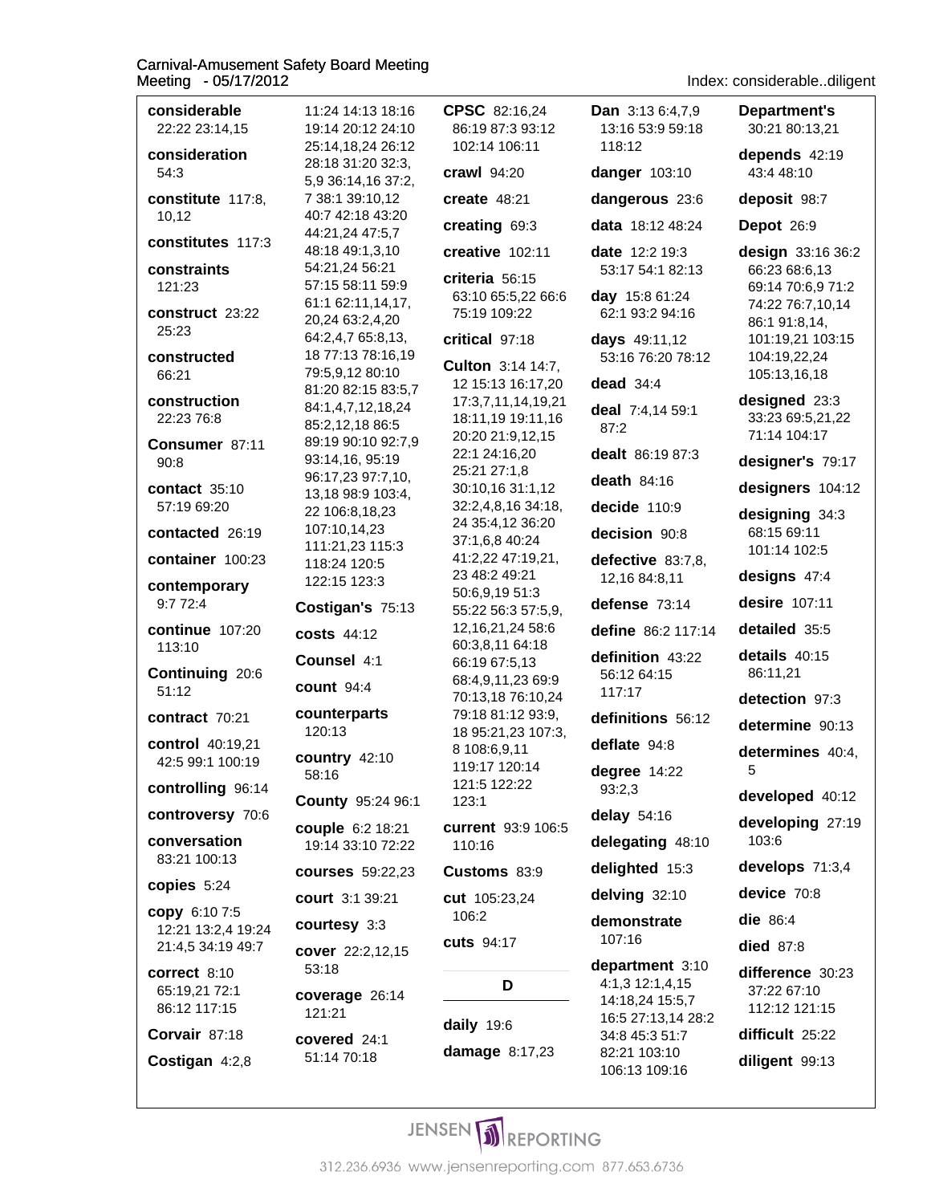**considerable** 22:22 23:14,15

**consideration** 54:3

**constitute** 117:8, 10,12

**constitutes** 117:3

**constraints** 121:23

**construct** 23:22 25:23

**constructed** 66:21

**construction** 22:23 76:8

**Consumer** 87:11 90:8

**contact** 35:10 57:19 69:20

**contacted** 26:19

**container** 100:23

**contemporary** 9:7 72:4

**continue** 107:20 113:10

**Continuing** 20:6 51:12

**contract** 70:21

**control** 40:19,21 42:5 99:1 100:19

**controlling** 96:14

**controversy** 70:6

**conversation** 83:21 100:13

**copies** 5:24

**copy** 6:10 7:5 12:21 13:2,4 19:24 21:4,5 34:19 49:7

**correct** 8:10 65:19,21 72:1 86:12 117:15

**Corvair** 87:18

**Costigan** 4:2,8 11:24 14:13 18:16 19:14 20:12 24:10 25:14,18,24 26:12 28:18 31:20 32:3, 5,9 36:14,16 37:2, 7 38:1 39:10,12 40:7 42:18 43:20 44:21,24 47:5,7 48:18 49:1,3,10 54:21,24 56:21 57:15 58:11 59:9 61:1 62:11,14,17, 20,24 63:2,4,20 64:2,4,7 65:8,13, 18 77:13 78:16,19 79:5,9,12 80:10 81:20 82:15 83:5,7 84:1,4,7,12,18,24 85:2,12,18 86:5 89:19 90:10 92:7,9 93:14,16, 95:19 96:17,23 97:7,10, 13,18 98:9 103:4, 22 106:8,18,23 107:10,14,23 111:21,23 115:3 118:24 120:5 122:15 123:3

**Costigan's** 75:13

**costs** 44:12

**Counsel** 4:1

**count** 94:4

**counterparts** 120:13

**country** 42:10 58:16

**County** 95:24 96:1

**couple** 6:2 18:21 19:14 33:10 72:22

**courses** 59:22,23

**court** 3:1 39:21

**courtesy** 3:3

**cover** 22:2,12,15 53:18

**coverage** 26:14 121:21

**covered** 24:1 51:14 70:18

**CPSC** 82:16,24 86:19 87:3 93:12 102:14 106:11

**crawl** 94:20

**create** 48:21

**creating** 69:3

**creative** 102:11

**criteria** 56:15 63:10 65:5,22 66:6 75:19 109:22

**critical** 97:18

**Culton** 3:14 14:7, 12 15:13 16:17,20 17:3,7,11,14,19,21 18:11,19 19:11,16 20:20 21:9,12,15 22:1 24:16,20 25:21 27:1,8 30:10,16 31:1,12 32:2,4,8,16 34:18, 24 35:4,12 36:20 37:1,6,8 40:24 41:2,22 47:19,21, 23 48:2 49:21 50:6,9,19 51:3 55:22 56:3 57:5,9, 12,16,21,24 58:6 60:3,8,11 64:18 66:19 67:5,13 68:4,9,11,23 69:9 70:13,18 76:10,24 79:18 81:12 93:9, 18 95:21,23 107:3, 8 108:6,9,11 119:17 120:14 121:5 122:22 123:1

**current** 93:9 106:5 110:16

**Customs** 83:9

**cut** 105:23,24 106:2

**cuts** 94:17

## D

**daily** 19:6

**damage** 8:17,23

**Dan** 3:13 6:4,7,9 13:16 53:9 59:18 118:12

**danger** 103:10

**dangerous** 23:6

**data** 18:12 48:24

**date** 12:2 19:3 53:17 54:1 82:13

**day** 15:8 61:24 62:1 93:2 94:16

**days** 49:11,12 53:16 76:20 78:12

**dead** 34:4

**deal** 7:4,14 59:1 87:2

**dealt** 86:19 87:3

**death** 84:16

**decide** 110:9

**decision** 90:8

**defective** 83:7,8, 12,16 84:8,11

**defense** 73:14

**define** 86:2 117:14

**definition** 43:22 56:12 64:15 117:17

**definitions** 56:12

**deflate** 94:8

**degree** 14:22 93:2,3

**delay** 54:16

**delegating** 48:10

**delighted** 15:3

**delving** 32:10

**demonstrate** 107:16

**department** 3:10 4:1,3 12:1,4,15 14:18,24 15:5,7 16:5 27:13,14 28:2 34:8 45:3 51:7 82:21 103:10 106:13 109:16

**Department's** 30:21 80:13,21

**depends** 42:19 43:4 48:10

**deposit** 98:7

**Depot** 26:9

**design** 33:16 36:2 66:23 68:6,13 69:14 70:6,9 71:2 74:22 76:7,10,14 86:1 91:8,14, 101:19,21 103:15 104:19,22,24 105:13,16,18

**designed** 23:3 33:23 69:5,21,22 71:14 104:17

**designer's** 79:17

**designers** 104:12

**designing** 34:3 68:15 69:11 101:14 102:5

**designs** 47:4

**desire** 107:11

**detailed** 35:5

**details** 40:15 86:11,21

**detection** 97:3

**determine** 90:13

**determines** 40:4, 5

**developed** 40:12

**developing** 27:19 103:6

**develops** 71:3,4

**device** 70:8

**die** 86:4

**died** 87:8

**difference** 30:23 37:22 67:10 112:12 121:15

**difficult** 25:22

**diligent** 99:13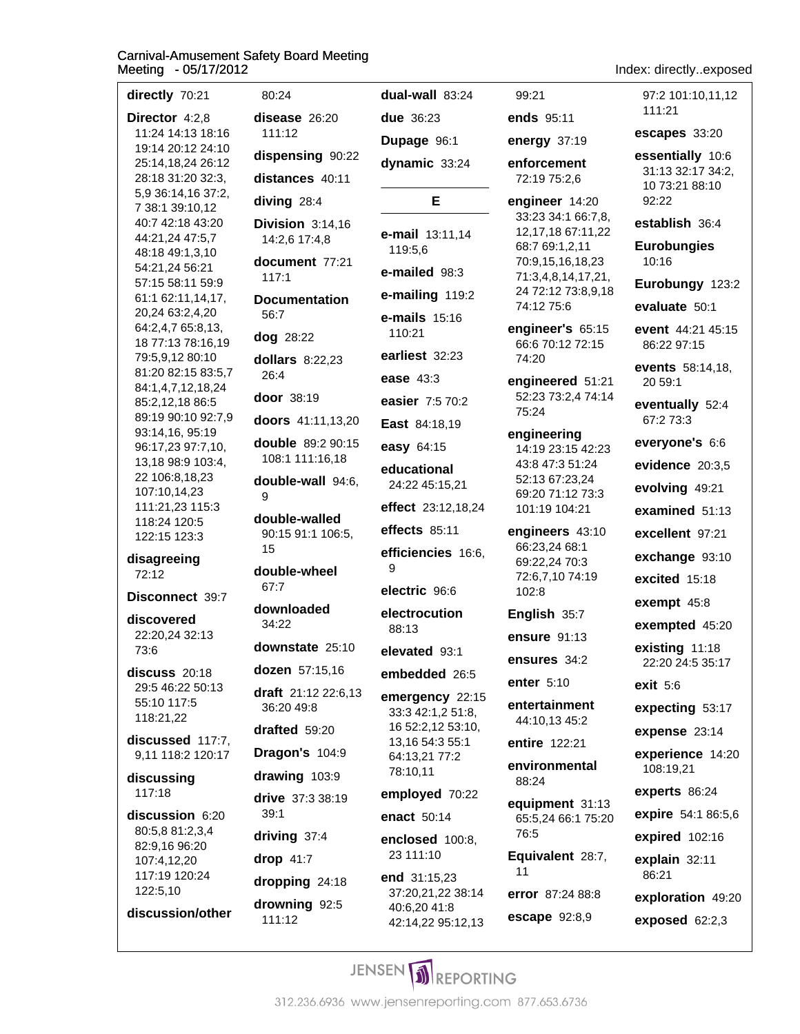**directly** 70:21

**Director** 4:2,8 11:24 14:13 18:16 19:14 20:12 24:10 25:14,18,24 26:12 28:18 31:20 32:3, 5,9 36:14,16 37:2, 7 38:1 39:10,12 40:7 42:18 43:20 44:21,24 47:5,7 48:18 49:1,3,10 54:21,24 56:21 57:15 58:11 59:9 61:1 62:11,14,17, 20,24 63:2,4,20 64:2,4,7 65:8,13, 18 77:13 78:16,19 79:5,9,12 80:10 81:20 82:15 83:5,7 84:1,4,7,12,18,24 85:2,12,18 86:5 89:19 90:10 92:7,9 93:14,16, 95:19 96:17,23 97:7,10, 13,18 98:9 103:4, 22 106:8,18,23 107:10,14,23 111:21,23 115:3 118:24 120:5 122:15 123:3

**disagreeing** 72:12

**Disconnect** 39:7

**discovered** 22:20,24 32:13 73:6

**discuss** 20:18 29:5 46:22 50:13 55:10 117:5 118:21,22

**discussed** 117:7, 9,11 118:2 120:17

**discussing** 117:18

**discussion** 6:20 80:5,8 81:2,3,4 82:9,16 96:20 107:4,12,20 117:19 120:24 122:5,10

**discussion/other** 80:24

**disease** 26:20 111:12

**dispensing** 90:22

**distances** 40:11

**diving** 28:4

**Division** 3:14,16 14:2,6 17:4,8

**document** 77:21 117:1

**Documentation** 56:7

**dog** 28:22

**dollars** 8:22,23 26:4

**door** 38:19

**doors** 41:11,13,20

**double** 89:2 90:15 108:1 111:16,18

**double-wall** 94:6, 9

**double-walled** 90:15 91:1 106:5, 15

**double-wheel** 67:7

**downloaded** 34:22

**downstate** 25:10

**dozen** 57:15,16

**draft** 21:12 22:6,13 36:20 49:8

**drafted** 59:20

**Dragon's** 104:9

**drawing** 103:9

**drive** 37:3 38:19 39:1

**driving** 37:4

**drop** 41:7

**dropping** 24:18

**drowning** 92:5 111:12

**dual-wall** 83:24

**due** 36:23

**Dupage** 96:1

**dynamic** 33:24

## E

**e-mail** 13:11,14 119:5,6

**e-mailed** 98:3

**e-mailing** 119:2

**e-mails** 15:16 110:21

**earliest** 32:23

**ease** 43:3

**easier** 7:5 70:2

**East** 84:18,19

**easy** 64:15

**educational** 24:22 45:15,21

**effect** 23:12,18,24

**effects** 85:11

**efficiencies** 16:6, 9

**electric** 96:6

**electrocution** 88:13

**elevated** 93:1

**embedded** 26:5

**emergency** 22:15 33:3 42:1,2 51:8, 16 52:2,12 53:10, 13,16 54:3 55:1 64:13,21 77:2 78:10,11

**employed** 70:22

**enact** 50:14

**enclosed** 100:8, 23 111:10

**end** 31:15,23 37:20,21,22 38:14 40:6,20 41:8 42:14,22 95:12,13 99:21

**ends** 95:11

**energy** 37:19

**enforcement** 72:19 75:2,6

**engineer** 14:20 33:23 34:1 66:7,8, 12,17,18 67:11,22 68:7 69:1,2,11 70:9,15,16,18,23 71:3,4,8,14,17,21, 24 72:12 73:8,9,18 74:12 75:6

**engineer's** 65:15 66:6 70:12 72:15 74:20

**engineered** 51:21 52:23 73:2,4 74:14 75:24

**engineering** 14:19 23:15 42:23 43:8 47:3 51:24 52:13 67:23,24 69:20 71:12 73:3 101:19 104:21

**engineers** 43:10 66:23,24 68:1 69:22,24 70:3 72:6,7,10 74:19 102:8

**English** 35:7

**ensure** 91:13

**ensures** 34:2

**enter** 5:10

**entertainment** 44:10,13 45:2

**entire** 122:21

**environmental** 88:24

**equipment** 31:13 65:5,24 66:1 75:20 76:5

**Equivalent** 28:7, 11

**error** 87:24 88:8

**escape** 92:8,9 97:2 101:10,11,12 111:21

**escapes** 33:20

**essentially** 10:6 31:13 32:17 34:2, 10 73:21 88:10 92:22

**establish** 36:4

**Eurobungies** 10:16

**Eurobungy** 123:2

**evaluate** 50:1

**event** 44:21 45:15 86:22 97:15

**events** 58:14,18, 20 59:1

**eventually** 52:4 67:2 73:3

**everyone's** 6:6

**evidence** 20:3,5

**evolving** 49:21

**examined** 51:13

**excellent** 97:21

**exchange** 93:10

**excited** 15:18

**exempt** 45:8

**exempted** 45:20

**existing** 11:18 22:20 24:5 35:17

**exit** 5:6

**expecting** 53:17

**expense** 23:14

**experience** 14:20 108:19,21

**experts** 86:24

**expire** 54:1 86:5,6

**expired** 102:16

**explain** 32:11 86:21

**exploration** 49:20

**exposed** 62:2,3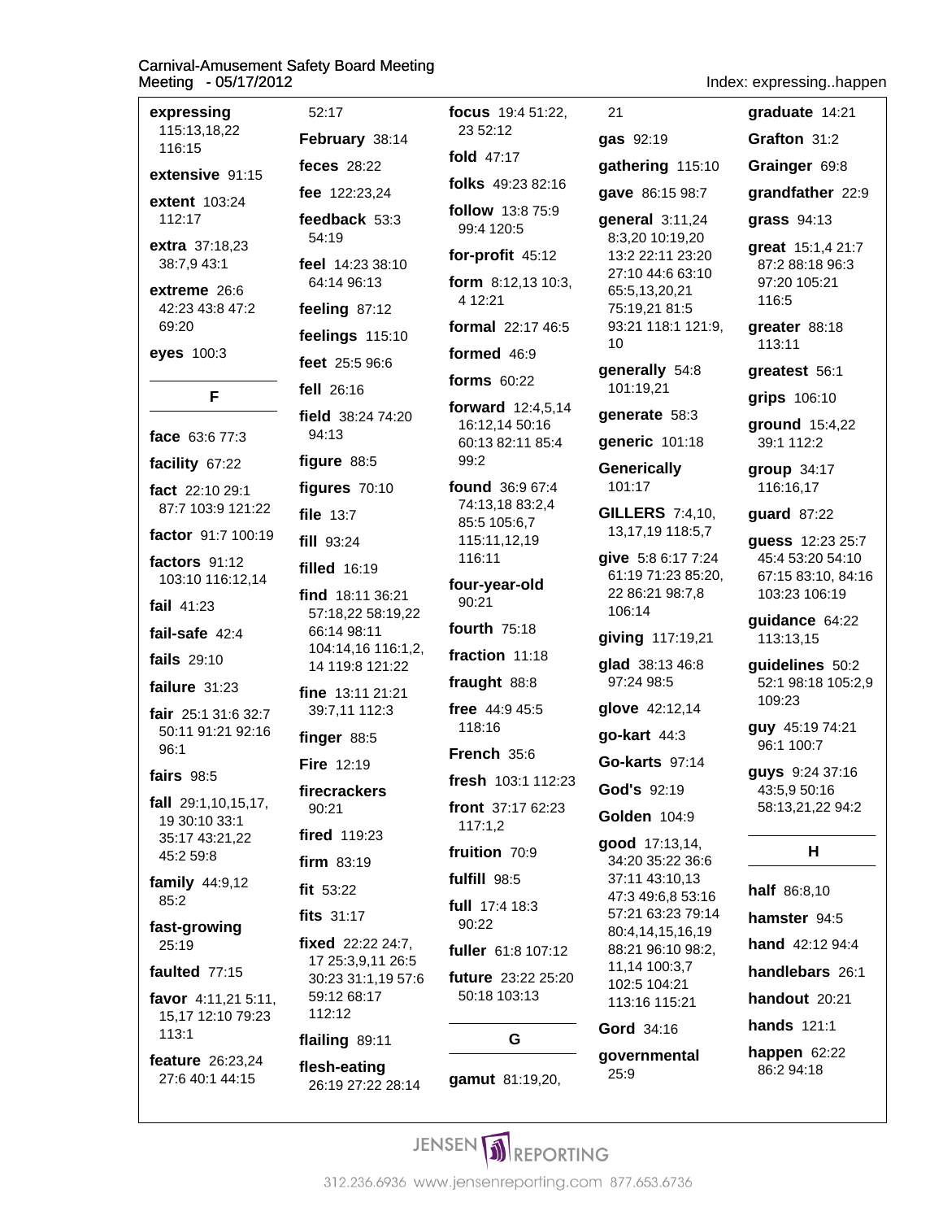**expressing** 115:13,18,22 116:15

**extensive** 91:15

**extent** 103:24 112:17

**extra** 37:18,23 38:7,9 43:1

**extreme** 26:6 42:23 43:8 47:2 69:20

**eyes** 100:3

## F

**face** 63:6 77:3

**facility** 67:22

**fact** 22:10 29:1 87:7 103:9 121:22

**factor** 91:7 100:19

**factors** 91:12 103:10 116:12,14

**fail** 41:23

**fail-safe** 42:4

**fails** 29:10

**failure** 31:23

**fair** 25:1 31:6 32:7 50:11 91:21 92:16 96:1

**fairs** 98:5

**fall** 29:1,10,15,17, 19 30:10 33:1 35:17 43:21,22 45:2 59:8

**family** 44:9,12 85:2

**fast-growing** 25:19

**faulted** 77:15

**favor** 4:11,21 5:11, 15,17 12:10 79:23 113:1

**feature** 26:23,24 27:6 40:1 44:15

52:17

**February** 38:14

**feces** 28:22

**fee** 122:23,24

**feedback** 53:3 54:19

**feel** 14:23 38:10 64:14 96:13

**feeling** 87:12

**feelings** 115:10

**feet** 25:5 96:6

**fell** 26:16

**field** 38:24 74:20 94:13

**figure** 88:5

**figures** 70:10

**file** 13:7

**fill** 93:24

**filled** 16:19

**find** 18:11 36:21 57:18,22 58:19,22 66:14 98:11 104:14,16 116:1,2, 14 119:8 121:22

**fine** 13:11 21:21 39:7,11 112:3

**finger** 88:5

**Fire** 12:19

**firecrackers** 90:21

**fired** 119:23

**firm** 83:19

**fit** 53:22

**fits** 31:17

**fixed** 22:22 24:7, 17 25:3,9,11 26:5 30:23 31:1,19 57:6 59:12 68:17 112:12

**flailing** 89:11

**flesh-eating** 26:19 27:22 28:14

**focus** 19:4 51:22, 23 52:12

**fold** 47:17

**folks** 49:23 82:16

**follow** 13:8 75:9 99:4 120:5

**for-profit** 45:12

**form** 8:12,13 10:3, 4 12:21

**formal** 22:17 46:5

**formed** 46:9

**forms** 60:22

**forward** 12:4,5,14 16:12,14 50:16 60:13 82:11 85:4 99:2

**found** 36:9 67:4 74:13,18 83:2,4 85:5 105:6,7 115:11,12,19 116:11

**four-year-old** 90:21

**fourth** 75:18

**fraction** 11:18

**fraught** 88:8

**free** 44:9 45:5 118:16

**French** 35:6

**fresh** 103:1 112:23

**front** 37:17 62:23 117:1,2

**fruition** 70:9

**fulfill** 98:5

**full** 17:4 18:3 90:22

**fuller** 61:8 107:12

**future** 23:22 25:20 50:18 103:13

## G

**gamut** 81:19,20, 21

**gas** 92:19

**gathering** 115:10

**gave** 86:15 98:7

**general** 3:11,24 8:3,20 10:19,20 13:2 22:11 23:20 27:10 44:6 63:10 65:5,13,20,21 75:19,21 81:5 93:21 118:1 121:9, 10

**generally** 54:8 101:19,21

**generate** 58:3

**generic** 101:18

**Generically** 101:17

**GILLERS** 7:4,10, 13,17,19 118:5,7

**give** 5:8 6:17 7:24 61:19 71:23 85:20, 22 86:21 98:7,8 106:14

**giving** 117:19,21

**glad** 38:13 46:8 97:24 98:5

**glove** 42:12,14

**go-kart** 44:3

**Go-karts** 97:14

**God's** 92:19

**Golden** 104:9

**good** 17:13,14, 34:20 35:22 36:6 37:11 43:10,13 47:3 49:6,8 53:16 57:21 63:23 79:14 80:4,14,15,16,19 88:21 96:10 98:2, 11,14 100:3,7 102:5 104:21 113:16 115:21

**Gord** 34:16

**governmental** 25:9

**graduate** 14:21

**Grafton** 31:2

**Grainger** 69:8

**grandfather** 22:9

**grass** 94:13

**great** 15:1,4 21:7 87:2 88:18 96:3 97:20 105:21 116:5

**greater** 88:18 113:11

**greatest** 56:1

**grips** 106:10

**ground** 15:4,22 39:1 112:2

**group** 34:17 116:16,17

**guard** 87:22

**guess** 12:23 25:7 45:4 53:20 54:10 67:15 83:10, 84:16 103:23 106:19

**guidance** 64:22 113:13,15

**guidelines** 50:2 52:1 98:18 105:2,9 109:23

**guy** 45:19 74:21 96:1 100:7

**guys** 9:24 37:16 43:5,9 50:16 58:13,21,22 94:2

## H

**half** 86:8,10

**hamster** 94:5

**hand** 42:12 94:4

**handlebars** 26:1

**handout** 20:21

**hands** 121:1

**happen** 62:22 86:2 94:18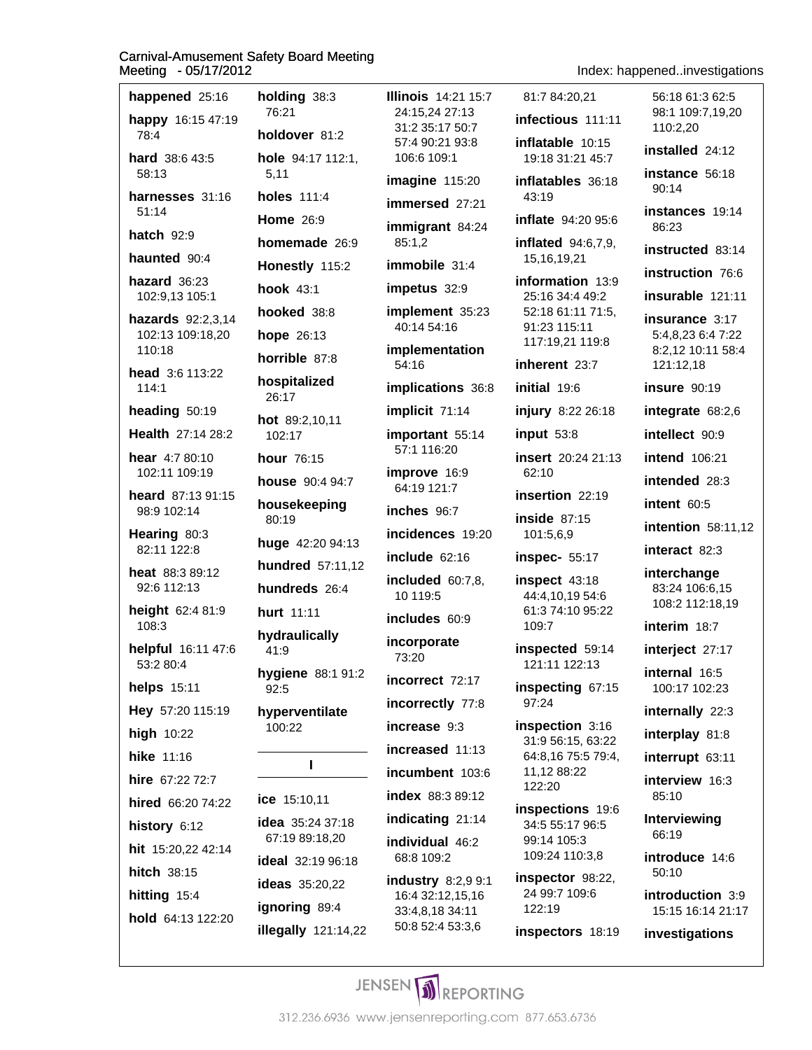Carnival-Amusement Safety Board Meeting
Meeting - 05/17/2012

Index: happened..investigations

**happened** 25:16

**happy** 16:15 47:19 78:4

**hard** 38:6 43:5 58:13

**harnesses** 31:16 51:14

**hatch** 92:9

**haunted** 90:4

**hazard** 36:23 102:9,13 105:1

**hazards** 92:2,3,14 102:13 109:18,20 110:18

**head** 3:6 113:22 114:1

**heading** 50:19

**Health** 27:14 28:2

**hear** 4:7 80:10 102:11 109:19

**heard** 87:13 91:15 98:9 102:14

**Hearing** 80:3 82:11 122:8

**heat** 88:3 89:12 92:6 112:13

**height** 62:4 81:9 108:3

**helpful** 16:11 47:6 53:2 80:4

**helps** 15:11

**Hey** 57:20 115:19

**high** 10:22

**hike** 11:16

**hire** 67:22 72:7

**hired** 66:20 74:22

**history** 6:12

**hit** 15:20,22 42:14

**hitch** 38:15

**hitting** 15:4

**hold** 64:13 122:20

**holding** 38:3 76:21

**holdover** 81:2

**hole** 94:17 112:1, 5,11

**holes** 111:4

**Home** 26:9

**homemade** 26:9

**Honestly** 115:2

**hook** 43:1

**hooked** 38:8

**hope** 26:13

**horrible** 87:8

**hospitalized** 26:17

**hot** 89:2,10,11 102:17

**hour** 76:15

**house** 90:4 94:7

**housekeeping** 80:19

**huge** 42:20 94:13

**hundred** 57:11,12

**hundreds** 26:4

**hurt** 11:11

**hydraulically** 41:9

**hygiene** 88:1 91:2 92:5

**hyperventilate** 100:22

## I

**ice** 15:10,11

**idea** 35:24 37:18 67:19 89:18,20

**ideal** 32:19 96:18

**ideas** 35:20,22

**ignoring** 89:4

**illegally** 121:14,22

**Illinois** 14:21 15:7 24:15,24 27:13 31:2 35:17 50:7 57:4 90:21 93:8 106:6 109:1

**imagine** 115:20

**immersed** 27:21

**immigrant** 84:24 85:1,2

**immobile** 31:4

**impetus** 32:9

**implement** 35:23 40:14 54:16

**implementation** 54:16

**implications** 36:8

**implicit** 71:14

**important** 55:14 57:1 116:20

**improve** 16:9 64:19 121:7

**inches** 96:7

**incidences** 19:20

**include** 62:16

**included** 60:7,8, 10 119:5

**includes** 60:9

**incorporate** 73:20

**incorrect** 72:17

**incorrectly** 77:8

**increase** 9:3

**increased** 11:13

**incumbent** 103:6

**index** 88:3 89:12

**indicating** 21:14

**individual** 46:2 68:8 109:2

**industry** 8:2,9 9:1 16:4 32:12,15,16 33:4,8,18 34:11 50:8 52:4 53:3,6 81:7 84:20,21

**infectious** 111:11

**inflatable** 10:15 19:18 31:21 45:7

**inflatables** 36:18 43:19

**inflate** 94:20 95:6

**inflated** 94:6,7,9, 15,16,19,21

**information** 13:9 25:16 34:4 49:2 52:18 61:11 71:5, 91:23 115:11 117:19,21 119:8

**inherent** 23:7

**initial** 19:6

**injury** 8:22 26:18

**input** 53:8

**insert** 20:24 21:13 62:10

**insertion** 22:19

**inside** 87:15 101:5,6,9

**inspec-** 55:17

**inspect** 43:18 44:4,10,19 54:6 61:3 74:10 95:22 109:7

**inspected** 59:14 121:11 122:13

**inspecting** 67:15 97:24

**inspection** 3:16 31:9 56:15, 63:22 64:8,16 75:5 79:4, 11,12 88:22 122:20

**inspections** 19:6 34:5 55:17 96:5 99:14 105:3 109:24 110:3,8

**inspector** 98:22, 24 99:7 109:6 122:19

**inspectors** 18:19 56:18 61:3 62:5 98:1 109:7,19,20 110:2,20

**installed** 24:12

**instance** 56:18 90:14

**instances** 19:14 86:23

**instructed** 83:14

**instruction** 76:6

**insurable** 121:11

**insurance** 3:17 5:4,8,23 6:4 7:22 8:2,12 10:11 58:4 121:12,18

**insure** 90:19

**integrate** 68:2,6

**intellect** 90:9

**intend** 106:21

**intended** 28:3

**intent** 60:5

**intention** 58:11,12

**interact** 82:3

**interchange** 83:24 106:6,15 108:2 112:18,19

**interim** 18:7

**interject** 27:17

**internal** 16:5 100:17 102:23

**internally** 22:3

**interplay** 81:8

**interrupt** 63:11

**interview** 16:3 85:10

**Interviewing** 66:19

**introduce** 14:6 50:10

**introduction** 3:9 15:15 16:14 21:17

**investigations**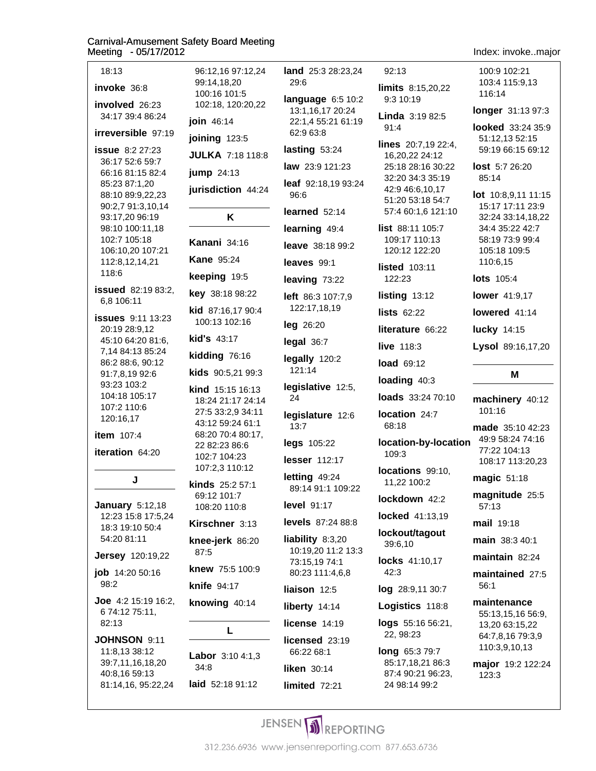18:13

**invoke** 36:8

**involved** 26:23 34:17 39:4 86:24

**irreversible** 97:19

**issue** 8:2 27:23 36:17 52:6 59:7 66:16 81:15 82:4 85:23 87:1,20 88:10 89:9,22,23 90:2,7 91:3,10,14 93:17,20 96:19 98:10 100:11,18 102:7 105:18 106:10,20 107:21 112:8,12,14,21 118:6

**issued** 82:19 83:2, 6,8 106:11

**issues** 9:11 13:23 20:19 28:9,12 45:10 64:20 81:6, 7,14 84:13 85:24 86:2 88:6, 90:12 91:7,8,19 92:6 93:23 103:2 104:18 105:17 107:2 110:6 120:16,17

**item** 107:4

**iteration** 64:20

## J

**January** 5:12,18 12:23 15:8 17:5,24 18:3 19:10 50:4 54:20 81:11

**Jersey** 120:19,22

**job** 14:20 50:16 98:2

**Joe** 4:2 15:19 16:2, 6 74:12 75:11, 82:13

**JOHNSON** 9:11 11:8,13 38:12 39:7,11,16,18,20 40:8,16 59:13 81:14,16, 95:22,24 96:12,16 97:12,24 99:14,18,20 100:16 101:5 102:18, 120:20,22

**join** 46:14

**joining** 123:5

**JULKA** 7:18 118:8

**jump** 24:13

**jurisdiction** 44:24

## K

**Kanani** 34:16

**Kane** 95:24

**keeping** 19:5

**key** 38:18 98:22

**kid** 87:16,17 90:4 100:13 102:16

**kid's** 43:17

**kidding** 76:16

**kids** 90:5,21 99:3

**kind** 15:15 16:13 18:24 21:17 24:14 27:5 33:2,9 34:11 43:12 59:24 61:1 68:20 70:4 80:17, 22 82:23 86:6 102:7 104:23 107:2,3 110:12

**kinds** 25:2 57:1 69:12 101:7 108:20 110:8

**Kirschner** 3:13

**knee-jerk** 86:20 87:5

**knew** 75:5 100:9

**knife** 94:17

**knowing** 40:14

## L

**Labor** 3:10 4:1,3 34:8

**laid** 52:18 91:12

**land** 25:3 28:23,24 29:6

**language** 6:5 10:2 13:1,16,17 20:24 22:1,4 55:21 61:19 62:9 63:8

**lasting** 53:24

**law** 23:9 121:23

**leaf** 92:18,19 93:24 96:6

**learned** 52:14

**learning** 49:4

**leave** 38:18 99:2

**leaves** 99:1

**leaving** 73:22

**left** 86:3 107:7,9 122:17,18,19

**leg** 26:20

**legal** 36:7

**legally** 120:2 121:14

**legislative** 12:5, 24

**legislature** 12:6 13:7

**legs** 105:22

**lesser** 112:17

**letting** 49:24 89:14 91:1 109:22

**level** 91:17

**levels** 87:24 88:8

**liability** 8:3,20 10:19,20 11:2 13:3 73:15,19 74:1 80:23 111:4,6,8

**liaison** 12:5

**liberty** 14:14

**license** 14:19

**licensed** 23:19 66:22 68:1

**liken** 30:14

**limited** 72:21

92:13

**limits** 8:15,20,22 9:3 10:19

**Linda** 3:19 82:5 91:4

**lines** 20:7,19 22:4, 16,20,22 24:12 25:18 28:16 30:22 32:20 34:3 35:19 42:9 46:6,10,17 51:20 53:18 54:7 57:4 60:1,6 121:10

**list** 88:11 105:7 109:17 110:13 120:12 122:20

**listed** 103:11 122:23

**listing** 13:12

**lists** 62:22

**literature** 66:22

**live** 118:3

**load** 69:12

**loading** 40:3

**loads** 33:24 70:10

**location** 24:7 68:18

**location-by-location** 109:3

**locations** 99:10, 11,22 100:2

**lockdown** 42:2

**locked** 41:13,19

**lockout/tagout** 39:6,10

**locks** 41:10,17 42:3

**log** 28:9,11 30:7

**Logistics** 118:8

**logs** 55:16 56:21, 22, 98:23

**long** 65:3 79:7 85:17,18,21 86:3 87:4 90:21 96:23, 24 98:14 99:2 100:9 102:21 103:4 115:9,13 116:14

**longer** 31:13 97:3

**looked** 33:24 35:9 51:12,13 52:15 59:19 66:15 69:12

**lost** 5:7 26:20 85:14

**lot** 10:8,9,11 11:15 15:17 17:11 23:9 32:24 33:14,18,22 34:4 35:22 42:7 58:19 73:9 99:4 105:18 109:5 110:6,15

**lots** 105:4

**lower** 41:9,17

**lowered** 41:14

**lucky** 14:15

**Lysol** 89:16,17,20

## M

**machinery** 40:12 101:16

**made** 35:10 42:23 49:9 58:24 74:16 77:22 104:13 108:17 113:20,23

**magic** 51:18

**magnitude** 25:5 57:13

**mail** 19:18

**main** 38:3 40:1

**maintain** 82:24

**maintained** 27:5 56:1

**maintenance** 55:13,15,16 56:9, 13,20 63:15,22 64:7,8,16 79:3,9 110:3,9,10,13

**major** 19:2 122:24 123:3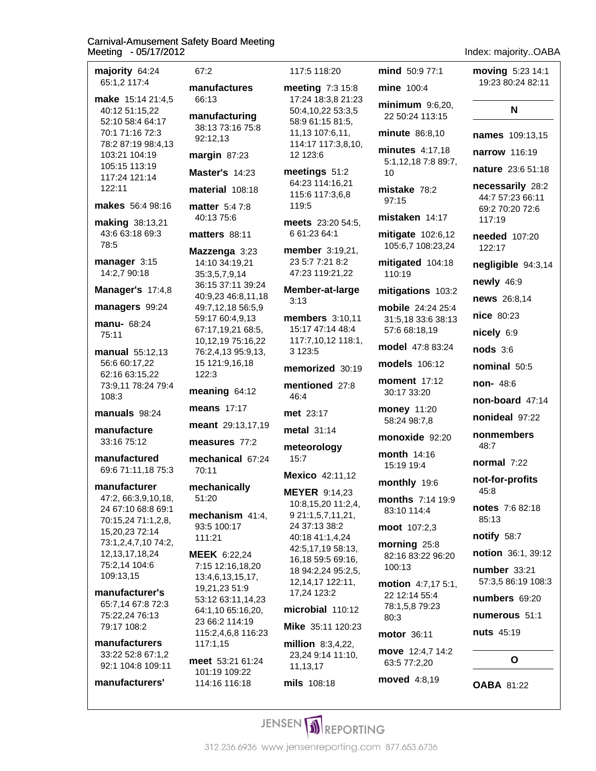**majority** 64:24 65:1,2 117:4

**make** 15:14 21:4,5 40:12 51:15,22 52:10 58:4 64:17 70:1 71:16 72:3 78:2 87:19 98:4,13 103:21 104:19 105:15 113:19 117:24 121:14 122:11

**makes** 56:4 98:16

**making** 38:13,21 43:6 63:18 69:3 78:5

**manager** 3:15 14:2,7 90:18

**Manager's** 17:4,8

**managers** 99:24

**manu-** 68:24 75:11

**manual** 55:12,13 56:6 60:17,22 62:16 63:15,22 73:9,11 78:24 79:4 108:3

**manuals** 98:24

**manufacture** 33:16 75:12

**manufactured** 69:6 71:11,18 75:3

**manufacturer** 47:2, 66:3,9,10,18, 24 67:10 68:8 69:1 70:15,24 71:1,2,8, 15,20,23 72:14 73:1,2,4,7,10 74:2, 12,13,17,18,24 75:2,14 104:6 109:13,15

**manufacturer's** 65:7,14 67:8 72:3 75:22,24 76:13 79:17 108:2

**manufacturers** 33:22 52:8 67:1,2 92:1 104:8 109:11

**manufacturers'** 67:2

**manufactures** 66:13

**manufacturing** 38:13 73:16 75:8 92:12,13

**margin** 87:23

**Master's** 14:23

**material** 108:18

**matter** 5:4 7:8 40:13 75:6

**matters** 88:11

**Mazzenga** 3:23 14:10 34:19,21 35:3,5,7,9,14 36:15 37:11 39:24 40:9,23 46:8,11,18 49:7,12,18 56:5,9 59:17 60:4,9,13 67:17,19,21 68:5, 10,12,19 75:16,22 76:2,4,13 95:9,13, 15 121:9,16,18 122:3

**meaning** 64:12

**means** 17:17

**meant** 29:13,17,19

**measures** 77:2

**mechanical** 67:24 70:11

**mechanically** 51:20

**mechanism** 41:4, 93:5 100:17 111:21

**MEEK** 6:22,24 7:15 12:16,18,20 13:4,6,13,15,17, 19,21,23 51:9 53:12 63:11,14,23 64:1,10 65:16,20, 23 66:2 114:19 115:2,4,6,8 116:23 117:1,15

**meet** 53:21 61:24 101:19 109:22 114:16 116:18 117:5 118:20

**meeting** 7:3 15:8 17:24 18:3,8 21:23 50:4,10,22 53:3,5 58:9 61:15 81:5, 11,13 107:6,11, 114:17 117:3,8,10, 12 123:6

**meetings** 51:2 64:23 114:16,21 115:6 117:3,6,8 119:5

**meets** 23:20 54:5, 6 61:23 64:1

**member** 3:19,21, 23 5:7 7:21 8:2 47:23 119:21,22

**Member-at-large** 3:13

**members** 3:10,11 15:17 47:14 48:4 117:7,10,12 118:1, 3 123:5

**memorized** 30:19

**mentioned** 27:8 46:4

**met** 23:17

**metal** 31:14

**meteorology** 15:7

**Mexico** 42:11,12

**MEYER** 9:14,23 10:8,15,20 11:2,4, 9 21:1,5,7,11,21, 24 37:13 38:2 40:18 41:1,4,24 42:5,17,19 58:13, 16,18 59:5 69:16, 18 94:2,24 95:2,5, 12,14,17 122:11, 17,24 123:2

**microbial** 110:12

**Mike** 35:11 120:23

**million** 8:3,4,22, 23,24 9:14 11:10, 11,13,17

**mils** 108:18

**mind** 50:9 77:1

**mine** 100:4

**minimum** 9:6,20, 22 50:24 113:15

**minute** 86:8,10

**minutes** 4:17,18 5:1,12,18 7:8 89:7, 10

**mistake** 78:2 97:15

**mistaken** 14:17

**mitigate** 102:6,12 105:6,7 108:23,24

**mitigated** 104:18 110:19

**mitigations** 103:2

**mobile** 24:24 25:4 31:5,18 33:6 38:13 57:6 68:18,19

**model** 47:8 83:24

**models** 106:12

**moment** 17:12 30:17 33:20

**money** 11:20 58:24 98:7,8

**monoxide** 92:20

**month** 14:16 15:19 19:4

**monthly** 19:6

**months** 7:14 19:9 83:10 114:4

**moot** 107:2,3

**morning** 25:8 82:16 83:22 96:20 100:13

**motion** 4:7,17 5:1, 22 12:14 55:4 78:1,5,8 79:23 80:3

**motor** 36:11

**move** 12:4,7 14:2 63:5 77:2,20

**moved** 4:8,19

**moving** 5:23 14:1 19:23 80:24 82:11

## N

**names** 109:13,15

**narrow** 116:19

**nature** 23:6 51:18

**necessarily** 28:2 44:7 57:23 66:11 69:2 70:20 72:6 117:19

**needed** 107:20 122:17

**negligible** 94:3,14

**newly** 46:9

**news** 26:8,14

**nice** 80:23

**nicely** 6:9

**nods** 3:6

**nominal** 50:5

**non-** 48:6

**non-board** 47:14

**nonideal** 97:22

**nonmembers** 48:7

**normal** 7:22

**not-for-profits** 45:8

**notes** 7:6 82:18 85:13

**notify** 58:7

**notion** 36:1, 39:12

**number** 33:21 57:3,5 86:19 108:3

**numbers** 69:20

**numerous** 51:1

**nuts** 45:19

## O

**OABA** 81:22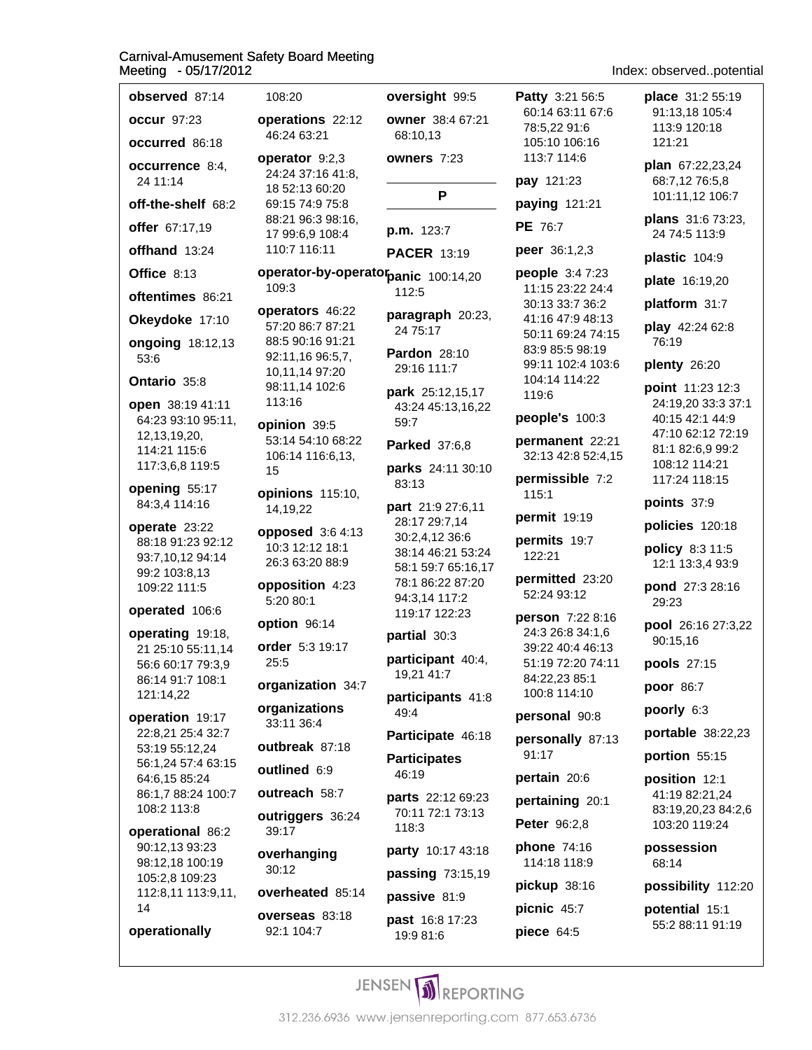**observed** 87:14

**occur** 97:23

**occurred** 86:18

**occurrence** 8:4, 24 11:14

**off-the-shelf** 68:2

**offer** 67:17,19

**offhand** 13:24

**Office** 8:13

**oftentimes** 86:21

**Okeydoke** 17:10

**ongoing** 18:12,13 53:6

**Ontario** 35:8

**open** 38:19 41:11 64:23 93:10 95:11, 12,13,19,20, 114:21 115:6 117:3,6,8 119:5

**opening** 55:17 84:3,4 114:16

**operate** 23:22 88:18 91:23 92:12 93:7,10,12 94:14 99:2 103:8,13 109:22 111:5

**operated** 106:6

**operating** 19:18, 21 25:10 55:11,14 56:6 60:17 79:3,9 86:14 91:7 108:1 121:14,22

**operation** 19:17 22:8,21 25:4 32:7 53:19 55:12,24 56:1,24 57:4 63:15 64:6,15 85:24 86:1,7 88:24 100:7 108:2 113:8

**operational** 86:2 90:12,13 93:23 98:12,18 100:19 105:2,8 109:23 112:8,11 113:9,11, 14

**operationally** 108:20

**operations** 22:12 46:24 63:21

**operator** 9:2,3 24:24 37:16 41:8, 18 52:13 60:20 69:15 74:9 75:8 88:21 96:3 98:16, 17 99:6,9 108:4 110:7 116:11

**operator-by-operator** 109:3

**operators** 46:22 57:20 86:7 87:21 88:5 90:16 91:21 92:11,16 96:5,7, 10,11,14 97:20 98:11,14 102:6 113:16

**opinion** 39:5 53:14 54:10 68:22 106:14 116:6,13, 15

**opinions** 115:10, 14,19,22

**opposed** 3:6 4:13 10:3 12:12 18:1 26:3 63:20 88:9

**opposition** 4:23 5:20 80:1

**option** 96:14

**order** 5:3 19:17 25:5

**organization** 34:7

**organizations** 33:11 36:4

**outbreak** 87:18

**outlined** 6:9

**outreach** 58:7

**outriggers** 36:24 39:17

**overhanging** 30:12

**overheated** 85:14

**overseas** 83:18 92:1 104:7

**oversight** 99:5

**owner** 38:4 67:21 68:10,13

**owners** 7:23

## P

**p.m.** 123:7

**PACER** 13:19

**panic** 100:14,20 112:5

**paragraph** 20:23, 24 75:17

**Pardon** 28:10 29:16 111:7

**park** 25:12,15,17 43:24 45:13,16,22 59:7

**Parked** 37:6,8

**parks** 24:11 30:10 83:13

**part** 21:9 27:6,11 28:17 29:7,14 30:2,4,12 36:6 38:14 46:21 53:24 58:1 59:7 65:16,17 78:1 86:22 87:20 94:3,14 117:2 119:17 122:23

**partial** 30:3

**participant** 40:4, 19,21 41:7

**participants** 41:8 49:4

**Participate** 46:18

**Participates** 46:19

**parts** 22:12 69:23 70:11 72:1 73:13 118:3

**party** 10:17 43:18

**passing** 73:15,19

**passive** 81:9

**past** 16:8 17:23 19:9 81:6

**Patty** 3:21 56:5 60:14 63:11 67:6 78:5,22 91:6 105:10 106:16 113:7 114:6

**pay** 121:23

**paying** 121:21

**PE** 76:7

**peer** 36:1,2,3

**people** 3:4 7:23 11:15 23:22 24:4 30:13 33:7 36:2 41:16 47:9 48:13 50:11 69:24 74:15 83:9 85:5 98:19 99:11 102:4 103:6 104:14 114:22 119:6

**people's** 100:3

**permanent** 22:21 32:13 42:8 52:4,15

**permissible** 7:2 115:1

**permit** 19:19

**permits** 19:7 122:21

**permitted** 23:20 52:24 93:12

**person** 7:22 8:16 24:3 26:8 34:1,6 39:22 40:4 46:13 51:19 72:20 74:11 84:22,23 85:1 100:8 114:10

**personal** 90:8

**personally** 87:13 91:17

**pertain** 20:6

**pertaining** 20:1

**Peter** 96:2,8

**phone** 74:16 114:18 118:9

**pickup** 38:16

**picnic** 45:7

**piece** 64:5

**place** 31:2 55:19 91:13,18 105:4 113:9 120:18 121:21

**plan** 67:22,23,24 68:7,12 76:5,8 101:11,12 106:7

**plans** 31:6 73:23, 24 74:5 113:9

**plastic** 104:9

**plate** 16:19,20

**platform** 31:7

**play** 42:24 62:8 76:19

**plenty** 26:20

**point** 11:23 12:3 24:19,20 33:3 37:1 40:15 42:1 44:9 47:10 62:12 72:19 81:1 82:6,9 99:2 108:12 114:21 117:24 118:15

**points** 37:9

**policies** 120:18

**policy** 8:3 11:5 12:1 13:3,4 93:9

**pond** 27:3 28:16 29:23

**pool** 26:16 27:3,22 90:15,16

**pools** 27:15

**poor** 86:7

**poorly** 6:3

**portable** 38:22,23

**portion** 55:15

**position** 12:1 41:19 82:21,24 83:19,20,23 84:2,6 103:20 119:24

**possession** 68:14

**possibility** 112:20

**potential** 15:1 55:2 88:11 91:19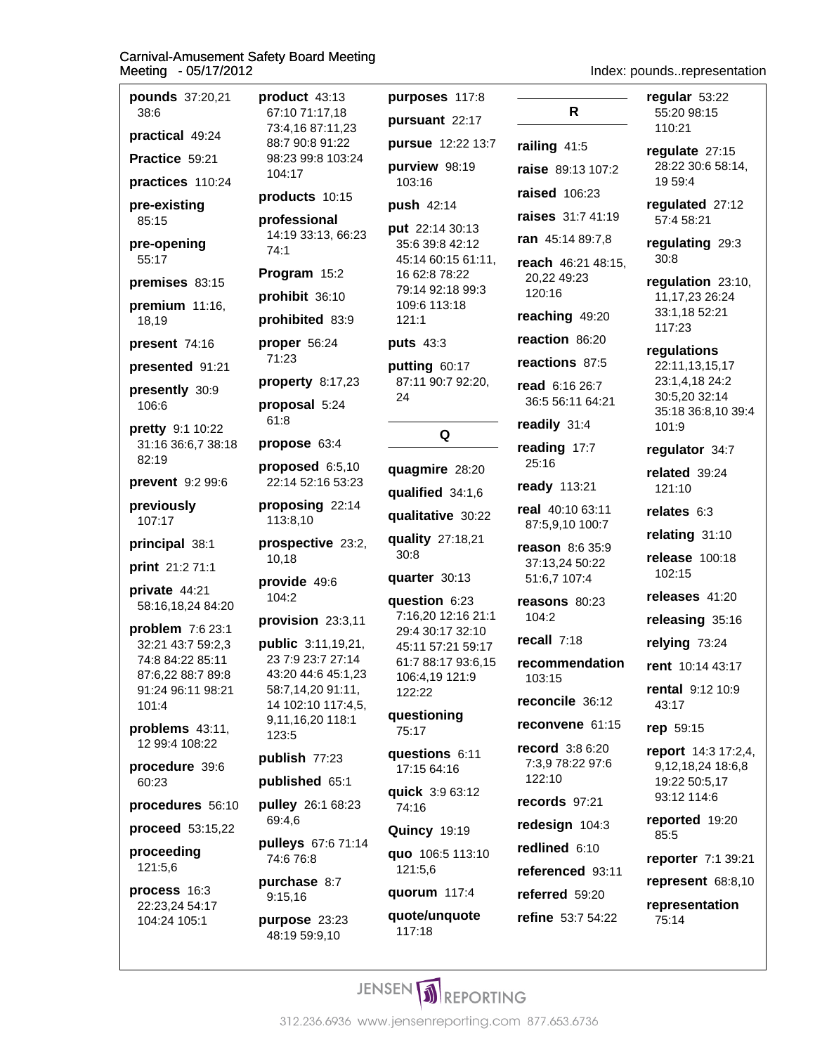**pounds** 37:20,21 38:6

**practical** 49:24

**Practice** 59:21

**practices** 110:24

**pre-existing** 85:15

**pre-opening** 55:17

**premises** 83:15

**premium** 11:16, 18,19

**present** 74:16

**presented** 91:21

**presently** 30:9 106:6

**pretty** 9:1 10:22 31:16 36:6,7 38:18 82:19

**prevent** 9:2 99:6

**previously** 107:17

**principal** 38:1

**print** 21:2 71:1

**private** 44:21 58:16,18,24 84:20

**problem** 7:6 23:1 32:21 43:7 59:2,3 74:8 84:22 85:11 87:6,22 88:7 89:8 91:24 96:11 98:21 101:4

**problems** 43:11, 12 99:4 108:22

**procedure** 39:6 60:23

**procedures** 56:10

**proceed** 53:15,22

**proceeding** 121:5,6

**process** 16:3 22:23,24 54:17 104:24 105:1

**product** 43:13 67:10 71:17,18 73:4,16 87:11,23 88:7 90:8 91:22 98:23 99:8 103:24 104:17

**products** 10:15

**professional** 14:19 33:13, 66:23 74:1

**Program** 15:2

**prohibit** 36:10

**prohibited** 83:9

**proper** 56:24 71:23

**property** 8:17,23

**proposal** 5:24 61:8

**propose** 63:4

**proposed** 6:5,10 22:14 52:16 53:23

**proposing** 22:14 113:8,10

**prospective** 23:2, 10,18

**provide** 49:6 104:2

**provision** 23:3,11

**public** 3:11,19,21, 23 7:9 23:7 27:14 43:20 44:6 45:1,23 58:7,14,20 91:11, 14 102:10 117:4,5, 9,11,16,20 118:1 123:5

**publish** 77:23

**published** 65:1

**pulley** 26:1 68:23 69:4,6

**pulleys** 67:6 71:14 74:6 76:8

**purchase** 8:7 9:15,16

**purpose** 23:23 48:19 59:9,10

**purposes** 117:8

**pursuant** 22:17

**pursue** 12:22 13:7

**purview** 98:19 103:16

**push** 42:14

**put** 22:14 30:13 35:6 39:8 42:12 45:14 60:15 61:11, 16 62:8 78:22 79:14 92:18 99:3 109:6 113:18 121:1

**puts** 43:3

**putting** 60:17 87:11 90:7 92:20, 24

## Q

**quagmire** 28:20

**qualified** 34:1,6

**qualitative** 30:22

**quality** 27:18,21 30:8

**quarter** 30:13

**question** 6:23 7:16,20 12:16 21:1 29:4 30:17 32:10 45:11 57:21 59:17 61:7 88:17 93:6,15 106:4,19 121:9 122:22

**questioning** 75:17

**questions** 6:11 17:15 64:16

**quick** 3:9 63:12 74:16

**Quincy** 19:19

**quo** 106:5 113:10 121:5,6

**quorum** 117:4

**quote/unquote** 117:18

## R

**railing** 41:5

**raise** 89:13 107:2

**raised** 106:23

**raises** 31:7 41:19

**ran** 45:14 89:7,8

**reach** 46:21 48:15, 20,22 49:23 120:16

**reaching** 49:20

**reaction** 86:20

**reactions** 87:5

**read** 6:16 26:7 36:5 56:11 64:21

**readily** 31:4

**reading** 17:7 25:16

**ready** 113:21

**real** 40:10 63:11 87:5,9,10 100:7

**reason** 8:6 35:9 37:13,24 50:22 51:6,7 107:4

**reasons** 80:23 104:2

**recall** 7:18

**recommendation** 103:15

**reconcile** 36:12

**reconvene** 61:15

**record** 3:8 6:20 7:3,9 78:22 97:6 122:10

**records** 97:21

**redesign** 104:3

**redlined** 6:10

**referenced** 93:11

**referred** 59:20

**refine** 53:7 54:22

**regular** 53:22 55:20 98:15 110:21

**regulate** 27:15 28:22 30:6 58:14, 19 59:4

**regulated** 27:12 57:4 58:21

**regulating** 29:3 30:8

**regulation** 23:10, 11,17,23 26:24 33:1,18 52:21 117:23

**regulations** 22:11,13,15,17 23:1,4,18 24:2 30:5,20 32:14 35:18 36:8,10 39:4 101:9

**regulator** 34:7

**related** 39:24 121:10

**relates** 6:3

**relating** 31:10

**release** 100:18 102:15

**releases** 41:20

**releasing** 35:16

**relying** 73:24

**rent** 10:14 43:17

**rental** 9:12 10:9 43:17

**rep** 59:15

**report** 14:3 17:2,4, 9,12,18,24 18:6,8 19:22 50:5,17 93:12 114:6

**reported** 19:20 85:5

**reporter** 7:1 39:21

**represent** 68:8,10

**representation** 75:14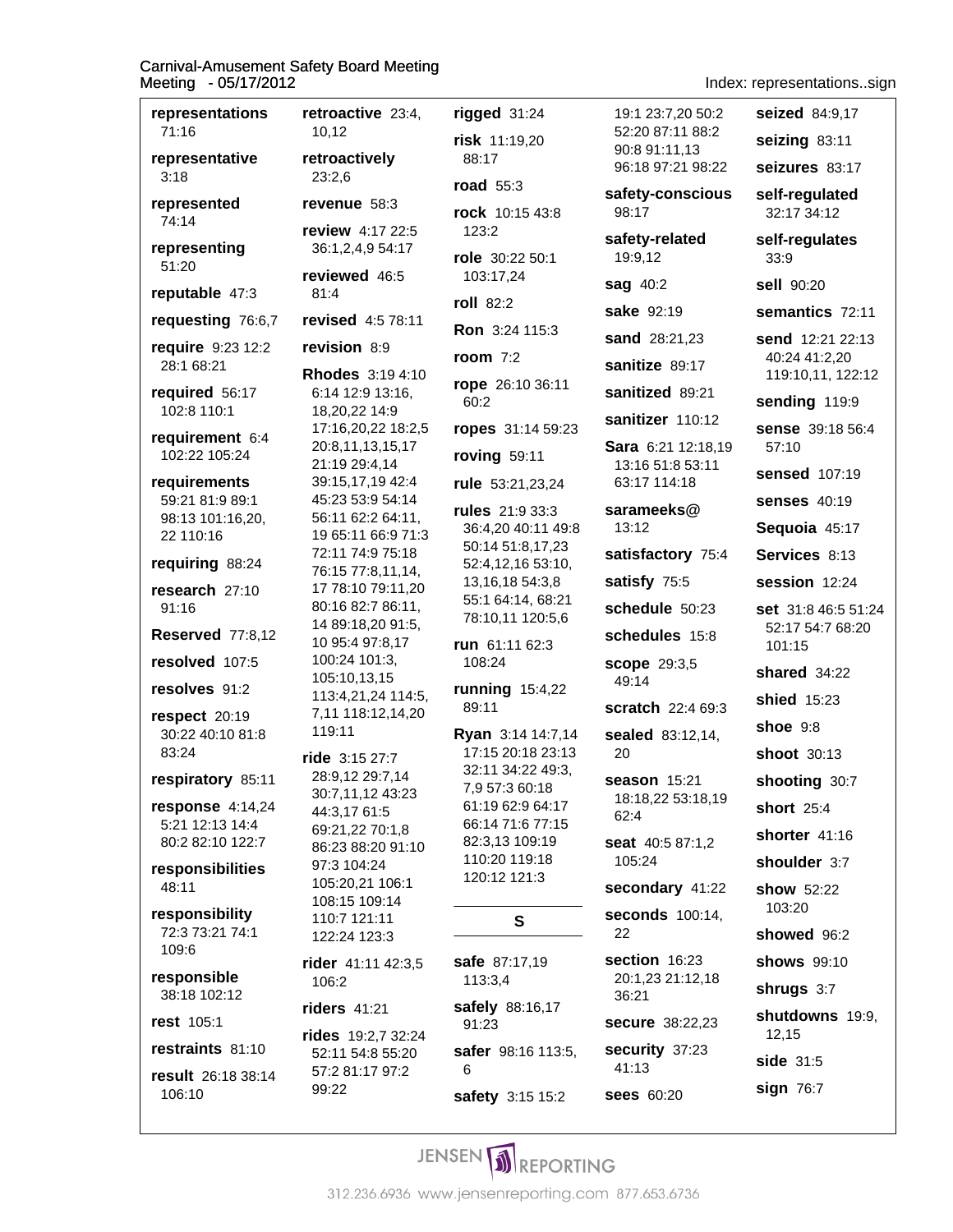**representations** 71:16

**representative** 3:18

**represented** 74:14

**representing** 51:20

**reputable** 47:3

**requesting** 76:6,7

**require** 9:23 12:2 28:1 68:21

**required** 56:17 102:8 110:1

**requirement** 6:4 102:22 105:24

**requirements** 59:21 81:9 89:1 98:13 101:16,20, 22 110:16

**requiring** 88:24

**research** 27:10 91:16

**Reserved** 77:8,12

**resolved** 107:5

**resolves** 91:2

**respect** 20:19 30:22 40:10 81:8 83:24

**respiratory** 85:11

**response** 4:14,24 5:21 12:13 14:4 80:2 82:10 122:7

**responsibilities** 48:11

**responsibility** 72:3 73:21 74:1 109:6

**responsible** 38:18 102:12

**rest** 105:1

**restraints** 81:10

**result** 26:18 38:14 106:10

**retroactive** 23:4, 10,12

**retroactively** 23:2,6

**revenue** 58:3

**review** 4:17 22:5 36:1,2,4,9 54:17

**reviewed** 46:5 81:4

**revised** 4:5 78:11

**revision** 8:9

**Rhodes** 3:19 4:10 6:14 12:9 13:16, 18,20,22 14:9 17:16,20,22 18:2,5 20:8,11,13,15,17 21:19 29:4,14 39:15,17,19 42:4 45:23 53:9 54:14 56:11 62:2 64:11, 19 65:11 66:9 71:3 72:11 74:9 75:18 76:15 77:8,11,14, 17 78:10 79:11,20 80:16 82:7 86:11, 14 89:18,20 91:5, 10 95:4 97:8,17 100:24 101:3, 105:10,13,15 113:4,21,24 114:5, 7,11 118:12,14,20 119:11

**ride** 3:15 27:7 28:9,12 29:7,14 30:7,11,12 43:23 44:3,17 61:5 69:21,22 70:1,8 86:23 88:20 91:10 97:3 104:24 105:20,21 106:1 108:15 109:14 110:7 121:11 122:24 123:3

**rider** 41:11 42:3,5 106:2

**riders** 41:21

**rides** 19:2,7 32:24 52:11 54:8 55:20 57:2 81:17 97:2 99:22

**rigged** 31:24

**risk** 11:19,20 88:17

**road** 55:3

**rock** 10:15 43:8 123:2

**role** 30:22 50:1 103:17,24

**roll** 82:2

**Ron** 3:24 115:3

**room** 7:2

**rope** 26:10 36:11 60:2

**ropes** 31:14 59:23

**roving** 59:11

**rule** 53:21,23,24

**rules** 21:9 33:3 36:4,20 40:11 49:8 50:14 51:8,17,23 52:4,12,16 53:10, 13,16,18 54:3,8 55:1 64:14, 68:21 78:10,11 120:5,6

**run** 61:11 62:3 108:24

**running** 15:4,22 89:11

**Ryan** 3:14 14:7,14 17:15 20:18 23:13 32:11 34:22 49:3, 7,9 57:3 60:18 61:19 62:9 64:17 66:14 71:6 77:15 82:3,13 109:19 110:20 119:18 120:12 121:3

## S

**safe** 87:17,19 113:3,4

**safely** 88:16,17 91:23

**safer** 98:16 113:5, 6

**safety** 3:15 15:2 19:1 23:7,20 50:2 52:20 87:11 88:2 90:8 91:11,13 96:18 97:21 98:22

**safety-conscious** 98:17

**safety-related** 19:9,12

**sag** 40:2

**sake** 92:19

**sand** 28:21,23

**sanitize** 89:17

**sanitized** 89:21

**sanitizer** 110:12

**Sara** 6:21 12:18,19 13:16 51:8 53:11 63:17 114:18

**sarameeks@** 13:12

**satisfactory** 75:4

**satisfy** 75:5

**schedule** 50:23

**schedules** 15:8

**scope** 29:3,5 49:14

**scratch** 22:4 69:3

**sealed** 83:12,14, 20

**season** 15:21 18:18,22 53:18,19 62:4

**seat** 40:5 87:1,2 105:24

**secondary** 41:22

**seconds** 100:14, 22

**section** 16:23 20:1,23 21:12,18 36:21

**secure** 38:22,23

**security** 37:23 41:13

**sees** 60:20

**seized** 84:9,17

**seizing** 83:11

**seizures** 83:17

**self-regulated** 32:17 34:12

**self-regulates** 33:9

**sell** 90:20

**semantics** 72:11

**send** 12:21 22:13 40:24 41:2,20 119:10,11, 122:12

**sending** 119:9

**sense** 39:18 56:4 57:10

**sensed** 107:19

**senses** 40:19

**Sequoia** 45:17

**Services** 8:13

**session** 12:24

**set** 31:8 46:5 51:24 52:17 54:7 68:20 101:15

**shared** 34:22

**shied** 15:23

**shoe** 9:8

**shoot** 30:13

**shooting** 30:7

**short** 25:4

**shorter** 41:16

**shoulder** 3:7

**show** 52:22 103:20

**showed** 96:2

**shows** 99:10

**shrugs** 3:7

**shutdowns** 19:9, 12,15

**side** 31:5

**sign** 76:7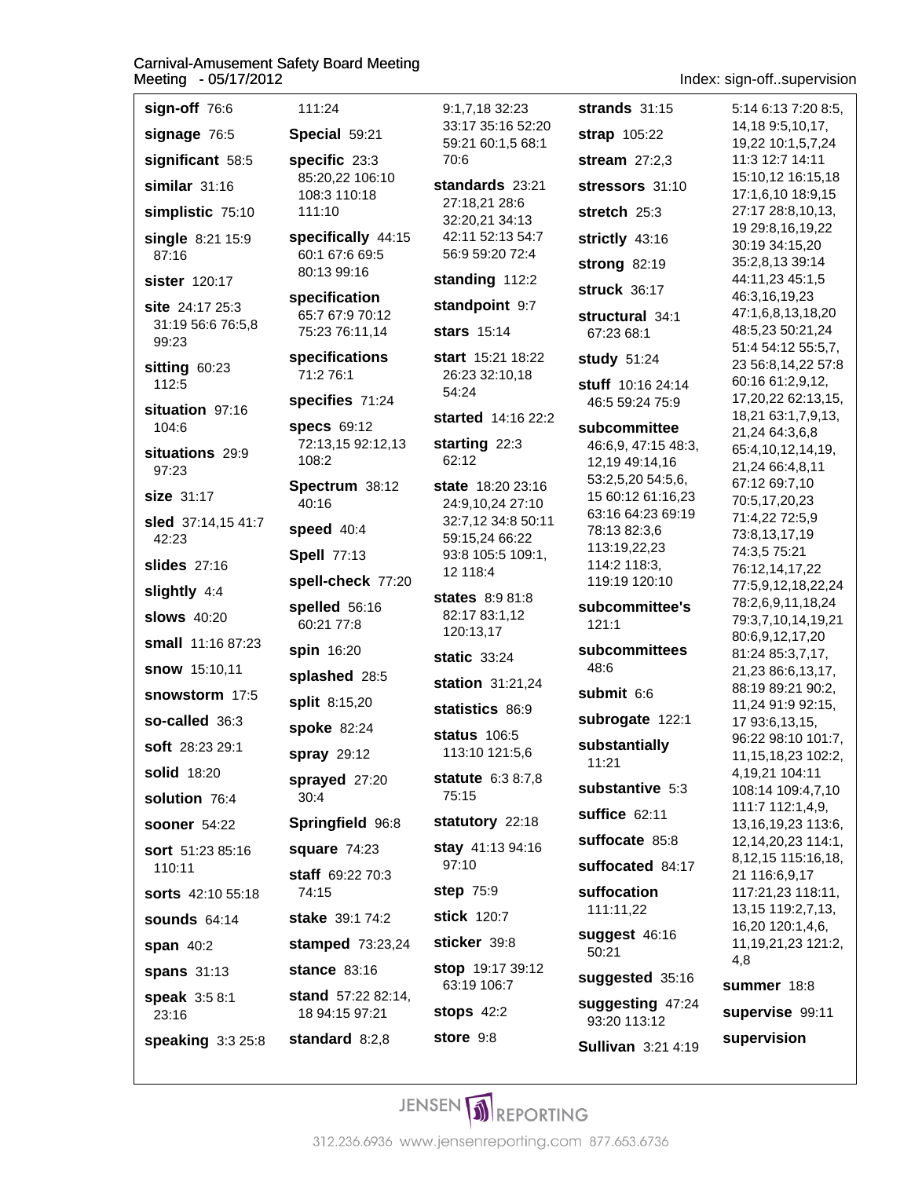**sign-off** 76:6

**signage** 76:5

**significant** 58:5

**similar** 31:16

**simplistic** 75:10

**single** 8:21 15:9 87:16

**sister** 120:17

**site** 24:17 25:3 31:19 56:6 76:5,8 99:23

**sitting** 60:23 112:5

**situation** 97:16 104:6

**situations** 29:9 97:23

**size** 31:17

**sled** 37:14,15 41:7 42:23

**slides** 27:16

**slightly** 4:4

**slows** 40:20

**small** 11:16 87:23

**snow** 15:10,11

**snowstorm** 17:5

**so-called** 36:3

**soft** 28:23 29:1

**solid** 18:20

**solution** 76:4

**sooner** 54:22

**sort** 51:23 85:16 110:11

**sorts** 42:10 55:18

**sounds** 64:14

**span** 40:2

**spans** 31:13

**speak** 3:5 8:1 23:16

**speaking** 3:3 25:8 111:24

**Special** 59:21

**specific** 23:3 85:20,22 106:10 108:3 110:18 111:10

**specifically** 44:15 60:1 67:6 69:5 80:13 99:16

**specification** 65:7 67:9 70:12 75:23 76:11,14

**specifications** 71:2 76:1

**specifies** 71:24

**specs** 69:12 72:13,15 92:12,13 108:2

**Spectrum** 38:12 40:16

**speed** 40:4

**Spell** 77:13

**spell-check** 77:20

**spelled** 56:16 60:21 77:8

**spin** 16:20

**splashed** 28:5

**split** 8:15,20

**spoke** 82:24

**spray** 29:12

**sprayed** 27:20 30:4

**Springfield** 96:8

**square** 74:23

**staff** 69:22 70:3 74:15

**stake** 39:1 74:2

**stamped** 73:23,24

**stance** 83:16

**stand** 57:22 82:14, 18 94:15 97:21

**standard** 8:2,8 9:1,7,18 32:23 33:17 35:16 52:20 59:21 60:1,5 68:1 70:6

**standards** 23:21 27:18,21 28:6 32:20,21 34:13 42:11 52:13 54:7 56:9 59:20 72:4

**standing** 112:2

**standpoint** 9:7

**stars** 15:14

**start** 15:21 18:22 26:23 32:10,18 54:24

**started** 14:16 22:2

**starting** 22:3 62:12

**state** 18:20 23:16 24:9,10,24 27:10 32:7,12 34:8 50:11 59:15,24 66:22 93:8 105:5 109:1, 12 118:4

**states** 8:9 81:8 82:17 83:1,12 120:13,17

**static** 33:24

**station** 31:21,24

**statistics** 86:9

**status** 106:5 113:10 121:5,6

**statute** 6:3 8:7,8 75:15

**statutory** 22:18

**stay** 41:13 94:16 97:10

**step** 75:9

**stick** 120:7

**sticker** 39:8

**stop** 19:17 39:12 63:19 106:7

**stops** 42:2

**store** 9:8

**strands** 31:15

**strap** 105:22

**stream** 27:2,3

**stressors** 31:10

**stretch** 25:3

**strictly** 43:16

**strong** 82:19

**struck** 36:17

**structural** 34:1 67:23 68:1

**study** 51:24

**stuff** 10:16 24:14 46:5 59:24 75:9

**subcommittee** 46:6,9, 47:15 48:3, 12,19 49:14,16 53:2,5,20 54:5,6, 15 60:12 61:16,23 63:16 64:23 69:19 78:13 82:3,6 113:19,22,23 114:2 118:3, 119:19 120:10

**subcommittee's** 121:1

**subcommittees** 48:6

**submit** 6:6

**subrogate** 122:1

**substantially** 11:21

**substantive** 5:3

**suffice** 62:11

**suffocate** 85:8

**suffocated** 84:17

**suffocation** 111:11,22

**suggest** 46:16 50:21

**suggested** 35:16

**suggesting** 47:24 93:20 113:12

**Sullivan** 3:21 4:19 5:14 6:13 7:20 8:5, 14,18 9:5,10,17, 19,22 10:1,5,7,24 11:3 12:7 14:11 15:10,12 16:15,18 17:1,6,10 18:9,15 27:17 28:8,10,13, 19 29:8,16,19,22 30:19 34:15,20 35:2,8,13 39:14 44:11,23 45:1,5 46:3,16,19,23 47:1,6,8,13,18,20 48:5,23 50:21,24 51:4 54:12 55:5,7, 23 56:8,14,22 57:8 60:16 61:2,9,12, 17,20,22 62:13,15, 18,21 63:1,7,9,13, 21,24 64:3,6,8 65:4,10,12,14,19, 21,24 66:4,8,11 67:12 69:7,10 70:5,17,20,23 71:4,22 72:5,9 73:8,13,17,19 74:3,5 75:21 76:12,14,17,22 77:5,9,12,18,22,24 78:2,6,9,11,18,24 79:3,7,10,14,19,21 80:6,9,12,17,20 81:24 85:3,7,17, 21,23 86:6,13,17, 88:19 89:21 90:2, 11,24 91:9 92:15, 17 93:6,13,15, 96:22 98:10 101:7, 11,15,18,23 102:2, 4,19,21 104:11 108:14 109:4,7,10 111:7 112:1,4,9, 13,16,19,23 113:6, 12,14,20,23 114:1, 8,12,15 115:16,18, 21 116:6,9,17 117:21,23 118:11, 13,15 119:2,7,13, 16,20 120:1,4,6, 11,19,21,23 121:2, 4,8

**summer** 18:8

**supervise** 99:11

**supervision**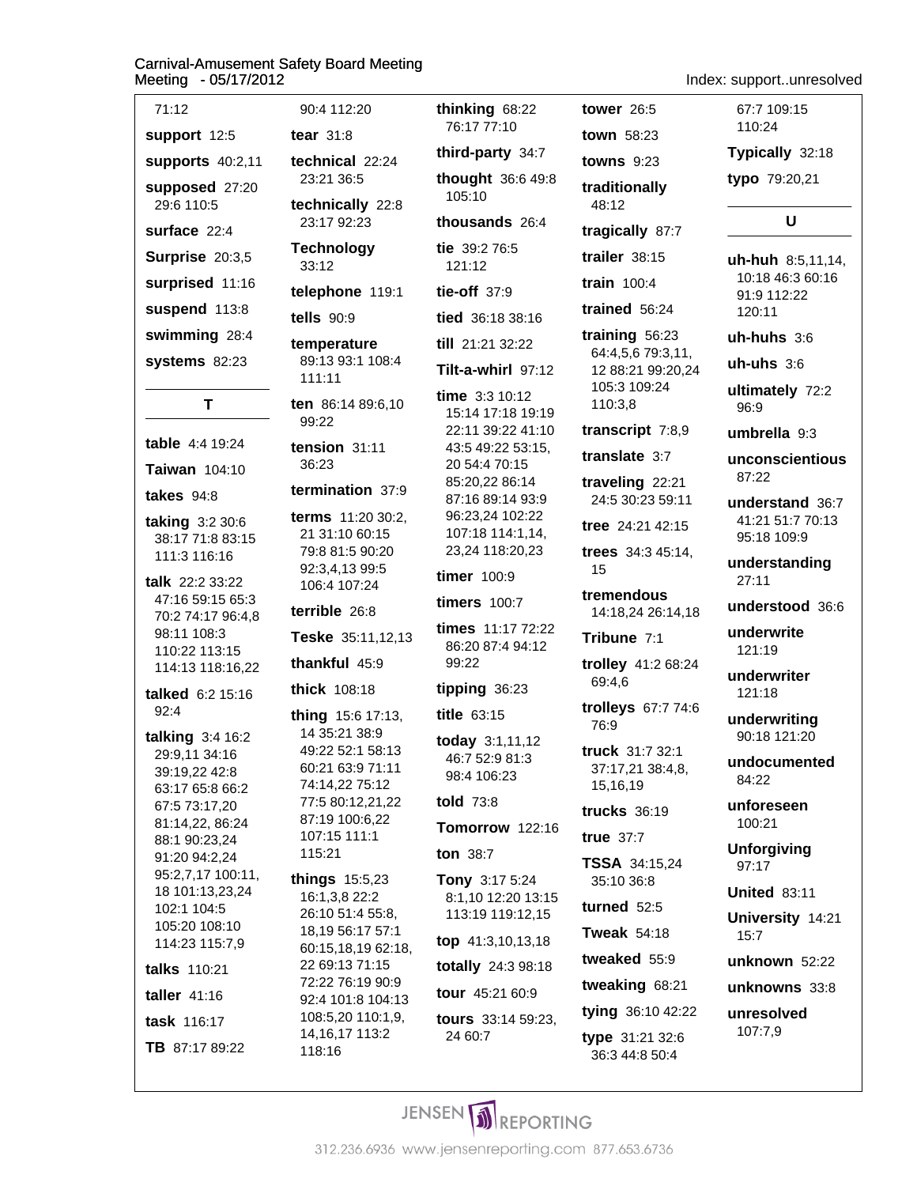71:12

**support** 12:5

**supports** 40:2,11

**supposed** 27:20 29:6 110:5

**surface** 22:4

**Surprise** 20:3,5

**surprised** 11:16

**suspend** 113:8

**swimming** 28:4

**systems** 82:23

## T

**table** 4:4 19:24

**Taiwan** 104:10

**takes** 94:8

**taking** 3:2 30:6 38:17 71:8 83:15 111:3 116:16

**talk** 22:2 33:22 47:16 59:15 65:3 70:2 74:17 96:4,8 98:11 108:3 110:22 113:15 114:13 118:16,22

**talked** 6:2 15:16 92:4

**talking** 3:4 16:2 29:9,11 34:16 39:19,22 42:8 63:17 65:8 66:2 67:5 73:17,20 81:14,22, 86:24 88:1 90:23,24 91:20 94:2,24 95:2,7,17 100:11, 18 101:13,23,24 102:1 104:5 105:20 108:10 114:23 115:7,9

**talks** 110:21

**taller** 41:16

**task** 116:17

**TB** 87:17 89:22

90:4 112:20

**tear** 31:8

**technical** 22:24 23:21 36:5

**technically** 22:8 23:17 92:23

**Technology** 33:12

**telephone** 119:1

**tells** 90:9

**temperature** 89:13 93:1 108:4 111:11

**ten** 86:14 89:6,10 99:22

**tension** 31:11 36:23

**termination** 37:9

**terms** 11:20 30:2, 21 31:10 60:15 79:8 81:5 90:20 92:3,4,13 99:5 106:4 107:24

**terrible** 26:8

**Teske** 35:11,12,13

**thankful** 45:9

**thick** 108:18

**thing** 15:6 17:13, 14 35:21 38:9 49:22 52:1 58:13 60:21 63:9 71:11 74:14,22 75:12 77:5 80:12,21,22 87:19 100:6,22 107:15 111:1 115:21

**things** 15:5,23 16:1,3,8 22:2 26:10 51:4 55:8, 18,19 56:17 57:1 60:15,18,19 62:18, 22 69:13 71:15 72:22 76:19 90:9 92:4 101:8 104:13 108:5,20 110:1,9, 14,16,17 113:2 118:16

**thinking** 68:22 76:17 77:10

**third-party** 34:7

**thought** 36:6 49:8 105:10

**thousands** 26:4

**tie** 39:2 76:5 121:12

**tie-off** 37:9

**tied** 36:18 38:16

**till** 21:21 32:22

**Tilt-a-whirl** 97:12

**time** 3:3 10:12 15:14 17:18 19:19 22:11 39:22 41:10 43:5 49:22 53:15, 20 54:4 70:15 85:20,22 86:14 87:16 89:14 93:9 96:23,24 102:22 107:18 114:1,14, 23,24 118:20,23

**timer** 100:9

**timers** 100:7

**times** 11:17 72:22 86:20 87:4 94:12 99:22

**tipping** 36:23

**title** 63:15

**today** 3:1,11,12 46:7 52:9 81:3 98:4 106:23

**told** 73:8

**Tomorrow** 122:16

**ton** 38:7

**Tony** 3:17 5:24 8:1,10 12:20 13:15 113:19 119:12,15

**top** 41:3,10,13,18

**totally** 24:3 98:18

**tour** 45:21 60:9

**tours** 33:14 59:23, 24 60:7

**tower** 26:5

**town** 58:23

**towns** 9:23

**traditionally** 48:12

**tragically** 87:7

**trailer** 38:15

**train** 100:4

**trained** 56:24

**training** 56:23 64:4,5,6 79:3,11, 12 88:21 99:20,24 105:3 109:24 110:3,8

**transcript** 7:8,9

**translate** 3:7

**traveling** 22:21 24:5 30:23 59:11

**tree** 24:21 42:15

**trees** 34:3 45:14, 15

**tremendous** 14:18,24 26:14,18

**Tribune** 7:1

**trolley** 41:2 68:24 69:4,6

**trolleys** 67:7 74:6 76:9

**truck** 31:7 32:1 37:17,21 38:4,8, 15,16,19

**trucks** 36:19

**true** 37:7

**TSSA** 34:15,24 35:10 36:8

**turned** 52:5

**Tweak** 54:18

**tweaked** 55:9

**tweaking** 68:21

**tying** 36:10 42:22

**type** 31:21 32:6 36:3 44:8 50:4

67:7 109:15 110:24

**Typically** 32:18

**typo** 79:20,21

## U

**uh-huh** 8:5,11,14, 10:18 46:3 60:16 91:9 112:22 120:11

**uh-huhs** 3:6

**uh-uhs** 3:6

**ultimately** 72:2 96:9

**umbrella** 9:3

**unconscientious** 87:22

**understand** 36:7 41:21 51:7 70:13 95:18 109:9

**understanding** 27:11

**understood** 36:6

**underwrite** 121:19

**underwriter** 121:18

**underwriting** 90:18 121:20

**undocumented** 84:22

**unforeseen** 100:21

**Unforgiving** 97:17

**United** 83:11

**University** 14:21 15:7

**unknown** 52:22

**unknowns** 33:8

**unresolved** 107:7,9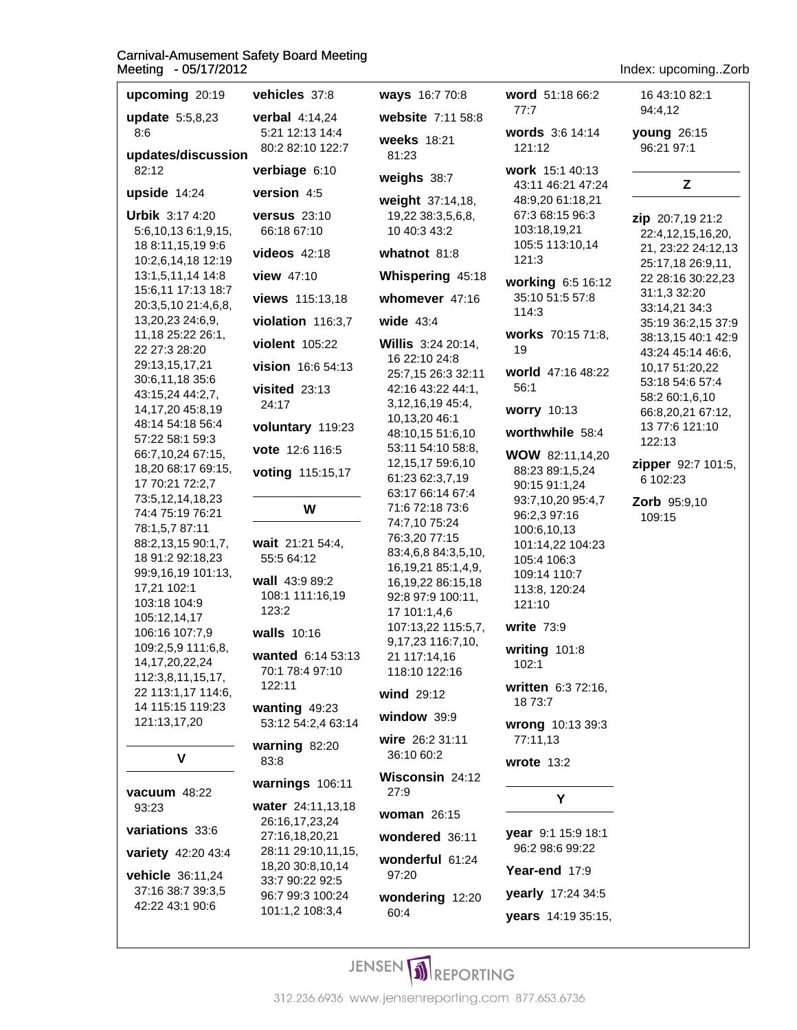**upcoming** 20:19

**update** 5:5,8,23 8:6

**updates/discussion** 82:12

**upside** 14:24

**Urbik** 3:17 4:20 5:6,10,13 6:1,9,15, 18 8:11,15,19 9:6 10:2,6,14,18 12:19 13:1,5,11,14 14:8 15:6,11 17:13 18:7 20:3,5,10 21:4,6,8, 13,20,23 24:6,9, 11,18 25:22 26:1, 22 27:3 28:20 29:13,15,17,21 30:6,11,18 35:6 43:15,24 44:2,7, 14,17,20 45:8,19 48:14 54:18 56:4 57:22 58:1 59:3 66:7,10,24 67:15, 18,20 68:17 69:15, 17 70:21 72:2,7 73:5,12,14,18,23 74:4 75:19 76:21 78:1,5,7 87:11 88:2,13,15 90:1,7, 18 91:2 92:18,23 99:9,16,19 101:13, 17,21 102:1 103:18 104:9 105:12,14,17 106:16 107:7,9 109:2,5,9 111:6,8, 14,17,20,22,24 112:3,8,11,15,17, 22 113:1,17 114:6, 14 115:15 119:23 121:13,17,20

## V

**vacuum** 48:22 93:23

**variations** 33:6

**variety** 42:20 43:4

**vehicle** 36:11,24 37:16 38:7 39:3,5 42:22 43:1 90:6

**vehicles** 37:8

**verbal** 4:14,24 5:21 12:13 14:4 80:2 82:10 122:7

**verbiage** 6:10

**version** 4:5

**versus** 23:10 66:18 67:10

**videos** 42:18

**view** 47:10

**views** 115:13,18

**violation** 116:3,7

**violent** 105:22

**vision** 16:6 54:13

**visited** 23:13 24:17

**voluntary** 119:23

**vote** 12:6 116:5

**voting** 115:15,17

## W

**wait** 21:21 54:4, 55:5 64:12

**wall** 43:9 89:2 108:1 111:16,19 123:2

**walls** 10:16

**wanted** 6:14 53:13 70:1 78:4 97:10 122:11

**wanting** 49:23 53:12 54:2,4 63:14

**warning** 82:20 83:8

**warnings** 106:11

**water** 24:11,13,18 26:16,17,23,24 27:16,18,20,21 28:11 29:10,11,15, 18,20 30:8,10,14 33:7 90:22 92:5 96:7 99:3 100:24 101:1,2 108:3,4

**ways** 16:7 70:8

**website** 7:11 58:8

**weeks** 18:21 81:23

**weighs** 38:7

**weight** 37:14,18, 19,22 38:3,5,6,8, 10 40:3 43:2

**whatnot** 81:8

**Whispering** 45:18

**whomever** 47:16

**wide** 43:4

**Willis** 3:24 20:14, 16 22:10 24:8 25:7,15 26:3 32:11 42:16 43:22 44:1, 3,12,16,19 45:4, 10,13,20 46:1 48:10,15 51:6,10 53:11 54:10 58:8, 12,15,17 59:6,10 61:23 62:3,7,19 63:17 66:14 67:4 71:6 72:18 73:6 74:7,10 75:24 76:3,20 77:15 83:4,6,8 84:3,5,10, 16,19,21 85:1,4,9, 16,19,22 86:15,18 92:8 97:9 100:11, 17 101:1,4,6 107:13,22 115:5,7, 9,17,23 116:7,10, 21 117:14,16 118:10 122:16

**wind** 29:12

**window** 39:9

**wire** 26:2 31:11 36:10 60:2

**Wisconsin** 24:12 27:9

**woman** 26:15

**wondered** 36:11

**wonderful** 61:24 97:20

**wondering** 12:20 60:4

**word** 51:18 66:2 77:7

**words** 3:6 14:14 121:12

**work** 15:1 40:13 43:11 46:21 47:24 48:9,20 61:18,21 67:3 68:15 96:3 103:18,19,21 105:5 113:10,14 121:3

**working** 6:5 16:12 35:10 51:5 57:8 114:3

**works** 70:15 71:8, 19

**world** 47:16 48:22 56:1

**worry** 10:13

**worthwhile** 58:4

**WOW** 82:11,14,20 88:23 89:1,5,24 90:15 91:1,24 93:7,10,20 95:4,7 96:2,3 97:16 100:6,10,13 101:14,22 104:23 105:4 106:3 109:14 110:7 113:8, 120:24 121:10

**write** 73:9

**writing** 101:8 102:1

**written** 6:3 72:16, 18 73:7

**wrong** 10:13 39:3 77:11,13

**wrote** 13:2

## Y

**year** 9:1 15:9 18:1 96:2 98:6 99:22

**Year-end** 17:9

**yearly** 17:24 34:5

**years** 14:19 35:15, 16 43:10 82:1 94:4,12

**young** 26:15 96:21 97:1

## Z

**zip** 20:7,19 21:2 22:4,12,15,16,20, 21, 23:22 24:12,13 25:17,18 26:9,11, 22 28:16 30:22,23 31:1,3 32:20 33:14,21 34:3 35:19 36:2,15 37:9 38:13,15 40:1 42:9 43:24 45:14 46:6, 10,17 51:20,22 53:18 54:6 57:4 58:2 60:1,6,10 66:8,20,21 67:12, 13 77:6 121:10 122:13

**zipper** 92:7 101:5, 6 102:23

**Zorb** 95:9,10 109:15